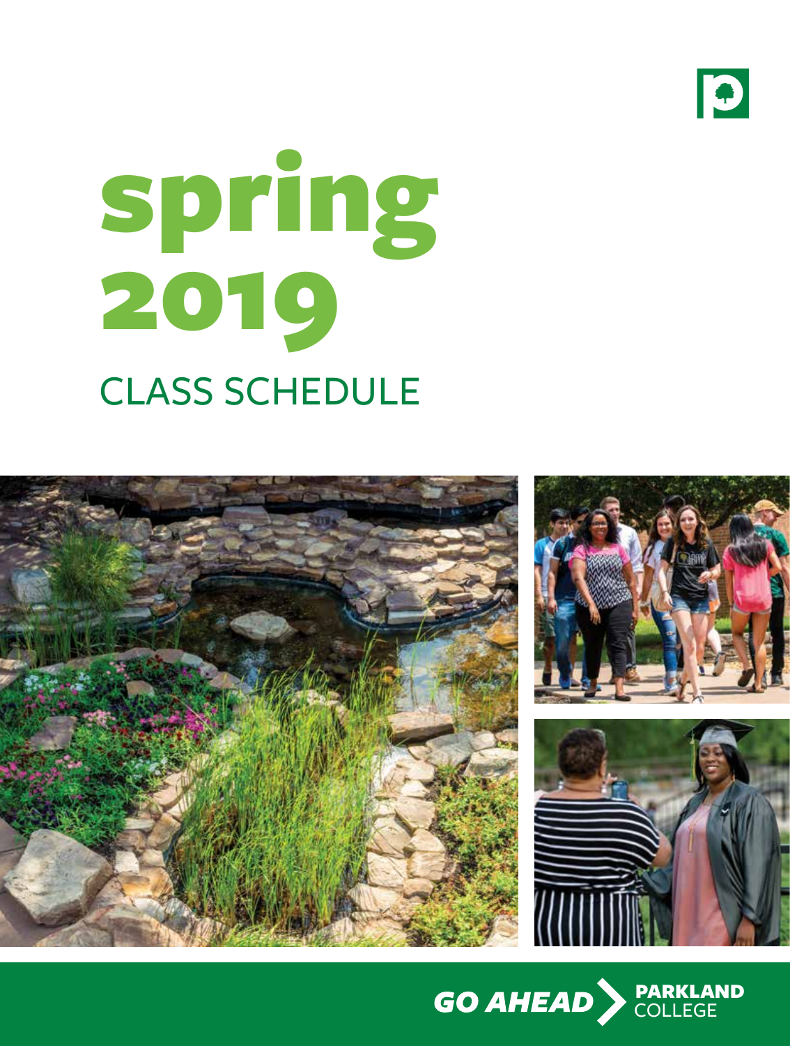# spring 2019

## CLASS SCHEDULE

**GO AHEAD** PARKLAND COLLEGE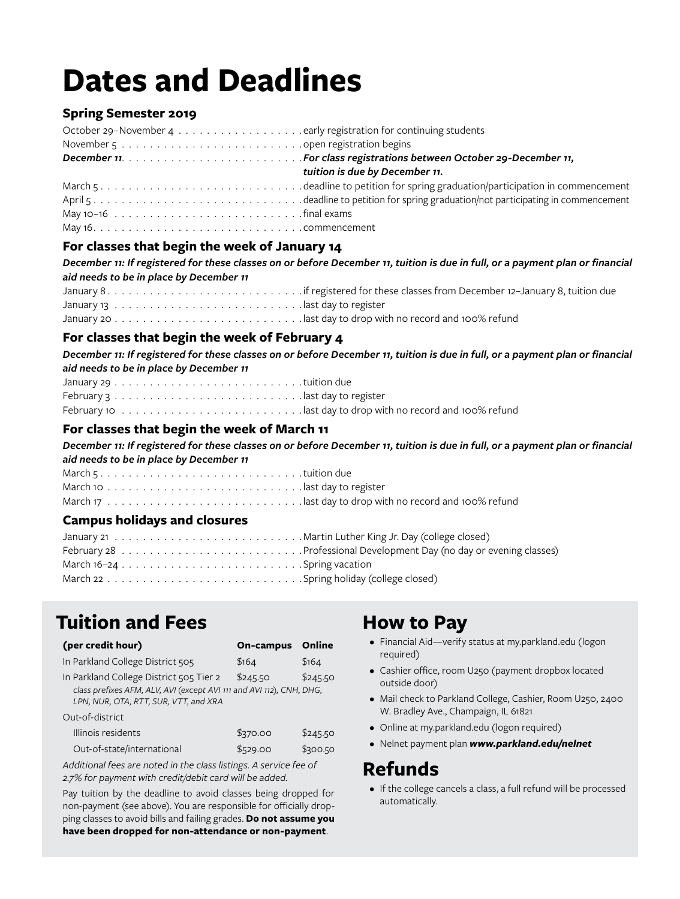# Dates and Deadlines

### Spring Semester 2019

October 29–November 4 . . . . . . . . . . . . . . . . . . early registration for continuing students
November 5 . . . . . . . . . . . . . . . . . . . . . . . . . . open registration begins
***December 11*. . . . . . . . . . . . . . . . . . . . . . . . . *For class registrations between October 29-December 11, tuition is due by December 11.***
March 5 . . . . . . . . . . . . . . . . . . . . . . . . . . . . deadline to petition for spring graduation/participation in commencement
April 5 . . . . . . . . . . . . . . . . . . . . . . . . . . . . . deadline to petition for spring graduation/not participating in commencement
May 10–16 . . . . . . . . . . . . . . . . . . . . . . . . . . final exams
May 16. . . . . . . . . . . . . . . . . . . . . . . . . . . . . commencement

### For classes that begin the week of January 14

***December 11: If registered for these classes on or before December 11, tuition is due in full, or a payment plan or financial aid needs to be in place by December 11***

January 8 . . . . . . . . . . . . . . . . . . . . . . . . . . . if registered for these classes from December 12–January 8, tuition due
January 13 . . . . . . . . . . . . . . . . . . . . . . . . . . last day to register
January 20 . . . . . . . . . . . . . . . . . . . . . . . . . . last day to drop with no record and 100% refund

### For classes that begin the week of February 4

***December 11: If registered for these classes on or before December 11, tuition is due in full, or a payment plan or financial aid needs to be in place by December 11***

January 29 . . . . . . . . . . . . . . . . . . . . . . . . . . tuition due
February 3 . . . . . . . . . . . . . . . . . . . . . . . . . . last day to register
February 10 . . . . . . . . . . . . . . . . . . . . . . . . . last day to drop with no record and 100% refund

### For classes that begin the week of March 11

***December 11: If registered for these classes on or before December 11, tuition is due in full, or a payment plan or financial aid needs to be in place by December 11***

March 5 . . . . . . . . . . . . . . . . . . . . . . . . . . . . tuition due
March 10 . . . . . . . . . . . . . . . . . . . . . . . . . . . last day to register
March 17 . . . . . . . . . . . . . . . . . . . . . . . . . . . last day to drop with no record and 100% refund

### Campus holidays and closures

January 21 . . . . . . . . . . . . . . . . . . . . . . . . . . Martin Luther King Jr. Day (college closed)
February 28 . . . . . . . . . . . . . . . . . . . . . . . . . Professional Development Day (no day or evening classes)
March 16–24 . . . . . . . . . . . . . . . . . . . . . . . . . Spring vacation
March 22 . . . . . . . . . . . . . . . . . . . . . . . . . . . Spring holiday (college closed)

## Tuition and Fees

| (per credit hour) | On-campus | Online |
|---|---|---|
| In Parkland College District 505 | $164 | $164 |
| In Parkland College District 505 Tier 2<br>*class prefixes AFM, ALV, AVI (except AVI 111 and AVI 112), CNH, DHG, LPN, NUR, OTA, RTT, SUR, VTT, and XRA* | $245.50 | $245.50 |
| Out-of-district | | |
| Illinois residents | $370.00 | $245.50 |
| Out-of-state/international | $529.00 | $300.50 |

*Additional fees are noted in the class listings. A service fee of 2.7% for payment with credit/debit card will be added.*

Pay tuition by the deadline to avoid classes being dropped for non-payment (see above). You are responsible for officially dropping classes to avoid bills and failing grades. **Do not assume you have been dropped for non-attendance or non-payment**.

## How to Pay

- Financial Aid—verify status at my.parkland.edu (logon required)
- Cashier office, room U250 (payment dropbox located outside door)
- Mail check to Parkland College, Cashier, Room U250, 2400 W. Bradley Ave., Champaign, IL 61821
- Online at my.parkland.edu (logon required)
- Nelnet payment plan ***www.parkland.edu/nelnet***

## Refunds

- If the college cancels a class, a full refund will be processed automatically.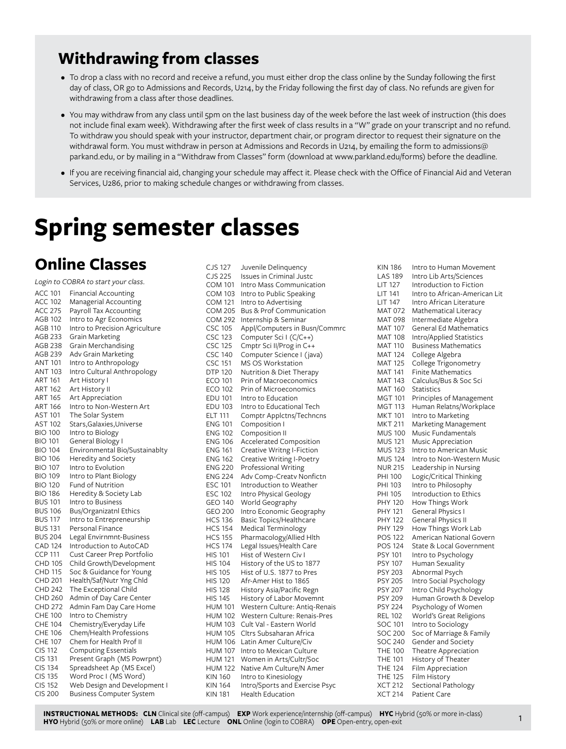## Withdrawing from classes

- To drop a class with no record and receive a refund, you must either drop the class online by the Sunday following the first day of class, OR go to Admissions and Records, U214, by the Friday following the first day of class. No refunds are given for withdrawing from a class after those deadlines.
- You may withdraw from any class until 5pm on the last business day of the week before the last week of instruction (this does not include final exam week). Withdrawing after the first week of class results in a "W" grade on your transcript and no refund. To withdraw you should speak with your instructor, department chair, or program director to request their signature on the withdrawal form. You must withdraw in person at Admissions and Records in U214, by emailing the form to admissions@parkland.edu, or by mailing in a "Withdraw from Classes" form (download at www.parkland.edu/forms) before the deadline.
- If you are receiving financial aid, changing your schedule may affect it. Please check with the Office of Financial Aid and Veteran Services, U286, prior to making schedule changes or withdrawing from classes.

# Spring semester classes

## Online Classes

*Login to COBRA to start your class.*

ACC 101 Financial Accounting
ACC 102 Managerial Accounting
ACC 275 Payroll Tax Accounting
AGB 102 Intro to Agr Economics
AGB 110 Intro to Precision Agriculture
AGB 233 Grain Marketing
AGB 238 Grain Merchandising
AGB 239 Adv Grain Marketing
ANT 101 Intro to Anthropology
ANT 103 Intro Cultural Anthropology
ART 161 Art History I
ART 162 Art History II
ART 165 Art Appreciation
ART 166 Intro to Non-Western Art
AST 101 The Solar System
AST 102 Stars,Galaxies,Universe
BIO 100 Intro to Biology
BIO 101 General Biology I
BIO 104 Environmental Bio/Sustainablty
BIO 106 Heredity and Society
BIO 107 Intro to Evolution
BIO 109 Intro to Plant Biology
BIO 120 Fund of Nutrition
BIO 186 Heredity & Society Lab
BUS 101 Intro to Business
BUS 106 Bus/Organizatnl Ethics
BUS 117 Intro to Entrepreneurship
BUS 131 Personal Finance
BUS 204 Legal Envirnmnt-Business
CAD 124 Introduction to AutoCAD
CCP 111 Cust Career Prep Portfolio
CHD 105 Child Growth/Development
CHD 115 Soc & Guidance for Young
CHD 201 Health/Saf/Nutr Yng Chld
CHD 242 The Exceptional Child
CHD 260 Admin of Day Care Center
CHD 272 Admin Fam Day Care Home
CHE 100 Intro to Chemistry
CHE 104 Chemistry/Everyday Life
CHE 106 Chem/Health Professions
CHE 107 Chem for Health Prof II
CIS 112 Computing Essentials
CIS 131 Present Graph (MS Powrpnt)
CIS 134 Spreadsheet Ap (MS Excel)
CIS 135 Word Proc I (MS Word)
CIS 152 Web Design and Development I
CIS 200 Business Computer System
CJS 127 Juvenile Delinquency
CJS 225 Issues in Criminal Justc
COM 101 Intro Mass Communication
COM 103 Intro to Public Speaking
COM 121 Intro to Advertising
COM 205 Bus & Prof Communication
COM 292 Internship & Seminar
CSC 105 Appl/Computers in Busn/Commrc
CSC 123 Computer Sci I (C/C++)
CSC 125 Cmptr Sci II/Prog in C++
CSC 140 Computer Science I (java)
CSC 151 MS OS Workstation
DTP 120 Nutrition & Diet Therapy
ECO 101 Prin of Macroeconomics
ECO 102 Prin of Microeconomics
EDU 101 Intro to Education
EDU 103 Intro to Educational Tech
ELT 111 Comptr Applctns/Techncns
ENG 101 Composition I
ENG 102 Composition II
ENG 106 Accelerated Composition
ENG 161 Creative Writng I-Fiction
ENG 162 Creative Writing I-Poetry
ENG 220 Professional Writing
ENG 224 Adv Comp-Creatv Nonfictn
ESC 101 Introduction to Weather
ESC 102 Intro Physical Geology
GEO 140 World Geography
GEO 200 Intro Economic Geography
HCS 136 Basic Topics/Healthcare
HCS 154 Medical Terminology
HCS 155 Pharmacology/Allied Hlth
HCS 174 Legal Issues/Health Care
HIS 101 Hist of Western Civ I
HIS 104 History of the US to 1877
HIS 105 Hist of U.S. 1877 to Pres
HIS 120 Afr-Amer Hist to 1865
HIS 128 History Asia/Pacific Regn
HIS 145 History of Labor Movemnt
HUM 101 Western Culture: Antiq-Renais
HUM 102 Western Culture: Renais-Pres
HUM 103 Cult Val - Eastern World
HUM 105 Cltrs Subsaharan Africa
HUM 106 Latin Amer Culture/Civ
HUM 107 Intro to Mexican Culture
HUM 121 Women in Arts/Cultr/Soc
HUM 122 Native Am Culture/N Amer
KIN 160 Intro to Kinesiology
KIN 164 Intro/Sports and Exercise Psyc
KIN 181 Health Education
KIN 186 Intro to Human Movement
LAS 189 Intro Lib Arts/Sciences
LIT 127 Introduction to Fiction
LIT 141 Intro to African-American Lit
LIT 147 Intro African Literature
MAT 072 Mathematical Literacy
MAT 098 Intermediate Algebra
MAT 107 General Ed Mathematics
MAT 108 Intro/Applied Statistics
MAT 110 Business Mathematics
MAT 124 College Algebra
MAT 125 College Trigonometry
MAT 141 Finite Mathematics
MAT 143 Calculus/Bus & Soc Sci
MAT 160 Statistics
MGT 101 Principles of Management
MGT 113 Human Relatns/Workplace
MKT 101 Intro to Marketing
MKT 211 Marketing Management
MUS 100 Music Fundamentals
MUS 121 Music Appreciation
MUS 123 Intro to American Music
MUS 124 Intro to Non-Western Music
NUR 215 Leadership in Nursing
PHI 100 Logic/Critical Thinking
PHI 103 Intro to Philosophy
PHI 105 Introduction to Ethics
PHY 120 How Things Work
PHY 121 General Physics I
PHY 122 General Physics II
PHY 129 How Things Work Lab
POS 122 American National Govern
POS 124 State & Local Government
PSY 101 Intro to Psychology
PSY 107 Human Sexuality
PSY 203 Abnormal Psych
PSY 205 Intro Social Psychology
PSY 207 Intro Child Psychology
PSY 209 Human Growth & Develop
PSY 224 Psychology of Women
REL 102 World's Great Religions
SOC 101 Intro to Sociology
SOC 200 Soc of Marriage & Family
SOC 240 Gender and Society
THE 100 Theatre Appreciation
THE 101 History of Theater
THE 124 Film Appreciation
THE 125 Film History
XCT 212 Sectional Pathology
XCT 214 Patient Care

**INSTRUCTIONAL METHODS:** **CLN** Clinical site (off-campus) **EXP** Work experience/internship (off-campus) **HYC** Hybrid (50% or more in-class) **HYO** Hybrid (50% or more online) **LAB** Lab **LEC** Lecture **ONL** Online (login to COBRA) **OPE** Open-entry, open-exit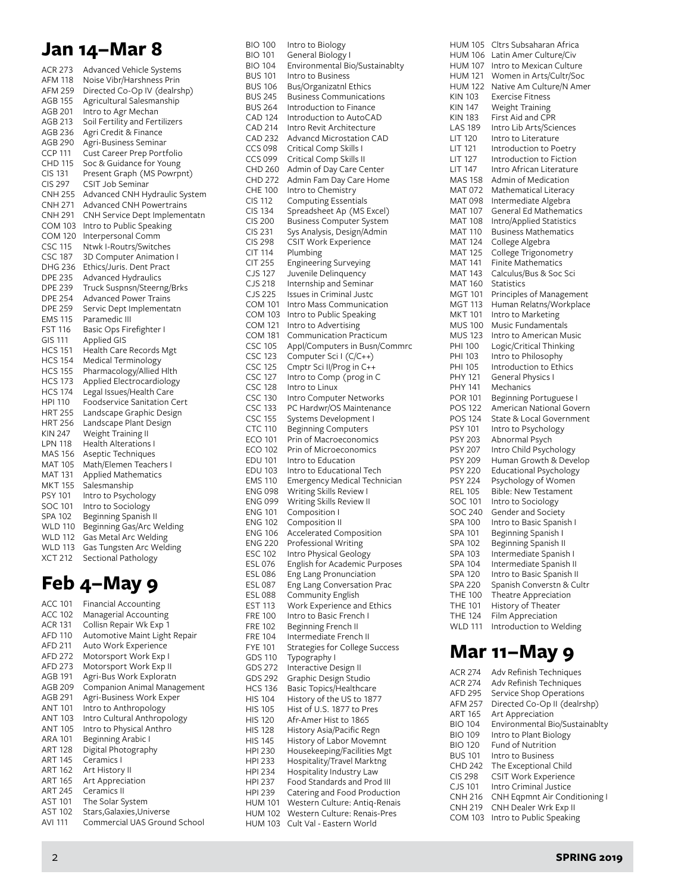## Jan 14–Mar 8

ACR 273 Advanced Vehicle Systems
AFM 118 Noise Vibr/Harshness Prin
AFM 259 Directed Co-Op IV (dealrshp)
AGB 155 Agricultural Salesmanship
AGB 201 Intro to Agr Mechan
AGB 213 Soil Fertility and Fertilizers
AGB 236 Agri Credit & Finance
AGB 290 Agri-Business Seminar
CCP 111 Cust Career Prep Portfolio
CHD 115 Soc & Guidance for Young
CIS 131 Present Graph (MS Powrpnt)
CIS 297 CSIT Job Seminar
CNH 255 Advanced CNH Hydraulic System
CNH 271 Advanced CNH Powertrains
CNH 291 CNH Service Dept Implementatn
COM 103 Intro to Public Speaking
COM 120 Interpersonal Comm
CSC 115 Ntwk I-Routrs/Switches
CSC 187 3D Computer Animation I
DHG 236 Ethics/Juris. Dent Pract
DPE 235 Advanced Hydraulics
DPE 239 Truck Suspnsn/Steerng/Brks
DPE 254 Advanced Power Trains
DPE 259 Servic Dept Implementatn
EMS 115 Paramedic III
FST 116 Basic Ops Firefighter I
GIS 111 Applied GIS
HCS 151 Health Care Records Mgt
HCS 154 Medical Terminology
HCS 155 Pharmacology/Allied Hlth
HCS 173 Applied Electrocardiology
HCS 174 Legal Issues/Health Care
HPI 110 Foodservice Sanitation Cert
HRT 255 Landscape Graphic Design
HRT 256 Landscape Plant Design
KIN 247 Weight Training II
LPN 118 Health Alterations I
MAS 156 Aseptic Techniques
MAT 105 Math/Elemen Teachers I
MAT 131 Applied Mathematics
MKT 155 Salesmanship
PSY 101 Intro to Psychology
SOC 101 Intro to Sociology
SPA 102 Beginning Spanish II
WLD 110 Beginning Gas/Arc Welding
WLD 112 Gas Metal Arc Welding
WLD 113 Gas Tungsten Arc Welding
XCT 212 Sectional Pathology

## Feb 4–May 9

ACC 101 Financial Accounting
ACC 102 Managerial Accounting
ACR 131 Collisn Repair Wk Exp 1
AFD 110 Automotive Maint Light Repair
AFD 211 Auto Work Experience
AFD 272 Motorsport Work Exp I
AFD 273 Motorsport Work Exp II
AGB 191 Agri-Bus Work Exploratn
AGB 209 Companion Animal Management
AGB 291 Agri-Business Work Exper
ANT 101 Intro to Anthropology
ANT 103 Intro Cultural Anthropology
ANT 105 Intro to Physical Anthro
ARA 101 Beginning Arabic I
ART 128 Digital Photography
ART 145 Ceramics I
ART 162 Art History II
ART 165 Art Appreciation
ART 245 Ceramics II
AST 101 The Solar System
AST 102 Stars,Galaxies,Universe
AVI 111 Commercial UAS Ground School
BIO 100 Intro to Biology
BIO 101 General Biology I
BIO 104 Environmental Bio/Sustainablty
BUS 101 Intro to Business
BUS 106 Bus/Organizatnl Ethics
BUS 245 Business Communications
BUS 264 Introduction to Finance
CAD 124 Introduction to AutoCAD
CAD 214 Intro Revit Architecture
CAD 232 Advancd Microstation CAD
CCS 098 Critical Comp Skills I
CCS 099 Critical Comp Skills II
CHD 260 Admin of Day Care Center
CHD 272 Admin Fam Day Care Home
CHE 100 Intro to Chemistry
CIS 112 Computing Essentials
CIS 134 Spreadsheet Ap (MS Excel)
CIS 200 Business Computer System
CIS 231 Sys Analysis, Design/Admin
CIS 298 CSIT Work Experience
CIT 114 Plumbing
CIT 255 Engineering Surveying
CJS 127 Juvenile Delinquency
CJS 218 Internship and Seminar
CJS 225 Issues in Criminal Justc
COM 101 Intro Mass Communication
COM 103 Intro to Public Speaking
COM 121 Intro to Advertising
COM 181 Communication Practicum
CSC 105 Appl/Computers in Busn/Commrc
CSC 123 Computer Sci I (C/C++)
CSC 125 Cmptr Sci II/Prog in C++
CSC 127 Intro to Comp (prog in C
CSC 128 Intro to Linux
CSC 130 Intro Computer Networks
CSC 133 PC Hardwr/OS Maintenance
CSC 155 Systems Development I
CTC 110 Beginning Computers
ECO 101 Prin of Macroeconomics
ECO 102 Prin of Microeconomics
EDU 101 Intro to Education
EDU 103 Intro to Educational Tech
EMS 110 Emergency Medical Technician
ENG 098 Writing Skills Review I
ENG 099 Writing Skills Review II
ENG 101 Composition I
ENG 102 Composition II
ENG 106 Accelerated Composition
ENG 220 Professional Writing
ESC 102 Intro Physical Geology
ESL 076 English for Academic Purposes
ESL 086 Eng Lang Pronunciation
ESL 087 Eng Lang Conversation Prac
ESL 088 Community English
EST 113 Work Experience and Ethics
FRE 100 Intro to Basic French I
FRE 102 Beginning French II
FRE 104 Intermediate French II
FYE 101 Strategies for College Success
GDS 110 Typography I
GDS 272 Interactive Design II
GDS 292 Graphic Design Studio
HCS 136 Basic Topics/Healthcare
HIS 104 History of the US to 1877
HIS 105 Hist of U.S. 1877 to Pres
HIS 120 Afr-Amer Hist to 1865
HIS 128 History Asia/Pacific Regn
HIS 145 History of Labor Movemnt
HPI 230 Housekeeping/Facilities Mgt
HPI 233 Hospitality/Travel Marktng
HPI 234 Hospitality Industry Law
HPI 237 Food Standards and Prod III
HPI 239 Catering and Food Production
HUM 101 Western Culture: Antiq-Renais
HUM 102 Western Culture: Renais-Pres
HUM 103 Cult Val - Eastern World
HUM 105 Cltrs Subsaharan Africa
HUM 106 Latin Amer Culture/Civ
HUM 107 Intro to Mexican Culture
HUM 121 Women in Arts/Cultr/Soc
HUM 122 Native Am Culture/N Amer
KIN 103 Exercise Fitness
KIN 147 Weight Training
KIN 183 First Aid and CPR
LAS 189 Intro Lib Arts/Sciences
LIT 120 Intro to Literature
LIT 121 Introduction to Poetry
LIT 127 Introduction to Fiction
LIT 147 Intro African Literature
MAS 158 Admin of Medication
MAT 072 Mathematical Literacy
MAT 098 Intermediate Algebra
MAT 107 General Ed Mathematics
MAT 108 Intro/Applied Statistics
MAT 110 Business Mathematics
MAT 124 College Algebra
MAT 125 College Trigonometry
MAT 141 Finite Mathematics
MAT 143 Calculus/Bus & Soc Sci
MAT 160 Statistics
MGT 101 Principles of Management
MGT 113 Human Relatns/Workplace
MKT 101 Intro to Marketing
MUS 100 Music Fundamentals
MUS 123 Intro to American Music
PHI 100 Logic/Critical Thinking
PHI 103 Intro to Philosophy
PHI 105 Introduction to Ethics
PHY 121 General Physics I
PHY 141 Mechanics
POR 101 Beginning Portuguese I
POS 122 American National Govern
POS 124 State & Local Government
PSY 101 Intro to Psychology
PSY 203 Abnormal Psych
PSY 207 Intro Child Psychology
PSY 209 Human Growth & Develop
PSY 220 Educational Psychology
PSY 224 Psychology of Women
REL 105 Bible: New Testament
SOC 101 Intro to Sociology
SOC 240 Gender and Society
SPA 100 Intro to Basic Spanish I
SPA 101 Beginning Spanish I
SPA 102 Beginning Spanish II
SPA 103 Intermediate Spanish I
SPA 104 Intermediate Spanish II
SPA 120 Intro to Basic Spanish II
SPA 220 Spanish Converstn & Cultr
THE 100 Theatre Appreciation
THE 101 History of Theater
THE 124 Film Appreciation
WLD 111 Introduction to Welding

## Mar 11–May 9

ACR 274 Adv Refinish Techniques
ACR 274 Adv Refinish Techniques
AFD 295 Service Shop Operations
AFM 257 Directed Co-Op II (dealrshp)
ART 165 Art Appreciation
BIO 104 Environmental Bio/Sustainablty
BIO 109 Intro to Plant Biology
BIO 120 Fund of Nutrition
BUS 101 Intro to Business
CHD 242 The Exceptional Child
CIS 298 CSIT Work Experience
CJS 101 Intro Criminal Justice
CNH 216 CNH Eqpmnt Air Conditioning I
CNH 219 CNH Dealer Wrk Exp II
COM 103 Intro to Public Speaking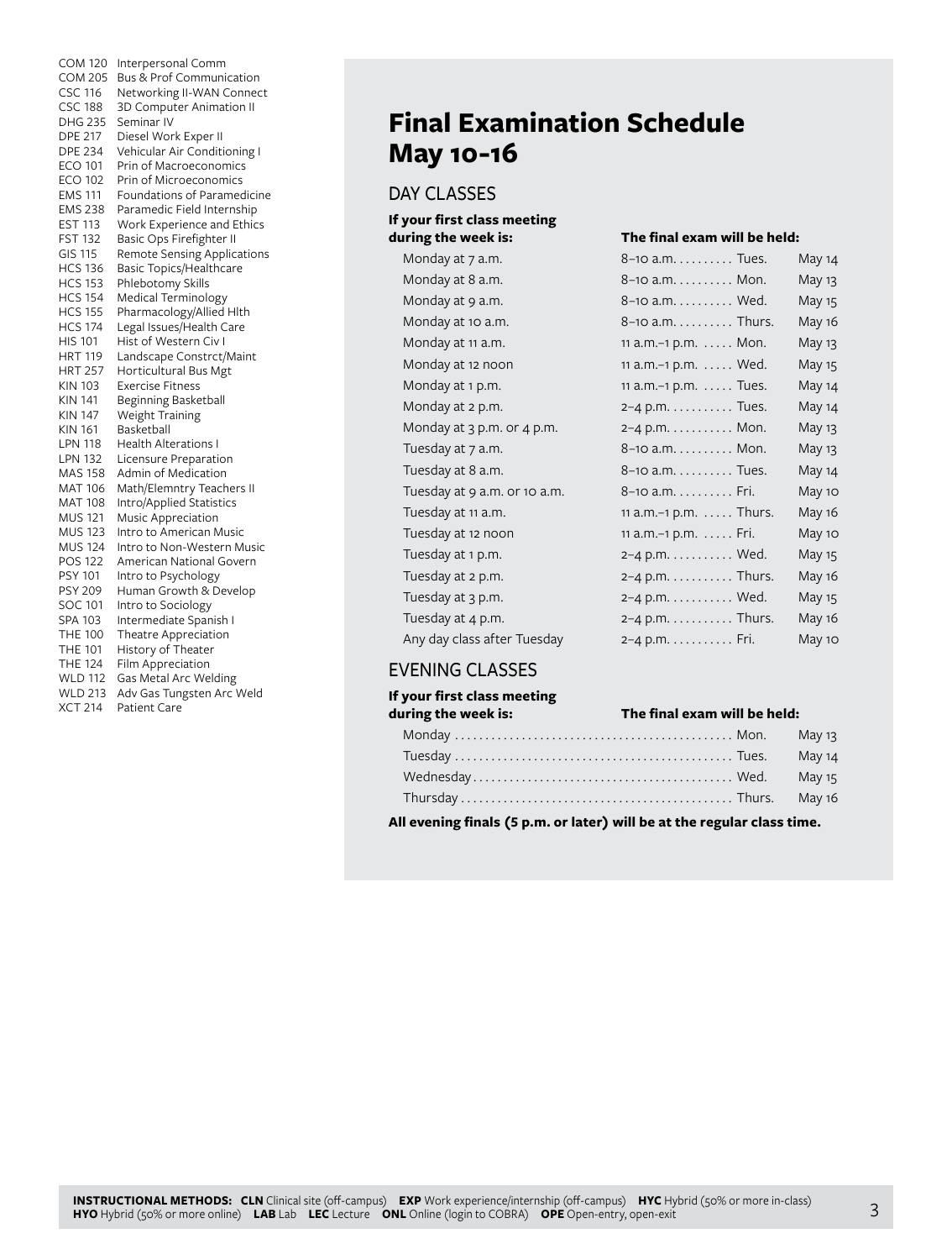| | |
|---|---|
| COM 120 | Interpersonal Comm |
| COM 205 | Bus & Prof Communication |
| CSC 116 | Networking II-WAN Connect |
| CSC 188 | 3D Computer Animation II |
| DHG 235 | Seminar IV |
| DPE 217 | Diesel Work Exper II |
| DPE 234 | Vehicular Air Conditioning I |
| ECO 101 | Prin of Macroeconomics |
| ECO 102 | Prin of Microeconomics |
| EMS 111 | Foundations of Paramedicine |
| EMS 238 | Paramedic Field Internship |
| EST 113 | Work Experience and Ethics |
| FST 132 | Basic Ops Firefighter II |
| GIS 115 | Remote Sensing Applications |
| HCS 136 | Basic Topics/Healthcare |
| HCS 153 | Phlebotomy Skills |
| HCS 154 | Medical Terminology |
| HCS 155 | Pharmacology/Allied Hlth |
| HCS 174 | Legal Issues/Health Care |
| HIS 101 | Hist of Western Civ I |
| HRT 119 | Landscape Constrct/Maint |
| HRT 257 | Horticultural Bus Mgt |
| KIN 103 | Exercise Fitness |
| KIN 141 | Beginning Basketball |
| KIN 147 | Weight Training |
| KIN 161 | Basketball |
| LPN 118 | Health Alterations I |
| LPN 132 | Licensure Preparation |
| MAS 158 | Admin of Medication |
| MAT 106 | Math/Elemntry Teachers II |
| MAT 108 | Intro/Applied Statistics |
| MUS 121 | Music Appreciation |
| MUS 123 | Intro to American Music |
| MUS 124 | Intro to Non-Western Music |
| POS 122 | American National Govern |
| PSY 101 | Intro to Psychology |
| PSY 209 | Human Growth & Develop |
| SOC 101 | Intro to Sociology |
| SPA 103 | Intermediate Spanish I |
| THE 100 | Theatre Appreciation |
| THE 101 | History of Theater |
| THE 124 | Film Appreciation |
| WLD 112 | Gas Metal Arc Welding |
| WLD 213 | Adv Gas Tungsten Arc Weld |
| XCT 214 | Patient Care |

# Final Examination Schedule May 10-16

## DAY CLASSES

| If your first class meeting during the week is: | The final exam will be held: | | |
|---|---|---|---|
| Monday at 7 a.m. | 8–10 a.m. | Tues. | May 14 |
| Monday at 8 a.m. | 8–10 a.m. | Mon. | May 13 |
| Monday at 9 a.m. | 8–10 a.m. | Wed. | May 15 |
| Monday at 10 a.m. | 8–10 a.m. | Thurs. | May 16 |
| Monday at 11 a.m. | 11 a.m.–1 p.m. | Mon. | May 13 |
| Monday at 12 noon | 11 a.m.–1 p.m. | Wed. | May 15 |
| Monday at 1 p.m. | 11 a.m.–1 p.m. | Tues. | May 14 |
| Monday at 2 p.m. | 2–4 p.m. | Tues. | May 14 |
| Monday at 3 p.m. or 4 p.m. | 2–4 p.m. | Mon. | May 13 |
| Tuesday at 7 a.m. | 8–10 a.m. | Mon. | May 13 |
| Tuesday at 8 a.m. | 8–10 a.m. | Tues. | May 14 |
| Tuesday at 9 a.m. or 10 a.m. | 8–10 a.m. | Fri. | May 10 |
| Tuesday at 11 a.m. | 11 a.m.–1 p.m. | Thurs. | May 16 |
| Tuesday at 12 noon | 11 a.m.–1 p.m. | Fri. | May 10 |
| Tuesday at 1 p.m. | 2–4 p.m. | Wed. | May 15 |
| Tuesday at 2 p.m. | 2–4 p.m. | Thurs. | May 16 |
| Tuesday at 3 p.m. | 2–4 p.m. | Wed. | May 15 |
| Tuesday at 4 p.m. | 2–4 p.m. | Thurs. | May 16 |
| Any day class after Tuesday | 2–4 p.m. | Fri. | May 10 |

## EVENING CLASSES

| If your first class meeting during the week is: | The final exam will be held: | |
|---|---|---|
| Monday | Mon. | May 13 |
| Tuesday | Tues. | May 14 |
| Wednesday | Wed. | May 15 |
| Thursday | Thurs. | May 16 |

**All evening finals (5 p.m. or later) will be at the regular class time.**

**INSTRUCTIONAL METHODS:** **CLN** Clinical site (off-campus) **EXP** Work experience/internship (off-campus) **HYC** Hybrid (50% or more in-class) **HYO** Hybrid (50% or more online) **LAB** Lab **LEC** Lecture **ONL** Online (login to COBRA) **OPE** Open-entry, open-exit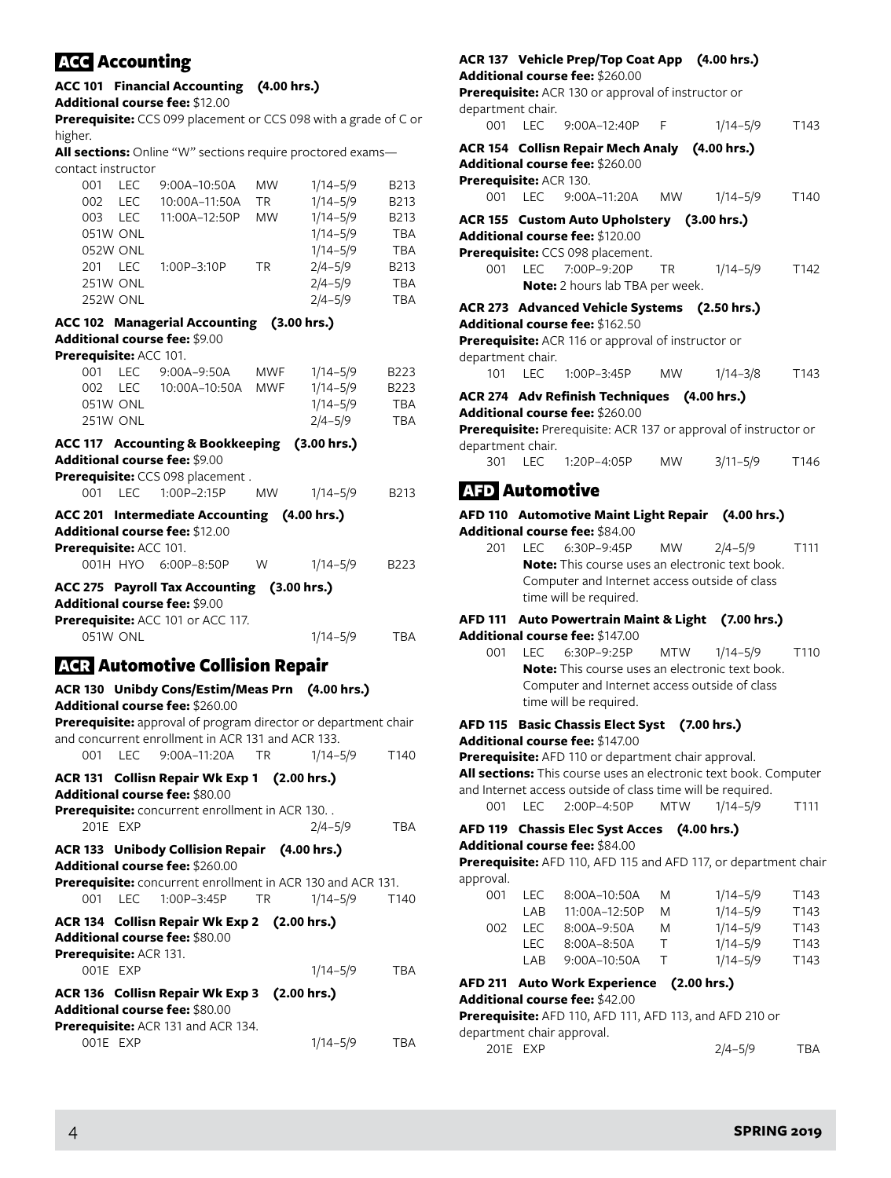## ACC Accounting

### ACC 101 Financial Accounting (4.00 hrs.)

**Additional course fee:** $12.00

**Prerequisite:** CCS 099 placement or CCS 098 with a grade of C or higher.

**All sections:** Online "W" sections require proctored exams—contact instructor

| Section | Type | Time | Days | Dates | Room |
|---|---|---|---|---|---|
| 001 | LEC | 9:00A–10:50A | MW | 1/14–5/9 | B213 |
| 002 | LEC | 10:00A–11:50A | TR | 1/14–5/9 | B213 |
| 003 | LEC | 11:00A–12:50P | MW | 1/14–5/9 | B213 |
| 051W | ONL | | | 1/14–5/9 | TBA |
| 052W | ONL | | | 1/14–5/9 | TBA |
| 201 | LEC | 1:00P–3:10P | TR | 2/4–5/9 | B213 |
| 251W | ONL | | | 2/4–5/9 | TBA |
| 252W | ONL | | | 2/4–5/9 | TBA |

### ACC 102 Managerial Accounting (3.00 hrs.)

**Additional course fee:** $9.00

**Prerequisite:** ACC 101.

| Section | Type | Time | Days | Dates | Room |
|---|---|---|---|---|---|
| 001 | LEC | 9:00A–9:50A | MWF | 1/14–5/9 | B223 |
| 002 | LEC | 10:00A–10:50A | MWF | 1/14–5/9 | B223 |
| 051W | ONL | | | 1/14–5/9 | TBA |
| 251W | ONL | | | 2/4–5/9 | TBA |

### ACC 117 Accounting & Bookkeeping (3.00 hrs.)

**Additional course fee:** $9.00

**Prerequisite:** CCS 098 placement .

| Section | Type | Time | Days | Dates | Room |
|---|---|---|---|---|---|
| 001 | LEC | 1:00P–2:15P | MW | 1/14–5/9 | B213 |

### ACC 201 Intermediate Accounting (4.00 hrs.)

**Additional course fee:** $12.00

**Prerequisite:** ACC 101.

| Section | Type | Time | Days | Dates | Room |
|---|---|---|---|---|---|
| 001H | HYO | 6:00P–8:50P | W | 1/14–5/9 | B223 |

### ACC 275 Payroll Tax Accounting (3.00 hrs.)

**Additional course fee:** $9.00

**Prerequisite:** ACC 101 or ACC 117.

| Section | Type | Time | Days | Dates | Room |
|---|---|---|---|---|---|
| 051W | ONL | | | 1/14–5/9 | TBA |

## ACR Automotive Collision Repair

### ACR 130 Unibdy Cons/Estim/Meas Prn (4.00 hrs.)

**Additional course fee:** $260.00

**Prerequisite:** approval of program director or department chair and concurrent enrollment in ACR 131 and ACR 133.

| Section | Type | Time | Days | Dates | Room |
|---|---|---|---|---|---|
| 001 | LEC | 9:00A–11:20A | TR | 1/14–5/9 | T140 |

### ACR 131 Collisn Repair Wk Exp 1 (2.00 hrs.)

**Additional course fee:** $80.00

**Prerequisite:** concurrent enrollment in ACR 130. .

| Section | Type | Time | Days | Dates | Room |
|---|---|---|---|---|---|
| 201E | EXP | | | 2/4–5/9 | TBA |

### ACR 133 Unibody Collision Repair (4.00 hrs.)

**Additional course fee:** $260.00

**Prerequisite:** concurrent enrollment in ACR 130 and ACR 131.

| Section | Type | Time | Days | Dates | Room |
|---|---|---|---|---|---|
| 001 | LEC | 1:00P–3:45P | TR | 1/14–5/9 | T140 |

### ACR 134 Collisn Repair Wk Exp 2 (2.00 hrs.)

**Additional course fee:** $80.00

**Prerequisite:** ACR 131.

| Section | Type | Time | Days | Dates | Room |
|---|---|---|---|---|---|
| 001E | EXP | | | 1/14–5/9 | TBA |

### ACR 136 Collisn Repair Wk Exp 3 (2.00 hrs.)

**Additional course fee:** $80.00

**Prerequisite:** ACR 131 and ACR 134.

| Section | Type | Time | Days | Dates | Room |
|---|---|---|---|---|---|
| 001E | EXP | | | 1/14–5/9 | TBA |

### ACR 137 Vehicle Prep/Top Coat App (4.00 hrs.)

**Additional course fee:** $260.00

**Prerequisite:** ACR 130 or approval of instructor or department chair.

| Section | Type | Time | Days | Dates | Room |
|---|---|---|---|---|---|
| 001 | LEC | 9:00A–12:40P | F | 1/14–5/9 | T143 |

### ACR 154 Collisn Repair Mech Analy (4.00 hrs.)

**Additional course fee:** $260.00

**Prerequisite:** ACR 130.

| Section | Type | Time | Days | Dates | Room |
|---|---|---|---|---|---|
| 001 | LEC | 9:00A–11:20A | MW | 1/14–5/9 | T140 |

### ACR 155 Custom Auto Upholstery (3.00 hrs.)

**Additional course fee:** $120.00

**Prerequisite:** CCS 098 placement.

| Section | Type | Time | Days | Dates | Room |
|---|---|---|---|---|---|
| 001 | LEC | 7:00P–9:20P | TR | 1/14–5/9 | T142 |

**Note:** 2 hours lab TBA per week.

### ACR 273 Advanced Vehicle Systems (2.50 hrs.)

**Additional course fee:** $162.50

**Prerequisite:** ACR 116 or approval of instructor or department chair.

| Section | Type | Time | Days | Dates | Room |
|---|---|---|---|---|---|
| 101 | LEC | 1:00P–3:45P | MW | 1/14–3/8 | T143 |

### ACR 274 Adv Refinish Techniques (4.00 hrs.)

**Additional course fee:** $260.00

**Prerequisite:** Prerequisite: ACR 137 or approval of instructor or department chair.

| Section | Type | Time | Days | Dates | Room |
|---|---|---|---|---|---|
| 301 | LEC | 1:20P–4:05P | MW | 3/11–5/9 | T146 |

## AFD Automotive

### AFD 110 Automotive Maint Light Repair (4.00 hrs.)

**Additional course fee:** $84.00

| Section | Type | Time | Days | Dates | Room |
|---|---|---|---|---|---|
| 201 | LEC | 6:30P–9:45P | MW | 2/4–5/9 | T111 |

**Note:** This course uses an electronic text book. Computer and Internet access outside of class time will be required.

### AFD 111 Auto Powertrain Maint & Light (7.00 hrs.)

**Additional course fee:** $147.00

| Section | Type | Time | Days | Dates | Room |
|---|---|---|---|---|---|
| 001 | LEC | 6:30P–9:25P | MTW | 1/14–5/9 | T110 |

**Note:** This course uses an electronic text book. Computer and Internet access outside of class time will be required.

### AFD 115 Basic Chassis Elect Syst (7.00 hrs.)

**Additional course fee:** $147.00

**Prerequisite:** AFD 110 or department chair approval.

**All sections:** This course uses an electronic text book. Computer and Internet access outside of class time will be required.

| Section | Type | Time | Days | Dates | Room |
|---|---|---|---|---|---|
| 001 | LEC | 2:00P–4:50P | MTW | 1/14–5/9 | T111 |

### AFD 119 Chassis Elec Syst Acces (4.00 hrs.)

**Additional course fee:** $84.00

**Prerequisite:** AFD 110, AFD 115 and AFD 117, or department chair approval.

| Section | Type | Time | Days | Dates | Room |
|---|---|---|---|---|---|
| 001 | LEC | 8:00A–10:50A | M | 1/14–5/9 | T143 |
| | LAB | 11:00A–12:50P | M | 1/14–5/9 | T143 |
| 002 | LEC | 8:00A–9:50A | M | 1/14–5/9 | T143 |
| | LEC | 8:00A–8:50A | T | 1/14–5/9 | T143 |
| | LAB | 9:00A–10:50A | T | 1/14–5/9 | T143 |

### AFD 211 Auto Work Experience (2.00 hrs.)

**Additional course fee:** $42.00

**Prerequisite:** AFD 110, AFD 111, AFD 113, and AFD 210 or department chair approval.

| Section | Type | Time | Days | Dates | Room |
|---|---|---|---|---|---|
| 201E | EXP | | | 2/4–5/9 | TBA |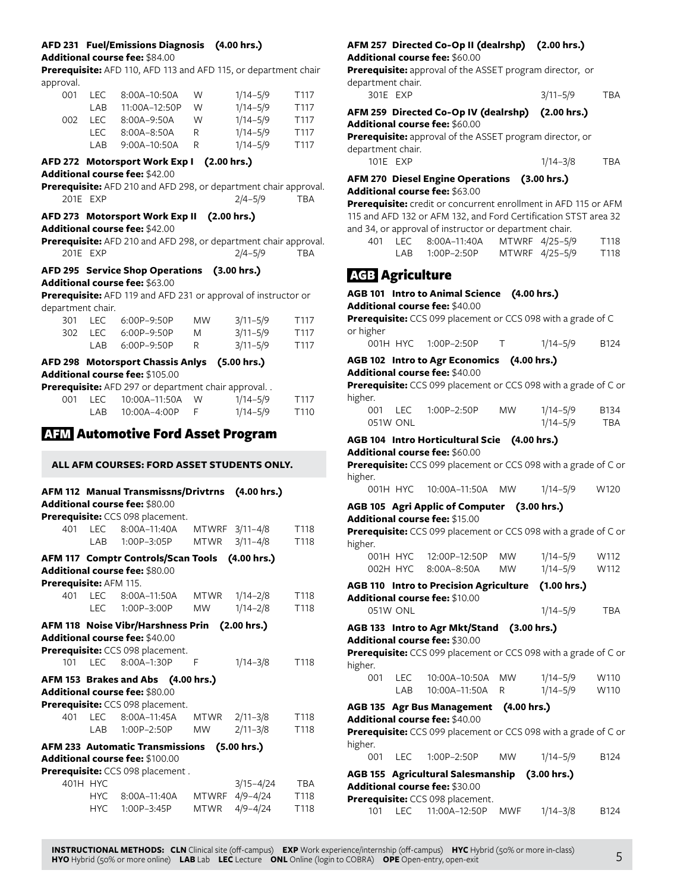**AFD 231 Fuel/Emissions Diagnosis (4.00 hrs.)**
**Additional course fee:** $84.00
**Prerequisite:** AFD 110, AFD 113 and AFD 115, or department chair approval.

| | | | | | |
|---|---|---|---|---|---|
| 001 | LEC | 8:00A–10:50A | W | 1/14–5/9 | T117 |
| | LAB | 11:00A–12:50P | W | 1/14–5/9 | T117 |
| 002 | LEC | 8:00A–9:50A | W | 1/14–5/9 | T117 |
| | LEC | 8:00A–8:50A | R | 1/14–5/9 | T117 |
| | LAB | 9:00A–10:50A | R | 1/14–5/9 | T117 |

**AFD 272 Motorsport Work Exp I (2.00 hrs.)**
**Additional course fee:** $42.00
**Prerequisite:** AFD 210 and AFD 298, or department chair approval.

| | | | |
|---|---|---|---|
| 201E | EXP | 2/4–5/9 | TBA |

**AFD 273 Motorsport Work Exp II (2.00 hrs.)**
**Additional course fee:** $42.00
**Prerequisite:** AFD 210 and AFD 298, or department chair approval.

| | | | |
|---|---|---|---|
| 201E | EXP | 2/4–5/9 | TBA |

**AFD 295 Service Shop Operations (3.00 hrs.)**
**Additional course fee:** $63.00
**Prerequisite:** AFD 119 and AFD 231 or approval of instructor or department chair.

| | | | | | |
|---|---|---|---|---|---|
| 301 | LEC | 6:00P–9:50P | MW | 3/11–5/9 | T117 |
| 302 | LEC | 6:00P–9:50P | M | 3/11–5/9 | T117 |
| | LAB | 6:00P–9:50P | R | 3/11–5/9 | T117 |

**AFD 298 Motorsport Chassis Anlys (5.00 hrs.)**
**Additional course fee:** $105.00
**Prerequisite:** AFD 297 or department chair approval. .

| | | | | | |
|---|---|---|---|---|---|
| 001 | LEC | 10:00A–11:50A | W | 1/14–5/9 | T117 |
| | LAB | 10:00A–4:00P | F | 1/14–5/9 | T110 |

## AFM Automotive Ford Asset Program

**ALL AFM COURSES: FORD ASSET STUDENTS ONLY.**

**AFM 112 Manual Transmissns/Drivtrns (4.00 hrs.)**
**Additional course fee:** $80.00
**Prerequisite:** CCS 098 placement.

| | | | | | |
|---|---|---|---|---|---|
| 401 | LEC | 8:00A–11:40A | MTWRF | 3/11–4/8 | T118 |
| | LAB | 1:00P–3:05P | MTWR | 3/11–4/8 | T118 |

**AFM 117 Comptr Controls/Scan Tools (4.00 hrs.)**
**Additional course fee:** $80.00
**Prerequisite:** AFM 115.

| | | | | | |
|---|---|---|---|---|---|
| 401 | LEC | 8:00A–11:50A | MTWR | 1/14–2/8 | T118 |
| | LEC | 1:00P–3:00P | MW | 1/14–2/8 | T118 |

**AFM 118 Noise Vibr/Harshness Prin (2.00 hrs.)**
**Additional course fee:** $40.00
**Prerequisite:** CCS 098 placement.

| | | | | | |
|---|---|---|---|---|---|
| 101 | LEC | 8:00A–1:30P | F | 1/14–3/8 | T118 |

**AFM 153 Brakes and Abs (4.00 hrs.)**
**Additional course fee:** $80.00
**Prerequisite:** CCS 098 placement.

| | | | | | |
|---|---|---|---|---|---|
| 401 | LEC | 8:00A–11:45A | MTWR | 2/11–3/8 | T118 |
| | LAB | 1:00P–2:50P | MW | 2/11–3/8 | T118 |

**AFM 233 Automatic Transmissions (5.00 hrs.)**
**Additional course fee:** $100.00
**Prerequisite:** CCS 098 placement .

| | | | | | |
|---|---|---|---|---|---|
| 401H | HYC | | | 3/15–4/24 | TBA |
| | HYC | 8:00A–11:40A | MTWRF | 4/9–4/24 | T118 |
| | HYC | 1:00P–3:45P | MTWR | 4/9–4/24 | T118 |

**AFM 257 Directed Co-Op II (dealrshp) (2.00 hrs.)**
**Additional course fee:** $60.00
**Prerequisite:** approval of the ASSET program director, or department chair.

| | | | |
|---|---|---|---|
| 301E | EXP | 3/11–5/9 | TBA |

**AFM 259 Directed Co-Op IV (dealrshp) (2.00 hrs.)**
**Additional course fee:** $60.00
**Prerequisite:** approval of the ASSET program director, or department chair.

| | | | |
|---|---|---|---|
| 101E | EXP | 1/14–3/8 | TBA |

**AFM 270 Diesel Engine Operations (3.00 hrs.)**
**Additional course fee:** $63.00
**Prerequisite:** credit or concurrent enrollment in AFD 115 or AFM 115 and AFD 132 or AFM 132, and Ford Certification STST area 32 and 34, or approval of instructor or department chair.

| | | | | | |
|---|---|---|---|---|---|
| 401 | LEC | 8:00A–11:40A | MTWRF | 4/25–5/9 | T118 |
| | LAB | 1:00P–2:50P | MTWRF | 4/25–5/9 | T118 |

## AGB Agriculture

**AGB 101 Intro to Animal Science (4.00 hrs.)**
**Additional course fee:** $40.00
**Prerequisite:** CCS 099 placement or CCS 098 with a grade of C or higher

| | | | | | |
|---|---|---|---|---|---|
| 001H | HYC | 1:00P–2:50P | T | 1/14–5/9 | B124 |

**AGB 102 Intro to Agr Economics (4.00 hrs.)**
**Additional course fee:** $40.00
**Prerequisite:** CCS 099 placement or CCS 098 with a grade of C or higher.

| | | | | | |
|---|---|---|---|---|---|
| 001 | LEC | 1:00P–2:50P | MW | 1/14–5/9 | B134 |
| 051W | ONL | | | 1/14–5/9 | TBA |

**AGB 104 Intro Horticultural Scie (4.00 hrs.)**
**Additional course fee:** $60.00
**Prerequisite:** CCS 099 placement or CCS 098 with a grade of C or higher.

| | | | | | |
|---|---|---|---|---|---|
| 001H | HYC | 10:00A–11:50A | MW | 1/14–5/9 | W120 |

**AGB 105 Agri Applic of Computer (3.00 hrs.)**
**Additional course fee:** $15.00
**Prerequisite:** CCS 099 placement or CCS 098 with a grade of C or higher.

| | | | | | |
|---|---|---|---|---|---|
| 001H | HYC | 12:00P–12:50P | MW | 1/14–5/9 | W112 |
| 002H | HYC | 8:00A–8:50A | MW | 1/14–5/9 | W112 |

**AGB 110 Intro to Precision Agriculture (1.00 hrs.)**
**Additional course fee:** $10.00

| | | | |
|---|---|---|---|
| 051W | ONL | 1/14–5/9 | TBA |

**AGB 133 Intro to Agr Mkt/Stand (3.00 hrs.)**
**Additional course fee:** $30.00
**Prerequisite:** CCS 099 placement or CCS 098 with a grade of C or higher.

| | | | | | |
|---|---|---|---|---|---|
| 001 | LEC | 10:00A–10:50A | MW | 1/14–5/9 | W110 |
| | LAB | 10:00A–11:50A | R | 1/14–5/9 | W110 |

**AGB 135 Agr Bus Management (4.00 hrs.)**
**Additional course fee:** $40.00
**Prerequisite:** CCS 099 placement or CCS 098 with a grade of C or higher.

| | | | | | |
|---|---|---|---|---|---|
| 001 | LEC | 1:00P–2:50P | MW | 1/14–5/9 | B124 |

**AGB 155 Agricultural Salesmanship (3.00 hrs.)**
**Additional course fee:** $30.00
**Prerequisite:** CCS 098 placement.

| | | | | | |
|---|---|---|---|---|---|
| 101 | LEC | 11:00A–12:50P | MWF | 1/14–3/8 | B124 |

**INSTRUCTIONAL METHODS:** **CLN** Clinical site (off-campus) **EXP** Work experience/internship (off-campus) **HYC** Hybrid (50% or more in-class) **HYO** Hybrid (50% or more online) **LAB** Lab **LEC** Lecture **ONL** Online (login to COBRA) **OPE** Open-entry, open-exit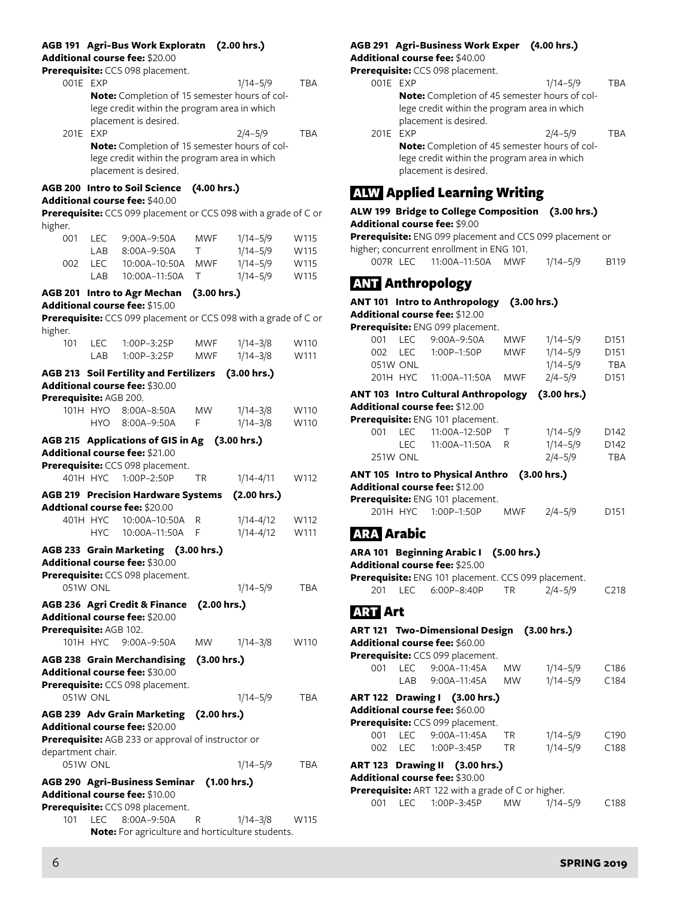**AGB 191 Agri-Bus Work Exploratn (2.00 hrs.)**
**Additional course fee:** $20.00
**Prerequisite:** CCS 098 placement.

| | | | | | |
|---|---|---|---|---|---|
| 001E | EXP | | | 1/14–5/9 | TBA |

**Note:** Completion of 15 semester hours of college credit within the program area in which placement is desired.

| | | | | | |
|---|---|---|---|---|---|
| 201E | EXP | | | 2/4–5/9 | TBA |

**Note:** Completion of 15 semester hours of college credit within the program area in which placement is desired.

**AGB 200 Intro to Soil Science (4.00 hrs.)**
**Additional course fee:** $40.00
**Prerequisite:** CCS 099 placement or CCS 098 with a grade of C or higher.

| | | | | | |
|---|---|---|---|---|---|
| 001 | LEC | 9:00A–9:50A | MWF | 1/14–5/9 | W115 |
| | LAB | 8:00A–9:50A | T | 1/14–5/9 | W115 |
| 002 | LEC | 10:00A–10:50A | MWF | 1/14–5/9 | W115 |
| | LAB | 10:00A–11:50A | T | 1/14–5/9 | W115 |

**AGB 201 Intro to Agr Mechan (3.00 hrs.)**
**Additional course fee:** $15.00
**Prerequisite:** CCS 099 placement or CCS 098 with a grade of C or higher.

| | | | | | |
|---|---|---|---|---|---|
| 101 | LEC | 1:00P–3:25P | MWF | 1/14–3/8 | W110 |
| | LAB | 1:00P–3:25P | MWF | 1/14–3/8 | W111 |

**AGB 213 Soil Fertility and Fertilizers (3.00 hrs.)**
**Additional course fee:** $30.00
**Prerequisite:** AGB 200.

| | | | | | |
|---|---|---|---|---|---|
| 101H | HYO | 8:00A–8:50A | MW | 1/14–3/8 | W110 |
| | HYO | 8:00A–9:50A | F | 1/14–3/8 | W110 |

**AGB 215 Applications of GIS in Ag (3.00 hrs.)**
**Additional course fee:** $21.00
**Prerequisite:** CCS 098 placement.

| | | | | | |
|---|---|---|---|---|---|
| 401H | HYC | 1:00P–2:50P | TR | 1/14-4/11 | W112 |

**AGB 219 Precision Hardware Systems (2.00 hrs.)**
**Addtional course fee:** $20.00

| | | | | | |
|---|---|---|---|---|---|
| 401H | HYC | 10:00A–10:50A | R | 1/14-4/12 | W112 |
| | HYC | 10:00A–11:50A | F | 1/14-4/12 | W111 |

**AGB 233 Grain Marketing (3.00 hrs.)**
**Additional course fee:** $30.00
**Prerequisite:** CCS 098 placement.

| | | | | | |
|---|---|---|---|---|---|
| 051W | ONL | | | 1/14–5/9 | TBA |

**AGB 236 Agri Credit & Finance (2.00 hrs.)**
**Additional course fee:** $20.00
**Prerequisite:** AGB 102.

| | | | | | |
|---|---|---|---|---|---|
| 101H | HYC | 9:00A–9:50A | MW | 1/14–3/8 | W110 |

**AGB 238 Grain Merchandising (3.00 hrs.)**
**Additional course fee:** $30.00
**Prerequisite:** CCS 098 placement.

| | | | | | |
|---|---|---|---|---|---|
| 051W | ONL | | | 1/14–5/9 | TBA |

**AGB 239 Adv Grain Marketing (2.00 hrs.)**
**Additional course fee:** $20.00
**Prerequisite:** AGB 233 or approval of instructor or department chair.

| | | | | | |
|---|---|---|---|---|---|
| 051W | ONL | | | 1/14–5/9 | TBA |

**AGB 290 Agri-Business Seminar (1.00 hrs.)**
**Additional course fee:** $10.00
**Prerequisite:** CCS 098 placement.

| | | | | | |
|---|---|---|---|---|---|
| 101 | LEC | 8:00A–9:50A | R | 1/14–3/8 | W115 |

**Note:** For agriculture and horticulture students.

**AGB 291 Agri-Business Work Exper (4.00 hrs.)**
**Additional course fee:** $40.00
**Prerequisite:** CCS 098 placement.

| | | | | | |
|---|---|---|---|---|---|
| 001E | EXP | | | 1/14–5/9 | TBA |

**Note:** Completion of 45 semester hours of college credit within the program area in which placement is desired.

| | | | | | |
|---|---|---|---|---|---|
| 201E | EXP | | | 2/4–5/9 | TBA |

**Note:** Completion of 45 semester hours of college credit within the program area in which placement is desired.

## ALW Applied Learning Writing

**ALW 199 Bridge to College Composition (3.00 hrs.)**
**Additional course fee:** $9.00
**Prerequisite:** ENG 099 placement and CCS 099 placement or higher; concurrent enrollment in ENG 101.

| | | | | | |
|---|---|---|---|---|---|
| 007R | LEC | 11:00A–11:50A | MWF | 1/14–5/9 | B119 |

## ANT Anthropology

**ANT 101 Intro to Anthropology (3.00 hrs.)**
**Additional course fee:** $12.00
**Prerequisite:** ENG 099 placement.

| | | | | | |
|---|---|---|---|---|---|
| 001 | LEC | 9:00A–9:50A | MWF | 1/14–5/9 | D151 |
| 002 | LEC | 1:00P–1:50P | MWF | 1/14–5/9 | D151 |
| 051W | ONL | | | 1/14–5/9 | TBA |
| 201H | HYC | 11:00A–11:50A | MWF | 2/4–5/9 | D151 |

**ANT 103 Intro Cultural Anthropology (3.00 hrs.)**
**Additional course fee:** $12.00
**Prerequisite:** ENG 101 placement.

| | | | | | |
|---|---|---|---|---|---|
| 001 | LEC | 11:00A–12:50P | T | 1/14–5/9 | D142 |
| | LEC | 11:00A–11:50A | R | 1/14–5/9 | D142 |
| 251W | ONL | | | 2/4–5/9 | TBA |

**ANT 105 Intro to Physical Anthro (3.00 hrs.)**
**Additional course fee:** $12.00
**Prerequisite:** ENG 101 placement.

| | | | | | |
|---|---|---|---|---|---|
| 201H | HYC | 1:00P–1:50P | MWF | 2/4–5/9 | D151 |

## ARA Arabic

**ARA 101 Beginning Arabic I (5.00 hrs.)**
**Additional course fee:** $25.00
**Prerequisite:** ENG 101 placement. CCS 099 placement.

| | | | | | |
|---|---|---|---|---|---|
| 201 | LEC | 6:00P–8:40P | TR | 2/4–5/9 | C218 |

## ART Art

**ART 121 Two-Dimensional Design (3.00 hrs.)**
**Additional course fee:** $60.00
**Prerequisite:** CCS 099 placement.

| | | | | | |
|---|---|---|---|---|---|
| 001 | LEC | 9:00A–11:45A | MW | 1/14–5/9 | C186 |
| | LAB | 9:00A–11:45A | MW | 1/14–5/9 | C184 |

**ART 122 Drawing I (3.00 hrs.)**
**Additional course fee:** $60.00
**Prerequisite:** CCS 099 placement.

| | | | | | |
|---|---|---|---|---|---|
| 001 | LEC | 9:00A–11:45A | TR | 1/14–5/9 | C190 |
| 002 | LEC | 1:00P–3:45P | TR | 1/14–5/9 | C188 |

**ART 123 Drawing II (3.00 hrs.)**
**Additional course fee:** $30.00
**Prerequisite:** ART 122 with a grade of C or higher.

| | | | | | |
|---|---|---|---|---|---|
| 001 | LEC | 1:00P–3:45P | MW | 1/14–5/9 | C188 |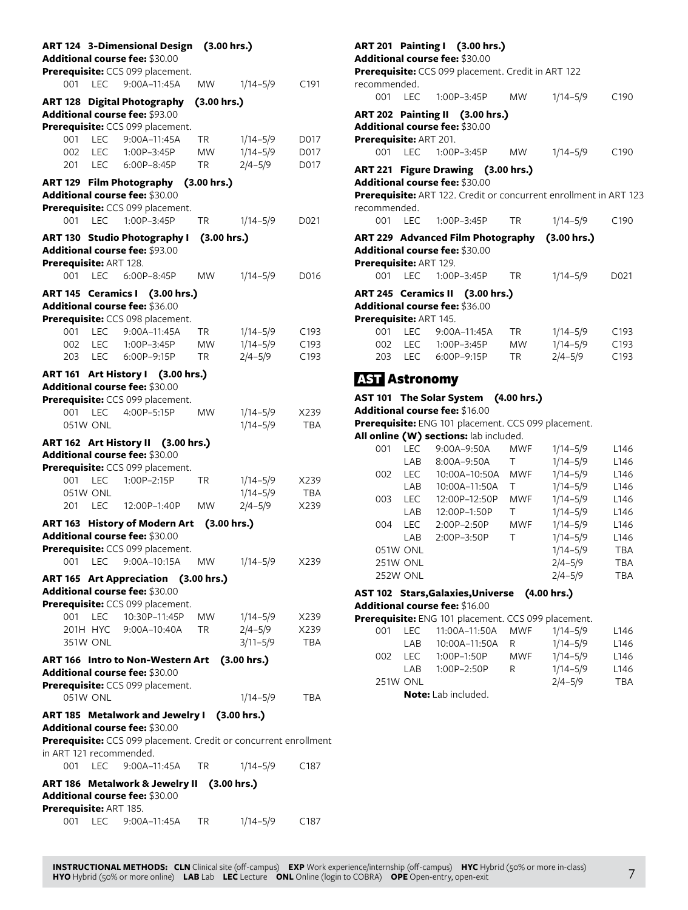**ART 124 3-Dimensional Design (3.00 hrs.)**
**Additional course fee:** $30.00
**Prerequisite:** CCS 099 placement.

| 001 | LEC | 9:00A–11:45A | MW | 1/14–5/9 | C191 |
|---|---|---|---|---|---|

**ART 128 Digital Photography (3.00 hrs.)**
**Additional course fee:** $93.00
**Prerequisite:** CCS 099 placement.

| 001 | LEC | 9:00A–11:45A | TR | 1/14–5/9 | D017 |
|---|---|---|---|---|---|
| 002 | LEC | 1:00P–3:45P | MW | 1/14–5/9 | D017 |
| 201 | LEC | 6:00P–8:45P | TR | 2/4–5/9 | D017 |

**ART 129 Film Photography (3.00 hrs.)**
**Additional course fee:** $30.00
**Prerequisite:** CCS 099 placement.

| 001 | LEC | 1:00P–3:45P | TR | 1/14–5/9 | D021 |
|---|---|---|---|---|---|

**ART 130 Studio Photography I (3.00 hrs.)**
**Additional course fee:** $93.00
**Prerequisite:** ART 128.

| 001 | LEC | 6:00P–8:45P | MW | 1/14–5/9 | D016 |
|---|---|---|---|---|---|

**ART 145 Ceramics I (3.00 hrs.)**
**Additional course fee:** $36.00
**Prerequisite:** CCS 098 placement.

| 001 | LEC | 9:00A–11:45A | TR | 1/14–5/9 | C193 |
|---|---|---|---|---|---|
| 002 | LEC | 1:00P–3:45P | MW | 1/14–5/9 | C193 |
| 203 | LEC | 6:00P–9:15P | TR | 2/4–5/9 | C193 |

**ART 161 Art History I (3.00 hrs.)**
**Additional course fee:** $30.00
**Prerequisite:** CCS 099 placement.

| 001 | LEC | 4:00P–5:15P | MW | 1/14–5/9 | X239 |
|---|---|---|---|---|---|
| 051W | ONL | | | 1/14–5/9 | TBA |

**ART 162 Art History II (3.00 hrs.)**
**Additional course fee:** $30.00
**Prerequisite:** CCS 099 placement.

| 001 | LEC | 1:00P–2:15P | TR | 1/14–5/9 | X239 |
|---|---|---|---|---|---|
| 051W | ONL | | | 1/14–5/9 | TBA |
| 201 | LEC | 12:00P–1:40P | MW | 2/4–5/9 | X239 |

**ART 163 History of Modern Art (3.00 hrs.)**
**Additional course fee:** $30.00
**Prerequisite:** CCS 099 placement.

| 001 | LEC | 9:00A–10:15A | MW | 1/14–5/9 | X239 |
|---|---|---|---|---|---|

**ART 165 Art Appreciation (3.00 hrs.)**
**Additional course fee:** $30.00
**Prerequisite:** CCS 099 placement.

| 001 | LEC | 10:30P–11:45P | MW | 1/14–5/9 | X239 |
|---|---|---|---|---|---|
| 201H | HYC | 9:00A–10:40A | TR | 2/4–5/9 | X239 |
| 351W | ONL | | | 3/11–5/9 | TBA |

**ART 166 Intro to Non-Western Art (3.00 hrs.)**
**Additional course fee:** $30.00
**Prerequisite:** CCS 099 placement.

| 051W | ONL | | | 1/14–5/9 | TBA |
|---|---|---|---|---|---|

**ART 185 Metalwork and Jewelry I (3.00 hrs.)**
**Additional course fee:** $30.00
**Prerequisite:** CCS 099 placement. Credit or concurrent enrollment in ART 121 recommended.

| 001 | LEC | 9:00A–11:45A | TR | 1/14–5/9 | C187 |
|---|---|---|---|---|---|

**ART 186 Metalwork & Jewelry II (3.00 hrs.)**
**Additional course fee:** $30.00
**Prerequisite:** ART 185.

| 001 | LEC | 9:00A–11:45A | TR | 1/14–5/9 | C187 |
|---|---|---|---|---|---|

**ART 201 Painting I (3.00 hrs.)**
**Additional course fee:** $30.00
**Prerequisite:** CCS 099 placement. Credit in ART 122 recommended.

| 001 | LEC | 1:00P–3:45P | MW | 1/14–5/9 | C190 |
|---|---|---|---|---|---|

**ART 202 Painting II (3.00 hrs.)**
**Additional course fee:** $30.00
**Prerequisite:** ART 201.

| 001 | LEC | 1:00P–3:45P | MW | 1/14–5/9 | C190 |
|---|---|---|---|---|---|

**ART 221 Figure Drawing (3.00 hrs.)**
**Additional course fee:** $30.00
**Prerequisite:** ART 122. Credit or concurrent enrollment in ART 123 recommended.

| 001 | LEC | 1:00P–3:45P | TR | 1/14–5/9 | C190 |
|---|---|---|---|---|---|

**ART 229 Advanced Film Photography (3.00 hrs.)**
**Additional course fee:** $30.00
**Prerequisite:** ART 129.

| 001 | LEC | 1:00P–3:45P | TR | 1/14–5/9 | D021 |
|---|---|---|---|---|---|

**ART 245 Ceramics II (3.00 hrs.)**
**Additional course fee:** $36.00
**Prerequisite:** ART 145.

| 001 | LEC | 9:00A–11:45A | TR | 1/14–5/9 | C193 |
|---|---|---|---|---|---|
| 002 | LEC | 1:00P–3:45P | MW | 1/14–5/9 | C193 |
| 203 | LEC | 6:00P–9:15P | TR | 2/4–5/9 | C193 |

## AST Astronomy

**AST 101 The Solar System (4.00 hrs.)**
**Additional course fee:** $16.00
**Prerequisite:** ENG 101 placement. CCS 099 placement.
**All online (W) sections:** lab included.

| 001 | LEC | 9:00A–9:50A | MWF | 1/14–5/9 | L146 |
|---|---|---|---|---|---|
| | LAB | 8:00A–9:50A | T | 1/14–5/9 | L146 |
| 002 | LEC | 10:00A–10:50A | MWF | 1/14–5/9 | L146 |
| | LAB | 10:00A–11:50A | T | 1/14–5/9 | L146 |
| 003 | LEC | 12:00P–12:50P | MWF | 1/14–5/9 | L146 |
| | LAB | 12:00P–1:50P | T | 1/14–5/9 | L146 |
| 004 | LEC | 2:00P–2:50P | MWF | 1/14–5/9 | L146 |
| | LAB | 2:00P–3:50P | T | 1/14–5/9 | L146 |
| 051W | ONL | | | 1/14–5/9 | TBA |
| 251W | ONL | | | 2/4–5/9 | TBA |
| 252W | ONL | | | 2/4–5/9 | TBA |

**AST 102 Stars,Galaxies,Universe (4.00 hrs.)**
**Additional course fee:** $16.00
**Prerequisite:** ENG 101 placement. CCS 099 placement.

| 001 | LEC | 11:00A–11:50A | MWF | 1/14–5/9 | L146 |
|---|---|---|---|---|---|
| | LAB | 10:00A–11:50A | R | 1/14–5/9 | L146 |
| 002 | LEC | 1:00P–1:50P | MWF | 1/14–5/9 | L146 |
| | LAB | 1:00P–2:50P | R | 1/14–5/9 | L146 |
| 251W | ONL | | | 2/4–5/9 | TBA |

**Note:** Lab included.

**INSTRUCTIONAL METHODS:** **CLN** Clinical site (off-campus) **EXP** Work experience/internship (off-campus) **HYC** Hybrid (50% or more in-class) **HYO** Hybrid (50% or more online) **LAB** Lab **LEC** Lecture **ONL** Online (login to COBRA) **OPE** Open-entry, open-exit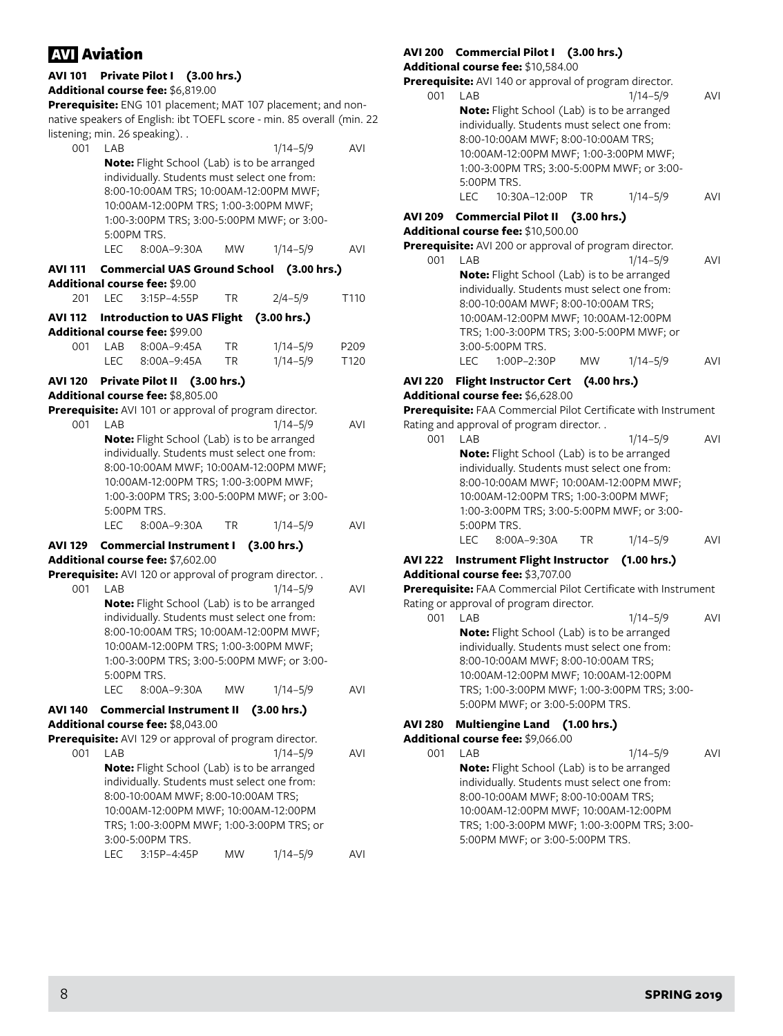# AVI Aviation

### AVI 101 Private Pilot I (3.00 hrs.)

**Additional course fee:** $6,819.00

**Prerequisite:** ENG 101 placement; MAT 107 placement; and non-native speakers of English: ibt TOEFL score - min. 85 overall (min. 22 listening; min. 26 speaking). .

| | | | | | |
|---|---|---|---|---|---|
| 001 | LAB | | | 1/14–5/9 | AVI |
| | **Note:** Flight School (Lab) is to be arranged individually. Students must select one from: 8:00-10:00AM TRS; 10:00AM-12:00PM MWF; 10:00AM-12:00PM TRS; 1:00-3:00PM MWF; 1:00-3:00PM TRS; 3:00-5:00PM MWF; or 3:00-5:00PM TRS. | | | | |
| | LEC | 8:00A–9:30A | MW | 1/14–5/9 | AVI |

### AVI 111 Commercial UAS Ground School (3.00 hrs.)

**Additional course fee:** $9.00

| | | | | | |
|---|---|---|---|---|---|
| 201 | LEC | 3:15P–4:55P | TR | 2/4–5/9 | T110 |

### AVI 112 Introduction to UAS Flight (3.00 hrs.)

**Additional course fee:** $99.00

| | | | | | |
|---|---|---|---|---|---|
| 001 | LAB | 8:00A–9:45A | TR | 1/14–5/9 | P209 |
| | LEC | 8:00A–9:45A | TR | 1/14–5/9 | T120 |

### AVI 120 Private Pilot II (3.00 hrs.)

**Additional course fee:** $8,805.00

**Prerequisite:** AVI 101 or approval of program director.

| | | | | | |
|---|---|---|---|---|---|
| 001 | LAB | | | 1/14–5/9 | AVI |
| | **Note:** Flight School (Lab) is to be arranged individually. Students must select one from: 8:00-10:00AM MWF; 10:00AM-12:00PM MWF; 10:00AM-12:00PM TRS; 1:00-3:00PM MWF; 1:00-3:00PM TRS; 3:00-5:00PM MWF; or 3:00-5:00PM TRS. | | | | |
| | LEC | 8:00A–9:30A | TR | 1/14–5/9 | AVI |

### AVI 129 Commercial Instrument I (3.00 hrs.)

**Additional course fee:** $7,602.00

**Prerequisite:** AVI 120 or approval of program director. .

| | | | | | |
|---|---|---|---|---|---|
| 001 | LAB | | | 1/14–5/9 | AVI |
| | **Note:** Flight School (Lab) is to be arranged individually. Students must select one from: 8:00-10:00AM TRS; 10:00AM-12:00PM MWF; 10:00AM-12:00PM TRS; 1:00-3:00PM MWF; 1:00-3:00PM TRS; 3:00-5:00PM MWF; or 3:00-5:00PM TRS. | | | | |
| | LEC | 8:00A–9:30A | MW | 1/14–5/9 | AVI |

### AVI 140 Commercial Instrument II (3.00 hrs.)

**Additional course fee:** $8,043.00

**Prerequisite:** AVI 129 or approval of program director.

| | | | | | |
|---|---|---|---|---|---|
| 001 | LAB | | | 1/14–5/9 | AVI |
| | **Note:** Flight School (Lab) is to be arranged individually. Students must select one from: 8:00-10:00AM MWF; 8:00-10:00AM TRS; 10:00AM-12:00PM MWF; 10:00AM-12:00PM TRS; 1:00-3:00PM MWF; 1:00-3:00PM TRS; or 3:00-5:00PM TRS. | | | | |
| | LEC | 3:15P–4:45P | MW | 1/14–5/9 | AVI |

### AVI 200 Commercial Pilot I (3.00 hrs.)

**Additional course fee:** $10,584.00

**Prerequisite:** AVI 140 or approval of program director.

| | | | | | |
|---|---|---|---|---|---|
| 001 | LAB | | | 1/14–5/9 | AVI |
| | **Note:** Flight School (Lab) is to be arranged individually. Students must select one from: 8:00-10:00AM MWF; 8:00-10:00AM TRS; 10:00AM-12:00PM MWF; 1:00-3:00PM MWF; 1:00-3:00PM TRS; 3:00-5:00PM MWF; or 3:00-5:00PM TRS. | | | | |
| | LEC | 10:30A–12:00P | TR | 1/14–5/9 | AVI |

### AVI 209 Commercial Pilot II (3.00 hrs.)

**Additional course fee:** $10,500.00

**Prerequisite:** AVI 200 or approval of program director.

| | | | | | |
|---|---|---|---|---|---|
| 001 | LAB | | | 1/14–5/9 | AVI |
| | **Note:** Flight School (Lab) is to be arranged individually. Students must select one from: 8:00-10:00AM MWF; 8:00-10:00AM TRS; 10:00AM-12:00PM MWF; 10:00AM-12:00PM TRS; 1:00-3:00PM TRS; 3:00-5:00PM MWF; or 3:00-5:00PM TRS. | | | | |
| | LEC | 1:00P–2:30P | MW | 1/14–5/9 | AVI |

### AVI 220 Flight Instructor Cert (4.00 hrs.)

**Additional course fee:** $6,628.00

**Prerequisite:** FAA Commercial Pilot Certificate with Instrument Rating and approval of program director. .

| | | | | | |
|---|---|---|---|---|---|
| 001 | LAB | | | 1/14–5/9 | AVI |
| | **Note:** Flight School (Lab) is to be arranged individually. Students must select one from: 8:00-10:00AM MWF; 10:00AM-12:00PM MWF; 10:00AM-12:00PM TRS; 1:00-3:00PM MWF; 1:00-3:00PM TRS; 3:00-5:00PM MWF; or 3:00-5:00PM TRS. | | | | |
| | LEC | 8:00A–9:30A | TR | 1/14–5/9 | AVI |

### AVI 222 Instrument Flight Instructor (1.00 hrs.)

**Additional course fee:** $3,707.00

**Prerequisite:** FAA Commercial Pilot Certificate with Instrument Rating or approval of program director.

| | | | | | |
|---|---|---|---|---|---|
| 001 | LAB | | | 1/14–5/9 | AVI |
| | **Note:** Flight School (Lab) is to be arranged individually. Students must select one from: 8:00-10:00AM MWF; 8:00-10:00AM TRS; 10:00AM-12:00PM MWF; 10:00AM-12:00PM TRS; 1:00-3:00PM MWF; 1:00-3:00PM TRS; 3:00-5:00PM MWF; or 3:00-5:00PM TRS. | | | | |

### AVI 280 Multiengine Land (1.00 hrs.)

**Additional course fee:** $9,066.00

| | | | | | |
|---|---|---|---|---|---|
| 001 | LAB | | | 1/14–5/9 | AVI |
| | **Note:** Flight School (Lab) is to be arranged individually. Students must select one from: 8:00-10:00AM MWF; 8:00-10:00AM TRS; 10:00AM-12:00PM MWF; 10:00AM-12:00PM TRS; 1:00-3:00PM MWF; 1:00-3:00PM TRS; 3:00-5:00PM MWF; or 3:00-5:00PM TRS. | | | | |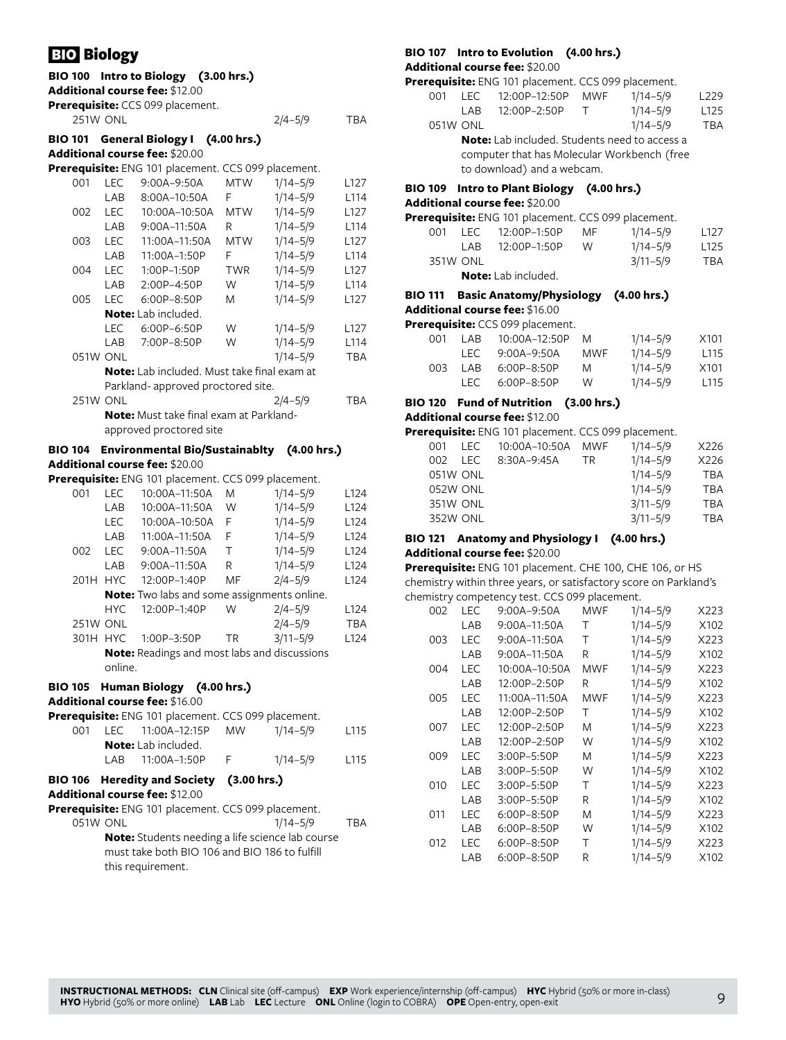# BIO Biology

### BIO 100 Intro to Biology (3.00 hrs.)

**Additional course fee:** $12.00

**Prerequisite:** CCS 099 placement.

| Section | Method | Time | Days | Dates | Room |
|---|---|---|---|---|---|
| 251W | ONL | | | 2/4–5/9 | TBA |

### BIO 101 General Biology I (4.00 hrs.)

**Additional course fee:** $20.00

**Prerequisite:** ENG 101 placement. CCS 099 placement.

| Section | Method | Time | Days | Dates | Room |
|---|---|---|---|---|---|
| 001 | LEC | 9:00A–9:50A | MTW | 1/14–5/9 | L127 |
| | LAB | 8:00A–10:50A | F | 1/14–5/9 | L114 |
| 002 | LEC | 10:00A–10:50A | MTW | 1/14–5/9 | L127 |
| | LAB | 9:00A–11:50A | R | 1/14–5/9 | L114 |
| 003 | LEC | 11:00A–11:50A | MTW | 1/14–5/9 | L127 |
| | LAB | 11:00A–1:50P | F | 1/14–5/9 | L114 |
| 004 | LEC | 1:00P–1:50P | TWR | 1/14–5/9 | L127 |
| | LAB | 2:00P–4:50P | W | 1/14–5/9 | L114 |
| 005 | LEC | 6:00P–8:50P | M | 1/14–5/9 | L127 |
| | **Note:** Lab included. | | | | |
| | LEC | 6:00P–6:50P | W | 1/14–5/9 | L127 |
| | LAB | 7:00P–8:50P | W | 1/14–5/9 | L114 |
| 051W | ONL | | | 1/14–5/9 | TBA |
| | **Note:** Lab included. Must take final exam at Parkland- approved proctored site. | | | | |
| 251W | ONL | | | 2/4–5/9 | TBA |
| | **Note:** Must take final exam at Parkland-approved proctored site | | | | |

### BIO 104 Environmental Bio/Sustainablty (4.00 hrs.)

**Additional course fee:** $20.00

**Prerequisite:** ENG 101 placement. CCS 099 placement.

| Section | Method | Time | Days | Dates | Room |
|---|---|---|---|---|---|
| 001 | LEC | 10:00A–11:50A | M | 1/14–5/9 | L124 |
| | LAB | 10:00A–11:50A | W | 1/14–5/9 | L124 |
| | LEC | 10:00A–10:50A | F | 1/14–5/9 | L124 |
| | LAB | 11:00A–11:50A | F | 1/14–5/9 | L124 |
| 002 | LEC | 9:00A–11:50A | T | 1/14–5/9 | L124 |
| | LAB | 9:00A–11:50A | R | 1/14–5/9 | L124 |
| 201H | HYC | 12:00P–1:40P | MF | 2/4–5/9 | L124 |
| | **Note:** Two labs and some assignments online. | | | | |
| | HYC | 12:00P–1:40P | W | 2/4–5/9 | L124 |
| 251W | ONL | | | 2/4–5/9 | TBA |
| 301H | HYC | 1:00P–3:50P | TR | 3/11–5/9 | L124 |
| | **Note:** Readings and most labs and discussions online. | | | | |

### BIO 105 Human Biology (4.00 hrs.)

**Additional course fee:** $16.00

**Prerequisite:** ENG 101 placement. CCS 099 placement.

| Section | Method | Time | Days | Dates | Room |
|---|---|---|---|---|---|
| 001 | LEC | 11:00A–12:15P | MW | 1/14–5/9 | L115 |
| | **Note:** Lab included. | | | | |
| | LAB | 11:00A–1:50P | F | 1/14–5/9 | L115 |

### BIO 106 Heredity and Society (3.00 hrs.)

**Additional course fee:** $12.00

**Prerequisite:** ENG 101 placement. CCS 099 placement.

| Section | Method | Time | Days | Dates | Room |
|---|---|---|---|---|---|
| 051W | ONL | | | 1/14–5/9 | TBA |
| | **Note:** Students needing a life science lab course must take both BIO 106 and BIO 186 to fulfill this requirement. | | | | |

### BIO 107 Intro to Evolution (4.00 hrs.)

**Additional course fee:** $20.00

**Prerequisite:** ENG 101 placement. CCS 099 placement.

| Section | Method | Time | Days | Dates | Room |
|---|---|---|---|---|---|
| 001 | LEC | 12:00P–12:50P | MWF | 1/14–5/9 | L229 |
| | LAB | 12:00P–2:50P | T | 1/14–5/9 | L125 |
| 051W | ONL | | | 1/14–5/9 | TBA |
| | **Note:** Lab included. Students need to access a computer that has Molecular Workbench (free to download) and a webcam. | | | | |

### BIO 109 Intro to Plant Biology (4.00 hrs.)

**Additional course fee:** $20.00

**Prerequisite:** ENG 101 placement. CCS 099 placement.

| Section | Method | Time | Days | Dates | Room |
|---|---|---|---|---|---|
| 001 | LEC | 12:00P–1:50P | MF | 1/14–5/9 | L127 |
| | LAB | 12:00P–1:50P | W | 1/14–5/9 | L125 |
| 351W | ONL | | | 3/11–5/9 | TBA |
| | **Note:** Lab included. | | | | |

### BIO 111 Basic Anatomy/Physiology (4.00 hrs.)

**Additional course fee:** $16.00

**Prerequisite:** CCS 099 placement.

| Section | Method | Time | Days | Dates | Room |
|---|---|---|---|---|---|
| 001 | LAB | 10:00A–12:50P | M | 1/14–5/9 | X101 |
| | LEC | 9:00A–9:50A | MWF | 1/14–5/9 | L115 |
| 003 | LAB | 6:00P–8:50P | M | 1/14–5/9 | X101 |
| | LEC | 6:00P–8:50P | W | 1/14–5/9 | L115 |

### BIO 120 Fund of Nutrition (3.00 hrs.)

**Additional course fee:** $12.00

**Prerequisite:** ENG 101 placement. CCS 099 placement.

| Section | Method | Time | Days | Dates | Room |
|---|---|---|---|---|---|
| 001 | LEC | 10:00A–10:50A | MWF | 1/14–5/9 | X226 |
| 002 | LEC | 8:30A–9:45A | TR | 1/14–5/9 | X226 |
| 051W | ONL | | | 1/14–5/9 | TBA |
| 052W | ONL | | | 1/14–5/9 | TBA |
| 351W | ONL | | | 3/11–5/9 | TBA |
| 352W | ONL | | | 3/11–5/9 | TBA |

### BIO 121 Anatomy and Physiology I (4.00 hrs.)

**Additional course fee:** $20.00

**Prerequisite:** ENG 101 placement. CHE 100, CHE 106, or HS chemistry within three years, or satisfactory score on Parkland's chemistry competency test. CCS 099 placement.

| Section | Method | Time | Days | Dates | Room |
|---|---|---|---|---|---|
| 002 | LEC | 9:00A–9:50A | MWF | 1/14–5/9 | X223 |
| | LAB | 9:00A–11:50A | T | 1/14–5/9 | X102 |
| 003 | LEC | 9:00A–11:50A | T | 1/14–5/9 | X223 |
| | LAB | 9:00A–11:50A | R | 1/14–5/9 | X102 |
| 004 | LEC | 10:00A–10:50A | MWF | 1/14–5/9 | X223 |
| | LAB | 12:00P–2:50P | R | 1/14–5/9 | X102 |
| 005 | LEC | 11:00A–11:50A | MWF | 1/14–5/9 | X223 |
| | LAB | 12:00P–2:50P | T | 1/14–5/9 | X102 |
| 007 | LEC | 12:00P–2:50P | M | 1/14–5/9 | X223 |
| | LAB | 12:00P–2:50P | W | 1/14–5/9 | X102 |
| 009 | LEC | 3:00P–5:50P | M | 1/14–5/9 | X223 |
| | LAB | 3:00P–5:50P | W | 1/14–5/9 | X102 |
| 010 | LEC | 3:00P–5:50P | T | 1/14–5/9 | X223 |
| | LAB | 3:00P–5:50P | R | 1/14–5/9 | X102 |
| 011 | LEC | 6:00P–8:50P | M | 1/14–5/9 | X223 |
| | LAB | 6:00P–8:50P | W | 1/14–5/9 | X102 |
| 012 | LEC | 6:00P–8:50P | T | 1/14–5/9 | X223 |
| | LAB | 6:00P–8:50P | R | 1/14–5/9 | X102 |

**INSTRUCTIONAL METHODS: CLN** Clinical site (off-campus) **EXP** Work experience/internship (off-campus) **HYC** Hybrid (50% or more in-class) **HYO** Hybrid (50% or more online) **LAB** Lab **LEC** Lecture **ONL** Online (login to COBRA) **OPE** Open-entry, open-exit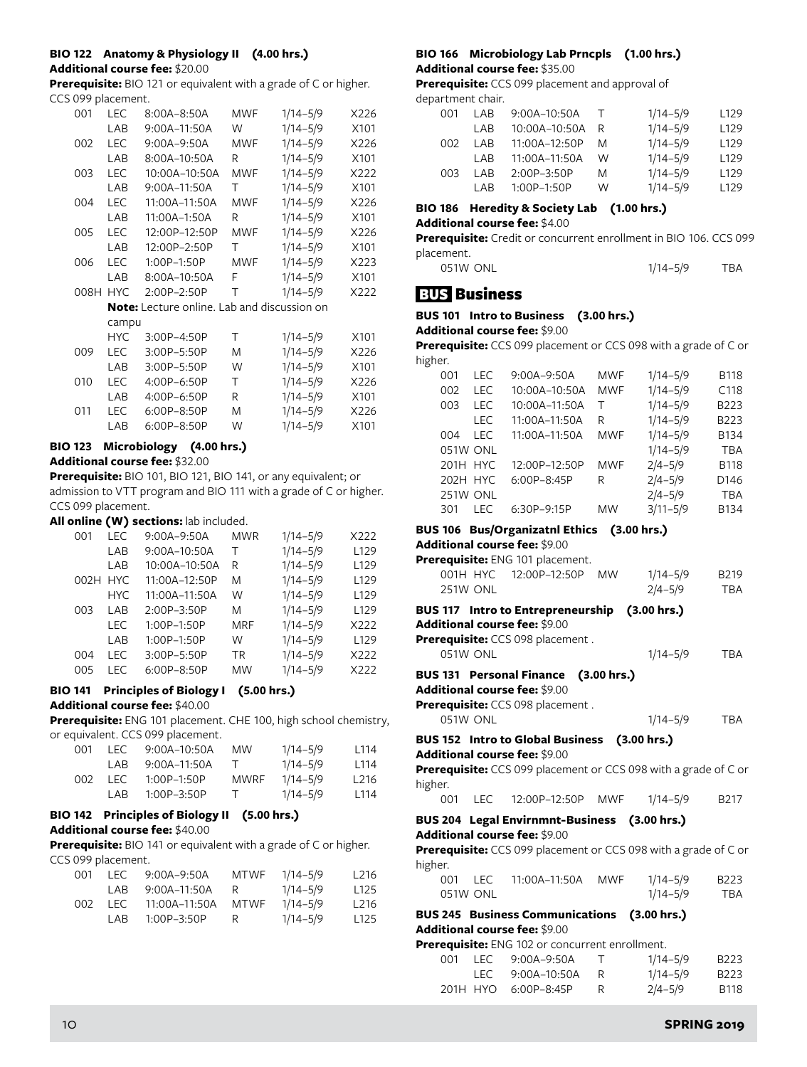### BIO 122 Anatomy & Physiology II (4.00 hrs.)

**Additional course fee:** $20.00

**Prerequisite:** BIO 121 or equivalent with a grade of C or higher. CCS 099 placement.

| Section | Type | Time | Days | Dates | Room |
|---|---|---|---|---|---|
| 001 | LEC | 8:00A–8:50A | MWF | 1/14–5/9 | X226 |
| | LAB | 9:00A–11:50A | W | 1/14–5/9 | X101 |
| 002 | LEC | 9:00A–9:50A | MWF | 1/14–5/9 | X226 |
| | LAB | 8:00A–10:50A | R | 1/14–5/9 | X101 |
| 003 | LEC | 10:00A–10:50A | MWF | 1/14–5/9 | X222 |
| | LAB | 9:00A–11:50A | T | 1/14–5/9 | X101 |
| 004 | LEC | 11:00A–11:50A | MWF | 1/14–5/9 | X226 |
| | LAB | 11:00A–1:50A | R | 1/14–5/9 | X101 |
| 005 | LEC | 12:00P–12:50P | MWF | 1/14–5/9 | X226 |
| | LAB | 12:00P–2:50P | T | 1/14–5/9 | X101 |
| 006 | LEC | 1:00P–1:50P | MWF | 1/14–5/9 | X223 |
| | LAB | 8:00A–10:50A | F | 1/14–5/9 | X101 |
| 008H | HYC | 2:00P–2:50P | T | 1/14–5/9 | X222 |
| | **Note:** Lecture online. Lab and discussion on campu | | | | |
| | HYC | 3:00P–4:50P | T | 1/14–5/9 | X101 |
| 009 | LEC | 3:00P–5:50P | M | 1/14–5/9 | X226 |
| | LAB | 3:00P–5:50P | W | 1/14–5/9 | X101 |
| 010 | LEC | 4:00P–6:50P | T | 1/14–5/9 | X226 |
| | LAB | 4:00P–6:50P | R | 1/14–5/9 | X101 |
| 011 | LEC | 6:00P–8:50P | M | 1/14–5/9 | X226 |
| | LAB | 6:00P–8:50P | W | 1/14–5/9 | X101 |

### BIO 123 Microbiology (4.00 hrs.)

**Additional course fee:** $32.00

**Prerequisite:** BIO 101, BIO 121, BIO 141, or any equivalent; or admission to VTT program and BIO 111 with a grade of C or higher. CCS 099 placement.

**All online (W) sections:** lab included.

| Section | Type | Time | Days | Dates | Room |
|---|---|---|---|---|---|
| 001 | LEC | 9:00A–9:50A | MWR | 1/14–5/9 | X222 |
| | LAB | 9:00A–10:50A | T | 1/14–5/9 | L129 |
| | LAB | 10:00A–10:50A | R | 1/14–5/9 | L129 |
| 002H | HYC | 11:00A–12:50P | M | 1/14–5/9 | L129 |
| | HYC | 11:00A–11:50A | W | 1/14–5/9 | L129 |
| 003 | LAB | 2:00P–3:50P | M | 1/14–5/9 | L129 |
| | LEC | 1:00P–1:50P | MRF | 1/14–5/9 | X222 |
| | LAB | 1:00P–1:50P | W | 1/14–5/9 | L129 |
| 004 | LEC | 3:00P–5:50P | TR | 1/14–5/9 | X222 |
| 005 | LEC | 6:00P–8:50P | MW | 1/14–5/9 | X222 |

### BIO 141 Principles of Biology I (5.00 hrs.)

**Additional course fee:** $40.00

**Prerequisite:** ENG 101 placement. CHE 100, high school chemistry, or equivalent. CCS 099 placement.

| Section | Type | Time | Days | Dates | Room |
|---|---|---|---|---|---|
| 001 | LEC | 9:00A–10:50A | MW | 1/14–5/9 | L114 |
| | LAB | 9:00A–11:50A | T | 1/14–5/9 | L114 |
| 002 | LEC | 1:00P–1:50P | MWRF | 1/14–5/9 | L216 |
| | LAB | 1:00P–3:50P | T | 1/14–5/9 | L114 |

### BIO 142 Principles of Biology II (5.00 hrs.)

**Additional course fee:** $40.00

**Prerequisite:** BIO 141 or equivalent with a grade of C or higher. CCS 099 placement.

| Section | Type | Time | Days | Dates | Room |
|---|---|---|---|---|---|
| 001 | LEC | 9:00A–9:50A | MTWF | 1/14–5/9 | L216 |
| | LAB | 9:00A–11:50A | R | 1/14–5/9 | L125 |
| 002 | LEC | 11:00A–11:50A | MTWF | 1/14–5/9 | L216 |
| | LAB | 1:00P–3:50P | R | 1/14–5/9 | L125 |

### BIO 166 Microbiology Lab Prncpls (1.00 hrs.)

**Additional course fee:** $35.00

**Prerequisite:** CCS 099 placement and approval of department chair.

| Section | Type | Time | Days | Dates | Room |
|---|---|---|---|---|---|
| 001 | LAB | 9:00A–10:50A | T | 1/14–5/9 | L129 |
| | LAB | 10:00A–10:50A | R | 1/14–5/9 | L129 |
| 002 | LAB | 11:00A–12:50P | M | 1/14–5/9 | L129 |
| | LAB | 11:00A–11:50A | W | 1/14–5/9 | L129 |
| 003 | LAB | 2:00P–3:50P | M | 1/14–5/9 | L129 |
| | LAB | 1:00P–1:50P | W | 1/14–5/9 | L129 |

### BIO 186 Heredity & Society Lab (1.00 hrs.)

**Additional course fee:** $4.00

**Prerequisite:** Credit or concurrent enrollment in BIO 106. CCS 099 placement.

| Section | Type | Time | Days | Dates | Room |
|---|---|---|---|---|---|
| 051W | ONL | | | 1/14–5/9 | TBA |

## BUS Business

### BUS 101 Intro to Business (3.00 hrs.)

**Additional course fee:** $9.00

**Prerequisite:** CCS 099 placement or CCS 098 with a grade of C or higher.

| Section | Type | Time | Days | Dates | Room |
|---|---|---|---|---|---|
| 001 | LEC | 9:00A–9:50A | MWF | 1/14–5/9 | B118 |
| 002 | LEC | 10:00A–10:50A | MWF | 1/14–5/9 | C118 |
| 003 | LEC | 10:00A–11:50A | T | 1/14–5/9 | B223 |
| | LEC | 11:00A–11:50A | R | 1/14–5/9 | B223 |
| 004 | LEC | 11:00A–11:50A | MWF | 1/14–5/9 | B134 |
| 051W | ONL | | | 1/14–5/9 | TBA |
| 201H | HYC | 12:00P–12:50P | MWF | 2/4–5/9 | B118 |
| 202H | HYC | 6:00P–8:45P | R | 2/4–5/9 | D146 |
| 251W | ONL | | | 2/4–5/9 | TBA |
| 301 | LEC | 6:30P–9:15P | MW | 3/11–5/9 | B134 |

### BUS 106 Bus/Organizatnl Ethics (3.00 hrs.)

**Additional course fee:** $9.00

**Prerequisite:** ENG 101 placement.

| Section | Type | Time | Days | Dates | Room |
|---|---|---|---|---|---|
| 001H | HYC | 12:00P–12:50P | MW | 1/14–5/9 | B219 |
| 251W | ONL | | | 2/4–5/9 | TBA |

### BUS 117 Intro to Entrepreneurship (3.00 hrs.)

**Additional course fee:** $9.00

**Prerequisite:** CCS 098 placement .

| Section | Type | Time | Days | Dates | Room |
|---|---|---|---|---|---|
| 051W | ONL | | | 1/14–5/9 | TBA |

### BUS 131 Personal Finance (3.00 hrs.)

**Additional course fee:** $9.00

**Prerequisite:** CCS 098 placement .

| Section | Type | Time | Days | Dates | Room |
|---|---|---|---|---|---|
| 051W | ONL | | | 1/14–5/9 | TBA |

### BUS 152 Intro to Global Business (3.00 hrs.)

**Additional course fee:** $9.00

**Prerequisite:** CCS 099 placement or CCS 098 with a grade of C or higher.

| Section | Type | Time | Days | Dates | Room |
|---|---|---|---|---|---|
| 001 | LEC | 12:00P–12:50P | MWF | 1/14–5/9 | B217 |

### BUS 204 Legal Envirnmnt-Business (3.00 hrs.)

**Additional course fee:** $9.00

**Prerequisite:** CCS 099 placement or CCS 098 with a grade of C or higher.

| Section | Type | Time | Days | Dates | Room |
|---|---|---|---|---|---|
| 001 | LEC | 11:00A–11:50A | MWF | 1/14–5/9 | B223 |
| 051W | ONL | | | 1/14–5/9 | TBA |

### BUS 245 Business Communications (3.00 hrs.)

**Additional course fee:** $9.00

**Prerequisite:** ENG 102 or concurrent enrollment.

| Section | Type | Time | Days | Dates | Room |
|---|---|---|---|---|---|
| 001 | LEC | 9:00A–9:50A | T | 1/14–5/9 | B223 |
| | LEC | 9:00A–10:50A | R | 1/14–5/9 | B223 |
| 201H | HYO | 6:00P–8:45P | R | 2/4–5/9 | B118 |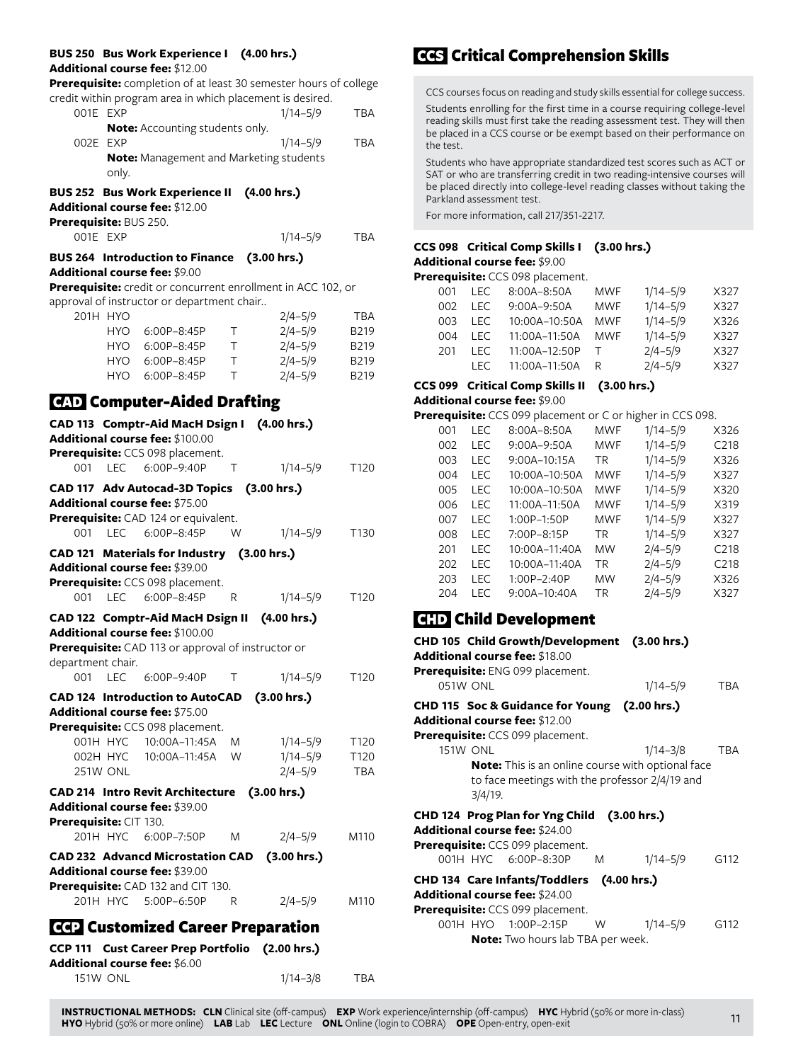**BUS 250 Bus Work Experience I (4.00 hrs.)**
**Additional course fee:** $12.00
**Prerequisite:** completion of at least 30 semester hours of college credit within program area in which placement is desired.

| | | | | | |
|---|---|---|---|---|---|
| 001E | EXP | | | 1/14–5/9 | TBA |
| | **Note:** Accounting students only. | | | | |
| 002E | EXP | | | 1/14–5/9 | TBA |
| | **Note:** Management and Marketing students only. | | | | |

**BUS 252 Bus Work Experience II (4.00 hrs.)**
**Additional course fee:** $12.00
**Prerequisite:** BUS 250.

| | | | | | |
|---|---|---|---|---|---|
| 001E | EXP | | | 1/14–5/9 | TBA |

**BUS 264 Introduction to Finance (3.00 hrs.)**
**Additional course fee:** $9.00
**Prerequisite:** credit or concurrent enrollment in ACC 102, or approval of instructor or department chair..

| | | | | | |
|---|---|---|---|---|---|
| 201H | HYO | | | 2/4–5/9 | TBA |
| | HYO | 6:00P–8:45P | T | 2/4–5/9 | B219 |
| | HYO | 6:00P–8:45P | T | 2/4–5/9 | B219 |
| | HYO | 6:00P–8:45P | T | 2/4–5/9 | B219 |
| | HYO | 6:00P–8:45P | T | 2/4–5/9 | B219 |

## CAD Computer-Aided Drafting

**CAD 113 Comptr-Aid MacH Dsign I (4.00 hrs.)**
**Additional course fee:** $100.00
**Prerequisite:** CCS 098 placement.

| | | | | | |
|---|---|---|---|---|---|
| 001 | LEC | 6:00P–9:40P | T | 1/14–5/9 | T120 |

**CAD 117 Adv Autocad-3D Topics (3.00 hrs.)**
**Additional course fee:** $75.00
**Prerequisite:** CAD 124 or equivalent.

| | | | | | |
|---|---|---|---|---|---|
| 001 | LEC | 6:00P–8:45P | W | 1/14–5/9 | T130 |

**CAD 121 Materials for Industry (3.00 hrs.)**
**Additional course fee:** $39.00
**Prerequisite:** CCS 098 placement.

| | | | | | |
|---|---|---|---|---|---|
| 001 | LEC | 6:00P–8:45P | R | 1/14–5/9 | T120 |

**CAD 122 Comptr-Aid MacH Dsign II (4.00 hrs.)**
**Additional course fee:** $100.00
**Prerequisite:** CAD 113 or approval of instructor or department chair.

| | | | | | |
|---|---|---|---|---|---|
| 001 | LEC | 6:00P–9:40P | T | 1/14–5/9 | T120 |

**CAD 124 Introduction to AutoCAD (3.00 hrs.)**
**Additional course fee:** $75.00
**Prerequisite:** CCS 098 placement.

| | | | | | |
|---|---|---|---|---|---|
| 001H | HYC | 10:00A–11:45A | M | 1/14–5/9 | T120 |
| 002H | HYC | 10:00A–11:45A | W | 1/14–5/9 | T120 |
| 251W | ONL | | | 2/4–5/9 | TBA |

**CAD 214 Intro Revit Architecture (3.00 hrs.)**
**Additional course fee:** $39.00
**Prerequisite:** CIT 130.

| | | | | | |
|---|---|---|---|---|---|
| 201H | HYC | 6:00P–7:50P | M | 2/4–5/9 | M110 |

**CAD 232 Advancd Microstation CAD (3.00 hrs.)**
**Additional course fee:** $39.00
**Prerequisite:** CAD 132 and CIT 130.

| | | | | | |
|---|---|---|---|---|---|
| 201H | HYC | 5:00P–6:50P | R | 2/4–5/9 | M110 |

## CCP Customized Career Preparation

**CCP 111 Cust Career Prep Portfolio (2.00 hrs.)**
**Additional course fee:** $6.00

| | | | | | |
|---|---|---|---|---|---|
| 151W | ONL | | | 1/14–3/8 | TBA |

## CCS Critical Comprehension Skills

CCS courses focus on reading and study skills essential for college success.

Students enrolling for the first time in a course requiring college-level reading skills must first take the reading assessment test. They will then be placed in a CCS course or be exempt based on their performance on the test.

Students who have appropriate standardized test scores such as ACT or SAT or who are transferring credit in two reading-intensive courses will be placed directly into college-level reading classes without taking the Parkland assessment test.

For more information, call 217/351-2217.

**CCS 098 Critical Comp Skills I (3.00 hrs.)**
**Additional course fee:** $9.00
**Prerequisite:** CCS 098 placement.

| | | | | | |
|---|---|---|---|---|---|
| 001 | LEC | 8:00A–8:50A | MWF | 1/14–5/9 | X327 |
| 002 | LEC | 9:00A–9:50A | MWF | 1/14–5/9 | X327 |
| 003 | LEC | 10:00A–10:50A | MWF | 1/14–5/9 | X326 |
| 004 | LEC | 11:00A–11:50A | MWF | 1/14–5/9 | X327 |
| 201 | LEC | 11:00A–12:50P | T | 2/4–5/9 | X327 |
| | LEC | 11:00A–11:50A | R | 2/4–5/9 | X327 |

**CCS 099 Critical Comp Skills II (3.00 hrs.)**
**Additional course fee:** $9.00
**Prerequisite:** CCS 099 placement or C or higher in CCS 098.

| | | | | | |
|---|---|---|---|---|---|
| 001 | LEC | 8:00A–8:50A | MWF | 1/14–5/9 | X326 |
| 002 | LEC | 9:00A–9:50A | MWF | 1/14–5/9 | C218 |
| 003 | LEC | 9:00A–10:15A | TR | 1/14–5/9 | X326 |
| 004 | LEC | 10:00A–10:50A | MWF | 1/14–5/9 | X327 |
| 005 | LEC | 10:00A–10:50A | MWF | 1/14–5/9 | X320 |
| 006 | LEC | 11:00A–11:50A | MWF | 1/14–5/9 | X319 |
| 007 | LEC | 1:00P–1:50P | MWF | 1/14–5/9 | X327 |
| 008 | LEC | 7:00P–8:15P | TR | 1/14–5/9 | X327 |
| 201 | LEC | 10:00A–11:40A | MW | 2/4–5/9 | C218 |
| 202 | LEC | 10:00A–11:40A | TR | 2/4–5/9 | C218 |
| 203 | LEC | 1:00P–2:40P | MW | 2/4–5/9 | X326 |
| 204 | LEC | 9:00A–10:40A | TR | 2/4–5/9 | X327 |

## CHD Child Development

**CHD 105 Child Growth/Development (3.00 hrs.)**
**Additional course fee:** $18.00
**Prerequisite:** ENG 099 placement.

| | | | | | |
|---|---|---|---|---|---|
| 051W | ONL | | | 1/14–5/9 | TBA |

**CHD 115 Soc & Guidance for Young (2.00 hrs.)**
**Additional course fee:** $12.00
**Prerequisite:** CCS 099 placement.

| | | | | | |
|---|---|---|---|---|---|
| 151W | ONL | | | 1/14–3/8 | TBA |
| | **Note:** This is an online course with optional face to face meetings with the professor 2/4/19 and 3/4/19. | | | | |

**CHD 124 Prog Plan for Yng Child (3.00 hrs.)**
**Additional course fee:** $24.00
**Prerequisite:** CCS 099 placement.

| | | | | | |
|---|---|---|---|---|---|
| 001H | HYC | 6:00P–8:30P | M | 1/14–5/9 | G112 |

**CHD 134 Care Infants/Toddlers (4.00 hrs.)**
**Additional course fee:** $24.00
**Prerequisite:** CCS 099 placement.

| | | | | | |
|---|---|---|---|---|---|
| 001H | HYO | 1:00P–2:15P | W | 1/14–5/9 | G112 |
| | **Note:** Two hours lab TBA per week. | | | | |

**INSTRUCTIONAL METHODS:** **CLN** Clinical site (off-campus) **EXP** Work experience/internship (off-campus) **HYC** Hybrid (50% or more in-class) **HYO** Hybrid (50% or more online) **LAB** Lab **LEC** Lecture **ONL** Online (login to COBRA) **OPE** Open-entry, open-exit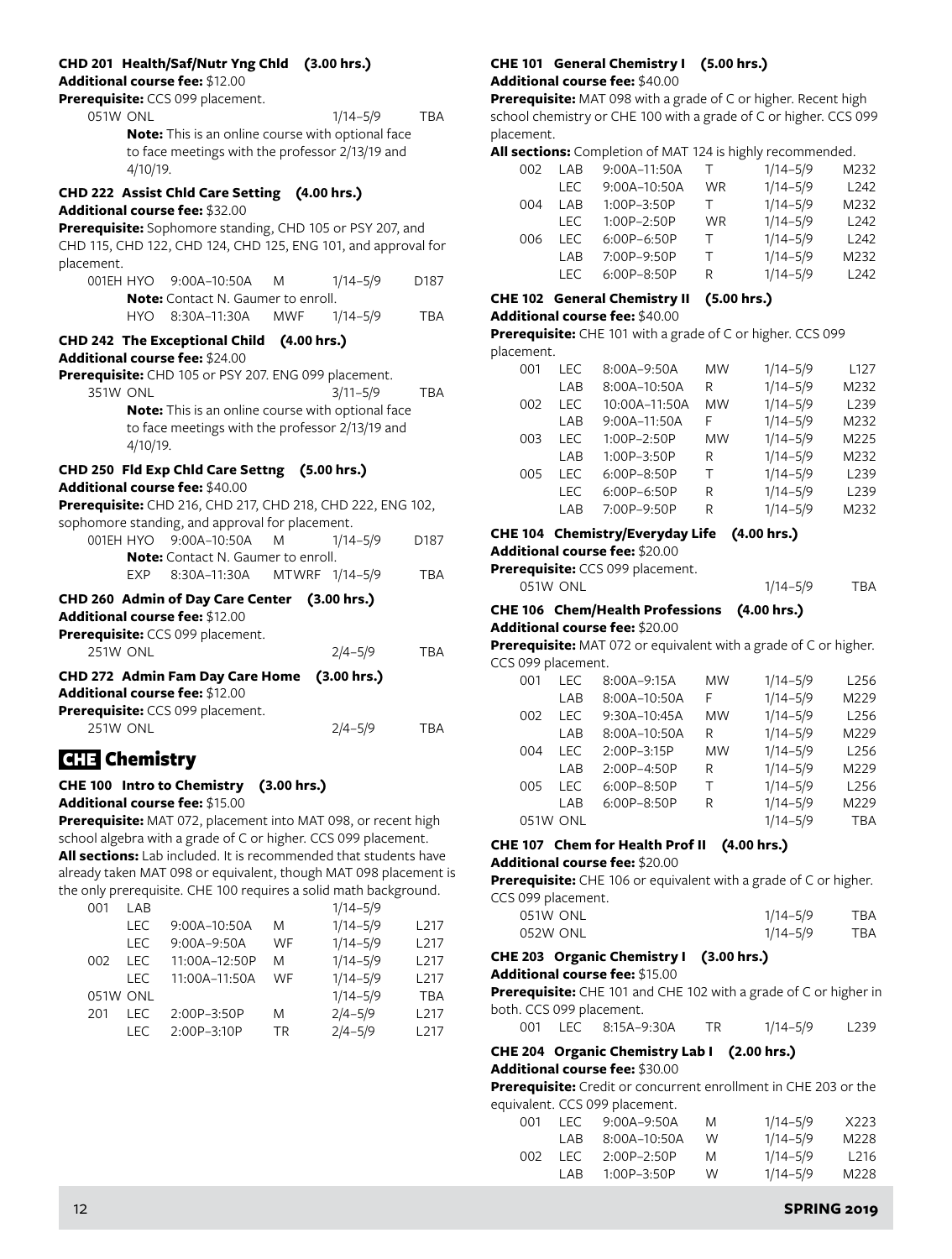### CHD 201 Health/Saf/Nutr Yng Chld (3.00 hrs.)

**Additional course fee:** $12.00

**Prerequisite:** CCS 099 placement.

| | | | | | |
|---|---|---|---|---|---|
| 051W | ONL | | | 1/14–5/9 | TBA |

**Note:** This is an online course with optional face to face meetings with the professor 2/13/19 and 4/10/19.

### CHD 222 Assist Chld Care Setting (4.00 hrs.)

**Additional course fee:** $32.00

**Prerequisite:** Sophomore standing, CHD 105 or PSY 207, and CHD 115, CHD 122, CHD 124, CHD 125, ENG 101, and approval for placement.

| | | | | | |
|---|---|---|---|---|---|
| 001EH | HYO | 9:00A–10:50A | M | 1/14–5/9 | D187 |
| | HYO | 8:30A–11:30A | MWF | 1/14–5/9 | TBA |

**Note:** Contact N. Gaumer to enroll.

### CHD 242 The Exceptional Child (4.00 hrs.)

**Additional course fee:** $24.00

**Prerequisite:** CHD 105 or PSY 207. ENG 099 placement.

| | | | | | |
|---|---|---|---|---|---|
| 351W | ONL | | | 3/11–5/9 | TBA |

**Note:** This is an online course with optional face to face meetings with the professor 2/13/19 and 4/10/19.

### CHD 250 Fld Exp Chld Care Settng (5.00 hrs.)

**Additional course fee:** $40.00

**Prerequisite:** CHD 216, CHD 217, CHD 218, CHD 222, ENG 102, sophomore standing, and approval for placement.

| | | | | | |
|---|---|---|---|---|---|
| 001EH | HYO | 9:00A–10:50A | M | 1/14–5/9 | D187 |
| | EXP | 8:30A–11:30A | MTWRF | 1/14–5/9 | TBA |

**Note:** Contact N. Gaumer to enroll.

### CHD 260 Admin of Day Care Center (3.00 hrs.)

**Additional course fee:** $12.00

**Prerequisite:** CCS 099 placement.

| | | | | | |
|---|---|---|---|---|---|
| 251W | ONL | | | 2/4–5/9 | TBA |

### CHD 272 Admin Fam Day Care Home (3.00 hrs.)

**Additional course fee:** $12.00

**Prerequisite:** CCS 099 placement.

| | | | | | |
|---|---|---|---|---|---|
| 251W | ONL | | | 2/4–5/9 | TBA |

## CHE Chemistry

### CHE 100 Intro to Chemistry (3.00 hrs.)

**Additional course fee:** $15.00

**Prerequisite:** MAT 072, placement into MAT 098, or recent high school algebra with a grade of C or higher. CCS 099 placement.

**All sections:** Lab included. It is recommended that students have already taken MAT 098 or equivalent, though MAT 098 placement is the only prerequisite. CHE 100 requires a solid math background.

| | | | | | |
|---|---|---|---|---|---|
| 001 | LAB | | | 1/14–5/9 | |
| | LEC | 9:00A–10:50A | M | 1/14–5/9 | L217 |
| | LEC | 9:00A–9:50A | WF | 1/14–5/9 | L217 |
| 002 | LEC | 11:00A–12:50P | M | 1/14–5/9 | L217 |
| | LEC | 11:00A–11:50A | WF | 1/14–5/9 | L217 |
| 051W | ONL | | | 1/14–5/9 | TBA |
| 201 | LEC | 2:00P–3:50P | M | 2/4–5/9 | L217 |
| | LEC | 2:00P–3:10P | TR | 2/4–5/9 | L217 |

### CHE 101 General Chemistry I (5.00 hrs.)

**Additional course fee:** $40.00

**Prerequisite:** MAT 098 with a grade of C or higher. Recent high school chemistry or CHE 100 with a grade of C or higher. CCS 099 placement.

**All sections:** Completion of MAT 124 is highly recommended.

| | | | | | |
|---|---|---|---|---|---|
| 002 | LAB | 9:00A–11:50A | T | 1/14–5/9 | M232 |
| | LEC | 9:00A–10:50A | WR | 1/14–5/9 | L242 |
| 004 | LAB | 1:00P–3:50P | T | 1/14–5/9 | M232 |
| | LEC | 1:00P–2:50P | WR | 1/14–5/9 | L242 |
| 006 | LEC | 6:00P–6:50P | T | 1/14–5/9 | L242 |
| | LAB | 7:00P–9:50P | T | 1/14–5/9 | M232 |
| | LEC | 6:00P–8:50P | R | 1/14–5/9 | L242 |

### CHE 102 General Chemistry II (5.00 hrs.)

**Additional course fee:** $40.00

**Prerequisite:** CHE 101 with a grade of C or higher. CCS 099 placement.

| | | | | | |
|---|---|---|---|---|---|
| 001 | LEC | 8:00A–9:50A | MW | 1/14–5/9 | L127 |
| | LAB | 8:00A–10:50A | R | 1/14–5/9 | M232 |
| 002 | LEC | 10:00A–11:50A | MW | 1/14–5/9 | L239 |
| | LAB | 9:00A–11:50A | F | 1/14–5/9 | M232 |
| 003 | LEC | 1:00P–2:50P | MW | 1/14–5/9 | M225 |
| | LAB | 1:00P–3:50P | R | 1/14–5/9 | M232 |
| 005 | LEC | 6:00P–8:50P | T | 1/14–5/9 | L239 |
| | LEC | 6:00P–6:50P | R | 1/14–5/9 | L239 |
| | LAB | 7:00P–9:50P | R | 1/14–5/9 | M232 |

### CHE 104 Chemistry/Everyday Life (4.00 hrs.)

**Additional course fee:** $20.00

**Prerequisite:** CCS 099 placement.

| | | | | | |
|---|---|---|---|---|---|
| 051W | ONL | | | 1/14–5/9 | TBA |

### CHE 106 Chem/Health Professions (4.00 hrs.)

**Additional course fee:** $20.00

**Prerequisite:** MAT 072 or equivalent with a grade of C or higher. CCS 099 placement.

| | | | | | |
|---|---|---|---|---|---|
| 001 | LEC | 8:00A–9:15A | MW | 1/14–5/9 | L256 |
| | LAB | 8:00A–10:50A | F | 1/14–5/9 | M229 |
| 002 | LEC | 9:30A–10:45A | MW | 1/14–5/9 | L256 |
| | LAB | 8:00A–10:50A | R | 1/14–5/9 | M229 |
| 004 | LEC | 2:00P–3:15P | MW | 1/14–5/9 | L256 |
| | LAB | 2:00P–4:50P | R | 1/14–5/9 | M229 |
| 005 | LEC | 6:00P–8:50P | T | 1/14–5/9 | L256 |
| | LAB | 6:00P–8:50P | R | 1/14–5/9 | M229 |
| 051W | ONL | | | 1/14–5/9 | TBA |

### CHE 107 Chem for Health Prof II (4.00 hrs.)

**Additional course fee:** $20.00

**Prerequisite:** CHE 106 or equivalent with a grade of C or higher. CCS 099 placement.

| | | | | | |
|---|---|---|---|---|---|
| 051W | ONL | | | 1/14–5/9 | TBA |
| 052W | ONL | | | 1/14–5/9 | TBA |

### CHE 203 Organic Chemistry I (3.00 hrs.)

**Additional course fee:** $15.00

**Prerequisite:** CHE 101 and CHE 102 with a grade of C or higher in both. CCS 099 placement.

| | | | | | |
|---|---|---|---|---|---|
| 001 | LEC | 8:15A–9:30A | TR | 1/14–5/9 | L239 |

### CHE 204 Organic Chemistry Lab I (2.00 hrs.)

**Additional course fee:** $30.00

**Prerequisite:** Credit or concurrent enrollment in CHE 203 or the equivalent. CCS 099 placement.

| | | | | | |
|---|---|---|---|---|---|
| 001 | LEC | 9:00A–9:50A | M | 1/14–5/9 | X223 |
| | LAB | 8:00A–10:50A | W | 1/14–5/9 | M228 |
| 002 | LEC | 2:00P–2:50P | M | 1/14–5/9 | L216 |
| | LAB | 1:00P–3:50P | W | 1/14–5/9 | M228 |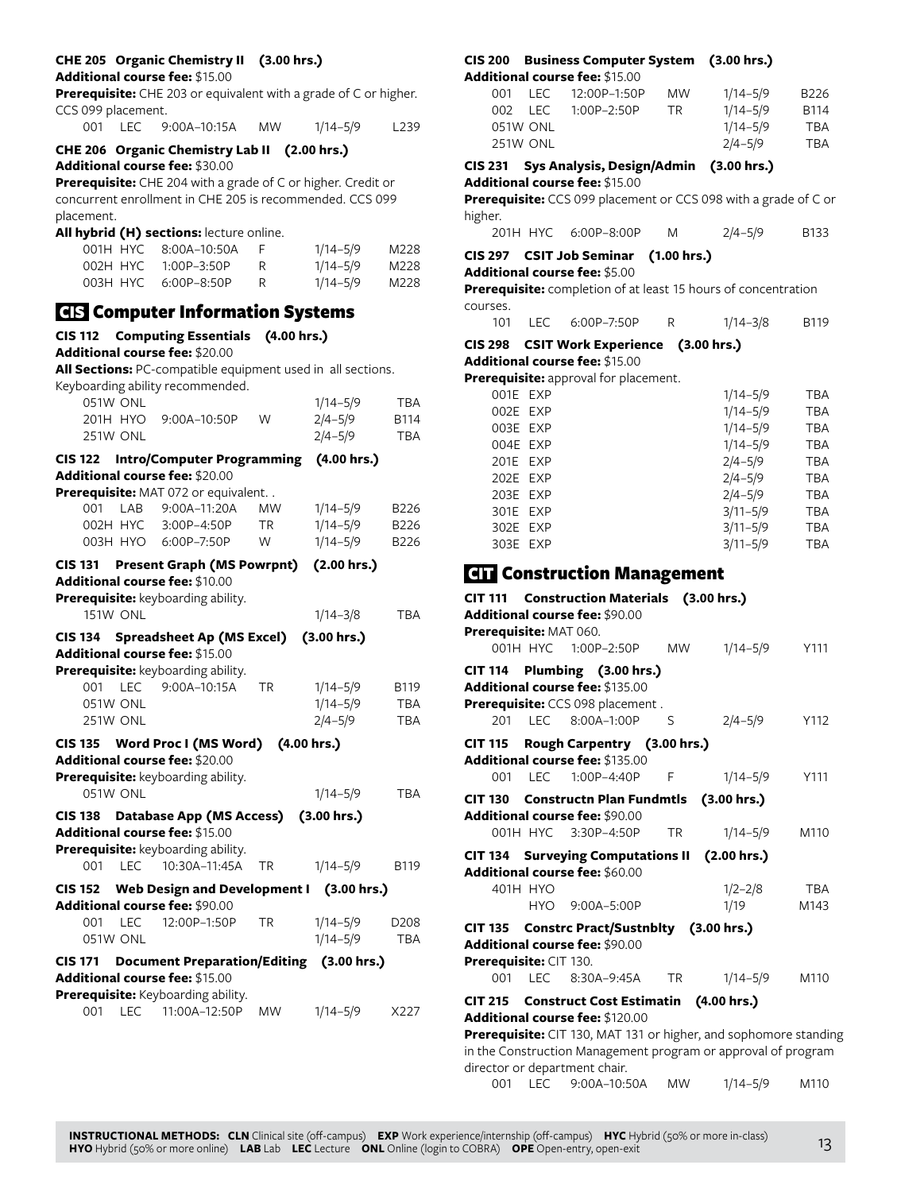### CHE 205 Organic Chemistry II (3.00 hrs.)

**Additional course fee:** $15.00

**Prerequisite:** CHE 203 or equivalent with a grade of C or higher. CCS 099 placement.

| | | | | | |
|---|---|---|---|---|---|
| 001 | LEC | 9:00A–10:15A | MW | 1/14–5/9 | L239 |

### CHE 206 Organic Chemistry Lab II (2.00 hrs.)

**Additional course fee:** $30.00

**Prerequisite:** CHE 204 with a grade of C or higher. Credit or concurrent enrollment in CHE 205 is recommended. CCS 099 placement.

**All hybrid (H) sections:** lecture online.

| | | | | | |
|---|---|---|---|---|---|
| 001H | HYC | 8:00A–10:50A | F | 1/14–5/9 | M228 |
| 002H | HYC | 1:00P–3:50P | R | 1/14–5/9 | M228 |
| 003H | HYC | 6:00P–8:50P | R | 1/14–5/9 | M228 |

## CIS Computer Information Systems

### CIS 112 Computing Essentials (4.00 hrs.)

**Additional course fee:** $20.00

**All Sections:** PC-compatible equipment used in all sections. Keyboarding ability recommended.

| | | | | | |
|---|---|---|---|---|---|
| 051W | ONL | | | 1/14–5/9 | TBA |
| 201H | HYO | 9:00A–10:50P | W | 2/4–5/9 | B114 |
| 251W | ONL | | | 2/4–5/9 | TBA |

### CIS 122 Intro/Computer Programming (4.00 hrs.)

**Additional course fee:** $20.00

**Prerequisite:** MAT 072 or equivalent. .

| | | | | | |
|---|---|---|---|---|---|
| 001 | LAB | 9:00A–11:20A | MW | 1/14–5/9 | B226 |
| 002H | HYC | 3:00P–4:50P | TR | 1/14–5/9 | B226 |
| 003H | HYO | 6:00P–7:50P | W | 1/14–5/9 | B226 |

### CIS 131 Present Graph (MS Powrpnt) (2.00 hrs.)

**Additional course fee:** $10.00

**Prerequisite:** keyboarding ability.

| | | | | | |
|---|---|---|---|---|---|
| 151W | ONL | | | 1/14–3/8 | TBA |

### CIS 134 Spreadsheet Ap (MS Excel) (3.00 hrs.)

**Additional course fee:** $15.00

**Prerequisite:** keyboarding ability.

| | | | | | |
|---|---|---|---|---|---|
| 001 | LEC | 9:00A–10:15A | TR | 1/14–5/9 | B119 |
| 051W | ONL | | | 1/14–5/9 | TBA |
| 251W | ONL | | | 2/4–5/9 | TBA |

### CIS 135 Word Proc I (MS Word) (4.00 hrs.)

**Additional course fee:** $20.00

**Prerequisite:** keyboarding ability.

| | | | | | |
|---|---|---|---|---|---|
| 051W | ONL | | | 1/14–5/9 | TBA |

### CIS 138 Database App (MS Access) (3.00 hrs.)

**Additional course fee:** $15.00

**Prerequisite:** keyboarding ability.

| | | | | | |
|---|---|---|---|---|---|
| 001 | LEC | 10:30A–11:45A | TR | 1/14–5/9 | B119 |

### CIS 152 Web Design and Development I (3.00 hrs.)

**Additional course fee:** $90.00

| | | | | | |
|---|---|---|---|---|---|
| 001 | LEC | 12:00P–1:50P | TR | 1/14–5/9 | D208 |
| 051W | ONL | | | 1/14–5/9 | TBA |

### CIS 171 Document Preparation/Editing (3.00 hrs.)

**Additional course fee:** $15.00

**Prerequisite:** Keyboarding ability.

| | | | | | |
|---|---|---|---|---|---|
| 001 | LEC | 11:00A–12:50P | MW | 1/14–5/9 | X227 |

### CIS 200 Business Computer System (3.00 hrs.)

**Additional course fee:** $15.00

| | | | | | |
|---|---|---|---|---|---|
| 001 | LEC | 12:00P–1:50P | MW | 1/14–5/9 | B226 |
| 002 | LEC | 1:00P–2:50P | TR | 1/14–5/9 | B114 |
| 051W | ONL | | | 1/14–5/9 | TBA |
| 251W | ONL | | | 2/4–5/9 | TBA |

### CIS 231 Sys Analysis, Design/Admin (3.00 hrs.)

**Additional course fee:** $15.00

**Prerequisite:** CCS 099 placement or CCS 098 with a grade of C or higher.

| | | | | | |
|---|---|---|---|---|---|
| 201H | HYC | 6:00P–8:00P | M | 2/4–5/9 | B133 |

### CIS 297 CSIT Job Seminar (1.00 hrs.)

**Additional course fee:** $5.00

**Prerequisite:** completion of at least 15 hours of concentration courses.

| | | | | | |
|---|---|---|---|---|---|
| 101 | LEC | 6:00P–7:50P | R | 1/14–3/8 | B119 |

### CIS 298 CSIT Work Experience (3.00 hrs.)

**Additional course fee:** $15.00

**Prerequisite:** approval for placement.

| | | | |
|---|---|---|---|
| 001E | EXP | 1/14–5/9 | TBA |
| 002E | EXP | 1/14–5/9 | TBA |
| 003E | EXP | 1/14–5/9 | TBA |
| 004E | EXP | 1/14–5/9 | TBA |
| 201E | EXP | 2/4–5/9 | TBA |
| 202E | EXP | 2/4–5/9 | TBA |
| 203E | EXP | 2/4–5/9 | TBA |
| 301E | EXP | 3/11–5/9 | TBA |
| 302E | EXP | 3/11–5/9 | TBA |
| 303E | EXP | 3/11–5/9 | TBA |

## CIT Construction Management

### CIT 111 Construction Materials (3.00 hrs.)

**Additional course fee:** $90.00

**Prerequisite:** MAT 060.

| | | | | | |
|---|---|---|---|---|---|
| 001H | HYC | 1:00P–2:50P | MW | 1/14–5/9 | Y111 |

### CIT 114 Plumbing (3.00 hrs.)

**Additional course fee:** $135.00

**Prerequisite:** CCS 098 placement .

| | | | | | |
|---|---|---|---|---|---|
| 201 | LEC | 8:00A–1:00P | S | 2/4–5/9 | Y112 |

### CIT 115 Rough Carpentry (3.00 hrs.)

**Additional course fee:** $135.00

| | | | | | |
|---|---|---|---|---|---|
| 001 | LEC | 1:00P–4:40P | F | 1/14–5/9 | Y111 |

### CIT 130 Constructn Plan Fundmtls (3.00 hrs.)

**Additional course fee:** $90.00

| | | | | | |
|---|---|---|---|---|---|
| 001H | HYC | 3:30P–4:50P | TR | 1/14–5/9 | M110 |

### CIT 134 Surveying Computations II (2.00 hrs.)

**Additional course fee:** $60.00

| | | | | | |
|---|---|---|---|---|---|
| 401H | HYO | | | 1/2–2/8 | TBA |
| | HYO | 9:00A–5:00P | | 1/19 | M143 |

### CIT 135 Constrc Pract/Sustnblty (3.00 hrs.)

**Additional course fee:** $90.00

**Prerequisite:** CIT 130.

| | | | | | |
|---|---|---|---|---|---|
| 001 | LEC | 8:30A–9:45A | TR | 1/14–5/9 | M110 |

### CIT 215 Construct Cost Estimatin (4.00 hrs.)

**Additional course fee:** $120.00

**Prerequisite:** CIT 130, MAT 131 or higher, and sophomore standing in the Construction Management program or approval of program director or department chair.

| | | | | | |
|---|---|---|---|---|---|
| 001 | LEC | 9:00A–10:50A | MW | 1/14–5/9 | M110 |

**INSTRUCTIONAL METHODS:** **CLN** Clinical site (off-campus) **EXP** Work experience/internship (off-campus) **HYC** Hybrid (50% or more in-class) **HYO** Hybrid (50% or more online) **LAB** Lab **LEC** Lecture **ONL** Online (login to COBRA) **OPE** Open-entry, open-exit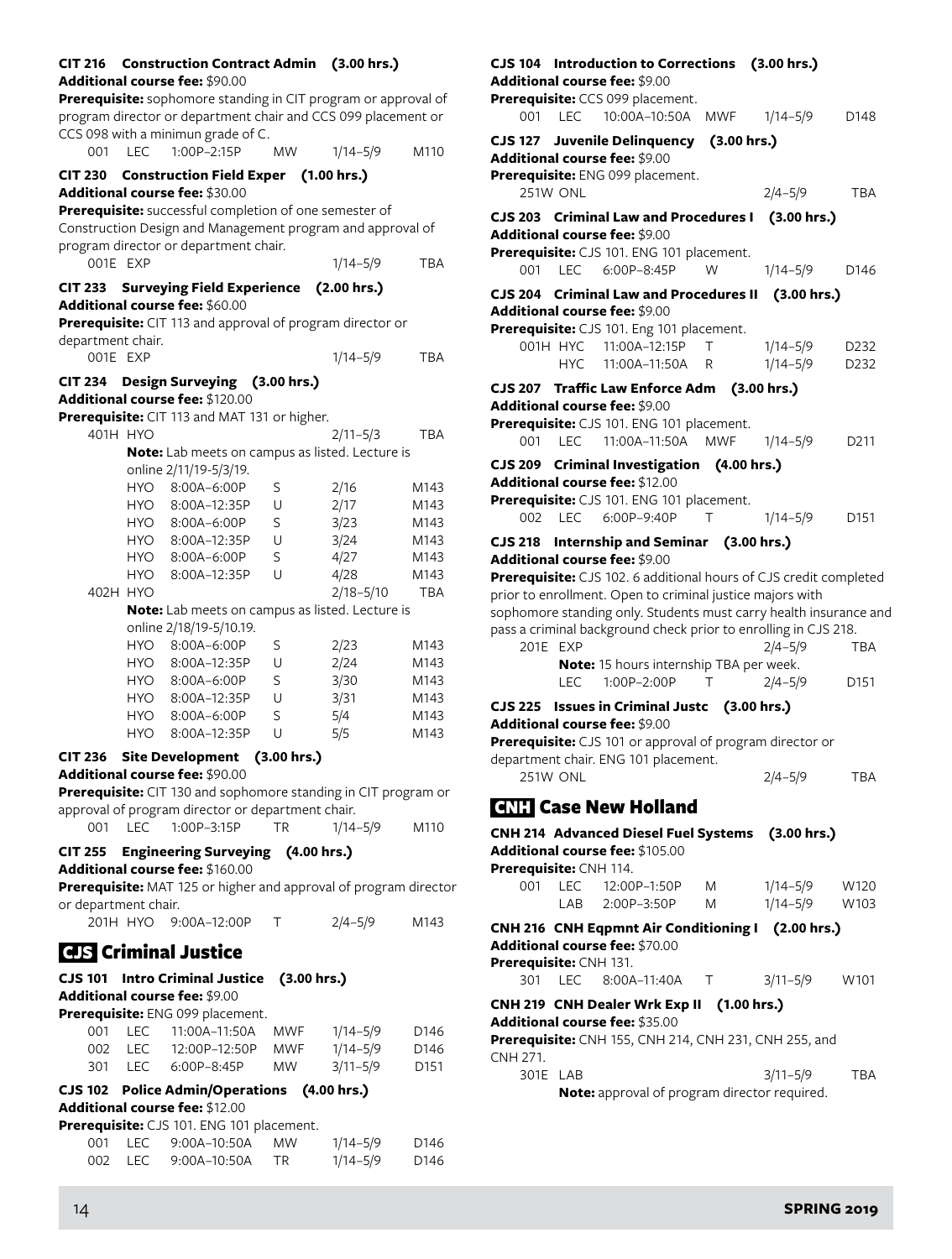**CIT 216 Construction Contract Admin (3.00 hrs.)**
**Additional course fee:** $90.00
**Prerequisite:** sophomore standing in CIT program or approval of program director or department chair and CCS 099 placement or CCS 098 with a minimun grade of C.

| | | | | | |
|---|---|---|---|---|---|
| 001 | LEC | 1:00P–2:15P | MW | 1/14–5/9 | M110 |

**CIT 230 Construction Field Exper (1.00 hrs.)**
**Additional course fee:** $30.00
**Prerequisite:** successful completion of one semester of Construction Design and Management program and approval of program director or department chair.

| | | | | | |
|---|---|---|---|---|---|
| 001E | EXP | | | 1/14–5/9 | TBA |

**CIT 233 Surveying Field Experience (2.00 hrs.)**
**Additional course fee:** $60.00
**Prerequisite:** CIT 113 and approval of program director or department chair.

| | | | | | |
|---|---|---|---|---|---|
| 001E | EXP | | | 1/14–5/9 | TBA |

**CIT 234 Design Surveying (3.00 hrs.)**
**Additional course fee:** $120.00
**Prerequisite:** CIT 113 and MAT 131 or higher.

| | | | | | |
|---|---|---|---|---|---|
| 401H | HYO | | | 2/11–5/3 | TBA |
| | **Note:** Lab meets on campus as listed. Lecture is online 2/11/19-5/3/19. | | | | |
| | HYO | 8:00A–6:00P | S | 2/16 | M143 |
| | HYO | 8:00A–12:35P | U | 2/17 | M143 |
| | HYO | 8:00A–6:00P | S | 3/23 | M143 |
| | HYO | 8:00A–12:35P | U | 3/24 | M143 |
| | HYO | 8:00A–6:00P | S | 4/27 | M143 |
| | HYO | 8:00A–12:35P | U | 4/28 | M143 |
| 402H | HYO | | | 2/18–5/10 | TBA |
| | **Note:** Lab meets on campus as listed. Lecture is online 2/18/19-5/10/19. | | | | |
| | HYO | 8:00A–6:00P | S | 2/23 | M143 |
| | HYO | 8:00A–12:35P | U | 2/24 | M143 |
| | HYO | 8:00A–6:00P | S | 3/30 | M143 |
| | HYO | 8:00A–12:35P | U | 3/31 | M143 |
| | HYO | 8:00A–6:00P | S | 5/4 | M143 |
| | HYO | 8:00A–12:35P | U | 5/5 | M143 |

**CIT 236 Site Development (3.00 hrs.)**
**Additional course fee:** $90.00
**Prerequisite:** CIT 130 and sophomore standing in CIT program or approval of program director or department chair.

| | | | | | |
|---|---|---|---|---|---|
| 001 | LEC | 1:00P–3:15P | TR | 1/14–5/9 | M110 |

**CIT 255 Engineering Surveying (4.00 hrs.)**
**Additional course fee:** $160.00
**Prerequisite:** MAT 125 or higher and approval of program director or department chair.

| | | | | | |
|---|---|---|---|---|---|
| 201H | HYO | 9:00A–12:00P | T | 2/4–5/9 | M143 |

## CJS Criminal Justice

**CJS 101 Intro Criminal Justice (3.00 hrs.)**
**Additional course fee:** $9.00
**Prerequisite:** ENG 099 placement.

| | | | | | |
|---|---|---|---|---|---|
| 001 | LEC | 11:00A–11:50A | MWF | 1/14–5/9 | D146 |
| 002 | LEC | 12:00P–12:50P | MWF | 1/14–5/9 | D146 |
| 301 | LEC | 6:00P–8:45P | MW | 3/11–5/9 | D151 |

**CJS 102 Police Admin/Operations (4.00 hrs.)**
**Additional course fee:** $12.00
**Prerequisite:** CJS 101. ENG 101 placement.

| | | | | | |
|---|---|---|---|---|---|
| 001 | LEC | 9:00A–10:50A | MW | 1/14–5/9 | D146 |
| 002 | LEC | 9:00A–10:50A | TR | 1/14–5/9 | D146 |

**CJS 104 Introduction to Corrections (3.00 hrs.)**
**Additional course fee:** $9.00
**Prerequisite:** CCS 099 placement.

| | | | | | |
|---|---|---|---|---|---|
| 001 | LEC | 10:00A–10:50A | MWF | 1/14–5/9 | D148 |

**CJS 127 Juvenile Delinquency (3.00 hrs.)**
**Additional course fee:** $9.00
**Prerequisite:** ENG 099 placement.

| | | | | | |
|---|---|---|---|---|---|
| 251W | ONL | | | 2/4–5/9 | TBA |

**CJS 203 Criminal Law and Procedures I (3.00 hrs.)**
**Additional course fee:** $9.00
**Prerequisite:** CJS 101. ENG 101 placement.

| | | | | | |
|---|---|---|---|---|---|
| 001 | LEC | 6:00P–8:45P | W | 1/14–5/9 | D146 |

**CJS 204 Criminal Law and Procedures II (3.00 hrs.)**
**Additional course fee:** $9.00
**Prerequisite:** CJS 101. Eng 101 placement.

| | | | | | |
|---|---|---|---|---|---|
| 001H | HYC | 11:00A–12:15P | T | 1/14–5/9 | D232 |
| | HYC | 11:00A–11:50A | R | 1/14–5/9 | D232 |

**CJS 207 Traffic Law Enforce Adm (3.00 hrs.)**
**Additional course fee:** $9.00
**Prerequisite:** CJS 101. ENG 101 placement.

| | | | | | |
|---|---|---|---|---|---|
| 001 | LEC | 11:00A–11:50A | MWF | 1/14–5/9 | D211 |

**CJS 209 Criminal Investigation (4.00 hrs.)**
**Additional course fee:** $12.00
**Prerequisite:** CJS 101. ENG 101 placement.

| | | | | | |
|---|---|---|---|---|---|
| 002 | LEC | 6:00P–9:40P | T | 1/14–5/9 | D151 |

**CJS 218 Internship and Seminar (3.00 hrs.)**
**Additional course fee:** $9.00
**Prerequisite:** CJS 102. 6 additional hours of CJS credit completed prior to enrollment. Open to criminal justice majors with sophomore standing only. Students must carry health insurance and pass a criminal background check prior to enrolling in CJS 218.

| | | | | | |
|---|---|---|---|---|---|
| 201E | EXP | | | 2/4–5/9 | TBA |
| | **Note:** 15 hours internship TBA per week. | | | | |
| | LEC | 1:00P–2:00P | T | 2/4–5/9 | D151 |

**CJS 225 Issues in Criminal Justc (3.00 hrs.)**
**Additional course fee:** $9.00
**Prerequisite:** CJS 101 or approval of program director or department chair. ENG 101 placement.

| | | | | | |
|---|---|---|---|---|---|
| 251W | ONL | | | 2/4–5/9 | TBA |

## CNH Case New Holland

**CNH 214 Advanced Diesel Fuel Systems (3.00 hrs.)**
**Additional course fee:** $105.00
**Prerequisite:** CNH 114.

| | | | | | |
|---|---|---|---|---|---|
| 001 | LEC | 12:00P–1:50P | M | 1/14–5/9 | W120 |
| | LAB | 2:00P–3:50P | M | 1/14–5/9 | W103 |

**CNH 216 CNH Eqpmnt Air Conditioning I (2.00 hrs.)**
**Additional course fee:** $70.00
**Prerequisite:** CNH 131.

| | | | | | |
|---|---|---|---|---|---|
| 301 | LEC | 8:00A–11:40A | T | 3/11–5/9 | W101 |

**CNH 219 CNH Dealer Wrk Exp II (1.00 hrs.)**
**Additional course fee:** $35.00
**Prerequisite:** CNH 155, CNH 214, CNH 231, CNH 255, and CNH 271.

| | | | | | |
|---|---|---|---|---|---|
| 301E | LAB | | | 3/11–5/9 | TBA |
| | **Note:** approval of program director required. | | | | |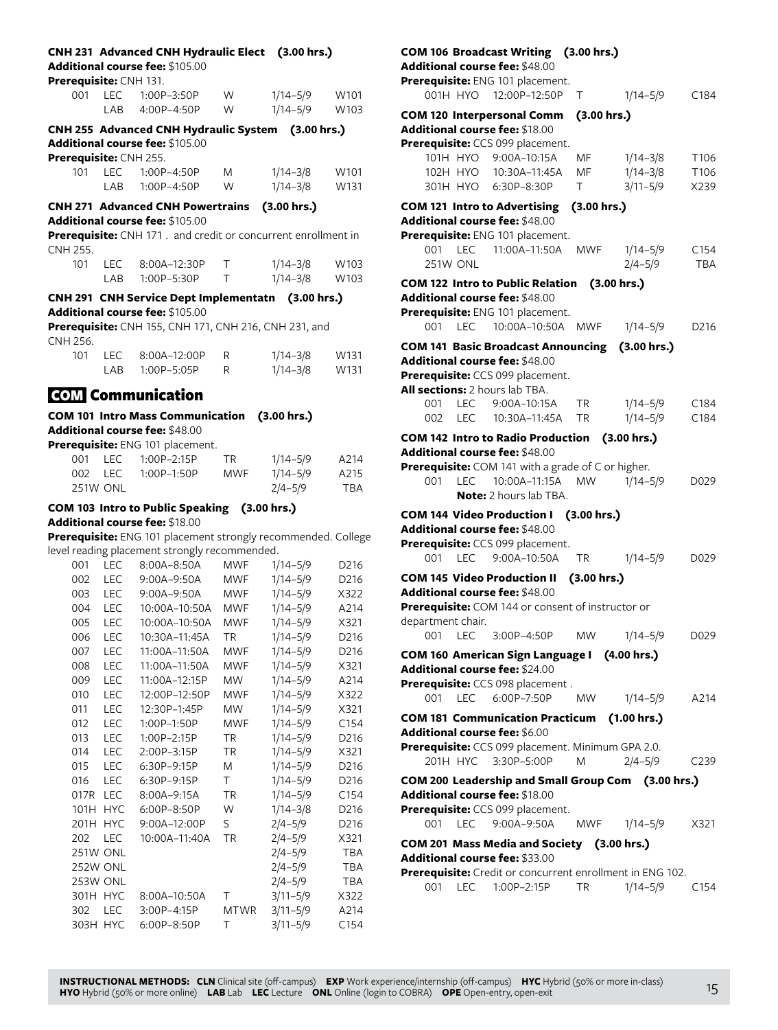### CNH 231 Advanced CNH Hydraulic Elect (3.00 hrs.)

**Additional course fee:** $105.00

**Prerequisite:** CNH 131.

| Section | Method | Time | Days | Dates | Room |
|---|---|---|---|---|---|
| 001 | LEC | 1:00P–3:50P | W | 1/14–5/9 | W101 |
| | LAB | 4:00P–4:50P | W | 1/14–5/9 | W103 |

### CNH 255 Advanced CNH Hydraulic System (3.00 hrs.)

**Additional course fee:** $105.00

**Prerequisite:** CNH 255.

| Section | Method | Time | Days | Dates | Room |
|---|---|---|---|---|---|
| 101 | LEC | 1:00P–4:50P | M | 1/14–3/8 | W101 |
| | LAB | 1:00P–4:50P | W | 1/14–3/8 | W131 |

### CNH 271 Advanced CNH Powertrains (3.00 hrs.)

**Additional course fee:** $105.00

**Prerequisite:** CNH 171 . and credit or concurrent enrollment in CNH 255.

| Section | Method | Time | Days | Dates | Room |
|---|---|---|---|---|---|
| 101 | LEC | 8:00A–12:30P | T | 1/14–3/8 | W103 |
| | LAB | 1:00P–5:30P | T | 1/14–3/8 | W103 |

### CNH 291 CNH Service Dept Implementatn (3.00 hrs.)

**Additional course fee:** $105.00

**Prerequisite:** CNH 155, CNH 171, CNH 216, CNH 231, and CNH 256.

| Section | Method | Time | Days | Dates | Room |
|---|---|---|---|---|---|
| 101 | LEC | 8:00A–12:00P | R | 1/14–3/8 | W131 |
| | LAB | 1:00P–5:05P | R | 1/14–3/8 | W131 |

## COM Communication

### COM 101 Intro Mass Communication (3.00 hrs.)

**Additional course fee:** $48.00

**Prerequisite:** ENG 101 placement.

| Section | Method | Time | Days | Dates | Room |
|---|---|---|---|---|---|
| 001 | LEC | 1:00P–2:15P | TR | 1/14–5/9 | A214 |
| 002 | LEC | 1:00P–1:50P | MWF | 1/14–5/9 | A215 |
| 251W | ONL | | | 2/4–5/9 | TBA |

### COM 103 Intro to Public Speaking (3.00 hrs.)

**Additional course fee:** $18.00

**Prerequisite:** ENG 101 placement strongly recommended. College level reading placement strongly recommended.

| Section | Method | Time | Days | Dates | Room |
|---|---|---|---|---|---|
| 001 | LEC | 8:00A–8:50A | MWF | 1/14–5/9 | D216 |
| 002 | LEC | 9:00A–9:50A | MWF | 1/14–5/9 | D216 |
| 003 | LEC | 9:00A–9:50A | MWF | 1/14–5/9 | X322 |
| 004 | LEC | 10:00A–10:50A | MWF | 1/14–5/9 | A214 |
| 005 | LEC | 10:00A–10:50A | MWF | 1/14–5/9 | X321 |
| 006 | LEC | 10:30A–11:45A | TR | 1/14–5/9 | D216 |
| 007 | LEC | 11:00A–11:50A | MWF | 1/14–5/9 | D216 |
| 008 | LEC | 11:00A–11:50A | MWF | 1/14–5/9 | X321 |
| 009 | LEC | 11:00A–12:15P | MW | 1/14–5/9 | A214 |
| 010 | LEC | 12:00P–12:50P | MWF | 1/14–5/9 | X322 |
| 011 | LEC | 12:30P–1:45P | MW | 1/14–5/9 | X321 |
| 012 | LEC | 1:00P–1:50P | MWF | 1/14–5/9 | C154 |
| 013 | LEC | 1:00P–2:15P | TR | 1/14–5/9 | D216 |
| 014 | LEC | 2:00P–3:15P | TR | 1/14–5/9 | X321 |
| 015 | LEC | 6:30P–9:15P | M | 1/14–5/9 | D216 |
| 016 | LEC | 6:30P–9:15P | T | 1/14–5/9 | D216 |
| 017R | LEC | 8:00A–9:15A | TR | 1/14–5/9 | C154 |
| 101H | HYC | 6:00P–8:50P | W | 1/14–3/8 | D216 |
| 201H | HYC | 9:00A–12:00P | S | 2/4–5/9 | D216 |
| 202 | LEC | 10:00A–11:40A | TR | 2/4–5/9 | X321 |
| 251W | ONL | | | 2/4–5/9 | TBA |
| 252W | ONL | | | 2/4–5/9 | TBA |
| 253W | ONL | | | 2/4–5/9 | TBA |
| 301H | HYC | 8:00A–10:50A | T | 3/11–5/9 | X322 |
| 302 | LEC | 3:00P–4:15P | MTWR | 3/11–5/9 | A214 |
| 303H | HYC | 6:00P–8:50P | T | 3/11–5/9 | C154 |

### COM 106 Broadcast Writing (3.00 hrs.)

**Additional course fee:** $48.00

**Prerequisite:** ENG 101 placement.

| Section | Method | Time | Days | Dates | Room |
|---|---|---|---|---|---|
| 001H | HYO | 12:00P–12:50P | T | 1/14–5/9 | C184 |

### COM 120 Interpersonal Comm (3.00 hrs.)

**Additional course fee:** $18.00

**Prerequisite:** CCS 099 placement.

| Section | Method | Time | Days | Dates | Room |
|---|---|---|---|---|---|
| 101H | HYO | 9:00A–10:15A | MF | 1/14–3/8 | T106 |
| 102H | HYO | 10:30A–11:45A | MF | 1/14–3/8 | T106 |
| 301H | HYO | 6:30P–8:30P | T | 3/11–5/9 | X239 |

### COM 121 Intro to Advertising (3.00 hrs.)

**Additional course fee:** $48.00

**Prerequisite:** ENG 101 placement.

| Section | Method | Time | Days | Dates | Room |
|---|---|---|---|---|---|
| 001 | LEC | 11:00A–11:50A | MWF | 1/14–5/9 | C154 |
| 251W | ONL | | | 2/4–5/9 | TBA |

### COM 122 Intro to Public Relation (3.00 hrs.)

**Additional course fee:** $48.00

**Prerequisite:** ENG 101 placement.

| Section | Method | Time | Days | Dates | Room |
|---|---|---|---|---|---|
| 001 | LEC | 10:00A–10:50A | MWF | 1/14–5/9 | D216 |

### COM 141 Basic Broadcast Announcing (3.00 hrs.)

**Additional course fee:** $48.00

**Prerequisite:** CCS 099 placement.

**All sections:** 2 hours lab TBA.

| Section | Method | Time | Days | Dates | Room |
|---|---|---|---|---|---|
| 001 | LEC | 9:00A–10:15A | TR | 1/14–5/9 | C184 |
| 002 | LEC | 10:30A–11:45A | TR | 1/14–5/9 | C184 |

### COM 142 Intro to Radio Production (3.00 hrs.)

**Additional course fee:** $48.00

**Prerequisite:** COM 141 with a grade of C or higher.

| Section | Method | Time | Days | Dates | Room |
|---|---|---|---|---|---|
| 001 | LEC | 10:00A–11:15A | MW | 1/14–5/9 | D029 |

**Note:** 2 hours lab TBA.

### COM 144 Video Production I (3.00 hrs.)

**Additional course fee:** $48.00

**Prerequisite:** CCS 099 placement.

| Section | Method | Time | Days | Dates | Room |
|---|---|---|---|---|---|
| 001 | LEC | 9:00A–10:50A | TR | 1/14–5/9 | D029 |

### COM 145 Video Production II (3.00 hrs.)

**Additional course fee:** $48.00

**Prerequisite:** COM 144 or consent of instructor or department chair.

| Section | Method | Time | Days | Dates | Room |
|---|---|---|---|---|---|
| 001 | LEC | 3:00P–4:50P | MW | 1/14–5/9 | D029 |

### COM 160 American Sign Language I (4.00 hrs.)

**Additional course fee:** $24.00

**Prerequisite:** CCS 098 placement .

| Section | Method | Time | Days | Dates | Room |
|---|---|---|---|---|---|
| 001 | LEC | 6:00P–7:50P | MW | 1/14–5/9 | A214 |

### COM 181 Communication Practicum (1.00 hrs.)

**Additional course fee:** $6.00

**Prerequisite:** CCS 099 placement. Minimum GPA 2.0.

| Section | Method | Time | Days | Dates | Room |
|---|---|---|---|---|---|
| 201H | HYC | 3:30P–5:00P | M | 2/4–5/9 | C239 |

### COM 200 Leadership and Small Group Com (3.00 hrs.)

**Additional course fee:** $18.00

**Prerequisite:** CCS 099 placement.

| Section | Method | Time | Days | Dates | Room |
|---|---|---|---|---|---|
| 001 | LEC | 9:00A–9:50A | MWF | 1/14–5/9 | X321 |

### COM 201 Mass Media and Society (3.00 hrs.)

**Additional course fee:** $33.00

**Prerequisite:** Credit or concurrent enrollment in ENG 102.

| Section | Method | Time | Days | Dates | Room |
|---|---|---|---|---|---|
| 001 | LEC | 1:00P–2:15P | TR | 1/14–5/9 | C154 |

**INSTRUCTIONAL METHODS: CLN** Clinical site (off-campus) **EXP** Work experience/internship (off-campus) **HYC** Hybrid (50% or more in-class) **HYO** Hybrid (50% or more online) **LAB** Lab **LEC** Lecture **ONL** Online (login to COBRA) **OPE** Open-entry, open-exit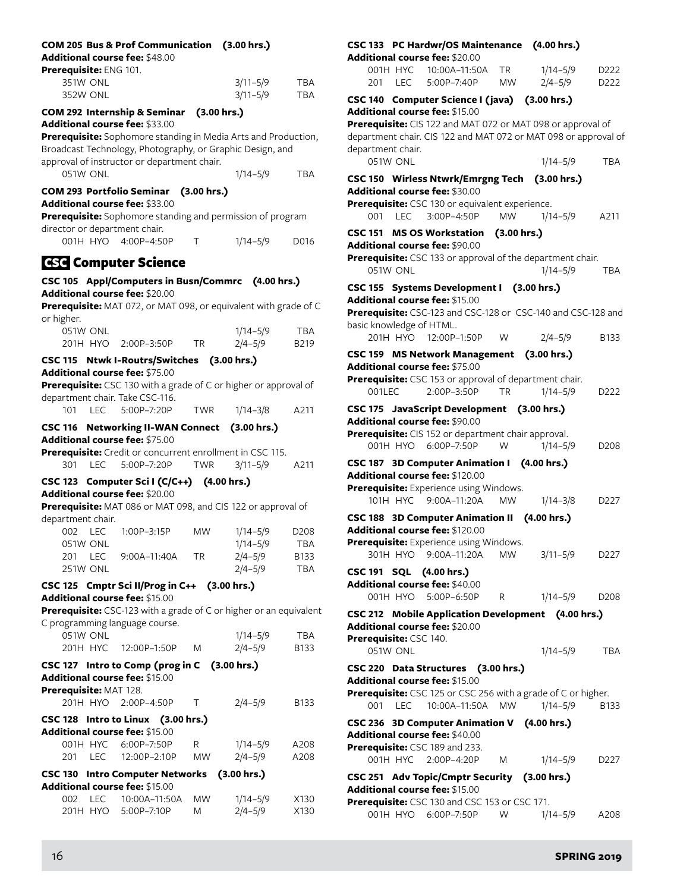**COM 205 Bus & Prof Communication (3.00 hrs.)**
**Additional course fee:** $48.00
**Prerequisite:** ENG 101.

| | | | | | |
|---|---|---|---|---|---|
| 351W | ONL | | | 3/11–5/9 | TBA |
| 352W | ONL | | | 3/11–5/9 | TBA |

**COM 292 Internship & Seminar (3.00 hrs.)**
**Additional course fee:** $33.00
**Prerequisite:** Sophomore standing in Media Arts and Production, Broadcast Technology, Photography, or Graphic Design, and approval of instructor or department chair.

| | | | | | |
|---|---|---|---|---|---|
| 051W | ONL | | | 1/14–5/9 | TBA |

**COM 293 Portfolio Seminar (3.00 hrs.)**
**Additional course fee:** $33.00
**Prerequisite:** Sophomore standing and permission of program director or department chair.

| | | | | | |
|---|---|---|---|---|---|
| 001H | HYO | 4:00P–4:50P | T | 1/14–5/9 | D016 |

## CSC Computer Science

**CSC 105 Appl/Computers in Busn/Commrc (4.00 hrs.)**
**Additional course fee:** $20.00
**Prerequisite:** MAT 072, or MAT 098, or equivalent with grade of C or higher.

| | | | | | |
|---|---|---|---|---|---|
| 051W | ONL | | | 1/14–5/9 | TBA |
| 201H | HYO | 2:00P–3:50P | TR | 2/4–5/9 | B219 |

**CSC 115 Ntwk I-Routrs/Switches (3.00 hrs.)**
**Additional course fee:** $75.00
**Prerequisite:** CSC 130 with a grade of C or higher or approval of department chair. Take CSC-116.

| | | | | | |
|---|---|---|---|---|---|
| 101 | LEC | 5:00P–7:20P | TWR | 1/14–3/8 | A211 |

**CSC 116 Networking II-WAN Connect (3.00 hrs.)**
**Additional course fee:** $75.00
**Prerequisite:** Credit or concurrent enrollment in CSC 115.

| | | | | | |
|---|---|---|---|---|---|
| 301 | LEC | 5:00P–7:20P | TWR | 3/11–5/9 | A211 |

**CSC 123 Computer Sci I (C/C++) (4.00 hrs.)**
**Additional course fee:** $20.00
**Prerequisite:** MAT 086 or MAT 098, and CIS 122 or approval of department chair.

| | | | | | |
|---|---|---|---|---|---|
| 002 | LEC | 1:00P–3:15P | MW | 1/14–5/9 | D208 |
| 051W | ONL | | | 1/14–5/9 | TBA |
| 201 | LEC | 9:00A–11:40A | TR | 2/4–5/9 | B133 |
| 251W | ONL | | | 2/4–5/9 | TBA |

**CSC 125 Cmptr Sci II/Prog in C++ (3.00 hrs.)**
**Additional course fee:** $15.00
**Prerequisite:** CSC-123 with a grade of C or higher or an equivalent C programming language course.

| | | | | | |
|---|---|---|---|---|---|
| 051W | ONL | | | 1/14–5/9 | TBA |
| 201H | HYC | 12:00P–1:50P | M | 2/4–5/9 | B133 |

**CSC 127 Intro to Comp (prog in C (3.00 hrs.)**
**Additional course fee:** $15.00
**Prerequisite:** MAT 128.

| | | | | | |
|---|---|---|---|---|---|
| 201H | HYO | 2:00P–4:50P | T | 2/4–5/9 | B133 |

**CSC 128 Intro to Linux (3.00 hrs.)**
**Additional course fee:** $15.00

| | | | | | |
|---|---|---|---|---|---|
| 001H | HYC | 6:00P–7:50P | R | 1/14–5/9 | A208 |
| 201 | LEC | 12:00P–2:10P | MW | 2/4–5/9 | A208 |

**CSC 130 Intro Computer Networks (3.00 hrs.)**
**Additional course fee:** $15.00

| | | | | | |
|---|---|---|---|---|---|
| 002 | LEC | 10:00A–11:50A | MW | 1/14–5/9 | X130 |
| 201H | HYO | 5:00P–7:10P | M | 2/4–5/9 | X130 |

**CSC 133 PC Hardwr/OS Maintenance (4.00 hrs.)**
**Additional course fee:** $20.00

| | | | | | |
|---|---|---|---|---|---|
| 001H | HYC | 10:00A–11:50A | TR | 1/14–5/9 | D222 |
| 201 | LEC | 5:00P–7:40P | MW | 2/4–5/9 | D222 |

**CSC 140 Computer Science I (java) (3.00 hrs.)**
**Additional course fee:** $15.00
**Prerequisite:** CIS 122 and MAT 072 or MAT 098 or approval of department chair. CIS 122 and MAT 072 or MAT 098 or approval of department chair.

| | | | | | |
|---|---|---|---|---|---|
| 051W | ONL | | | 1/14–5/9 | TBA |

**CSC 150 Wirless Ntwrk/Emrgng Tech (3.00 hrs.)**
**Additional course fee:** $30.00
**Prerequisite:** CSC 130 or equivalent experience.

| | | | | | |
|---|---|---|---|---|---|
| 001 | LEC | 3:00P–4:50P | MW | 1/14–5/9 | A211 |

**CSC 151 MS OS Workstation (3.00 hrs.)**
**Additional course fee:** $90.00
**Prerequisite:** CSC 133 or approval of the department chair.

| | | | | | |
|---|---|---|---|---|---|
| 051W | ONL | | | 1/14–5/9 | TBA |

**CSC 155 Systems Development I (3.00 hrs.)**
**Additional course fee:** $15.00
**Prerequisite:** CSC-123 and CSC-128 or CSC-140 and CSC-128 and basic knowledge of HTML.

| | | | | | |
|---|---|---|---|---|---|
| 201H | HYO | 12:00P–1:50P | W | 2/4–5/9 | B133 |

**CSC 159 MS Network Management (3.00 hrs.)**
**Additional course fee:** $75.00
**Prerequisite:** CSC 153 or approval of department chair.

| | | | | | |
|---|---|---|---|---|---|
| 001 | LEC | 2:00P–3:50P | TR | 1/14–5/9 | D222 |

**CSC 175 JavaScript Development (3.00 hrs.)**
**Additional course fee:** $90.00
**Prerequisite:** CIS 152 or department chair approval.

| | | | | | |
|---|---|---|---|---|---|
| 001H | HYO | 6:00P–7:50P | W | 1/14–5/9 | D208 |

**CSC 187 3D Computer Animation I (4.00 hrs.)**
**Additional course fee:** $120.00
**Prerequisite:** Experience using Windows.

| | | | | | |
|---|---|---|---|---|---|
| 101H | HYC | 9:00A–11:20A | MW | 1/14–3/8 | D227 |

**CSC 188 3D Computer Animation II (4.00 hrs.)**
**Additional course fee:** $120.00
**Prerequisite:** Experience using Windows.

| | | | | | |
|---|---|---|---|---|---|
| 301H | HYO | 9:00A–11:20A | MW | 3/11–5/9 | D227 |

**CSC 191 SQL (4.00 hrs.)**
**Additional course fee:** $40.00

| | | | | | |
|---|---|---|---|---|---|
| 001H | HYO | 5:00P–6:50P | R | 1/14–5/9 | D208 |

**CSC 212 Mobile Application Development (4.00 hrs.)**
**Additional course fee:** $20.00
**Prerequisite:** CSC 140.

| | | | | | |
|---|---|---|---|---|---|
| 051W | ONL | | | 1/14–5/9 | TBA |

**CSC 220 Data Structures (3.00 hrs.)**
**Additional course fee:** $15.00
**Prerequisite:** CSC 125 or CSC 256 with a grade of C or higher.

| | | | | | |
|---|---|---|---|---|---|
| 001 | LEC | 10:00A–11:50A | MW | 1/14–5/9 | B133 |

**CSC 236 3D Computer Animation V (4.00 hrs.)**
**Additional course fee:** $40.00
**Prerequisite:** CSC 189 and 233.

| | | | | | |
|---|---|---|---|---|---|
| 001H | HYC | 2:00P–4:20P | M | 1/14–5/9 | D227 |

**CSC 251 Adv Topic/Cmptr Security (3.00 hrs.)**
**Additional course fee:** $15.00
**Prerequisite:** CSC 130 and CSC 153 or CSC 171.

| | | | | | |
|---|---|---|---|---|---|
| 001H | HYO | 6:00P–7:50P | W | 1/14–5/9 | A208 |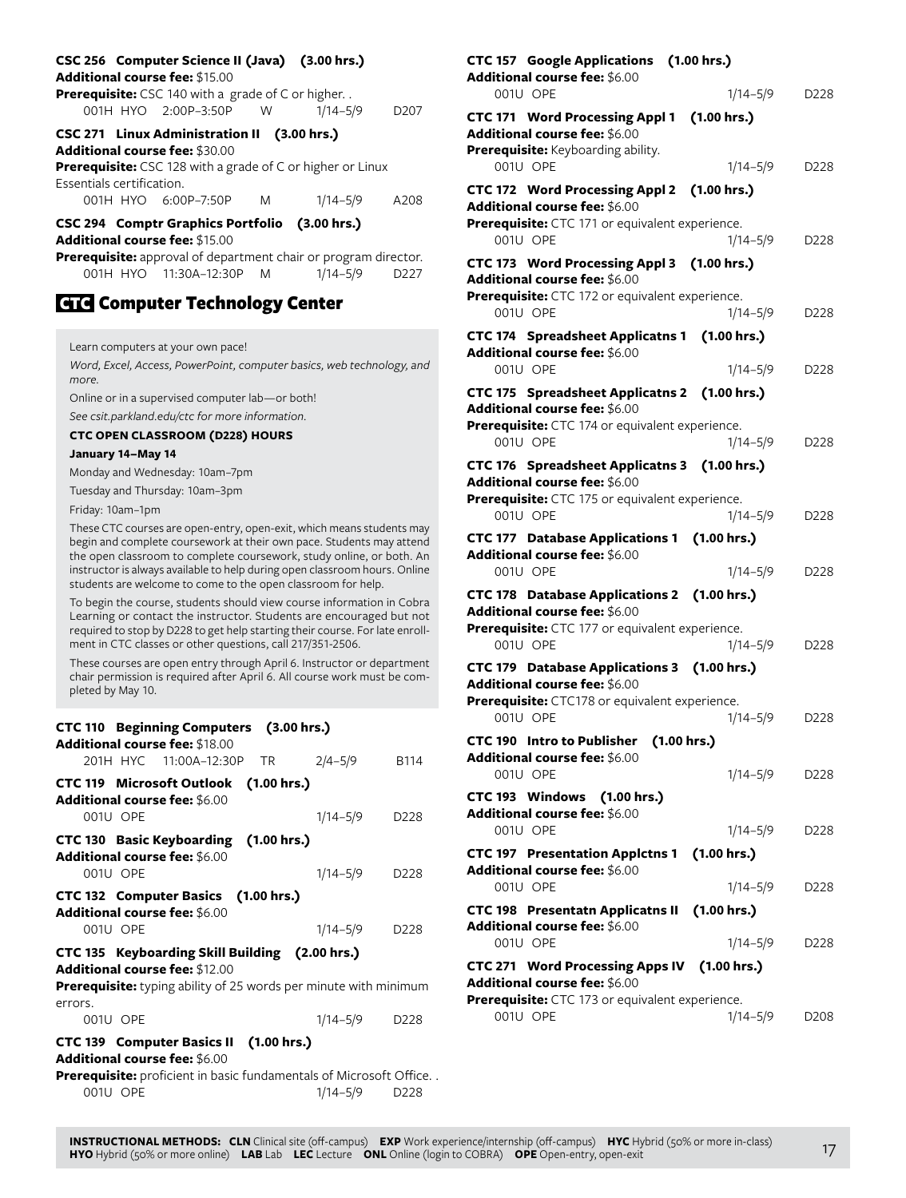**CSC 256 Computer Science II (Java) (3.00 hrs.)**
**Additional course fee:** $15.00
**Prerequisite:** CSC 140 with a grade of C or higher. .

001H HYO 2:00P–3:50P W 1/14–5/9 D207

**CSC 271 Linux Administration II (3.00 hrs.)**
**Additional course fee:** $30.00
**Prerequisite:** CSC 128 with a grade of C or higher or Linux Essentials certification.

001H HYO 6:00P–7:50P M 1/14–5/9 A208

**CSC 294 Comptr Graphics Portfolio (3.00 hrs.)**
**Additional course fee:** $15.00
**Prerequisite:** approval of department chair or program director.

001H HYO 11:30A–12:30P M 1/14–5/9 D227

## CTC Computer Technology Center

Learn computers at your own pace!

*Word, Excel, Access, PowerPoint, computer basics, web technology, and more.*

Online or in a supervised computer lab—or both!

*See csit.parkland.edu/ctc for more information.*

**CTC OPEN CLASSROOM (D228) HOURS**

**January 14–May 14**

Monday and Wednesday: 10am–7pm

Tuesday and Thursday: 10am–3pm

Friday: 10am–1pm

These CTC courses are open-entry, open-exit, which means students may begin and complete coursework at their own pace. Students may attend the open classroom to complete coursework, study online, or both. An instructor is always available to help during open classroom hours. Online students are welcome to come to the open classroom for help.

To begin the course, students should view course information in Cobra Learning or contact the instructor. Students are encouraged but not required to stop by D228 to get help starting their course. For late enrollment in CTC classes or other questions, call 217/351-2506.

These courses are open entry through April 6. Instructor or department chair permission is required after April 6. All course work must be completed by May 10.

**CTC 110 Beginning Computers (3.00 hrs.)**
**Additional course fee:** $18.00

201H HYC 11:00A–12:30P TR 2/4–5/9 B114

**CTC 119 Microsoft Outlook (1.00 hrs.)**
**Additional course fee:** $6.00

001U OPE 1/14–5/9 D228

**CTC 130 Basic Keyboarding (1.00 hrs.)**
**Additional course fee:** $6.00

001U OPE 1/14–5/9 D228

**CTC 132 Computer Basics (1.00 hrs.)**
**Additional course fee:** $6.00

001U OPE 1/14–5/9 D228

**CTC 135 Keyboarding Skill Building (2.00 hrs.)**
**Additional course fee:** $12.00
**Prerequisite:** typing ability of 25 words per minute with minimum errors.

001U OPE 1/14–5/9 D228

**CTC 139 Computer Basics II (1.00 hrs.)**
**Additional course fee:** $6.00
**Prerequisite:** proficient in basic fundamentals of Microsoft Office. .

001U OPE 1/14–5/9 D228

**CTC 157 Google Applications (1.00 hrs.)**
**Additional course fee:** $6.00

001U OPE 1/14–5/9 D228

**CTC 171 Word Processing Appl 1 (1.00 hrs.)**
**Additional course fee:** $6.00
**Prerequisite:** Keyboarding ability.

001U OPE 1/14–5/9 D228

**CTC 172 Word Processing Appl 2 (1.00 hrs.)**
**Additional course fee:** $6.00
**Prerequisite:** CTC 171 or equivalent experience.

001U OPE 1/14–5/9 D228

**CTC 173 Word Processing Appl 3 (1.00 hrs.)**
**Additional course fee:** $6.00
**Prerequisite:** CTC 172 or equivalent experience.

001U OPE 1/14–5/9 D228

**CTC 174 Spreadsheet Applicatns 1 (1.00 hrs.)**
**Additional course fee:** $6.00

001U OPE 1/14–5/9 D228

**CTC 175 Spreadsheet Applicatns 2 (1.00 hrs.)**
**Additional course fee:** $6.00
**Prerequisite:** CTC 174 or equivalent experience.

001U OPE 1/14–5/9 D228

**CTC 176 Spreadsheet Applicatns 3 (1.00 hrs.)**
**Additional course fee:** $6.00
**Prerequisite:** CTC 175 or equivalent experience.

001U OPE 1/14–5/9 D228

**CTC 177 Database Applications 1 (1.00 hrs.)**
**Additional course fee:** $6.00

001U OPE 1/14–5/9 D228

**CTC 178 Database Applications 2 (1.00 hrs.)**
**Additional course fee:** $6.00
**Prerequisite:** CTC 177 or equivalent experience.

001U OPE 1/14–5/9 D228

**CTC 179 Database Applications 3 (1.00 hrs.)**
**Additional course fee:** $6.00
**Prerequisite:** CTC178 or equivalent experience.

001U OPE 1/14–5/9 D228

**CTC 190 Intro to Publisher (1.00 hrs.)**
**Additional course fee:** $6.00

001U OPE 1/14–5/9 D228

**CTC 193 Windows (1.00 hrs.)**
**Additional course fee:** $6.00

001U OPE 1/14–5/9 D228

**CTC 197 Presentation Applctns 1 (1.00 hrs.)**
**Additional course fee:** $6.00

001U OPE 1/14–5/9 D228

**CTC 198 Presentatn Applicatns II (1.00 hrs.)**
**Additional course fee:** $6.00

001U OPE 1/14–5/9 D228

**CTC 271 Word Processing Apps IV (1.00 hrs.)**
**Additional course fee:** $6.00
**Prerequisite:** CTC 173 or equivalent experience.

001U OPE 1/14–5/9 D208

**INSTRUCTIONAL METHODS: CLN** Clinical site (off-campus) **EXP** Work experience/internship (off-campus) **HYC** Hybrid (50% or more in-class) **HYO** Hybrid (50% or more online) **LAB** Lab **LEC** Lecture **ONL** Online (login to COBRA) **OPE** Open-entry, open-exit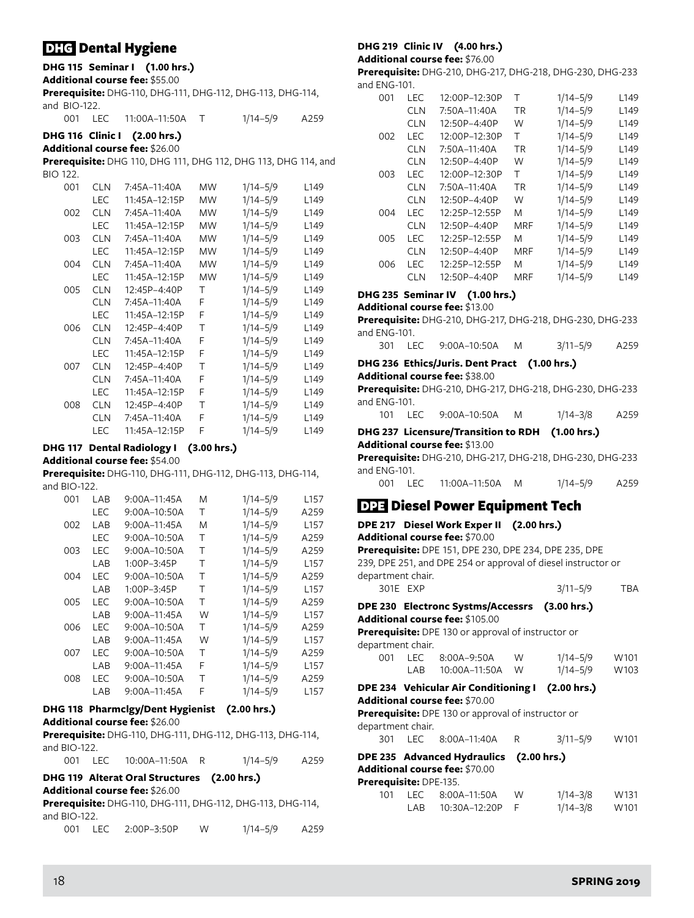## DHG Dental Hygiene

### DHG 115 Seminar I (1.00 hrs.)

**Additional course fee:** $55.00
**Prerequisite:** DHG-110, DHG-111, DHG-112, DHG-113, DHG-114, and BIO-122.

| Section | Type | Time | Days | Dates | Room |
|---|---|---|---|---|---|
| 001 | LEC | 11:00A–11:50A | T | 1/14–5/9 | A259 |

### DHG 116 Clinic I (2.00 hrs.)

**Additional course fee:** $26.00
**Prerequisite:** DHG 110, DHG 111, DHG 112, DHG 113, DHG 114, and BIO 122.

| Section | Type | Time | Days | Dates | Room |
|---|---|---|---|---|---|
| 001 | CLN | 7:45A–11:40A | MW | 1/14–5/9 | L149 |
| | LEC | 11:45A–12:15P | MW | 1/14–5/9 | L149 |
| 002 | CLN | 7:45A–11:40A | MW | 1/14–5/9 | L149 |
| | LEC | 11:45A–12:15P | MW | 1/14–5/9 | L149 |
| 003 | CLN | 7:45A–11:40A | MW | 1/14–5/9 | L149 |
| | LEC | 11:45A–12:15P | MW | 1/14–5/9 | L149 |
| 004 | CLN | 7:45A–11:40A | MW | 1/14–5/9 | L149 |
| | LEC | 11:45A–12:15P | MW | 1/14–5/9 | L149 |
| 005 | CLN | 12:45P–4:40P | T | 1/14–5/9 | L149 |
| | CLN | 7:45A–11:40A | F | 1/14–5/9 | L149 |
| | LEC | 11:45A–12:15P | F | 1/14–5/9 | L149 |
| 006 | CLN | 12:45P–4:40P | T | 1/14–5/9 | L149 |
| | CLN | 7:45A–11:40A | F | 1/14–5/9 | L149 |
| | LEC | 11:45A–12:15P | F | 1/14–5/9 | L149 |
| 007 | CLN | 12:45P–4:40P | T | 1/14–5/9 | L149 |
| | CLN | 7:45A–11:40A | F | 1/14–5/9 | L149 |
| | LEC | 11:45A–12:15P | F | 1/14–5/9 | L149 |
| 008 | CLN | 12:45P–4:40P | T | 1/14–5/9 | L149 |
| | CLN | 7:45A–11:40A | F | 1/14–5/9 | L149 |
| | LEC | 11:45A–12:15P | F | 1/14–5/9 | L149 |

### DHG 117 Dental Radiology I (3.00 hrs.)

**Additional course fee:** $54.00
**Prerequisite:** DHG-110, DHG-111, DHG-112, DHG-113, DHG-114, and BIO-122.

| Section | Type | Time | Days | Dates | Room |
|---|---|---|---|---|---|
| 001 | LAB | 9:00A–11:45A | M | 1/14–5/9 | L157 |
| | LEC | 9:00A–10:50A | T | 1/14–5/9 | A259 |
| 002 | LAB | 9:00A–11:45A | M | 1/14–5/9 | L157 |
| | LEC | 9:00A–10:50A | T | 1/14–5/9 | A259 |
| 003 | LEC | 9:00A–10:50A | T | 1/14–5/9 | A259 |
| | LAB | 1:00P–3:45P | T | 1/14–5/9 | L157 |
| 004 | LEC | 9:00A–10:50A | T | 1/14–5/9 | A259 |
| | LAB | 1:00P–3:45P | T | 1/14–5/9 | L157 |
| 005 | LEC | 9:00A–10:50A | T | 1/14–5/9 | A259 |
| | LAB | 9:00A–11:45A | W | 1/14–5/9 | L157 |
| 006 | LEC | 9:00A–10:50A | T | 1/14–5/9 | A259 |
| | LAB | 9:00A–11:45A | W | 1/14–5/9 | L157 |
| 007 | LEC | 9:00A–10:50A | T | 1/14–5/9 | A259 |
| | LAB | 9:00A–11:45A | F | 1/14–5/9 | L157 |
| 008 | LEC | 9:00A–10:50A | T | 1/14–5/9 | A259 |
| | LAB | 9:00A–11:45A | F | 1/14–5/9 | L157 |

### DHG 118 Pharmclgy/Dent Hygienist (2.00 hrs.)

**Additional course fee:** $26.00
**Prerequisite:** DHG-110, DHG-111, DHG-112, DHG-113, DHG-114, and BIO-122.

| Section | Type | Time | Days | Dates | Room |
|---|---|---|---|---|---|
| 001 | LEC | 10:00A–11:50A | R | 1/14–5/9 | A259 |

### DHG 119 Alterat Oral Structures (2.00 hrs.)

**Additional course fee:** $26.00
**Prerequisite:** DHG-110, DHG-111, DHG-112, DHG-113, DHG-114, and BIO-122.

| Section | Type | Time | Days | Dates | Room |
|---|---|---|---|---|---|
| 001 | LEC | 2:00P–3:50P | W | 1/14–5/9 | A259 |

### DHG 219 Clinic IV (4.00 hrs.)

**Additional course fee:** $76.00
**Prerequisite:** DHG-210, DHG-217, DHG-218, DHG-230, DHG-233 and ENG-101.

| Section | Type | Time | Days | Dates | Room |
|---|---|---|---|---|---|
| 001 | LEC | 12:00P–12:30P | T | 1/14–5/9 | L149 |
| | CLN | 7:50A–11:40A | TR | 1/14–5/9 | L149 |
| | CLN | 12:50P–4:40P | W | 1/14–5/9 | L149 |
| 002 | LEC | 12:00P–12:30P | T | 1/14–5/9 | L149 |
| | CLN | 7:50A–11:40A | TR | 1/14–5/9 | L149 |
| | CLN | 12:50P–4:40P | W | 1/14–5/9 | L149 |
| 003 | LEC | 12:00P–12:30P | T | 1/14–5/9 | L149 |
| | CLN | 7:50A–11:40A | TR | 1/14–5/9 | L149 |
| | CLN | 12:50P–4:40P | W | 1/14–5/9 | L149 |
| 004 | LEC | 12:25P–12:55P | M | 1/14–5/9 | L149 |
| | CLN | 12:50P–4:40P | MRF | 1/14–5/9 | L149 |
| 005 | LEC | 12:25P–12:55P | M | 1/14–5/9 | L149 |
| | CLN | 12:50P–4:40P | MRF | 1/14–5/9 | L149 |
| 006 | LEC | 12:25P–12:55P | M | 1/14–5/9 | L149 |
| | CLN | 12:50P–4:40P | MRF | 1/14–5/9 | L149 |

### DHG 235 Seminar IV (1.00 hrs.)

**Additional course fee:** $13.00
**Prerequisite:** DHG-210, DHG-217, DHG-218, DHG-230, DHG-233 and ENG-101.

| Section | Type | Time | Days | Dates | Room |
|---|---|---|---|---|---|
| 301 | LEC | 9:00A–10:50A | M | 3/11–5/9 | A259 |

### DHG 236 Ethics/Juris. Dent Pract (1.00 hrs.)

**Additional course fee:** $38.00
**Prerequisite:** DHG-210, DHG-217, DHG-218, DHG-230, DHG-233 and ENG-101.

| Section | Type | Time | Days | Dates | Room |
|---|---|---|---|---|---|
| 101 | LEC | 9:00A–10:50A | M | 1/14–3/8 | A259 |

### DHG 237 Licensure/Transition to RDH (1.00 hrs.)

**Additional course fee:** $13.00
**Prerequisite:** DHG-210, DHG-217, DHG-218, DHG-230, DHG-233 and ENG-101.

| Section | Type | Time | Days | Dates | Room |
|---|---|---|---|---|---|
| 001 | LEC | 11:00A–11:50A | M | 1/14–5/9 | A259 |

## DPE Diesel Power Equipment Tech

### DPE 217 Diesel Work Exper II (2.00 hrs.)

**Additional course fee:** $70.00
**Prerequisite:** DPE 151, DPE 230, DPE 234, DPE 235, DPE 239, DPE 251, and DPE 254 or approval of diesel instructor or department chair.

| Section | Type | Time | Days | Dates | Room |
|---|---|---|---|---|---|
| 301E | EXP | | | 3/11–5/9 | TBA |

### DPE 230 Electronc Systms/Accessrs (3.00 hrs.)

**Additional course fee:** $105.00
**Prerequisite:** DPE 130 or approval of instructor or department chair.

| Section | Type | Time | Days | Dates | Room |
|---|---|---|---|---|---|
| 001 | LEC | 8:00A–9:50A | W | 1/14–5/9 | W101 |
| | LAB | 10:00A–11:50A | W | 1/14–5/9 | W103 |

### DPE 234 Vehicular Air Conditioning I (2.00 hrs.)

**Additional course fee:** $70.00
**Prerequisite:** DPE 130 or approval of instructor or department chair.

| Section | Type | Time | Days | Dates | Room |
|---|---|---|---|---|---|
| 301 | LEC | 8:00A–11:40A | R | 3/11–5/9 | W101 |

### DPE 235 Advanced Hydraulics (2.00 hrs.)

**Additional course fee:** $70.00
**Prerequisite:** DPE-135.

| Section | Type | Time | Days | Dates | Room |
|---|---|---|---|---|---|
| 101 | LEC | 8:00A–11:50A | W | 1/14–3/8 | W131 |
| | LAB | 10:30A–12:20P | F | 1/14–3/8 | W101 |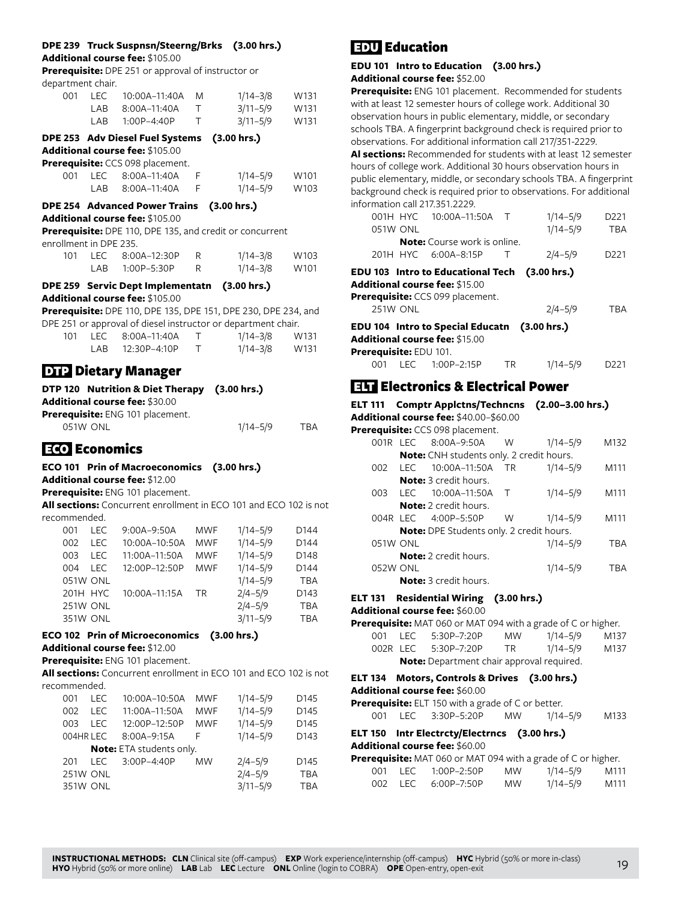**DPE 239 Truck Suspnsn/Steerng/Brks (3.00 hrs.)**
**Additional course fee:** $105.00
**Prerequisite:** DPE 251 or approval of instructor or department chair.

| | | | | | |
|---|---|---|---|---|---|
| 001 | LEC | 10:00A–11:40A | M | 1/14–3/8 | W131 |
| | LAB | 8:00A–11:40A | T | 3/11–5/9 | W131 |
| | LAB | 1:00P–4:40P | T | 3/11–5/9 | W131 |

**DPE 253 Adv Diesel Fuel Systems (3.00 hrs.)**
**Additional course fee:** $105.00
**Prerequisite:** CCS 098 placement.

| | | | | | |
|---|---|---|---|---|---|
| 001 | LEC | 8:00A–11:40A | F | 1/14–5/9 | W101 |
| | LAB | 8:00A–11:40A | F | 1/14–5/9 | W103 |

**DPE 254 Advanced Power Trains (3.00 hrs.)**
**Additional course fee:** $105.00
**Prerequisite:** DPE 110, DPE 135, and credit or concurrent enrollment in DPE 235.

| | | | | | |
|---|---|---|---|---|---|
| 101 | LEC | 8:00A–12:30P | R | 1/14–3/8 | W103 |
| | LAB | 1:00P–5:30P | R | 1/14–3/8 | W101 |

**DPE 259 Servic Dept Implementatn (3.00 hrs.)**
**Additional course fee:** $105.00
**Prerequisite:** DPE 110, DPE 135, DPE 151, DPE 230, DPE 234, and DPE 251 or approval of diesel instructor or department chair.

| | | | | | |
|---|---|---|---|---|---|
| 101 | LEC | 8:00A–11:40A | T | 1/14–3/8 | W131 |
| | LAB | 12:30P–4:10P | T | 1/14–3/8 | W131 |

## DTP Dietary Manager

**DTP 120 Nutrition & Diet Therapy (3.00 hrs.)**
**Additional course fee:** $30.00
**Prerequisite:** ENG 101 placement.

| | | | | | |
|---|---|---|---|---|---|
| 051W | ONL | | | 1/14–5/9 | TBA |

## ECO Economics

**ECO 101 Prin of Macroeconomics (3.00 hrs.)**
**Additional course fee:** $12.00
**Prerequisite:** ENG 101 placement.
**All sections:** Concurrent enrollment in ECO 101 and ECO 102 is not recommended.

| | | | | | |
|---|---|---|---|---|---|
| 001 | LEC | 9:00A–9:50A | MWF | 1/14–5/9 | D144 |
| 002 | LEC | 10:00A–10:50A | MWF | 1/14–5/9 | D144 |
| 003 | LEC | 11:00A–11:50A | MWF | 1/14–5/9 | D148 |
| 004 | LEC | 12:00P–12:50P | MWF | 1/14–5/9 | D144 |
| 051W | ONL | | | 1/14–5/9 | TBA |
| 201H | HYC | 10:00A–11:15A | TR | 2/4–5/9 | D143 |
| 251W | ONL | | | 2/4–5/9 | TBA |
| 351W | ONL | | | 3/11–5/9 | TBA |

**ECO 102 Prin of Microeconomics (3.00 hrs.)**
**Additional course fee:** $12.00
**Prerequisite:** ENG 101 placement.
**All sections:** Concurrent enrollment in ECO 101 and ECO 102 is not recommended.

| | | | | | |
|---|---|---|---|---|---|
| 001 | LEC | 10:00A–10:50A | MWF | 1/14–5/9 | D145 |
| 002 | LEC | 11:00A–11:50A | MWF | 1/14–5/9 | D145 |
| 003 | LEC | 12:00P–12:50P | MWF | 1/14–5/9 | D145 |
| 004HR | LEC | 8:00A–9:15A | F | 1/14–5/9 | D143 |
| | **Note:** ETA students only. | | | | |
| 201 | LEC | 3:00P–4:40P | MW | 2/4–5/9 | D145 |
| 251W | ONL | | | 2/4–5/9 | TBA |
| 351W | ONL | | | 3/11–5/9 | TBA |

## EDU Education

**EDU 101 Intro to Education (3.00 hrs.)**
**Additional course fee:** $52.00
**Prerequisite:** ENG 101 placement. Recommended for students with at least 12 semester hours of college work. Additional 30 observation hours in public elementary, middle, or secondary schools TBA. A fingerprint background check is required prior to observations. For additional information call 217/351-2229.
**Al sections:** Recommended for students with at least 12 semester hours of college work. Additional 30 hours observation hours in public elementary, middle, or secondary schools TBA. A fingerprint background check is required prior to observations. For additional information call 217.351.2229.

| | | | | | |
|---|---|---|---|---|---|
| 001H | HYC | 10:00A–11:50A | T | 1/14–5/9 | D221 |
| 051W | ONL | | | 1/14–5/9 | TBA |
| | **Note:** Course work is online. | | | | |
| 201H | HYC | 6:00A–8:15P | T | 2/4–5/9 | D221 |

**EDU 103 Intro to Educational Tech (3.00 hrs.)**
**Additional course fee:** $15.00
**Prerequisite:** CCS 099 placement.

| | | | | | |
|---|---|---|---|---|---|
| 251W | ONL | | | 2/4–5/9 | TBA |

**EDU 104 Intro to Special Educatn (3.00 hrs.)**
**Additional course fee:** $15.00
**Prerequisite:** EDU 101.

| | | | | | |
|---|---|---|---|---|---|
| 001 | LEC | 1:00P–2:15P | TR | 1/14–5/9 | D221 |

## ELT Electronics & Electrical Power

**ELT 111 Comptr Applctns/Techncns (2.00–3.00 hrs.)**
**Additional course fee:** $40.00–$60.00
**Prerequisite:** CCS 098 placement.

| | | | | | |
|---|---|---|---|---|---|
| 001R | LEC | 8:00A–9:50A | W | 1/14–5/9 | M132 |
| | **Note:** CNH students only. 2 credit hours. | | | | |
| 002 | LEC | 10:00A–11:50A | TR | 1/14–5/9 | M111 |
| | **Note:** 3 credit hours. | | | | |
| 003 | LEC | 10:00A–11:50A | T | 1/14–5/9 | M111 |
| | **Note:** 2 credit hours. | | | | |
| 004R | LEC | 4:00P–5:50P | W | 1/14–5/9 | M111 |
| | **Note:** DPE Students only. 2 credit hours. | | | | |
| 051W | ONL | | | 1/14–5/9 | TBA |
| | **Note:** 2 credit hours. | | | | |
| 052W | ONL | | | 1/14–5/9 | TBA |
| | **Note:** 3 credit hours. | | | | |

**ELT 131 Residential Wiring (3.00 hrs.)**
**Additional course fee:** $60.00
**Prerequisite:** MAT 060 or MAT 094 with a grade of C or higher.

| | | | | | |
|---|---|---|---|---|---|
| 001 | LEC | 5:30P–7:20P | MW | 1/14–5/9 | M137 |
| 002R | LEC | 5:30P–7:20P | TR | 1/14–5/9 | M137 |
| | **Note:** Department chair approval required. | | | | |

**ELT 134 Motors, Controls & Drives (3.00 hrs.)**
**Additional course fee:** $60.00
**Prerequisite:** ELT 150 with a grade of C or better.

| | | | | | |
|---|---|---|---|---|---|
| 001 | LEC | 3:30P–5:20P | MW | 1/14–5/9 | M133 |

**ELT 150 Intr Electrcty/Electrncs (3.00 hrs.)**
**Additional course fee:** $60.00
**Prerequisite:** MAT 060 or MAT 094 with a grade of C or higher.

| | | | | | |
|---|---|---|---|---|---|
| 001 | LEC | 1:00P–2:50P | MW | 1/14–5/9 | M111 |
| 002 | LEC | 6:00P–7:50P | MW | 1/14–5/9 | M111 |

**INSTRUCTIONAL METHODS: CLN** Clinical site (off-campus) **EXP** Work experience/internship (off-campus) **HYC** Hybrid (50% or more in-class) **HYO** Hybrid (50% or more online) **LAB** Lab **LEC** Lecture **ONL** Online (login to COBRA) **OPE** Open-entry, open-exit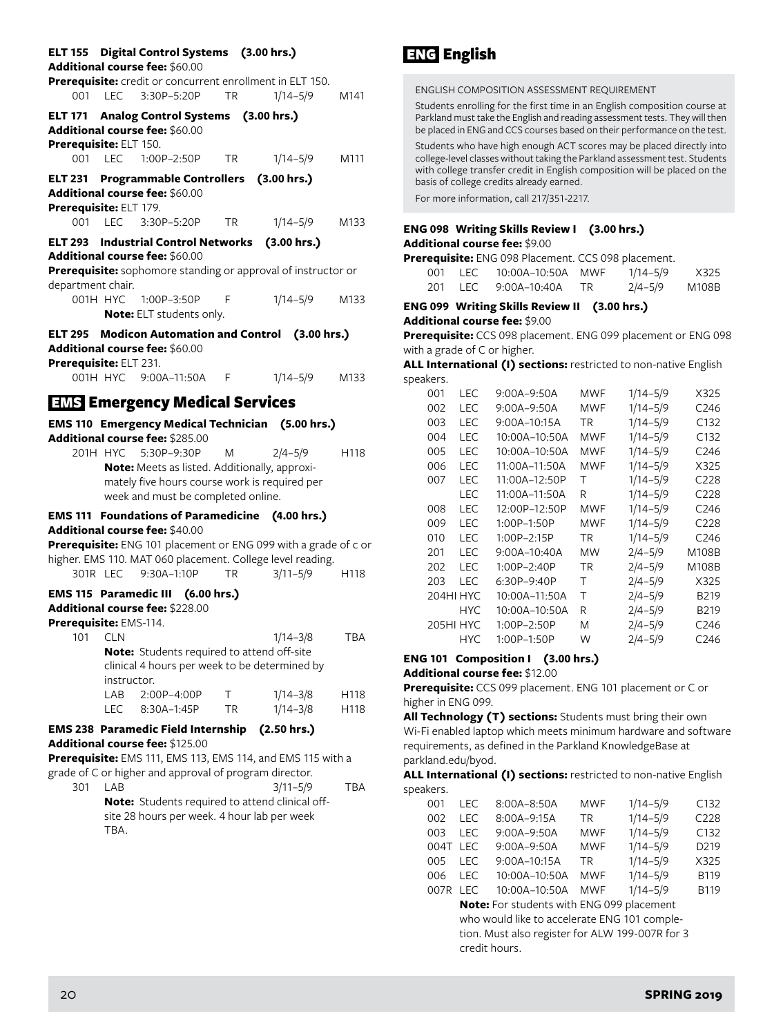### ELT 155 Digital Control Systems (3.00 hrs.)

**Additional course fee:** $60.00

**Prerequisite:** credit or concurrent enrollment in ELT 150.

| | | | | | |
|---|---|---|---|---|---|
| 001 | LEC | 3:30P–5:20P | TR | 1/14–5/9 | M141 |

### ELT 171 Analog Control Systems (3.00 hrs.)

**Additional course fee:** $60.00

**Prerequisite:** ELT 150.

| | | | | | |
|---|---|---|---|---|---|
| 001 | LEC | 1:00P–2:50P | TR | 1/14–5/9 | M111 |

### ELT 231 Programmable Controllers (3.00 hrs.)

**Additional course fee:** $60.00

**Prerequisite:** ELT 179.

| | | | | | |
|---|---|---|---|---|---|
| 001 | LEC | 3:30P–5:20P | TR | 1/14–5/9 | M133 |

### ELT 293 Industrial Control Networks (3.00 hrs.)

**Additional course fee:** $60.00

**Prerequisite:** sophomore standing or approval of instructor or department chair.

| | | | | | |
|---|---|---|---|---|---|
| 001H | HYC | 1:00P–3:50P | F | 1/14–5/9 | M133 |

**Note:** ELT students only.

### ELT 295 Modicon Automation and Control (3.00 hrs.)

**Additional course fee:** $60.00

**Prerequisite:** ELT 231.

| | | | | | |
|---|---|---|---|---|---|
| 001H | HYC | 9:00A–11:50A | F | 1/14–5/9 | M133 |

## EMS Emergency Medical Services

### EMS 110 Emergency Medical Technician (5.00 hrs.)

**Additional course fee:** $285.00

| | | | | | |
|---|---|---|---|---|---|
| 201H | HYC | 5:30P–9:30P | M | 2/4–5/9 | H118 |

**Note:** Meets as listed. Additionally, approximately five hours course work is required per week and must be completed online.

### EMS 111 Foundations of Paramedicine (4.00 hrs.)

**Additional course fee:** $40.00

**Prerequisite:** ENG 101 placement or ENG 099 with a grade of c or higher. EMS 110. MAT 060 placement. College level reading.

| | | | | | |
|---|---|---|---|---|---|
| 301R | LEC | 9:30A–1:10P | TR | 3/11–5/9 | H118 |

### EMS 115 Paramedic III (6.00 hrs.)

**Additional course fee:** $228.00

**Prerequisite:** EMS-114.

| | | | | | |
|---|---|---|---|---|---|
| 101 | CLN | | | 1/14–3/8 | TBA |

**Note:** Students required to attend off-site clinical 4 hours per week to be determined by instructor.

| | | | | | |
|---|---|---|---|---|---|
| | LAB | 2:00P–4:00P | T | 1/14–3/8 | H118 |
| | LEC | 8:30A–1:45P | TR | 1/14–3/8 | H118 |

### EMS 238 Paramedic Field Internship (2.50 hrs.)

**Additional course fee:** $125.00

**Prerequisite:** EMS 111, EMS 113, EMS 114, and EMS 115 with a grade of C or higher and approval of program director.

| | | | | | |
|---|---|---|---|---|---|
| 301 | LAB | | | 3/11–5/9 | TBA |

**Note:** Students required to attend clinical off-site 28 hours per week. 4 hour lab per week TBA.

## ENG English

ENGLISH COMPOSITION ASSESSMENT REQUIREMENT

Students enrolling for the first time in an English composition course at Parkland must take the English and reading assessment tests. They will then be placed in ENG and CCS courses based on their performance on the test.

Students who have high enough ACT scores may be placed directly into college-level classes without taking the Parkland assessment test. Students with college transfer credit in English composition will be placed on the basis of college credits already earned.

For more information, call 217/351-2217.

### ENG 098 Writing Skills Review I (3.00 hrs.)

**Additional course fee:** $9.00

**Prerequisite:** ENG 098 Placement. CCS 098 placement.

| | | | | | |
|---|---|---|---|---|---|
| 001 | LEC | 10:00A–10:50A | MWF | 1/14–5/9 | X325 |
| 201 | LEC | 9:00A–10:40A | TR | 2/4–5/9 | M108B |

### ENG 099 Writing Skills Review II (3.00 hrs.)

**Additional course fee:** $9.00

**Prerequisite:** CCS 099 placement. ENG 099 placement or ENG 098 with a grade of C or higher.

**ALL International (I) sections:** restricted to non-native English speakers.

| | | | | | |
|---|---|---|---|---|---|
| 001 | LEC | 9:00A–9:50A | MWF | 1/14–5/9 | X325 |
| 002 | LEC | 9:00A–9:50A | MWF | 1/14–5/9 | C246 |
| 003 | LEC | 9:00A–10:15A | TR | 1/14–5/9 | C132 |
| 004 | LEC | 10:00A–10:50A | MWF | 1/14–5/9 | C132 |
| 005 | LEC | 10:00A–10:50A | MWF | 1/14–5/9 | C246 |
| 006 | LEC | 11:00A–11:50A | MWF | 1/14–5/9 | X325 |
| 007 | LEC | 11:00A–12:50P | T | 1/14–5/9 | C228 |
| | LEC | 11:00A–11:50A | R | 1/14–5/9 | C228 |
| 008 | LEC | 12:00P–12:50P | MWF | 1/14–5/9 | C246 |
| 009 | LEC | 1:00P–1:50P | MWF | 1/14–5/9 | C228 |
| 010 | LEC | 1:00P–2:15P | TR | 1/14–5/9 | C246 |
| 201 | LEC | 9:00A–10:40A | MW | 2/4–5/9 | M108B |
| 202 | LEC | 1:00P–2:40P | TR | 2/4–5/9 | M108B |
| 203 | LEC | 6:30P–9:40P | T | 2/4–5/9 | X325 |
| 204HI | HYC | 10:00A–11:50A | T | 2/4–5/9 | B219 |
| | HYC | 10:00A–10:50A | R | 2/4–5/9 | B219 |
| 205HI | HYC | 1:00P–2:50P | M | 2/4–5/9 | C246 |
| | HYC | 1:00P–1:50P | W | 2/4–5/9 | C246 |

### ENG 101 Composition I (3.00 hrs.)

**Additional course fee:** $12.00

**Prerequisite:** CCS 099 placement. ENG 101 placement or C or higher in ENG 099.

**All Technology (T) sections:** Students must bring their own Wi-Fi enabled laptop which meets minimum hardware and software requirements, as defined in the Parkland KnowledgeBase at parkland.edu/byod.

**ALL International (I) sections:** restricted to non-native English speakers.

| | | | | | |
|---|---|---|---|---|---|
| 001 | LEC | 8:00A–8:50A | MWF | 1/14–5/9 | C132 |
| 002 | LEC | 8:00A–9:15A | TR | 1/14–5/9 | C228 |
| 003 | LEC | 9:00A–9:50A | MWF | 1/14–5/9 | C132 |
| 004T | LEC | 9:00A–9:50A | MWF | 1/14–5/9 | D219 |
| 005 | LEC | 9:00A–10:15A | TR | 1/14–5/9 | X325 |
| 006 | LEC | 10:00A–10:50A | MWF | 1/14–5/9 | B119 |
| 007R | LEC | 10:00A–10:50A | MWF | 1/14–5/9 | B119 |

**Note:** For students with ENG 099 placement who would like to accelerate ENG 101 completion. Must also register for ALW 199-007R for 3 credit hours.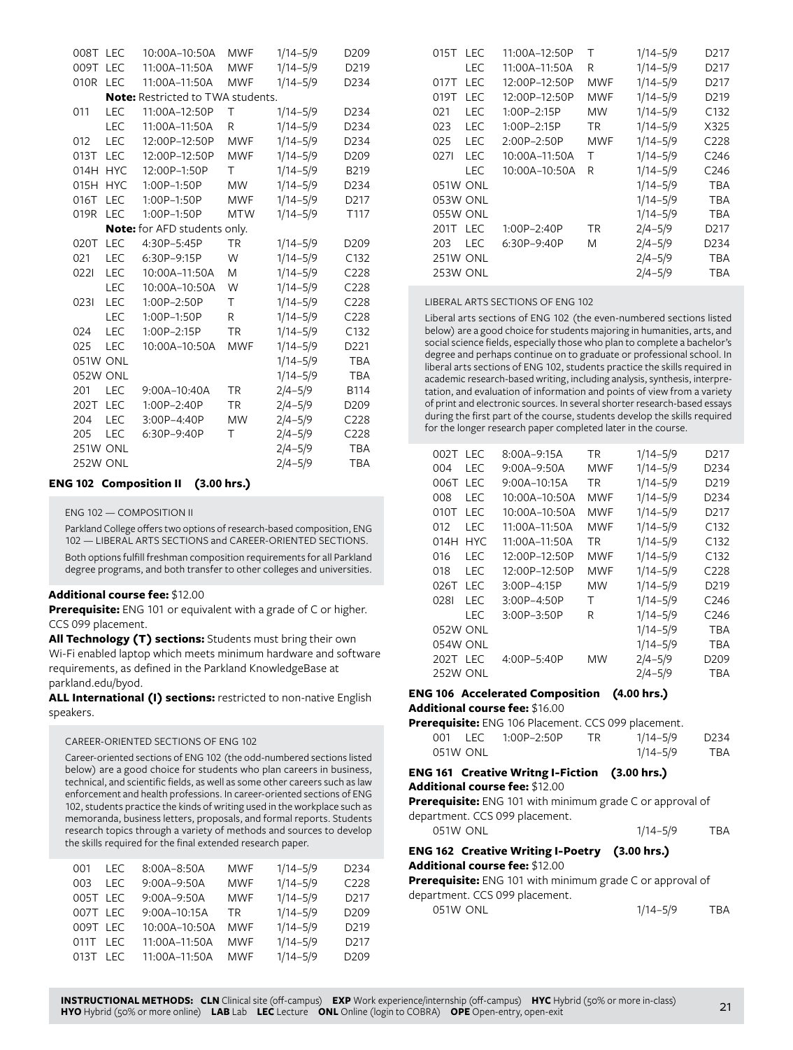| Section | Type | Time | Days | Dates | Room |
|---|---|---|---|---|---|
| 008T | LEC | 10:00A–10:50A | MWF | 1/14–5/9 | D209 |
| 009T | LEC | 11:00A–11:50A | MWF | 1/14–5/9 | D219 |
| 010R | LEC | 11:00A–11:50A | MWF | 1/14–5/9 | D234 |
| **Note:** Restricted to TWA students. | | | | | |
| 011 | LEC | 11:00A–12:50P | T | 1/14–5/9 | D234 |
| | LEC | 11:00A–11:50A | R | 1/14–5/9 | D234 |
| 012 | LEC | 12:00P–12:50P | MWF | 1/14–5/9 | D234 |
| 013T | LEC | 12:00P–12:50P | MWF | 1/14–5/9 | D209 |
| 014H | HYC | 12:00P–1:50P | T | 1/14–5/9 | B219 |
| 015H | HYC | 1:00P–1:50P | MW | 1/14–5/9 | D234 |
| 016T | LEC | 1:00P–1:50P | MWF | 1/14–5/9 | D217 |
| 019R | LEC | 1:00P–1:50P | MTW | 1/14–5/9 | T117 |
| **Note:** for AFD students only. | | | | | |
| 020T | LEC | 4:30P–5:45P | TR | 1/14–5/9 | D209 |
| 021 | LEC | 6:30P–9:15P | W | 1/14–5/9 | C132 |
| 022I | LEC | 10:00A–11:50A | M | 1/14–5/9 | C228 |
| | LEC | 10:00A–10:50A | W | 1/14–5/9 | C228 |
| 023I | LEC | 1:00P–2:50P | T | 1/14–5/9 | C228 |
| | LEC | 1:00P–1:50P | R | 1/14–5/9 | C228 |
| 024 | LEC | 1:00P–2:15P | TR | 1/14–5/9 | C132 |
| 025 | LEC | 10:00A–10:50A | MWF | 1/14–5/9 | D221 |
| 051W | ONL | | | 1/14–5/9 | TBA |
| 052W | ONL | | | 1/14–5/9 | TBA |
| 201 | LEC | 9:00A–10:40A | TR | 2/4–5/9 | B114 |
| 202T | LEC | 1:00P–2:40P | TR | 2/4–5/9 | D209 |
| 204 | LEC | 3:00P–4:40P | MW | 2/4–5/9 | C228 |
| 205 | LEC | 6:30P–9:40P | T | 2/4–5/9 | C228 |
| 251W | ONL | | | 2/4–5/9 | TBA |
| 252W | ONL | | | 2/4–5/9 | TBA |

## ENG 102 Composition II (3.00 hrs.)

ENG 102 — COMPOSITION II

Parkland College offers two options of research-based composition, ENG 102 — LIBERAL ARTS SECTIONS and CAREER-ORIENTED SECTIONS.

Both options fulfill freshman composition requirements for all Parkland degree programs, and both transfer to other colleges and universities.

**Additional course fee:** $12.00

**Prerequisite:** ENG 101 or equivalent with a grade of C or higher. CCS 099 placement.

**All Technology (T) sections:** Students must bring their own Wi-Fi enabled laptop which meets minimum hardware and software requirements, as defined in the Parkland KnowledgeBase at parkland.edu/byod.

**ALL International (I) sections:** restricted to non-native English speakers.

CAREER-ORIENTED SECTIONS OF ENG 102

Career-oriented sections of ENG 102 (the odd-numbered sections listed below) are a good choice for students who plan careers in business, technical, and scientific fields, as well as some other careers such as law enforcement and health professions. In career-oriented sections of ENG 102, students practice the kinds of writing used in the workplace such as memoranda, business letters, proposals, and formal reports. Students research topics through a variety of methods and sources to develop the skills required for the final extended research paper.

| Section | Type | Time | Days | Dates | Room |
|---|---|---|---|---|---|
| 001 | LEC | 8:00A–8:50A | MWF | 1/14–5/9 | D234 |
| 003 | LEC | 9:00A–9:50A | MWF | 1/14–5/9 | C228 |
| 005T | LEC | 9:00A–9:50A | MWF | 1/14–5/9 | D217 |
| 007T | LEC | 9:00A–10:15A | TR | 1/14–5/9 | D209 |
| 009T | LEC | 10:00A–10:50A | MWF | 1/14–5/9 | D219 |
| 011T | LEC | 11:00A–11:50A | MWF | 1/14–5/9 | D217 |
| 013T | LEC | 11:00A–11:50A | MWF | 1/14–5/9 | D209 |
| 015T | LEC | 11:00A–12:50P | T | 1/14–5/9 | D217 |
| | LEC | 11:00A–11:50A | R | 1/14–5/9 | D217 |
| 017T | LEC | 12:00P–12:50P | MWF | 1/14–5/9 | D217 |
| 019T | LEC | 12:00P–12:50P | MWF | 1/14–5/9 | D219 |
| 021 | LEC | 1:00P–2:15P | MW | 1/14–5/9 | C132 |
| 023 | LEC | 1:00P–2:15P | TR | 1/14–5/9 | X325 |
| 025 | LEC | 2:00P–2:50P | MWF | 1/14–5/9 | C228 |
| 027I | LEC | 10:00A–11:50A | T | 1/14–5/9 | C246 |
| | LEC | 10:00A–10:50A | R | 1/14–5/9 | C246 |
| 051W | ONL | | | 1/14–5/9 | TBA |
| 053W | ONL | | | 1/14–5/9 | TBA |
| 055W | ONL | | | 1/14–5/9 | TBA |
| 201T | LEC | 1:00P–2:40P | TR | 2/4–5/9 | D217 |
| 203 | LEC | 6:30P–9:40P | M | 2/4–5/9 | D234 |
| 251W | ONL | | | 2/4–5/9 | TBA |
| 253W | ONL | | | 2/4–5/9 | TBA |

LIBERAL ARTS SECTIONS OF ENG 102

Liberal arts sections of ENG 102 (the even-numbered sections listed below) are a good choice for students majoring in humanities, arts, and social science fields, especially those who plan to complete a bachelor's degree and perhaps continue on to graduate or professional school. In liberal arts sections of ENG 102, students practice the skills required in academic research-based writing, including analysis, synthesis, interpretation, and evaluation of information and points of view from a variety of print and electronic sources. In several shorter research-based essays during the first part of the course, students develop the skills required for the longer research paper completed later in the course.

| Section | Type | Time | Days | Dates | Room |
|---|---|---|---|---|---|
| 002T | LEC | 8:00A–9:15A | TR | 1/14–5/9 | D217 |
| 004 | LEC | 9:00A–9:50A | MWF | 1/14–5/9 | D234 |
| 006T | LEC | 9:00A–10:15A | TR | 1/14–5/9 | D219 |
| 008 | LEC | 10:00A–10:50A | MWF | 1/14–5/9 | D234 |
| 010T | LEC | 10:00A–10:50A | MWF | 1/14–5/9 | D217 |
| 012 | LEC | 11:00A–11:50A | MWF | 1/14–5/9 | C132 |
| 014H | HYC | 11:00A–11:50A | TR | 1/14–5/9 | C132 |
| 016 | LEC | 12:00P–12:50P | MWF | 1/14–5/9 | C132 |
| 018 | LEC | 12:00P–12:50P | MWF | 1/14–5/9 | C228 |
| 026T | LEC | 3:00P–4:15P | MW | 1/14–5/9 | D219 |
| 028I | LEC | 3:00P–4:50P | T | 1/14–5/9 | C246 |
| | LEC | 3:00P–3:50P | R | 1/14–5/9 | C246 |
| 052W | ONL | | | 1/14–5/9 | TBA |
| 054W | ONL | | | 1/14–5/9 | TBA |
| 202T | LEC | 4:00P–5:40P | MW | 2/4–5/9 | D209 |
| 252W | ONL | | | 2/4–5/9 | TBA |

## ENG 106 Accelerated Composition (4.00 hrs.)

**Additional course fee:** $16.00

**Prerequisite:** ENG 106 Placement. CCS 099 placement.

| Section | Type | Time | Days | Dates | Room |
|---|---|---|---|---|---|
| 001 | LEC | 1:00P–2:50P | TR | 1/14–5/9 | D234 |
| 051W | ONL | | | 1/14–5/9 | TBA |

## ENG 161 Creative Writng I-Fiction (3.00 hrs.)

**Additional course fee:** $12.00

**Prerequisite:** ENG 101 with minimum grade C or approval of department. CCS 099 placement.

| Section | Type | Time | Days | Dates | Room |
|---|---|---|---|---|---|
| 051W | ONL | | | 1/14–5/9 | TBA |

## ENG 162 Creative Writing I-Poetry (3.00 hrs.)

**Additional course fee:** $12.00

**Prerequisite:** ENG 101 with minimum grade C or approval of department. CCS 099 placement.

| Section | Type | Time | Days | Dates | Room |
|---|---|---|---|---|---|
| 051W | ONL | | | 1/14–5/9 | TBA |

**INSTRUCTIONAL METHODS:** **CLN** Clinical site (off-campus) **EXP** Work experience/internship (off-campus) **HYC** Hybrid (50% or more in-class) **HYO** Hybrid (50% or more online) **LAB** Lab **LEC** Lecture **ONL** Online (login to COBRA) **OPE** Open-entry, open-exit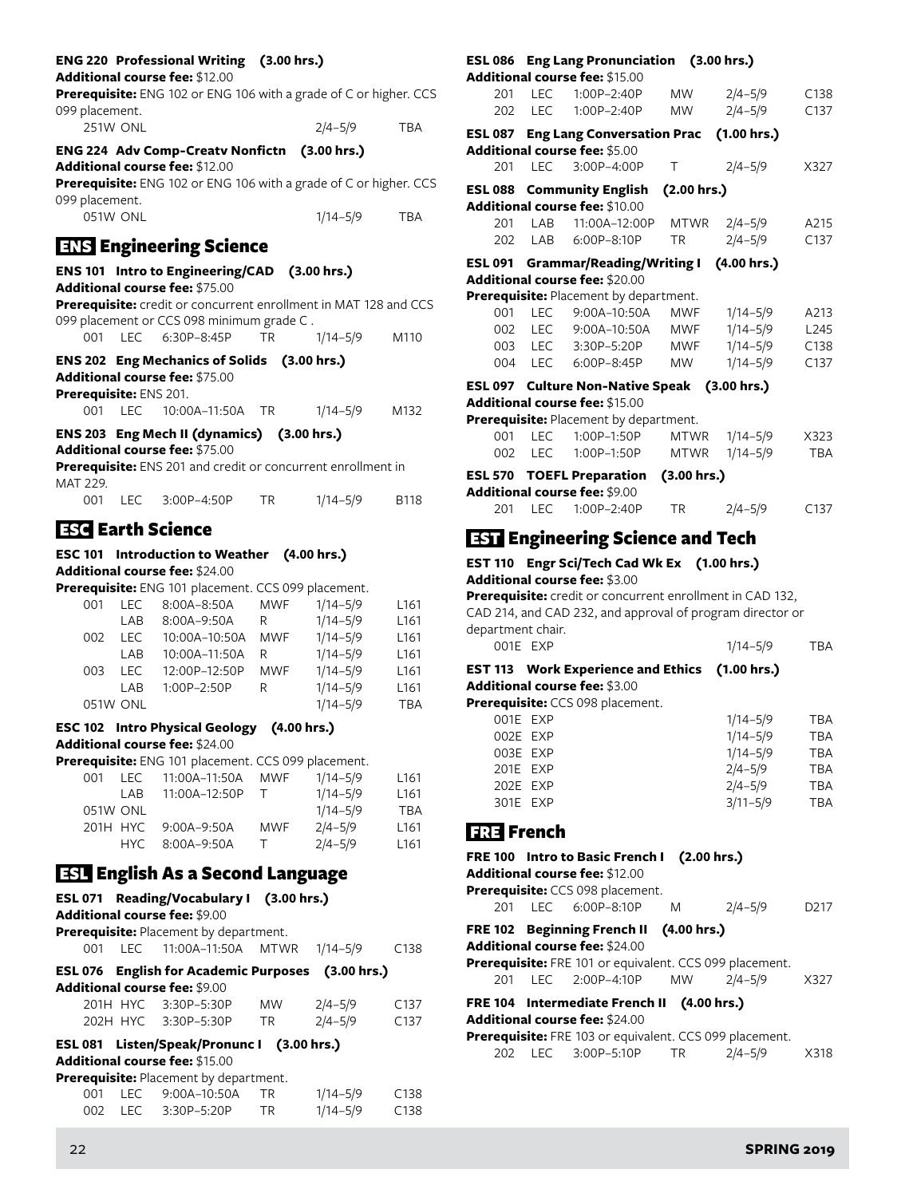**ENG 220 Professional Writing (3.00 hrs.)**
**Additional course fee:** $12.00
**Prerequisite:** ENG 102 or ENG 106 with a grade of C or higher. CCS 099 placement.

| | | | | | |
|---|---|---|---|---|---|
| 251W | ONL | | | 2/4–5/9 | TBA |

**ENG 224 Adv Comp-Creatv Nonfictn (3.00 hrs.)**
**Additional course fee:** $12.00
**Prerequisite:** ENG 102 or ENG 106 with a grade of C or higher. CCS 099 placement.

| | | | | | |
|---|---|---|---|---|---|
| 051W | ONL | | | 1/14–5/9 | TBA |

## ENS Engineering Science

**ENS 101 Intro to Engineering/CAD (3.00 hrs.)**
**Additional course fee:** $75.00
**Prerequisite:** credit or concurrent enrollment in MAT 128 and CCS 099 placement or CCS 098 minimum grade C .

| | | | | | |
|---|---|---|---|---|---|
| 001 | LEC | 6:30P–8:45P | TR | 1/14–5/9 | M110 |

**ENS 202 Eng Mechanics of Solids (3.00 hrs.)**
**Additional course fee:** $75.00
**Prerequisite:** ENS 201.

| | | | | | |
|---|---|---|---|---|---|
| 001 | LEC | 10:00A–11:50A | TR | 1/14–5/9 | M132 |

**ENS 203 Eng Mech II (dynamics) (3.00 hrs.)**
**Additional course fee:** $75.00
**Prerequisite:** ENS 201 and credit or concurrent enrollment in MAT 229.

| | | | | | |
|---|---|---|---|---|---|
| 001 | LEC | 3:00P–4:50P | TR | 1/14–5/9 | B118 |

## ESC Earth Science

**ESC 101 Introduction to Weather (4.00 hrs.)**
**Additional course fee:** $24.00
**Prerequisite:** ENG 101 placement. CCS 099 placement.

| | | | | | |
|---|---|---|---|---|---|
| 001 | LEC | 8:00A–8:50A | MWF | 1/14–5/9 | L161 |
| | LAB | 8:00A–9:50A | R | 1/14–5/9 | L161 |
| 002 | LEC | 10:00A–10:50A | MWF | 1/14–5/9 | L161 |
| | LAB | 10:00A–11:50A | R | 1/14–5/9 | L161 |
| 003 | LEC | 12:00P–12:50P | MWF | 1/14–5/9 | L161 |
| | LAB | 1:00P–2:50P | R | 1/14–5/9 | L161 |
| 051W | ONL | | | 1/14–5/9 | TBA |

**ESC 102 Intro Physical Geology (4.00 hrs.)**
**Additional course fee:** $24.00
**Prerequisite:** ENG 101 placement. CCS 099 placement.

| | | | | | |
|---|---|---|---|---|---|
| 001 | LEC | 11:00A–11:50A | MWF | 1/14–5/9 | L161 |
| | LAB | 11:00A–12:50P | T | 1/14–5/9 | L161 |
| 051W | ONL | | | 1/14–5/9 | TBA |
| 201H | HYC | 9:00A–9:50A | MWF | 2/4–5/9 | L161 |
| | HYC | 8:00A–9:50A | T | 2/4–5/9 | L161 |

## ESL English As a Second Language

**ESL 071 Reading/Vocabulary I (3.00 hrs.)**
**Additional course fee:** $9.00
**Prerequisite:** Placement by department.

| | | | | | |
|---|---|---|---|---|---|
| 001 | LEC | 11:00A–11:50A | MTWR | 1/14–5/9 | C138 |

**ESL 076 English for Academic Purposes (3.00 hrs.)**
**Additional course fee:** $9.00

| | | | | | |
|---|---|---|---|---|---|
| 201H | HYC | 3:30P–5:30P | MW | 2/4–5/9 | C137 |
| 202H | HYC | 3:30P–5:30P | TR | 2/4–5/9 | C137 |

**ESL 081 Listen/Speak/Pronunc I (3.00 hrs.)**
**Additional course fee:** $15.00
**Prerequisite:** Placement by department.

| | | | | | |
|---|---|---|---|---|---|
| 001 | LEC | 9:00A–10:50A | TR | 1/14–5/9 | C138 |
| 002 | LEC | 3:30P–5:20P | TR | 1/14–5/9 | C138 |

**ESL 086 Eng Lang Pronunciation (3.00 hrs.)**
**Additional course fee:** $15.00

| | | | | | |
|---|---|---|---|---|---|
| 201 | LEC | 1:00P–2:40P | MW | 2/4–5/9 | C138 |
| 202 | LEC | 1:00P–2:40P | MW | 2/4–5/9 | C137 |

**ESL 087 Eng Lang Conversation Prac (1.00 hrs.)**
**Additional course fee:** $5.00

| | | | | | |
|---|---|---|---|---|---|
| 201 | LEC | 3:00P–4:00P | T | 2/4–5/9 | X327 |

**ESL 088 Community English (2.00 hrs.)**
**Additional course fee:** $10.00

| | | | | | |
|---|---|---|---|---|---|
| 201 | LAB | 11:00A–12:00P | MTWR | 2/4–5/9 | A215 |
| 202 | LAB | 6:00P–8:10P | TR | 2/4–5/9 | C137 |

**ESL 091 Grammar/Reading/Writing I (4.00 hrs.)**
**Additional course fee:** $20.00
**Prerequisite:** Placement by department.

| | | | | | |
|---|---|---|---|---|---|
| 001 | LEC | 9:00A–10:50A | MWF | 1/14–5/9 | A213 |
| 002 | LEC | 9:00A–10:50A | MWF | 1/14–5/9 | L245 |
| 003 | LEC | 3:30P–5:20P | MWF | 1/14–5/9 | C138 |
| 004 | LEC | 6:00P–8:45P | MW | 1/14–5/9 | C137 |

**ESL 097 Culture Non-Native Speak (3.00 hrs.)**
**Additional course fee:** $15.00
**Prerequisite:** Placement by department.

| | | | | | |
|---|---|---|---|---|---|
| 001 | LEC | 1:00P–1:50P | MTWR | 1/14–5/9 | X323 |
| 002 | LEC | 1:00P–1:50P | MTWR | 1/14–5/9 | TBA |

**ESL 570 TOEFL Preparation (3.00 hrs.)**
**Additional course fee:** $9.00

| | | | | | |
|---|---|---|---|---|---|
| 201 | LEC | 1:00P–2:40P | TR | 2/4–5/9 | C137 |

## EST Engineering Science and Tech

**EST 110 Engr Sci/Tech Cad Wk Ex (1.00 hrs.)**
**Additional course fee:** $3.00
**Prerequisite:** credit or concurrent enrollment in CAD 132, CAD 214, and CAD 232, and approval of program director or department chair.

| | | | | | |
|---|---|---|---|---|---|
| 001E | EXP | | | 1/14–5/9 | TBA |

**EST 113 Work Experience and Ethics (1.00 hrs.)**
**Additional course fee:** $3.00
**Prerequisite:** CCS 098 placement.

| | | | | | |
|---|---|---|---|---|---|
| 001E | EXP | | | 1/14–5/9 | TBA |
| 002E | EXP | | | 1/14–5/9 | TBA |
| 003E | EXP | | | 1/14–5/9 | TBA |
| 201E | EXP | | | 2/4–5/9 | TBA |
| 202E | EXP | | | 2/4–5/9 | TBA |
| 301E | EXP | | | 3/11–5/9 | TBA |

## FRE French

**FRE 100 Intro to Basic French I (2.00 hrs.)**
**Additional course fee:** $12.00
**Prerequisite:** CCS 098 placement.

| | | | | | |
|---|---|---|---|---|---|
| 201 | LEC | 6:00P–8:10P | M | 2/4–5/9 | D217 |

**FRE 102 Beginning French II (4.00 hrs.)**
**Additional course fee:** $24.00
**Prerequisite:** FRE 101 or equivalent. CCS 099 placement.

| | | | | | |
|---|---|---|---|---|---|
| 201 | LEC | 2:00P–4:10P | MW | 2/4–5/9 | X327 |

**FRE 104 Intermediate French II (4.00 hrs.)**
**Additional course fee:** $24.00
**Prerequisite:** FRE 103 or equivalent. CCS 099 placement.

| | | | | | |
|---|---|---|---|---|---|
| 202 | LEC | 3:00P–5:10P | TR | 2/4–5/9 | X318 |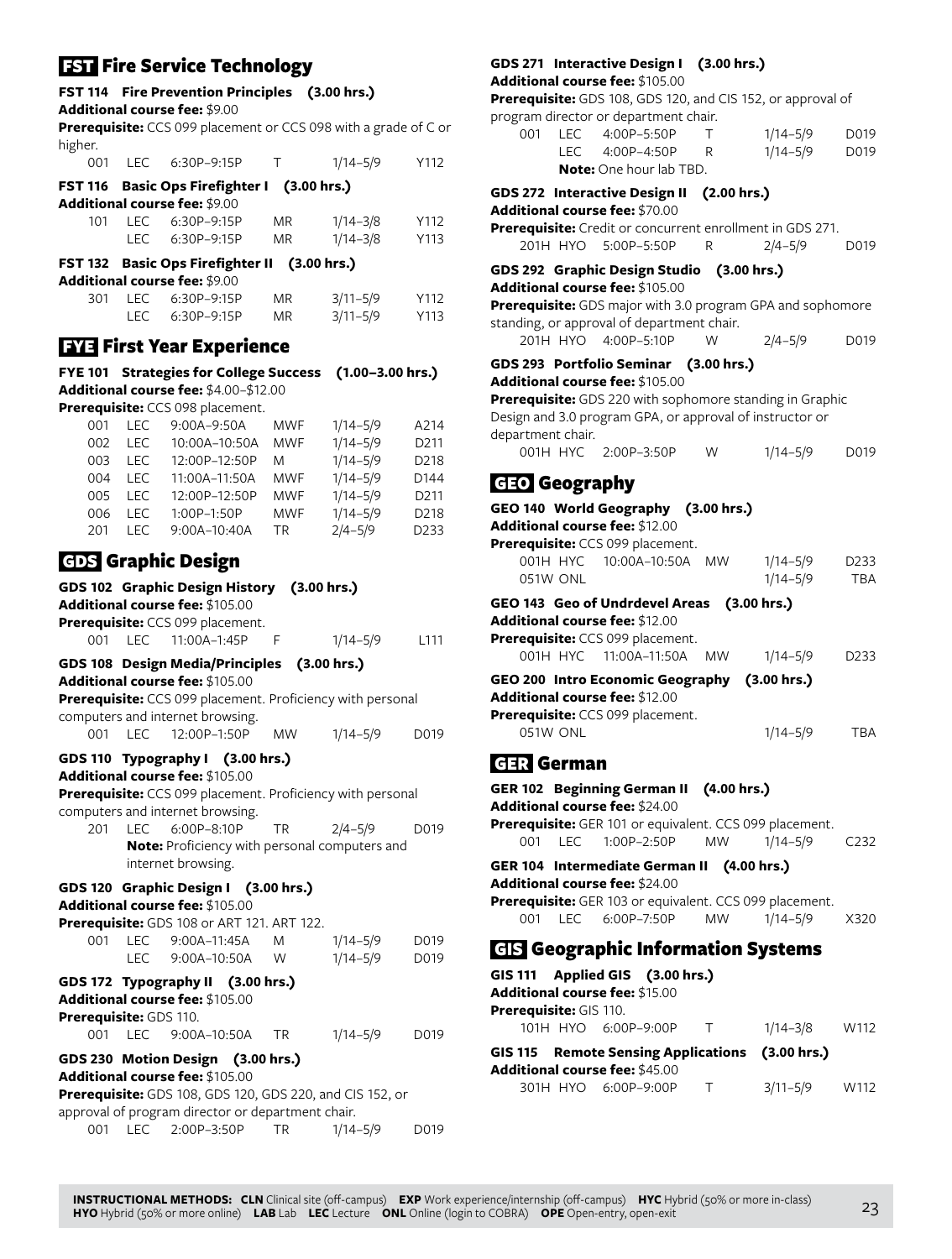## FST Fire Service Technology

**FST 114 Fire Prevention Principles (3.00 hrs.)**
**Additional course fee:** $9.00
**Prerequisite:** CCS 099 placement or CCS 098 with a grade of C or higher.

| 001 | LEC | 6:30P–9:15P | T | 1/14–5/9 | Y112 |
|---|---|---|---|---|---|

**FST 116 Basic Ops Firefighter I (3.00 hrs.)**
**Additional course fee:** $9.00

| 101 | LEC | 6:30P–9:15P | MR | 1/14–3/8 | Y112 |
|---|---|---|---|---|---|
| | LEC | 6:30P–9:15P | MR | 1/14–3/8 | Y113 |

**FST 132 Basic Ops Firefighter II (3.00 hrs.)**
**Additional course fee:** $9.00

| 301 | LEC | 6:30P–9:15P | MR | 3/11–5/9 | Y112 |
|---|---|---|---|---|---|
| | LEC | 6:30P–9:15P | MR | 3/11–5/9 | Y113 |

## FYE First Year Experience

**FYE 101 Strategies for College Success (1.00–3.00 hrs.)**
**Additional course fee:** $4.00–$12.00
**Prerequisite:** CCS 098 placement.

| 001 | LEC | 9:00A–9:50A | MWF | 1/14–5/9 | A214 |
|---|---|---|---|---|---|
| 002 | LEC | 10:00A–10:50A | MWF | 1/14–5/9 | D211 |
| 003 | LEC | 12:00P–12:50P | M | 1/14–5/9 | D218 |
| 004 | LEC | 11:00A–11:50A | MWF | 1/14–5/9 | D144 |
| 005 | LEC | 12:00P–12:50P | MWF | 1/14–5/9 | D211 |
| 006 | LEC | 1:00P–1:50P | MWF | 1/14–5/9 | D218 |
| 201 | LEC | 9:00A–10:40A | TR | 2/4–5/9 | D233 |

## GDS Graphic Design

**GDS 102 Graphic Design History (3.00 hrs.)**
**Additional course fee:** $105.00
**Prerequisite:** CCS 099 placement.

| 001 | LEC | 11:00A–1:45P | F | 1/14–5/9 | L111 |
|---|---|---|---|---|---|

**GDS 108 Design Media/Principles (3.00 hrs.)**
**Additional course fee:** $105.00
**Prerequisite:** CCS 099 placement. Proficiency with personal computers and internet browsing.

| 001 | LEC | 12:00P–1:50P | MW | 1/14–5/9 | D019 |
|---|---|---|---|---|---|

**GDS 110 Typography I (3.00 hrs.)**
**Additional course fee:** $105.00
**Prerequisite:** CCS 099 placement. Proficiency with personal computers and internet browsing.

| 201 | LEC | 6:00P–8:10P | TR | 2/4–5/9 | D019 |
|---|---|---|---|---|---|

**Note:** Proficiency with personal computers and internet browsing.

**GDS 120 Graphic Design I (3.00 hrs.)**
**Additional course fee:** $105.00
**Prerequisite:** GDS 108 or ART 121. ART 122.

| 001 | LEC | 9:00A–11:45A | M | 1/14–5/9 | D019 |
|---|---|---|---|---|---|
| | LEC | 9:00A–10:50A | W | 1/14–5/9 | D019 |

**GDS 172 Typography II (3.00 hrs.)**
**Additional course fee:** $105.00
**Prerequisite:** GDS 110.

| 001 | LEC | 9:00A–10:50A | TR | 1/14–5/9 | D019 |
|---|---|---|---|---|---|

**GDS 230 Motion Design (3.00 hrs.)**
**Additional course fee:** $105.00
**Prerequisite:** GDS 108, GDS 120, GDS 220, and CIS 152, or approval of program director or department chair.

| 001 | LEC | 2:00P–3:50P | TR | 1/14–5/9 | D019 |
|---|---|---|---|---|---|

**GDS 271 Interactive Design I (3.00 hrs.)**
**Additional course fee:** $105.00
**Prerequisite:** GDS 108, GDS 120, and CIS 152, or approval of program director or department chair.

| 001 | LEC | 4:00P–5:50P | T | 1/14–5/9 | D019 |
|---|---|---|---|---|---|
| | LEC | 4:00P–4:50P | R | 1/14–5/9 | D019 |

**Note:** One hour lab TBD.

**GDS 272 Interactive Design II (2.00 hrs.)**
**Additional course fee:** $70.00
**Prerequisite:** Credit or concurrent enrollment in GDS 271.

| 201H | HYO | 5:00P–5:50P | R | 2/4–5/9 | D019 |
|---|---|---|---|---|---|

**GDS 292 Graphic Design Studio (3.00 hrs.)**
**Additional course fee:** $105.00
**Prerequisite:** GDS major with 3.0 program GPA and sophomore standing, or approval of department chair.

| 201H | HYO | 4:00P–5:10P | W | 2/4–5/9 | D019 |
|---|---|---|---|---|---|

**GDS 293 Portfolio Seminar (3.00 hrs.)**
**Additional course fee:** $105.00
**Prerequisite:** GDS 220 with sophomore standing in Graphic Design and 3.0 program GPA, or approval of instructor or department chair.

| 001H | HYC | 2:00P–3:50P | W | 1/14–5/9 | D019 |
|---|---|---|---|---|---|

## GEO Geography

**GEO 140 World Geography (3.00 hrs.)**
**Additional course fee:** $12.00
**Prerequisite:** CCS 099 placement.

| 001H | HYC | 10:00A–10:50A | MW | 1/14–5/9 | D233 |
|---|---|---|---|---|---|
| 051W | ONL | | | 1/14–5/9 | TBA |

**GEO 143 Geo of Undrdevel Areas (3.00 hrs.)**
**Additional course fee:** $12.00
**Prerequisite:** CCS 099 placement.

| 001H | HYC | 11:00A–11:50A | MW | 1/14–5/9 | D233 |
|---|---|---|---|---|---|

**GEO 200 Intro Economic Geography (3.00 hrs.)**
**Additional course fee:** $12.00
**Prerequisite:** CCS 099 placement.

| 051W | ONL | | | 1/14–5/9 | TBA |
|---|---|---|---|---|---|

## GER German

**GER 102 Beginning German II (4.00 hrs.)**
**Additional course fee:** $24.00
**Prerequisite:** GER 101 or equivalent. CCS 099 placement.

| 001 | LEC | 1:00P–2:50P | MW | 1/14–5/9 | C232 |
|---|---|---|---|---|---|

**GER 104 Intermediate German II (4.00 hrs.)**
**Additional course fee:** $24.00
**Prerequisite:** GER 103 or equivalent. CCS 099 placement.

| 001 | LEC | 6:00P–7:50P | MW | 1/14–5/9 | X320 |
|---|---|---|---|---|---|

## GIS Geographic Information Systems

**GIS 111 Applied GIS (3.00 hrs.)**
**Additional course fee:** $15.00
**Prerequisite:** GIS 110.

| 101H | HYO | 6:00P–9:00P | T | 1/14–3/8 | W112 |
|---|---|---|---|---|---|

**GIS 115 Remote Sensing Applications (3.00 hrs.)**
**Additional course fee:** $45.00

| 301H | HYO | 6:00P–9:00P | T | 3/11–5/9 | W112 |
|---|---|---|---|---|---|

**INSTRUCTIONAL METHODS: CLN** Clinical site (off-campus) **EXP** Work experience/internship (off-campus) **HYC** Hybrid (50% or more in-class) **HYO** Hybrid (50% or more online) **LAB** Lab **LEC** Lecture **ONL** Online (login to COBRA) **OPE** Open-entry, open-exit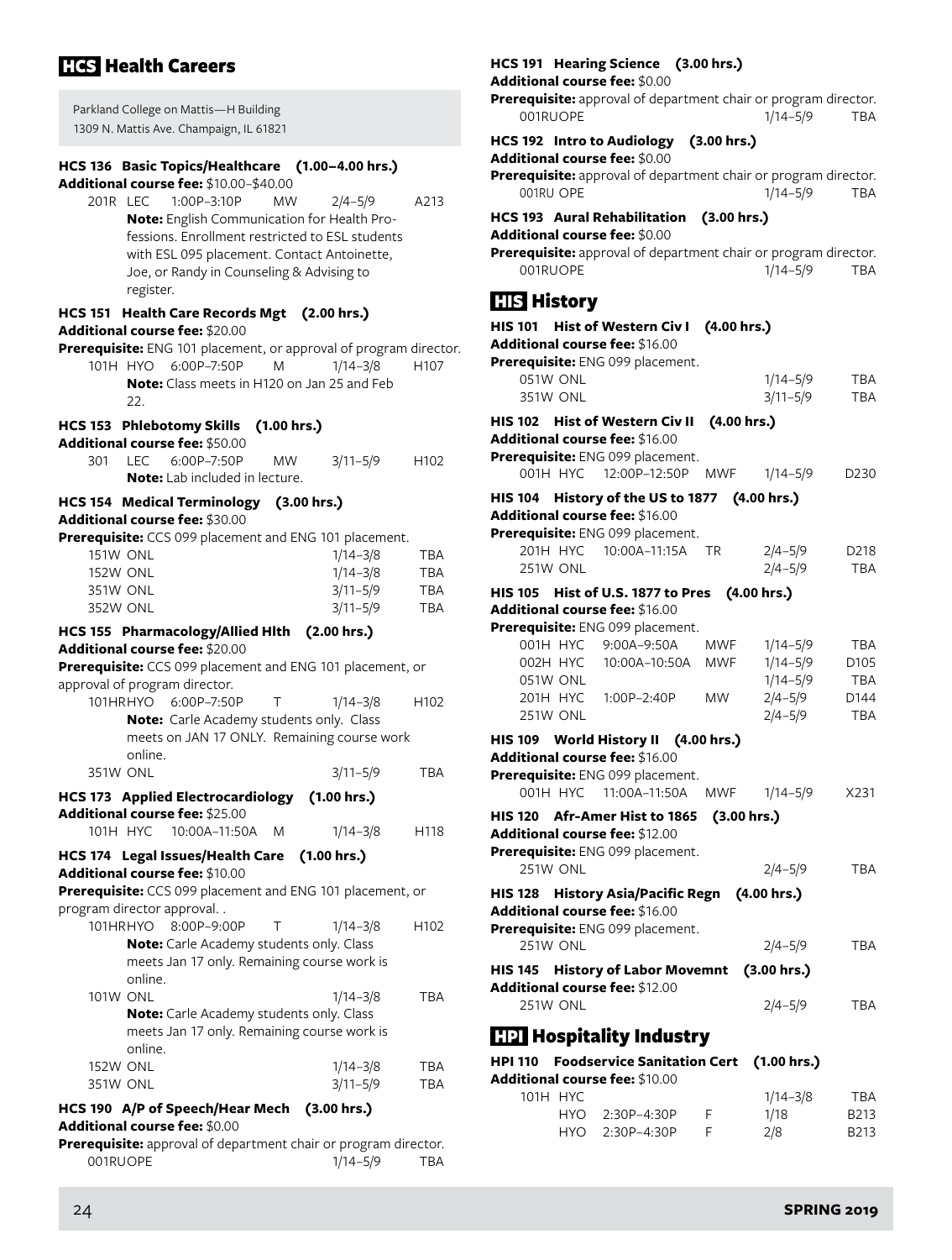## HCS Health Careers

Parkland College on Mattis—H Building
1309 N. Mattis Ave. Champaign, IL 61821

**HCS 136 Basic Topics/Healthcare (1.00–4.00 hrs.)**
**Additional course fee:** $10.00–$40.00

201R LEC 1:00P–3:10P MW 2/4–5/9 A213
**Note:** English Communication for Health Professions. Enrollment restricted to ESL students with ESL 095 placement. Contact Antoinette, Joe, or Randy in Counseling & Advising to register.

**HCS 151 Health Care Records Mgt (2.00 hrs.)**
**Additional course fee:** $20.00
**Prerequisite:** ENG 101 placement, or approval of program director.

101H HYO 6:00P–7:50P M 1/14–3/8 H107
**Note:** Class meets in H120 on Jan 25 and Feb 22.

**HCS 153 Phlebotomy Skills (1.00 hrs.)**
**Additional course fee:** $50.00

301 LEC 6:00P–7:50P MW 3/11–5/9 H102
**Note:** Lab included in lecture.

**HCS 154 Medical Terminology (3.00 hrs.)**
**Additional course fee:** $30.00
**Prerequisite:** CCS 099 placement and ENG 101 placement.

151W ONL 1/14–3/8 TBA
152W ONL 1/14–3/8 TBA
351W ONL 3/11–5/9 TBA
352W ONL 3/11–5/9 TBA

**HCS 155 Pharmacology/Allied Hlth (2.00 hrs.)**
**Additional course fee:** $20.00
**Prerequisite:** CCS 099 placement and ENG 101 placement, or approval of program director.

101HRHYO 6:00P–7:50P T 1/14–3/8 H102
**Note:** Carle Academy students only. Class meets on JAN 17 ONLY. Remaining course work online.
351W ONL 3/11–5/9 TBA

**HCS 173 Applied Electrocardiology (1.00 hrs.)**
**Additional course fee:** $25.00

101H HYC 10:00A–11:50A M 1/14–3/8 H118

**HCS 174 Legal Issues/Health Care (1.00 hrs.)**
**Additional course fee:** $10.00
**Prerequisite:** CCS 099 placement and ENG 101 placement, or program director approval. .

101HRHYO 8:00P–9:00P T 1/14–3/8 H102
**Note:** Carle Academy students only. Class meets Jan 17 only. Remaining course work is online.
101W ONL 1/14–3/8 TBA
**Note:** Carle Academy students only. Class meets Jan 17 only. Remaining course work is online.
152W ONL 1/14–3/8 TBA
351W ONL 3/11–5/9 TBA

**HCS 190 A/P of Speech/Hear Mech (3.00 hrs.)**
**Additional course fee:** $0.00
**Prerequisite:** approval of department chair or program director.

001RUOPE 1/14–5/9 TBA

**HCS 191 Hearing Science (3.00 hrs.)**
**Additional course fee:** $0.00
**Prerequisite:** approval of department chair or program director.

001RUOPE 1/14–5/9 TBA

**HCS 192 Intro to Audiology (3.00 hrs.)**
**Additional course fee:** $0.00
**Prerequisite:** approval of department chair or program director.

001RU OPE 1/14–5/9 TBA

**HCS 193 Aural Rehabilitation (3.00 hrs.)**
**Additional course fee:** $0.00
**Prerequisite:** approval of department chair or program director.

001RUOPE 1/14–5/9 TBA

## HIS History

**HIS 101 Hist of Western Civ I (4.00 hrs.)**
**Additional course fee:** $16.00
**Prerequisite:** ENG 099 placement.

051W ONL 1/14–5/9 TBA
351W ONL 3/11–5/9 TBA

**HIS 102 Hist of Western Civ II (4.00 hrs.)**
**Additional course fee:** $16.00
**Prerequisite:** ENG 099 placement.

001H HYC 12:00P–12:50P MWF 1/14–5/9 D230

**HIS 104 History of the US to 1877 (4.00 hrs.)**
**Additional course fee:** $16.00
**Prerequisite:** ENG 099 placement.

201H HYC 10:00A–11:15A TR 2/4–5/9 D218
251W ONL 2/4–5/9 TBA

**HIS 105 Hist of U.S. 1877 to Pres (4.00 hrs.)**
**Additional course fee:** $16.00
**Prerequisite:** ENG 099 placement.

001H HYC 9:00A–9:50A MWF 1/14–5/9 TBA
002H HYC 10:00A–10:50A MWF 1/14–5/9 D105
051W ONL 1/14–5/9 TBA
201H HYC 1:00P–2:40P MW 2/4–5/9 D144
251W ONL 2/4–5/9 TBA

**HIS 109 World History II (4.00 hrs.)**
**Additional course fee:** $16.00
**Prerequisite:** ENG 099 placement.

001H HYC 11:00A–11:50A MWF 1/14–5/9 X231

**HIS 120 Afr-Amer Hist to 1865 (3.00 hrs.)**
**Additional course fee:** $12.00
**Prerequisite:** ENG 099 placement.

251W ONL 2/4–5/9 TBA

**HIS 128 History Asia/Pacific Regn (4.00 hrs.)**
**Additional course fee:** $16.00
**Prerequisite:** ENG 099 placement.

251W ONL 2/4–5/9 TBA

**HIS 145 History of Labor Movemnt (3.00 hrs.)**
**Additional course fee:** $12.00

251W ONL 2/4–5/9 TBA

## HPI Hospitality Industry

**HPI 110 Foodservice Sanitation Cert (1.00 hrs.)**
**Additional course fee:** $10.00

101H HYC 1/14–3/8 TBA
HYO 2:30P–4:30P F 1/18 B213
HYO 2:30P–4:30P F 2/8 B213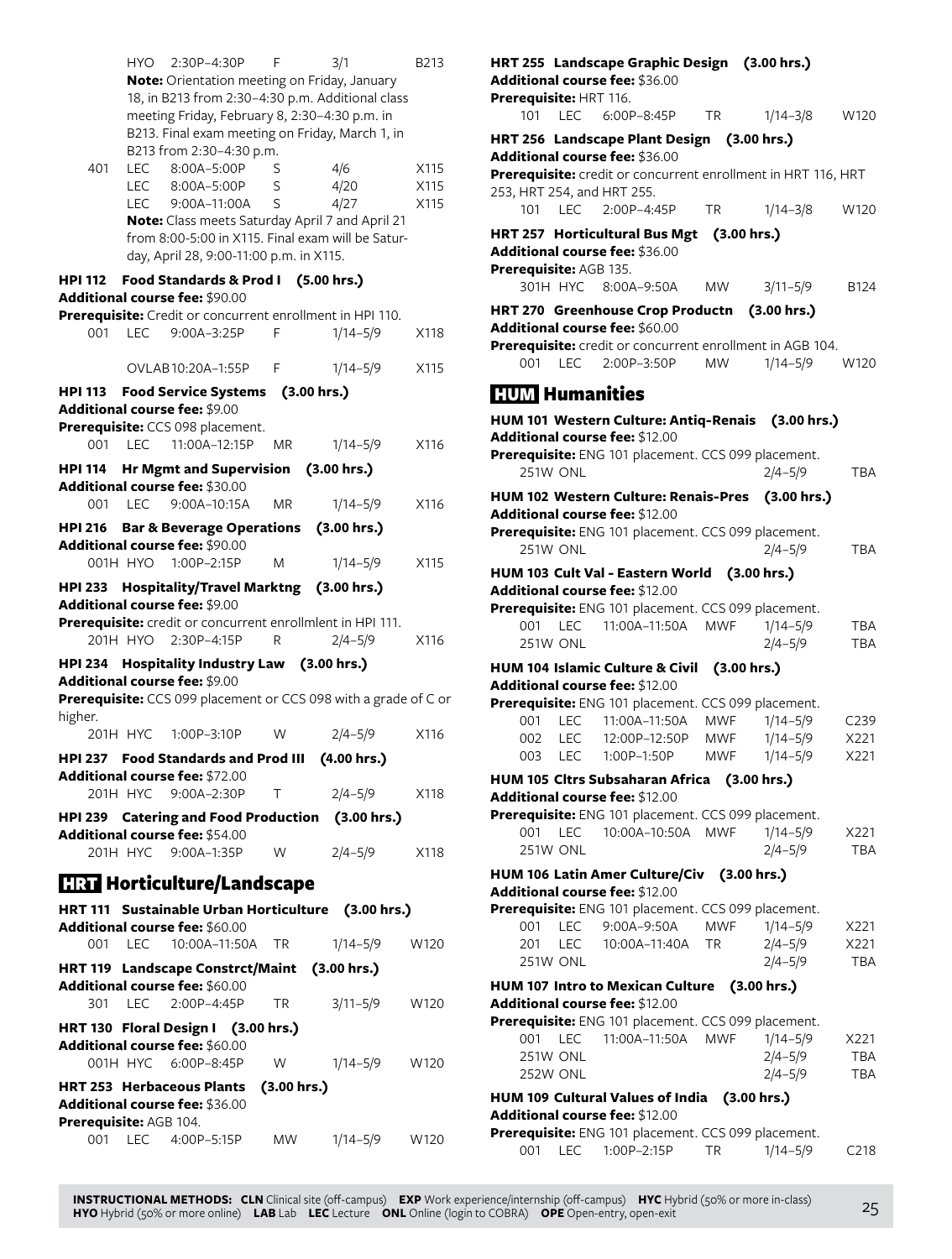| | | | | | |
|---|---|---|---|---|---|
| HYO | 2:30P–4:30P | F | 3/1 | B213 | |

**Note:** Orientation meeting on Friday, January 18, in B213 from 2:30–4:30 p.m. Additional class meeting Friday, February 8, 2:30–4:30 p.m. in B213. Final exam meeting on Friday, March 1, in B213 from 2:30–4:30 p.m.

| | | | | | |
|---|---|---|---|---|---|
| 401 | LEC | 8:00A–5:00P | S | 4/6 | X115 |
| | LEC | 8:00A–5:00P | S | 4/20 | X115 |
| | LEC | 9:00A–11:00A | S | 4/27 | X115 |

**Note:** Class meets Saturday April 7 and April 21 from 8:00-5:00 in X115. Final exam will be Saturday, April 28, 9:00-11:00 p.m. in X115.

**HPI 112 Food Standards & Prod I (5.00 hrs.)**
**Additional course fee:** $90.00
**Prerequisite:** Credit or concurrent enrollment in HPI 110.

| | | | | | |
|---|---|---|---|---|---|
| 001 | LEC | 9:00A–3:25P | F | 1/14–5/9 | X118 |
| | OVLAB | 10:20A–1:55P | F | 1/14–5/9 | X115 |

**HPI 113 Food Service Systems (3.00 hrs.)**
**Additional course fee:** $9.00
**Prerequisite:** CCS 098 placement.

| | | | | | |
|---|---|---|---|---|---|
| 001 | LEC | 11:00A–12:15P | MR | 1/14–5/9 | X116 |

**HPI 114 Hr Mgmt and Supervision (3.00 hrs.)**
**Additional course fee:** $30.00

| | | | | | |
|---|---|---|---|---|---|
| 001 | LEC | 9:00A–10:15A | MR | 1/14–5/9 | X116 |

**HPI 216 Bar & Beverage Operations (3.00 hrs.)**
**Additional course fee:** $90.00

| | | | | | |
|---|---|---|---|---|---|
| 001H | HYO | 1:00P–2:15P | M | 1/14–5/9 | X115 |

**HPI 233 Hospitality/Travel Marktng (3.00 hrs.)**
**Additional course fee:** $9.00
**Prerequisite:** credit or concurrent enrollmlent in HPI 111.

| | | | | | |
|---|---|---|---|---|---|
| 201H | HYO | 2:30P–4:15P | R | 2/4–5/9 | X116 |

**HPI 234 Hospitality Industry Law (3.00 hrs.)**
**Additional course fee:** $9.00
**Prerequisite:** CCS 099 placement or CCS 098 with a grade of C or higher.

| | | | | | |
|---|---|---|---|---|---|
| 201H | HYC | 1:00P–3:10P | W | 2/4–5/9 | X116 |

**HPI 237 Food Standards and Prod III (4.00 hrs.)**
**Additional course fee:** $72.00

| | | | | | |
|---|---|---|---|---|---|
| 201H | HYC | 9:00A–2:30P | T | 2/4–5/9 | X118 |

**HPI 239 Catering and Food Production (3.00 hrs.)**
**Additional course fee:** $54.00

| | | | | | |
|---|---|---|---|---|---|
| 201H | HYC | 9:00A–1:35P | W | 2/4–5/9 | X118 |

## HRT Horticulture/Landscape

**HRT 111 Sustainable Urban Horticulture (3.00 hrs.)**
**Additional course fee:** $60.00

| | | | | | |
|---|---|---|---|---|---|
| 001 | LEC | 10:00A–11:50A | TR | 1/14–5/9 | W120 |

**HRT 119 Landscape Constrct/Maint (3.00 hrs.)**
**Additional course fee:** $60.00

| | | | | | |
|---|---|---|---|---|---|
| 301 | LEC | 2:00P–4:45P | TR | 3/11–5/9 | W120 |

**HRT 130 Floral Design I (3.00 hrs.)**
**Additional course fee:** $60.00

| | | | | | |
|---|---|---|---|---|---|
| 001H | HYC | 6:00P–8:45P | W | 1/14–5/9 | W120 |

**HRT 253 Herbaceous Plants (3.00 hrs.)**
**Additional course fee:** $36.00
**Prerequisite:** AGB 104.

| | | | | | |
|---|---|---|---|---|---|
| 001 | LEC | 4:00P–5:15P | MW | 1/14–5/9 | W120 |

**HRT 255 Landscape Graphic Design (3.00 hrs.)**
**Additional course fee:** $36.00
**Prerequisite:** HRT 116.

| | | | | | |
|---|---|---|---|---|---|
| 101 | LEC | 6:00P–8:45P | TR | 1/14–3/8 | W120 |

**HRT 256 Landscape Plant Design (3.00 hrs.)**
**Additional course fee:** $36.00
**Prerequisite:** credit or concurrent enrollment in HRT 116, HRT 253, HRT 254, and HRT 255.

| | | | | | |
|---|---|---|---|---|---|
| 101 | LEC | 2:00P–4:45P | TR | 1/14–3/8 | W120 |

**HRT 257 Horticultural Bus Mgt (3.00 hrs.)**
**Additional course fee:** $36.00
**Prerequisite:** AGB 135.

| | | | | | |
|---|---|---|---|---|---|
| 301H | HYC | 8:00A–9:50A | MW | 3/11–5/9 | B124 |

**HRT 270 Greenhouse Crop Productn (3.00 hrs.)**
**Additional course fee:** $60.00
**Prerequisite:** credit or concurrent enrollment in AGB 104.

| | | | | | |
|---|---|---|---|---|---|
| 001 | LEC | 2:00P–3:50P | MW | 1/14–5/9 | W120 |

## HUM Humanities

**HUM 101 Western Culture: Antiq-Renais (3.00 hrs.)**
**Additional course fee:** $12.00
**Prerequisite:** ENG 101 placement. CCS 099 placement.

| | | | | | |
|---|---|---|---|---|---|
| 251W | ONL | | | 2/4–5/9 | TBA |

**HUM 102 Western Culture: Renais-Pres (3.00 hrs.)**
**Additional course fee:** $12.00
**Prerequisite:** ENG 101 placement. CCS 099 placement.

| | | | | | |
|---|---|---|---|---|---|
| 251W | ONL | | | 2/4–5/9 | TBA |

**HUM 103 Cult Val - Eastern World (3.00 hrs.)**
**Additional course fee:** $12.00
**Prerequisite:** ENG 101 placement. CCS 099 placement.

| | | | | | |
|---|---|---|---|---|---|
| 001 | LEC | 11:00A–11:50A | MWF | 1/14–5/9 | TBA |
| 251W | ONL | | | 2/4–5/9 | TBA |

**HUM 104 Islamic Culture & Civil (3.00 hrs.)**
**Additional course fee:** $12.00
**Prerequisite:** ENG 101 placement. CCS 099 placement.

| | | | | | |
|---|---|---|---|---|---|
| 001 | LEC | 11:00A–11:50A | MWF | 1/14–5/9 | C239 |
| 002 | LEC | 12:00P–12:50P | MWF | 1/14–5/9 | X221 |
| 003 | LEC | 1:00P–1:50P | MWF | 1/14–5/9 | X221 |

**HUM 105 Cltrs Subsaharan Africa (3.00 hrs.)**
**Additional course fee:** $12.00
**Prerequisite:** ENG 101 placement. CCS 099 placement.

| | | | | | |
|---|---|---|---|---|---|
| 001 | LEC | 10:00A–10:50A | MWF | 1/14–5/9 | X221 |
| 251W | ONL | | | 2/4–5/9 | TBA |

**HUM 106 Latin Amer Culture/Civ (3.00 hrs.)**
**Additional course fee:** $12.00
**Prerequisite:** ENG 101 placement. CCS 099 placement.

| | | | | | |
|---|---|---|---|---|---|
| 001 | LEC | 9:00A–9:50A | MWF | 1/14–5/9 | X221 |
| 201 | LEC | 10:00A–11:40A | TR | 2/4–5/9 | X221 |
| 251W | ONL | | | 2/4–5/9 | TBA |

**HUM 107 Intro to Mexican Culture (3.00 hrs.)**
**Additional course fee:** $12.00
**Prerequisite:** ENG 101 placement. CCS 099 placement.

| | | | | | |
|---|---|---|---|---|---|
| 001 | LEC | 11:00A–11:50A | MWF | 1/14–5/9 | X221 |
| 251W | ONL | | | 2/4–5/9 | TBA |
| 252W | ONL | | | 2/4–5/9 | TBA |

**HUM 109 Cultural Values of India (3.00 hrs.)**
**Additional course fee:** $12.00
**Prerequisite:** ENG 101 placement. CCS 099 placement.

| | | | | | |
|---|---|---|---|---|---|
| 001 | LEC | 1:00P–2:15P | TR | 1/14–5/9 | C218 |

**INSTRUCTIONAL METHODS: CLN** Clinical site (off-campus) **EXP** Work experience/internship (off-campus) **HYC** Hybrid (50% or more in-class) **HYO** Hybrid (50% or more online) **LAB** Lab **LEC** Lecture **ONL** Online (login to COBRA) **OPE** Open-entry, open-exit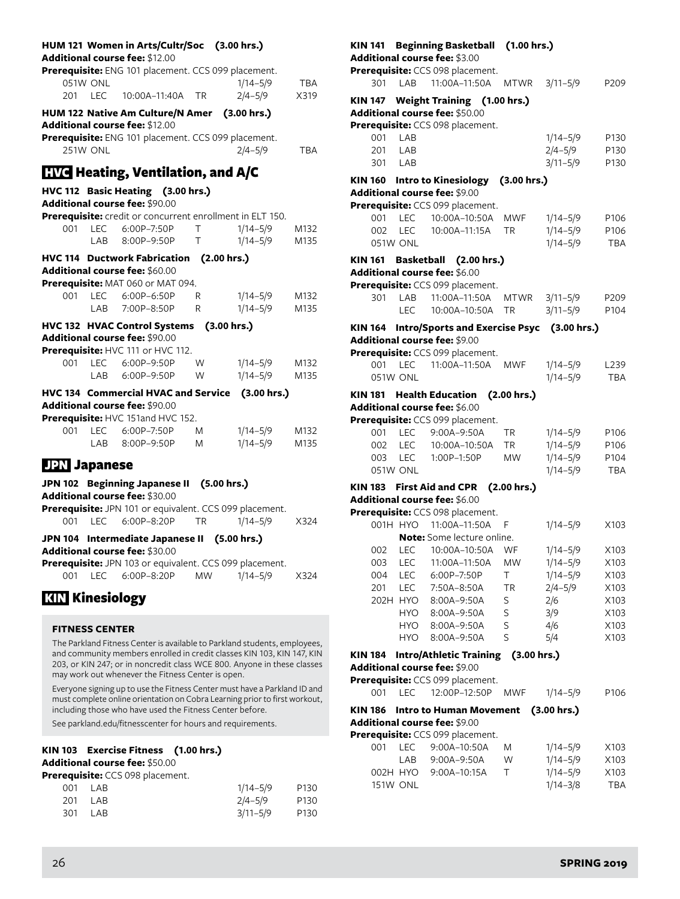**HUM 121 Women in Arts/Cultr/Soc (3.00 hrs.)**
**Additional course fee:** $12.00
**Prerequisite:** ENG 101 placement. CCS 099 placement.

| | | | | | |
|---|---|---|---|---|---|
| 051W | ONL | | | 1/14–5/9 | TBA |
| 201 | LEC | 10:00A–11:40A | TR | 2/4–5/9 | X319 |

**HUM 122 Native Am Culture/N Amer (3.00 hrs.)**
**Additional course fee:** $12.00
**Prerequisite:** ENG 101 placement. CCS 099 placement.

| | | | | | |
|---|---|---|---|---|---|
| 251W | ONL | | | 2/4–5/9 | TBA |

## HVC Heating, Ventilation, and A/C

**HVC 112 Basic Heating (3.00 hrs.)**
**Additional course fee:** $90.00
**Prerequisite:** credit or concurrent enrollment in ELT 150.

| | | | | | |
|---|---|---|---|---|---|
| 001 | LEC | 6:00P–7:50P | T | 1/14–5/9 | M132 |
| | LAB | 8:00P–9:50P | T | 1/14–5/9 | M135 |

**HVC 114 Ductwork Fabrication (2.00 hrs.)**
**Additional course fee:** $60.00
**Prerequisite:** MAT 060 or MAT 094.

| | | | | | |
|---|---|---|---|---|---|
| 001 | LEC | 6:00P–6:50P | R | 1/14–5/9 | M132 |
| | LAB | 7:00P–8:50P | R | 1/14–5/9 | M135 |

**HVC 132 HVAC Control Systems (3.00 hrs.)**
**Additional course fee:** $90.00
**Prerequisite:** HVC 111 or HVC 112.

| | | | | | |
|---|---|---|---|---|---|
| 001 | LEC | 6:00P–9:50P | W | 1/14–5/9 | M132 |
| | LAB | 6:00P–9:50P | W | 1/14–5/9 | M135 |

**HVC 134 Commercial HVAC and Service (3.00 hrs.)**
**Additional course fee:** $90.00
**Prerequisite:** HVC 151and HVC 152.

| | | | | | |
|---|---|---|---|---|---|
| 001 | LEC | 6:00P–7:50P | M | 1/14–5/9 | M132 |
| | LAB | 8:00P–9:50P | M | 1/14–5/9 | M135 |

## JPN Japanese

**JPN 102 Beginning Japanese II (5.00 hrs.)**
**Additional course fee:** $30.00
**Prerequisite:** JPN 101 or equivalent. CCS 099 placement.

| | | | | | |
|---|---|---|---|---|---|
| 001 | LEC | 6:00P–8:20P | TR | 1/14–5/9 | X324 |

**JPN 104 Intermediate Japanese II (5.00 hrs.)**
**Additional course fee:** $30.00
**Prerequisite:** JPN 103 or equivalent. CCS 099 placement.

| | | | | | |
|---|---|---|---|---|---|
| 001 | LEC | 6:00P–8:20P | MW | 1/14–5/9 | X324 |

## KIN Kinesiology

### FITNESS CENTER

The Parkland Fitness Center is available to Parkland students, employees, and community members enrolled in credit classes KIN 103, KIN 147, KIN 203, or KIN 247; or in noncredit class WCE 800. Anyone in these classes may work out whenever the Fitness Center is open.

Everyone signing up to use the Fitness Center must have a Parkland ID and must complete online orientation on Cobra Learning prior to first workout, including those who have used the Fitness Center before.

See parkland.edu/fitnesscenter for hours and requirements.

**KIN 103 Exercise Fitness (1.00 hrs.)**
**Additional course fee:** $50.00
**Prerequisite:** CCS 098 placement.

| | | | | | |
|---|---|---|---|---|---|
| 001 | LAB | | | 1/14–5/9 | P130 |
| 201 | LAB | | | 2/4–5/9 | P130 |
| 301 | LAB | | | 3/11–5/9 | P130 |

**KIN 141 Beginning Basketball (1.00 hrs.)**
**Additional course fee:** $3.00
**Prerequisite:** CCS 098 placement.

| | | | | | |
|---|---|---|---|---|---|
| 301 | LAB | 11:00A–11:50A | MTWR | 3/11–5/9 | P209 |

**KIN 147 Weight Training (1.00 hrs.)**
**Additional course fee:** $50.00
**Prerequisite:** CCS 098 placement.

| | | | | | |
|---|---|---|---|---|---|
| 001 | LAB | | | 1/14–5/9 | P130 |
| 201 | LAB | | | 2/4–5/9 | P130 |
| 301 | LAB | | | 3/11–5/9 | P130 |

**KIN 160 Intro to Kinesiology (3.00 hrs.)**
**Additional course fee:** $9.00
**Prerequisite:** CCS 099 placement.

| | | | | | |
|---|---|---|---|---|---|
| 001 | LEC | 10:00A–10:50A | MWF | 1/14–5/9 | P106 |
| 002 | LEC | 10:00A–11:15A | TR | 1/14–5/9 | P106 |
| 051W | ONL | | | 1/14–5/9 | TBA |

**KIN 161 Basketball (2.00 hrs.)**
**Additional course fee:** $6.00
**Prerequisite:** CCS 099 placement.

| | | | | | |
|---|---|---|---|---|---|
| 301 | LAB | 11:00A–11:50A | MTWR | 3/11–5/9 | P209 |
| | LEC | 10:00A–10:50A | TR | 3/11–5/9 | P104 |

**KIN 164 Intro/Sports and Exercise Psyc (3.00 hrs.)**
**Additional course fee:** $9.00
**Prerequisite:** CCS 099 placement.

| | | | | | |
|---|---|---|---|---|---|
| 001 | LEC | 11:00A–11:50A | MWF | 1/14–5/9 | L239 |
| 051W | ONL | | | 1/14–5/9 | TBA |

**KIN 181 Health Education (2.00 hrs.)**
**Additional course fee:** $6.00
**Prerequisite:** CCS 099 placement.

| | | | | | |
|---|---|---|---|---|---|
| 001 | LEC | 9:00A–9:50A | TR | 1/14–5/9 | P106 |
| 002 | LEC | 10:00A–10:50A | TR | 1/14–5/9 | P106 |
| 003 | LEC | 1:00P–1:50P | MW | 1/14–5/9 | P104 |
| 051W | ONL | | | 1/14–5/9 | TBA |

**KIN 183 First Aid and CPR (2.00 hrs.)**
**Additional course fee:** $6.00
**Prerequisite:** CCS 098 placement.

| | | | | | |
|---|---|---|---|---|---|
| 001H | HYO | 11:00A–11:50A | F | 1/14–5/9 | X103 |
| | **Note:** Some lecture online. | | | | |
| 002 | LEC | 10:00A–10:50A | WF | 1/14–5/9 | X103 |
| 003 | LEC | 11:00A–11:50A | MW | 1/14–5/9 | X103 |
| 004 | LEC | 6:00P–7:50P | T | 1/14–5/9 | X103 |
| 201 | LEC | 7:50A–8:50A | TR | 2/4–5/9 | X103 |
| 202H | HYO | 8:00A–9:50A | S | 2/6 | X103 |
| | HYO | 8:00A–9:50A | S | 3/9 | X103 |
| | HYO | 8:00A–9:50A | S | 4/6 | X103 |
| | HYO | 8:00A–9:50A | S | 5/4 | X103 |

**KIN 184 Intro/Athletic Training (3.00 hrs.)**
**Additional course fee:** $9.00
**Prerequisite:** CCS 099 placement.

| | | | | | |
|---|---|---|---|---|---|
| 001 | LEC | 12:00P–12:50P | MWF | 1/14–5/9 | P106 |

**KIN 186 Intro to Human Movement (3.00 hrs.)**
**Additional course fee:** $9.00
**Prerequisite:** CCS 099 placement.

| | | | | | |
|---|---|---|---|---|---|
| 001 | LEC | 9:00A–10:50A | M | 1/14–5/9 | X103 |
| | LAB | 9:00A–9:50A | W | 1/14–5/9 | X103 |
| 002H | HYO | 9:00A–10:15A | T | 1/14–5/9 | X103 |
| 151W | ONL | | | 1/14–3/8 | TBA |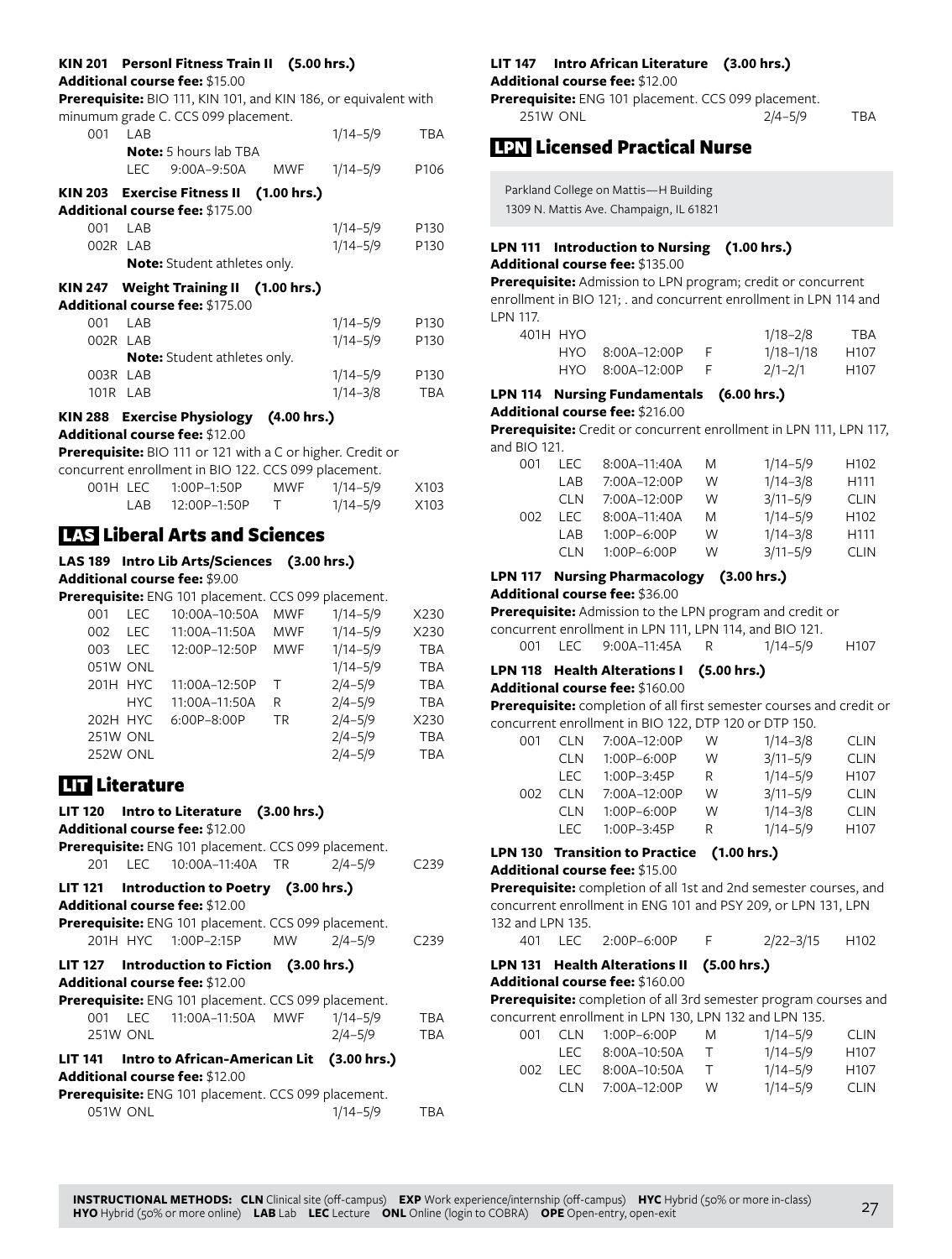**KIN 201 Personl Fitness Train II (5.00 hrs.)**
**Additional course fee:** $15.00
**Prerequisite:** BIO 111, KIN 101, and KIN 186, or equivalent with minumum grade C. CCS 099 placement.

| | | | | | |
|---|---|---|---|---|---|
| 001 | LAB | | | 1/14–5/9 | TBA |
| | **Note:** 5 hours lab TBA | | | | |
| | LEC | 9:00A–9:50A | MWF | 1/14–5/9 | P106 |

**KIN 203 Exercise Fitness II (1.00 hrs.)**
**Additional course fee:** $175.00

| | | | |
|---|---|---|---|
| 001 | LAB | 1/14–5/9 | P130 |
| 002R | LAB | 1/14–5/9 | P130 |
| | **Note:** Student athletes only. | | |

**KIN 247 Weight Training II (1.00 hrs.)**
**Additional course fee:** $175.00

| | | | |
|---|---|---|---|
| 001 | LAB | 1/14–5/9 | P130 |
| 002R | LAB | 1/14–5/9 | P130 |
| | **Note:** Student athletes only. | | |
| 003R | LAB | 1/14–5/9 | P130 |
| 101R | LAB | 1/14–3/8 | TBA |

**KIN 288 Exercise Physiology (4.00 hrs.)**
**Additional course fee:** $12.00
**Prerequisite:** BIO 111 or 121 with a C or higher. Credit or concurrent enrollment in BIO 122. CCS 099 placement.

| | | | | | |
|---|---|---|---|---|---|
| 001H | LEC | 1:00P–1:50P | MWF | 1/14–5/9 | X103 |
| | LAB | 12:00P–1:50P | T | 1/14–5/9 | X103 |

## LAS Liberal Arts and Sciences

**LAS 189 Intro Lib Arts/Sciences (3.00 hrs.)**
**Additional course fee:** $9.00
**Prerequisite:** ENG 101 placement. CCS 099 placement.

| | | | | | |
|---|---|---|---|---|---|
| 001 | LEC | 10:00A–10:50A | MWF | 1/14–5/9 | X230 |
| 002 | LEC | 11:00A–11:50A | MWF | 1/14–5/9 | X230 |
| 003 | LEC | 12:00P–12:50P | MWF | 1/14–5/9 | TBA |
| 051W | ONL | | | 1/14–5/9 | TBA |
| 201H | HYC | 11:00A–12:50P | T | 2/4–5/9 | TBA |
| | HYC | 11:00A–11:50A | R | 2/4–5/9 | TBA |
| 202H | HYC | 6:00P–8:00P | TR | 2/4–5/9 | X230 |
| 251W | ONL | | | 2/4–5/9 | TBA |
| 252W | ONL | | | 2/4–5/9 | TBA |

## LIT Literature

**LIT 120 Intro to Literature (3.00 hrs.)**
**Additional course fee:** $12.00
**Prerequisite:** ENG 101 placement. CCS 099 placement.

| | | | | | |
|---|---|---|---|---|---|
| 201 | LEC | 10:00A–11:40A | TR | 2/4–5/9 | C239 |

**LIT 121 Introduction to Poetry (3.00 hrs.)**
**Additional course fee:** $12.00
**Prerequisite:** ENG 101 placement. CCS 099 placement.

| | | | | | |
|---|---|---|---|---|---|
| 201H | HYC | 1:00P–2:15P | MW | 2/4–5/9 | C239 |

**LIT 127 Introduction to Fiction (3.00 hrs.)**
**Additional course fee:** $12.00
**Prerequisite:** ENG 101 placement. CCS 099 placement.

| | | | | | |
|---|---|---|---|---|---|
| 001 | LEC | 11:00A–11:50A | MWF | 1/14–5/9 | TBA |
| 251W | ONL | | | 2/4–5/9 | TBA |

**LIT 141 Intro to African-American Lit (3.00 hrs.)**
**Additional course fee:** $12.00
**Prerequisite:** ENG 101 placement. CCS 099 placement.

| | | | |
|---|---|---|---|
| 051W | ONL | 1/14–5/9 | TBA |

**LIT 147 Intro African Literature (3.00 hrs.)**
**Additional course fee:** $12.00
**Prerequisite:** ENG 101 placement. CCS 099 placement.

| | | | |
|---|---|---|---|
| 251W | ONL | 2/4–5/9 | TBA |

## LPN Licensed Practical Nurse

Parkland College on Mattis—H Building
1309 N. Mattis Ave. Champaign, IL 61821

**LPN 111 Introduction to Nursing (1.00 hrs.)**
**Additional course fee:** $135.00
**Prerequisite:** Admission to LPN program; credit or concurrent enrollment in BIO 121; . and concurrent enrollment in LPN 114 and LPN 117.

| | | | | | |
|---|---|---|---|---|---|
| 401H | HYO | | | 1/18–2/8 | TBA |
| | HYO | 8:00A–12:00P | F | 1/18–1/18 | H107 |
| | HYO | 8:00A–12:00P | F | 2/1–2/1 | H107 |

**LPN 114 Nursing Fundamentals (6.00 hrs.)**
**Additional course fee:** $216.00
**Prerequisite:** Credit or concurrent enrollment in LPN 111, LPN 117, and BIO 121.

| | | | | | |
|---|---|---|---|---|---|
| 001 | LEC | 8:00A–11:40A | M | 1/14–5/9 | H102 |
| | LAB | 7:00A–12:00P | W | 1/14–3/8 | H111 |
| | CLN | 7:00A–12:00P | W | 3/11–5/9 | CLIN |
| 002 | LEC | 8:00A–11:40A | M | 1/14–5/9 | H102 |
| | LAB | 1:00P–6:00P | W | 1/14–3/8 | H111 |
| | CLN | 1:00P–6:00P | W | 3/11–5/9 | CLIN |

**LPN 117 Nursing Pharmacology (3.00 hrs.)**
**Additional course fee:** $36.00
**Prerequisite:** Admission to the LPN program and credit or concurrent enrollment in LPN 111, LPN 114, and BIO 121.

| | | | | | |
|---|---|---|---|---|---|
| 001 | LEC | 9:00A–11:45A | R | 1/14–5/9 | H107 |

**LPN 118 Health Alterations I (5.00 hrs.)**
**Additional course fee:** $160.00
**Prerequisite:** completion of all first semester courses and credit or concurrent enrollment in BIO 122, DTP 120 or DTP 150.

| | | | | | |
|---|---|---|---|---|---|
| 001 | CLN | 7:00A–12:00P | W | 1/14–3/8 | CLIN |
| | CLN | 1:00P–6:00P | W | 3/11–5/9 | CLIN |
| | LEC | 1:00P–3:45P | R | 1/14–5/9 | H107 |
| 002 | CLN | 7:00A–12:00P | W | 3/11–5/9 | CLIN |
| | CLN | 1:00P–6:00P | W | 1/14–3/8 | CLIN |
| | LEC | 1:00P–3:45P | R | 1/14–5/9 | H107 |

**LPN 130 Transition to Practice (1.00 hrs.)**
**Additional course fee:** $15.00
**Prerequisite:** completion of all 1st and 2nd semester courses, and concurrent enrollment in ENG 101 and PSY 209, or LPN 131, LPN 132 and LPN 135.

| | | | | | |
|---|---|---|---|---|---|
| 401 | LEC | 2:00P–6:00P | F | 2/22–3/15 | H102 |

**LPN 131 Health Alterations II (5.00 hrs.)**
**Additional course fee:** $160.00
**Prerequisite:** completion of all 3rd semester program courses and concurrent enrollment in LPN 130, LPN 132 and LPN 135.

| | | | | | |
|---|---|---|---|---|---|
| 001 | CLN | 1:00P–6:00P | M | 1/14–5/9 | CLIN |
| | LEC | 8:00A–10:50A | T | 1/14–5/9 | H107 |
| 002 | LEC | 8:00A–10:50A | T | 1/14–5/9 | H107 |
| | CLN | 7:00A–12:00P | W | 1/14–5/9 | CLIN |

**INSTRUCTIONAL METHODS: CLN** Clinical site (off-campus) **EXP** Work experience/internship (off-campus) **HYC** Hybrid (50% or more in-class) **HYO** Hybrid (50% or more online) **LAB** Lab **LEC** Lecture **ONL** Online (login to COBRA) **OPE** Open-entry, open-exit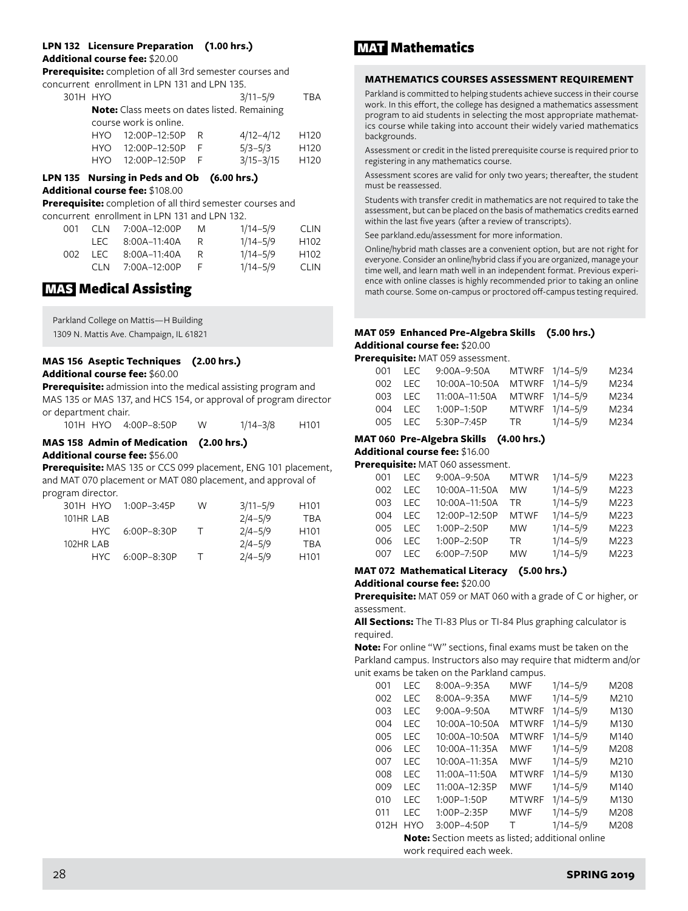### LPN 132 Licensure Preparation (1.00 hrs.)

**Additional course fee:** $20.00

**Prerequisite:** completion of all 3rd semester courses and concurrent enrollment in LPN 131 and LPN 135.

| Section | Type | Time | Days | Dates | Room |
|---|---|---|---|---|---|
| 301H | HYO | | | 3/11–5/9 | TBA |
| | | **Note:** Class meets on dates listed. Remaining course work is online. | | | |
| | HYO | 12:00P–12:50P | R | 4/12–4/12 | H120 |
| | HYO | 12:00P–12:50P | F | 5/3–5/3 | H120 |
| | HYO | 12:00P–12:50P | F | 3/15–3/15 | H120 |

### LPN 135 Nursing in Peds and Ob (6.00 hrs.)

**Additional course fee:** $108.00

**Prerequisite:** completion of all third semester courses and concurrent enrollment in LPN 131 and LPN 132.

| Section | Type | Time | Days | Dates | Room |
|---|---|---|---|---|---|
| 001 | CLN | 7:00A–12:00P | M | 1/14–5/9 | CLIN |
| | LEC | 8:00A–11:40A | R | 1/14–5/9 | H102 |
| 002 | LEC | 8:00A–11:40A | R | 1/14–5/9 | H102 |
| | CLN | 7:00A–12:00P | F | 1/14–5/9 | CLIN |

## MAS Medical Assisting

Parkland College on Mattis—H Building
1309 N. Mattis Ave. Champaign, IL 61821

### MAS 156 Aseptic Techniques (2.00 hrs.)

**Additional course fee:** $60.00

**Prerequisite:** admission into the medical assisting program and MAS 135 or MAS 137, and HCS 154, or approval of program director or department chair.

| Section | Type | Time | Days | Dates | Room |
|---|---|---|---|---|---|
| 101H | HYO | 4:00P–8:50P | W | 1/14–3/8 | H101 |

### MAS 158 Admin of Medication (2.00 hrs.)

**Additional course fee:** $56.00

**Prerequisite:** MAS 135 or CCS 099 placement, ENG 101 placement, and MAT 070 placement or MAT 080 placement, and approval of program director.

| Section | Type | Time | Days | Dates | Room |
|---|---|---|---|---|---|
| 301H | HYO | 1:00P–3:45P | W | 3/11–5/9 | H101 |
| 101HR | LAB | | | 2/4–5/9 | TBA |
| | HYC | 6:00P–8:30P | T | 2/4–5/9 | H101 |
| 102HR | LAB | | | 2/4–5/9 | TBA |
| | HYC | 6:00P–8:30P | T | 2/4–5/9 | H101 |

## MAT Mathematics

**MATHEMATICS COURSES ASSESSMENT REQUIREMENT**

Parkland is committed to helping students achieve success in their course work. In this effort, the college has designed a mathematics assessment program to aid students in selecting the most appropriate mathematics course while taking into account their widely varied mathematics backgrounds.

Assessment or credit in the listed prerequisite course is required prior to registering in any mathematics course.

Assessment scores are valid for only two years; thereafter, the student must be reassessed.

Students with transfer credit in mathematics are not required to take the assessment, but can be placed on the basis of mathematics credits earned within the last five years (after a review of transcripts).

See parkland.edu/assessment for more information.

Online/hybrid math classes are a convenient option, but are not right for everyone. Consider an online/hybrid class if you are organized, manage your time well, and learn math well in an independent format. Previous experience with online classes is highly recommended prior to taking an online math course. Some on-campus or proctored off-campus testing required.

### MAT 059 Enhanced Pre-Algebra Skills (5.00 hrs.)

**Additional course fee:** $20.00

**Prerequisite:** MAT 059 assessment.

| Section | Type | Time | Days | Dates | Room |
|---|---|---|---|---|---|
| 001 | LEC | 9:00A–9:50A | MTWRF | 1/14–5/9 | M234 |
| 002 | LEC | 10:00A–10:50A | MTWRF | 1/14–5/9 | M234 |
| 003 | LEC | 11:00A–11:50A | MTWRF | 1/14–5/9 | M234 |
| 004 | LEC | 1:00P–1:50P | MTWRF | 1/14–5/9 | M234 |
| 005 | LEC | 5:30P–7:45P | TR | 1/14–5/9 | M234 |

### MAT 060 Pre-Algebra Skills (4.00 hrs.)

**Additional course fee:** $16.00

**Prerequisite:** MAT 060 assessment.

| Section | Type | Time | Days | Dates | Room |
|---|---|---|---|---|---|
| 001 | LEC | 9:00A–9:50A | MTWR | 1/14–5/9 | M223 |
| 002 | LEC | 10:00A–11:50A | MW | 1/14–5/9 | M223 |
| 003 | LEC | 10:00A–11:50A | TR | 1/14–5/9 | M223 |
| 004 | LEC | 12:00P–12:50P | MTWF | 1/14–5/9 | M223 |
| 005 | LEC | 1:00P–2:50P | MW | 1/14–5/9 | M223 |
| 006 | LEC | 1:00P–2:50P | TR | 1/14–5/9 | M223 |
| 007 | LEC | 6:00P–7:50P | MW | 1/14–5/9 | M223 |

### MAT 072 Mathematical Literacy (5.00 hrs.)

**Additional course fee:** $20.00

**Prerequisite:** MAT 059 or MAT 060 with a grade of C or higher, or assessment.

**All Sections:** The TI-83 Plus or TI-84 Plus graphing calculator is required.

**Note:** For online "W" sections, final exams must be taken on the Parkland campus. Instructors also may require that midterm and/or unit exams be taken on the Parkland campus.

| Section | Type | Time | Days | Dates | Room |
|---|---|---|---|---|---|
| 001 | LEC | 8:00A–9:35A | MWF | 1/14–5/9 | M208 |
| 002 | LEC | 8:00A–9:35A | MWF | 1/14–5/9 | M210 |
| 003 | LEC | 9:00A–9:50A | MTWRF | 1/14–5/9 | M130 |
| 004 | LEC | 10:00A–10:50A | MTWRF | 1/14–5/9 | M130 |
| 005 | LEC | 10:00A–10:50A | MTWRF | 1/14–5/9 | M140 |
| 006 | LEC | 10:00A–11:35A | MWF | 1/14–5/9 | M208 |
| 007 | LEC | 10:00A–11:35A | MWF | 1/14–5/9 | M210 |
| 008 | LEC | 11:00A–11:50A | MTWRF | 1/14–5/9 | M130 |
| 009 | LEC | 11:00A–12:35P | MWF | 1/14–5/9 | M140 |
| 010 | LEC | 1:00P–1:50P | MTWRF | 1/14–5/9 | M130 |
| 011 | LEC | 1:00P–2:35P | MWF | 1/14–5/9 | M208 |
| 012H | HYO | 3:00P–4:50P | T | 1/14–5/9 | M208 |
| | | **Note:** Section meets as listed; additional online work required each week. | | | |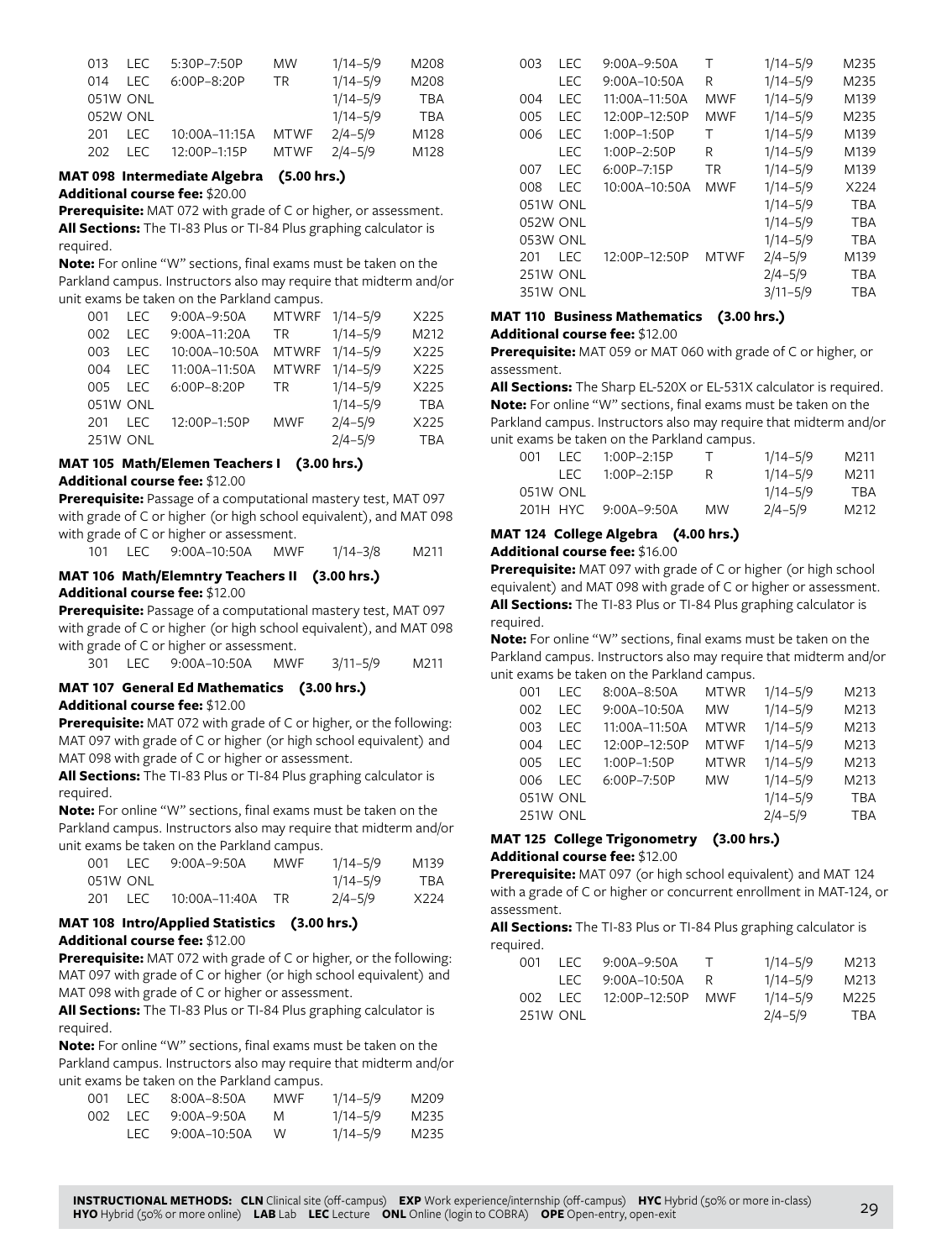| | | | | | |
|---|---|---|---|---|---|
| 013 | LEC | 5:30P–7:50P | MW | 1/14–5/9 | M208 |
| 014 | LEC | 6:00P–8:20P | TR | 1/14–5/9 | M208 |
| 051W | ONL | | | 1/14–5/9 | TBA |
| 052W | ONL | | | 1/14–5/9 | TBA |
| 201 | LEC | 10:00A–11:15A | MTWF | 2/4–5/9 | M128 |
| 202 | LEC | 12:00P–1:15P | MTWF | 2/4–5/9 | M128 |

### MAT 098 Intermediate Algebra (5.00 hrs.)

**Additional course fee:** $20.00

**Prerequisite:** MAT 072 with grade of C or higher, or assessment.

**All Sections:** The TI-83 Plus or TI-84 Plus graphing calculator is required.

**Note:** For online "W" sections, final exams must be taken on the Parkland campus. Instructors also may require that midterm and/or unit exams be taken on the Parkland campus.

| | | | | | |
|---|---|---|---|---|---|
| 001 | LEC | 9:00A–9:50A | MTWRF | 1/14–5/9 | X225 |
| 002 | LEC | 9:00A–11:20A | TR | 1/14–5/9 | M212 |
| 003 | LEC | 10:00A–10:50A | MTWRF | 1/14–5/9 | X225 |
| 004 | LEC | 11:00A–11:50A | MTWRF | 1/14–5/9 | X225 |
| 005 | LEC | 6:00P–8:20P | TR | 1/14–5/9 | X225 |
| 051W | ONL | | | 1/14–5/9 | TBA |
| 201 | LEC | 12:00P–1:50P | MWF | 2/4–5/9 | X225 |
| 251W | ONL | | | 2/4–5/9 | TBA |

### MAT 105 Math/Elemen Teachers I (3.00 hrs.)

**Additional course fee:** $12.00

**Prerequisite:** Passage of a computational mastery test, MAT 097 with grade of C or higher (or high school equivalent), and MAT 098 with grade of C or higher or assessment.

| | | | | | |
|---|---|---|---|---|---|
| 101 | LEC | 9:00A–10:50A | MWF | 1/14–3/8 | M211 |

### MAT 106 Math/Elemntry Teachers II (3.00 hrs.)

**Additional course fee:** $12.00

**Prerequisite:** Passage of a computational mastery test, MAT 097 with grade of C or higher (or high school equivalent), and MAT 098 with grade of C or higher or assessment.

| | | | | | |
|---|---|---|---|---|---|
| 301 | LEC | 9:00A–10:50A | MWF | 3/11–5/9 | M211 |

### MAT 107 General Ed Mathematics (3.00 hrs.)

**Additional course fee:** $12.00

**Prerequisite:** MAT 072 with grade of C or higher, or the following: MAT 097 with grade of C or higher (or high school equivalent) and MAT 098 with grade of C or higher or assessment.

**All Sections:** The TI-83 Plus or TI-84 Plus graphing calculator is required.

**Note:** For online "W" sections, final exams must be taken on the Parkland campus. Instructors also may require that midterm and/or unit exams be taken on the Parkland campus.

| | | | | | |
|---|---|---|---|---|---|
| 001 | LEC | 9:00A–9:50A | MWF | 1/14–5/9 | M139 |
| 051W | ONL | | | 1/14–5/9 | TBA |
| 201 | LEC | 10:00A–11:40A | TR | 2/4–5/9 | X224 |

### MAT 108 Intro/Applied Statistics (3.00 hrs.)

**Additional course fee:** $12.00

**Prerequisite:** MAT 072 with grade of C or higher, or the following: MAT 097 with grade of C or higher (or high school equivalent) and MAT 098 with grade of C or higher or assessment.

**All Sections:** The TI-83 Plus or TI-84 Plus graphing calculator is required.

**Note:** For online "W" sections, final exams must be taken on the Parkland campus. Instructors also may require that midterm and/or unit exams be taken on the Parkland campus.

| | | | | | |
|---|---|---|---|---|---|
| 001 | LEC | 8:00A–8:50A | MWF | 1/14–5/9 | M209 |
| 002 | LEC | 9:00A–9:50A | M | 1/14–5/9 | M235 |
| | LEC | 9:00A–10:50A | W | 1/14–5/9 | M235 |
| 003 | LEC | 9:00A–9:50A | T | 1/14–5/9 | M235 |
| | LEC | 9:00A–10:50A | R | 1/14–5/9 | M235 |
| 004 | LEC | 11:00A–11:50A | MWF | 1/14–5/9 | M139 |
| 005 | LEC | 12:00P–12:50P | MWF | 1/14–5/9 | M235 |
| 006 | LEC | 1:00P–1:50P | T | 1/14–5/9 | M139 |
| | LEC | 1:00P–2:50P | R | 1/14–5/9 | M139 |
| 007 | LEC | 6:00P–7:15P | TR | 1/14–5/9 | M139 |
| 008 | LEC | 10:00A–10:50A | MWF | 1/14–5/9 | X224 |
| 051W | ONL | | | 1/14–5/9 | TBA |
| 052W | ONL | | | 1/14–5/9 | TBA |
| 053W | ONL | | | 1/14–5/9 | TBA |
| 201 | LEC | 12:00P–12:50P | MTWF | 2/4–5/9 | M139 |
| 251W | ONL | | | 2/4–5/9 | TBA |
| 351W | ONL | | | 3/11–5/9 | TBA |

### MAT 110 Business Mathematics (3.00 hrs.)

**Additional course fee:** $12.00

**Prerequisite:** MAT 059 or MAT 060 with grade of C or higher, or assessment.

**All Sections:** The Sharp EL-520X or EL-531X calculator is required.

**Note:** For online "W" sections, final exams must be taken on the Parkland campus. Instructors also may require that midterm and/or unit exams be taken on the Parkland campus.

| | | | | | |
|---|---|---|---|---|---|
| 001 | LEC | 1:00P–2:15P | T | 1/14–5/9 | M211 |
| | LEC | 1:00P–2:15P | R | 1/14–5/9 | M211 |
| 051W | ONL | | | 1/14–5/9 | TBA |
| 201H | HYC | 9:00A–9:50A | MW | 2/4–5/9 | M212 |

### MAT 124 College Algebra (4.00 hrs.)

**Additional course fee:** $16.00

**Prerequisite:** MAT 097 with grade of C or higher (or high school equivalent) and MAT 098 with grade of C or higher or assessment.

**All Sections:** The TI-83 Plus or TI-84 Plus graphing calculator is required.

**Note:** For online "W" sections, final exams must be taken on the Parkland campus. Instructors also may require that midterm and/or unit exams be taken on the Parkland campus.

| | | | | | |
|---|---|---|---|---|---|
| 001 | LEC | 8:00A–8:50A | MTWR | 1/14–5/9 | M213 |
| 002 | LEC | 9:00A–10:50A | MW | 1/14–5/9 | M213 |
| 003 | LEC | 11:00A–11:50A | MTWR | 1/14–5/9 | M213 |
| 004 | LEC | 12:00P–12:50P | MTWF | 1/14–5/9 | M213 |
| 005 | LEC | 1:00P–1:50P | MTWR | 1/14–5/9 | M213 |
| 006 | LEC | 6:00P–7:50P | MW | 1/14–5/9 | M213 |
| 051W | ONL | | | 1/14–5/9 | TBA |
| 251W | ONL | | | 2/4–5/9 | TBA |

### MAT 125 College Trigonometry (3.00 hrs.)

**Additional course fee:** $12.00

**Prerequisite:** MAT 097 (or high school equivalent) and MAT 124 with a grade of C or higher or concurrent enrollment in MAT-124, or assessment.

**All Sections:** The TI-83 Plus or TI-84 Plus graphing calculator is required.

| | | | | | |
|---|---|---|---|---|---|
| 001 | LEC | 9:00A–9:50A | T | 1/14–5/9 | M213 |
| | LEC | 9:00A–10:50A | R | 1/14–5/9 | M213 |
| 002 | LEC | 12:00P–12:50P | MWF | 1/14–5/9 | M225 |
| 251W | ONL | | | 2/4–5/9 | TBA |

**INSTRUCTIONAL METHODS: CLN** Clinical site (off-campus) **EXP** Work experience/internship (off-campus) **HYC** Hybrid (50% or more in-class) **HYO** Hybrid (50% or more online) **LAB** Lab **LEC** Lecture **ONL** Online (login to COBRA) **OPE** Open-entry, open-exit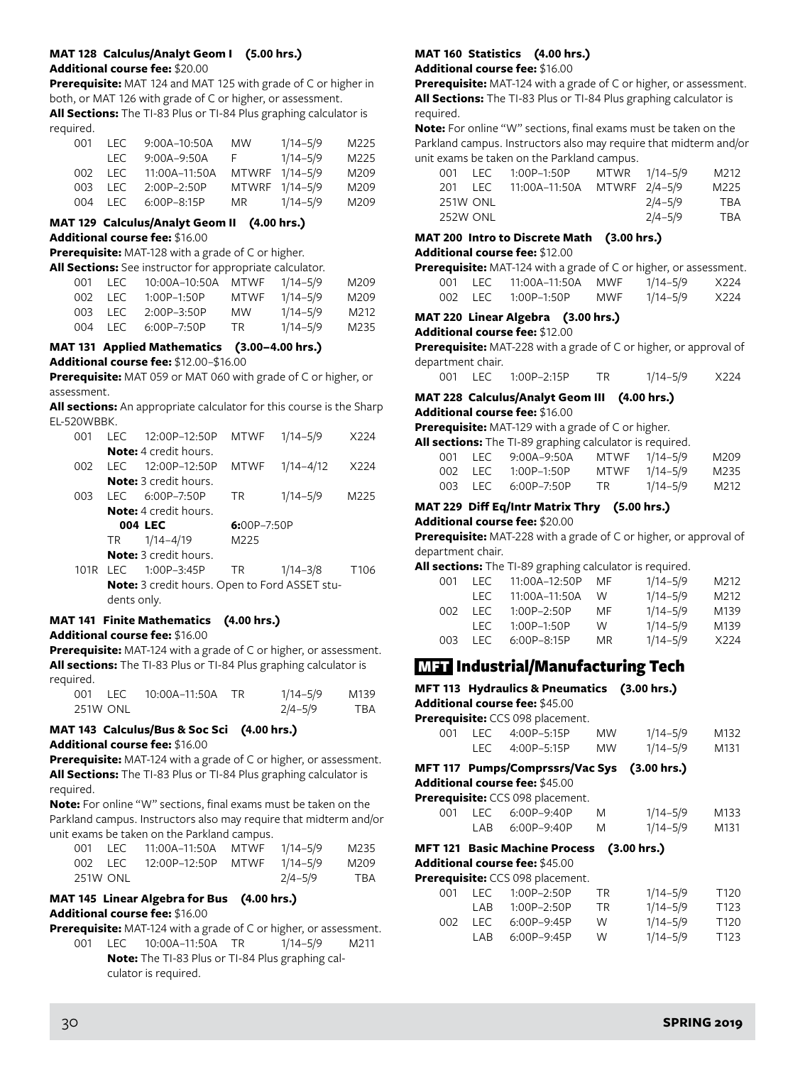### MAT 128 Calculus/Analyt Geom I (5.00 hrs.)

**Additional course fee:** $20.00

**Prerequisite:** MAT 124 and MAT 125 with grade of C or higher in both, or MAT 126 with grade of C or higher, or assessment.

**All Sections:** The TI-83 Plus or TI-84 Plus graphing calculator is required.

| Section | Type | Time | Days | Dates | Room |
|---|---|---|---|---|---|
| 001 | LEC | 9:00A–10:50A | MW | 1/14–5/9 | M225 |
| | LEC | 9:00A–9:50A | F | 1/14–5/9 | M225 |
| 002 | LEC | 11:00A–11:50A | MTWRF | 1/14–5/9 | M209 |
| 003 | LEC | 2:00P–2:50P | MTWRF | 1/14–5/9 | M209 |
| 004 | LEC | 6:00P–8:15P | MR | 1/14–5/9 | M209 |

### MAT 129 Calculus/Analyt Geom II (4.00 hrs.)

**Additional course fee:** $16.00

**Prerequisite:** MAT-128 with a grade of C or higher.

**All Sections:** See instructor for appropriate calculator.

| Section | Type | Time | Days | Dates | Room |
|---|---|---|---|---|---|
| 001 | LEC | 10:00A–10:50A | MTWF | 1/14–5/9 | M209 |
| 002 | LEC | 1:00P–1:50P | MTWF | 1/14–5/9 | M209 |
| 003 | LEC | 2:00P–3:50P | MW | 1/14–5/9 | M212 |
| 004 | LEC | 6:00P–7:50P | TR | 1/14–5/9 | M235 |

### MAT 131 Applied Mathematics (3.00–4.00 hrs.)

**Additional course fee:** $12.00–$16.00

**Prerequisite:** MAT 059 or MAT 060 with grade of C or higher, or assessment.

**All sections:** An appropriate calculator for this course is the Sharp EL-520WBBK.

| Section | Type | Time | Days | Dates | Room |
|---|---|---|---|---|---|
| 001 | LEC | 12:00P–12:50P | MTWF | 1/14–5/9 | X224 |
| | **Note:** 4 credit hours. | | | | |
| 002 | LEC | 12:00P–12:50P | MTWF | 1/14–4/12 | X224 |
| | **Note:** 3 credit hours. | | | | |
| 003 | LEC | 6:00P–7:50P | TR | 1/14–5/9 | M225 |
| | **Note:** 4 credit hours. | | | | |
| 004 | LEC | 6:00P–7:50P | TR | 1/14–4/19 | M225 |
| | **Note:** 3 credit hours. | | | | |
| 101R | LEC | 1:00P–3:45P | TR | 1/14–3/8 | T106 |
| | **Note:** 3 credit hours. Open to Ford ASSET students only. | | | | |

### MAT 141 Finite Mathematics (4.00 hrs.)

**Additional course fee:** $16.00

**Prerequisite:** MAT-124 with a grade of C or higher, or assessment.

**All sections:** The TI-83 Plus or TI-84 Plus graphing calculator is required.

| Section | Type | Time | Days | Dates | Room |
|---|---|---|---|---|---|
| 001 | LEC | 10:00A–11:50A | TR | 1/14–5/9 | M139 |
| 251W | ONL | | | 2/4–5/9 | TBA |

### MAT 143 Calculus/Bus & Soc Sci (4.00 hrs.)

**Additional course fee:** $16.00

**Prerequisite:** MAT-124 with a grade of C or higher, or assessment.

**All Sections:** The TI-83 Plus or TI-84 Plus graphing calculator is required.

**Note:** For online "W" sections, final exams must be taken on the Parkland campus. Instructors also may require that midterm and/or unit exams be taken on the Parkland campus.

| Section | Type | Time | Days | Dates | Room |
|---|---|---|---|---|---|
| 001 | LEC | 11:00A–11:50A | MTWF | 1/14–5/9 | M235 |
| 002 | LEC | 12:00P–12:50P | MTWF | 1/14–5/9 | M209 |
| 251W | ONL | | | 2/4–5/9 | TBA |

### MAT 145 Linear Algebra for Bus (4.00 hrs.)

**Additional course fee:** $16.00

**Prerequisite:** MAT-124 with a grade of C or higher, or assessment.

| Section | Type | Time | Days | Dates | Room |
|---|---|---|---|---|---|
| 001 | LEC | 10:00A–11:50A | TR | 1/14–5/9 | M211 |
| | **Note:** The TI-83 Plus or TI-84 Plus graphing calculator is required. | | | | |

### MAT 160 Statistics (4.00 hrs.)

**Additional course fee:** $16.00

**Prerequisite:** MAT-124 with a grade of C or higher, or assessment.

**All Sections:** The TI-83 Plus or TI-84 Plus graphing calculator is required.

**Note:** For online "W" sections, final exams must be taken on the Parkland campus. Instructors also may require that midterm and/or unit exams be taken on the Parkland campus.

| Section | Type | Time | Days | Dates | Room |
|---|---|---|---|---|---|
| 001 | LEC | 1:00P–1:50P | MTWR | 1/14–5/9 | M212 |
| 201 | LEC | 11:00A–11:50A | MTWRF | 2/4–5/9 | M225 |
| 251W | ONL | | | 2/4–5/9 | TBA |
| 252W | ONL | | | 2/4–5/9 | TBA |

### MAT 200 Intro to Discrete Math (3.00 hrs.)

**Additional course fee:** $12.00

**Prerequisite:** MAT-124 with a grade of C or higher, or assessment.

| Section | Type | Time | Days | Dates | Room |
|---|---|---|---|---|---|
| 001 | LEC | 11:00A–11:50A | MWF | 1/14–5/9 | X224 |
| 002 | LEC | 1:00P–1:50P | MWF | 1/14–5/9 | X224 |

### MAT 220 Linear Algebra (3.00 hrs.)

**Additional course fee:** $12.00

**Prerequisite:** MAT-228 with a grade of C or higher, or approval of department chair.

| Section | Type | Time | Days | Dates | Room |
|---|---|---|---|---|---|
| 001 | LEC | 1:00P–2:15P | TR | 1/14–5/9 | X224 |

### MAT 228 Calculus/Analyt Geom III (4.00 hrs.)

**Additional course fee:** $16.00

**Prerequisite:** MAT-129 with a grade of C or higher.

**All sections:** The TI-89 graphing calculator is required.

| Section | Type | Time | Days | Dates | Room |
|---|---|---|---|---|---|
| 001 | LEC | 9:00A–9:50A | MTWF | 1/14–5/9 | M209 |
| 002 | LEC | 1:00P–1:50P | MTWF | 1/14–5/9 | M235 |
| 003 | LEC | 6:00P–7:50P | TR | 1/14–5/9 | M212 |

### MAT 229 Diff Eq/Intr Matrix Thry (5.00 hrs.)

**Additional course fee:** $20.00

**Prerequisite:** MAT-228 with a grade of C or higher, or approval of department chair.

**All sections:** The TI-89 graphing calculator is required.

| Section | Type | Time | Days | Dates | Room |
|---|---|---|---|---|---|
| 001 | LEC | 11:00A–12:50P | MF | 1/14–5/9 | M212 |
| | LEC | 11:00A–11:50A | W | 1/14–5/9 | M212 |
| 002 | LEC | 1:00P–2:50P | MF | 1/14–5/9 | M139 |
| | LEC | 1:00P–1:50P | W | 1/14–5/9 | M139 |
| 003 | LEC | 6:00P–8:15P | MR | 1/14–5/9 | X224 |

## MFT Industrial/Manufacturing Tech

### MFT 113 Hydraulics & Pneumatics (3.00 hrs.)

**Additional course fee:** $45.00

**Prerequisite:** CCS 098 placement.

| Section | Type | Time | Days | Dates | Room |
|---|---|---|---|---|---|
| 001 | LEC | 4:00P–5:15P | MW | 1/14–5/9 | M132 |
| | LEC | 4:00P–5:15P | MW | 1/14–5/9 | M131 |

### MFT 117 Pumps/Comprssrs/Vac Sys (3.00 hrs.)

**Additional course fee:** $45.00

**Prerequisite:** CCS 098 placement.

| Section | Type | Time | Days | Dates | Room |
|---|---|---|---|---|---|
| 001 | LEC | 6:00P–9:40P | M | 1/14–5/9 | M133 |
| | LAB | 6:00P–9:40P | M | 1/14–5/9 | M131 |

### MFT 121 Basic Machine Process (3.00 hrs.)

**Additional course fee:** $45.00

**Prerequisite:** CCS 098 placement.

| Section | Type | Time | Days | Dates | Room |
|---|---|---|---|---|---|
| 001 | LEC | 1:00P–2:50P | TR | 1/14–5/9 | T120 |
| | LAB | 1:00P–2:50P | TR | 1/14–5/9 | T123 |
| 002 | LEC | 6:00P–9:45P | W | 1/14–5/9 | T120 |
| | LAB | 6:00P–9:45P | W | 1/14–5/9 | T123 |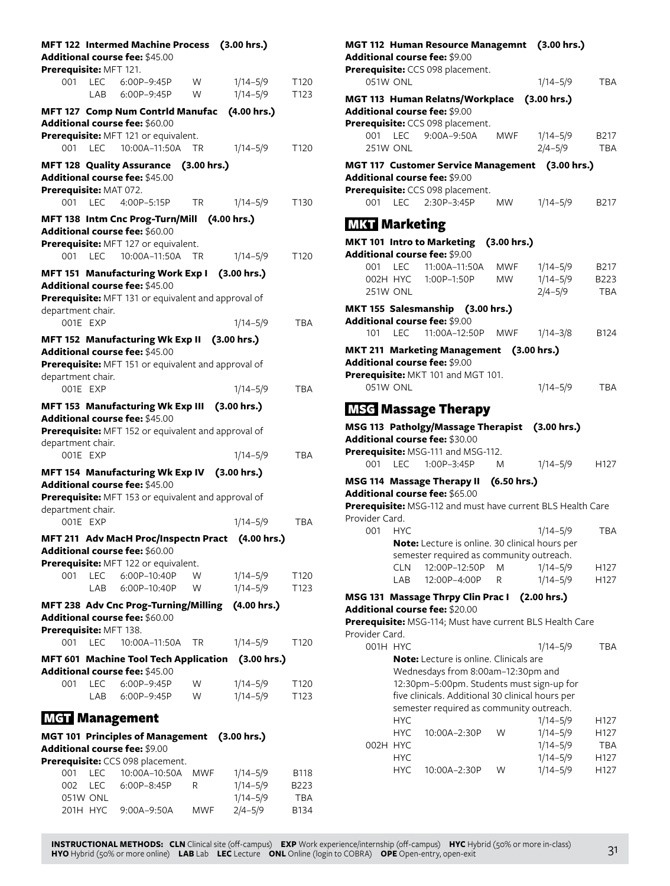**MFT 122 Intermed Machine Process (3.00 hrs.)**
**Additional course fee:** $45.00
**Prerequisite:** MFT 121.

| Section | Method | Time | Days | Dates | Room |
|---|---|---|---|---|---|
| 001 | LEC | 6:00P–9:45P | W | 1/14–5/9 | T120 |
| | LAB | 6:00P–9:45P | W | 1/14–5/9 | T123 |

**MFT 127 Comp Num Contrld Manufac (4.00 hrs.)**
**Additional course fee:** $60.00
**Prerequisite:** MFT 121 or equivalent.

| Section | Method | Time | Days | Dates | Room |
|---|---|---|---|---|---|
| 001 | LEC | 10:00A–11:50A | TR | 1/14–5/9 | T120 |

**MFT 128 Quality Assurance (3.00 hrs.)**
**Additional course fee:** $45.00
**Prerequisite:** MAT 072.

| Section | Method | Time | Days | Dates | Room |
|---|---|---|---|---|---|
| 001 | LEC | 4:00P–5:15P | TR | 1/14–5/9 | T130 |

**MFT 138 Intm Cnc Prog-Turn/Mill (4.00 hrs.)**
**Additional course fee:** $60.00
**Prerequisite:** MFT 127 or equivalent.

| Section | Method | Time | Days | Dates | Room |
|---|---|---|---|---|---|
| 001 | LEC | 10:00A–11:50A | TR | 1/14–5/9 | T120 |

**MFT 151 Manufacturing Work Exp I (3.00 hrs.)**
**Additional course fee:** $45.00
**Prerequisite:** MFT 131 or equivalent and approval of department chair.

| Section | Method | Time | Days | Dates | Room |
|---|---|---|---|---|---|
| 001E | EXP | | | 1/14–5/9 | TBA |

**MFT 152 Manufacturing Wk Exp II (3.00 hrs.)**
**Additional course fee:** $45.00
**Prerequisite:** MFT 151 or equivalent and approval of department chair.

| Section | Method | Time | Days | Dates | Room |
|---|---|---|---|---|---|
| 001E | EXP | | | 1/14–5/9 | TBA |

**MFT 153 Manufacturing Wk Exp III (3.00 hrs.)**
**Additional course fee:** $45.00
**Prerequisite:** MFT 152 or equivalent and approval of department chair.

| Section | Method | Time | Days | Dates | Room |
|---|---|---|---|---|---|
| 001E | EXP | | | 1/14–5/9 | TBA |

**MFT 154 Manufacturing Wk Exp IV (3.00 hrs.)**
**Additional course fee:** $45.00
**Prerequisite:** MFT 153 or equivalent and approval of department chair.

| Section | Method | Time | Days | Dates | Room |
|---|---|---|---|---|---|
| 001E | EXP | | | 1/14–5/9 | TBA |

**MFT 211 Adv MacH Proc/Inspectn Pract (4.00 hrs.)**
**Additional course fee:** $60.00
**Prerequisite:** MFT 122 or equivalent.

| Section | Method | Time | Days | Dates | Room |
|---|---|---|---|---|---|
| 001 | LEC | 6:00P–10:40P | W | 1/14–5/9 | T120 |
| | LAB | 6:00P–10:40P | W | 1/14–5/9 | T123 |

**MFT 238 Adv Cnc Prog-Turning/Milling (4.00 hrs.)**
**Additional course fee:** $60.00
**Prerequisite:** MFT 138.

| Section | Method | Time | Days | Dates | Room |
|---|---|---|---|---|---|
| 001 | LEC | 10:00A–11:50A | TR | 1/14–5/9 | T120 |

**MFT 601 Machine Tool Tech Application (3.00 hrs.)**
**Additional course fee:** $45.00

| Section | Method | Time | Days | Dates | Room |
|---|---|---|---|---|---|
| 001 | LEC | 6:00P–9:45P | W | 1/14–5/9 | T120 |
| | LAB | 6:00P–9:45P | W | 1/14–5/9 | T123 |

## MGT Management

**MGT 101 Principles of Management (3.00 hrs.)**
**Additional course fee:** $9.00
**Prerequisite:** CCS 098 placement.

| Section | Method | Time | Days | Dates | Room |
|---|---|---|---|---|---|
| 001 | LEC | 10:00A–10:50A | MWF | 1/14–5/9 | B118 |
| 002 | LEC | 6:00P–8:45P | R | 1/14–5/9 | B223 |
| 051W | ONL | | | 1/14–5/9 | TBA |
| 201H | HYC | 9:00A–9:50A | MWF | 2/4–5/9 | B134 |

**MGT 112 Human Resource Managemnt (3.00 hrs.)**
**Additional course fee:** $9.00
**Prerequisite:** CCS 098 placement.

| Section | Method | Time | Days | Dates | Room |
|---|---|---|---|---|---|
| 051W | ONL | | | 1/14–5/9 | TBA |

**MGT 113 Human Relatns/Workplace (3.00 hrs.)**
**Additional course fee:** $9.00
**Prerequisite:** CCS 098 placement.

| Section | Method | Time | Days | Dates | Room |
|---|---|---|---|---|---|
| 001 | LEC | 9:00A–9:50A | MWF | 1/14–5/9 | B217 |
| 251W | ONL | | | 2/4–5/9 | TBA |

**MGT 117 Customer Service Management (3.00 hrs.)**
**Additional course fee:** $9.00
**Prerequisite:** CCS 098 placement.

| Section | Method | Time | Days | Dates | Room |
|---|---|---|---|---|---|
| 001 | LEC | 2:30P–3:45P | MW | 1/14–5/9 | B217 |

## MKT Marketing

**MKT 101 Intro to Marketing (3.00 hrs.)**
**Additional course fee:** $9.00

| Section | Method | Time | Days | Dates | Room |
|---|---|---|---|---|---|
| 001 | LEC | 11:00A–11:50A | MWF | 1/14–5/9 | B217 |
| 002H | HYC | 1:00P–1:50P | MW | 1/14–5/9 | B223 |
| 251W | ONL | | | 2/4–5/9 | TBA |

**MKT 155 Salesmanship (3.00 hrs.)**
**Additional course fee:** $9.00

| Section | Method | Time | Days | Dates | Room |
|---|---|---|---|---|---|
| 101 | LEC | 11:00A–12:50P | MWF | 1/14–3/8 | B124 |

**MKT 211 Marketing Management (3.00 hrs.)**
**Additional course fee:** $9.00
**Prerequisite:** MKT 101 and MGT 101.

| Section | Method | Time | Days | Dates | Room |
|---|---|---|---|---|---|
| 051W | ONL | | | 1/14–5/9 | TBA |

## MSG Massage Therapy

**MSG 113 Patholgy/Massage Therapist (3.00 hrs.)**
**Additional course fee:** $30.00
**Prerequisite:** MSG-111 and MSG-112.

| Section | Method | Time | Days | Dates | Room |
|---|---|---|---|---|---|
| 001 | LEC | 1:00P–3:45P | M | 1/14–5/9 | H127 |

**MSG 114 Massage Therapy II (6.50 hrs.)**
**Additional course fee:** $65.00
**Prerequisite:** MSG-112 and must have current BLS Health Care Provider Card.

| Section | Method | Time | Days | Dates | Room |
|---|---|---|---|---|---|
| 001 | HYC | | | 1/14–5/9 | TBA |
| | | **Note:** Lecture is online. 30 clinical hours per semester required as community outreach. | | | |
| | CLN | 12:00P–12:50P | M | 1/14–5/9 | H127 |
| | LAB | 12:00P–4:00P | R | 1/14–5/9 | H127 |

**MSG 131 Massage Thrpy Clin Prac I (2.00 hrs.)**
**Additional course fee:** $20.00
**Prerequisite:** MSG-114; Must have current BLS Health Care Provider Card.

| Section | Method | Time | Days | Dates | Room |
|---|---|---|---|---|---|
| 001H | HYC | | | 1/14–5/9 | TBA |
| | | **Note:** Lecture is online. Clinicals are Wednesdays from 8:00am–12:30pm and 12:30pm–5:00pm. Students must sign-up for five clinicals. Additional 30 clinical hours per semester required as community outreach. | | | |
| | HYC | | | 1/14–5/9 | H127 |
| | HYC | 10:00A–2:30P | W | 1/14–5/9 | H127 |
| 002H | HYC | | | 1/14–5/9 | TBA |
| | HYC | | | 1/14–5/9 | H127 |
| | HYC | 10:00A–2:30P | W | 1/14–5/9 | H127 |

**INSTRUCTIONAL METHODS:** **CLN** Clinical site (off-campus) **EXP** Work experience/internship (off-campus) **HYC** Hybrid (50% or more in-class) **HYO** Hybrid (50% or more online) **LAB** Lab **LEC** Lecture **ONL** Online (login to COBRA) **OPE** Open-entry, open-exit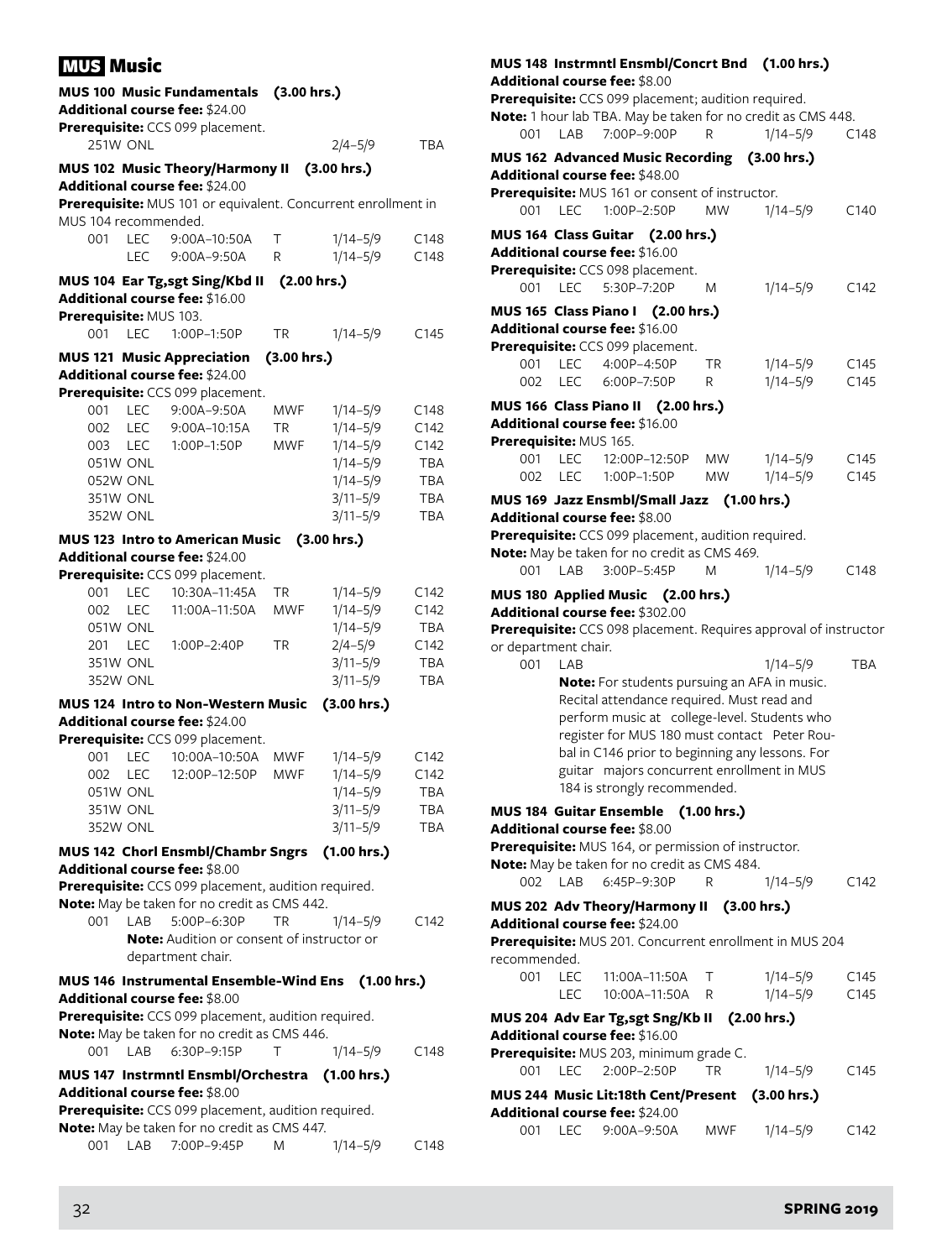# MUS Music

### MUS 100 Music Fundamentals (3.00 hrs.)

**Additional course fee:** $24.00
**Prerequisite:** CCS 099 placement.

| | | | | | |
|---|---|---|---|---|---|
| 251W | ONL | | | 2/4–5/9 | TBA |

### MUS 102 Music Theory/Harmony II (3.00 hrs.)

**Additional course fee:** $24.00
**Prerequisite:** MUS 101 or equivalent. Concurrent enrollment in MUS 104 recommended.

| | | | | | |
|---|---|---|---|---|---|
| 001 | LEC | 9:00A–10:50A | T | 1/14–5/9 | C148 |
| | LEC | 9:00A–9:50A | R | 1/14–5/9 | C148 |

### MUS 104 Ear Tg,sgt Sing/Kbd II (2.00 hrs.)

**Additional course fee:** $16.00
**Prerequisite:** MUS 103.

| | | | | | |
|---|---|---|---|---|---|
| 001 | LEC | 1:00P–1:50P | TR | 1/14–5/9 | C145 |

### MUS 121 Music Appreciation (3.00 hrs.)

**Additional course fee:** $24.00
**Prerequisite:** CCS 099 placement.

| | | | | | |
|---|---|---|---|---|---|
| 001 | LEC | 9:00A–9:50A | MWF | 1/14–5/9 | C148 |
| 002 | LEC | 9:00A–10:15A | TR | 1/14–5/9 | C142 |
| 003 | LEC | 1:00P–1:50P | MWF | 1/14–5/9 | C142 |
| 051W | ONL | | | 1/14–5/9 | TBA |
| 052W | ONL | | | 1/14–5/9 | TBA |
| 351W | ONL | | | 3/11–5/9 | TBA |
| 352W | ONL | | | 3/11–5/9 | TBA |

### MUS 123 Intro to American Music (3.00 hrs.)

**Additional course fee:** $24.00
**Prerequisite:** CCS 099 placement.

| | | | | | |
|---|---|---|---|---|---|
| 001 | LEC | 10:30A–11:45A | TR | 1/14–5/9 | C142 |
| 002 | LEC | 11:00A–11:50A | MWF | 1/14–5/9 | C142 |
| 051W | ONL | | | 1/14–5/9 | TBA |
| 201 | LEC | 1:00P–2:40P | TR | 2/4–5/9 | C142 |
| 351W | ONL | | | 3/11–5/9 | TBA |
| 352W | ONL | | | 3/11–5/9 | TBA |

### MUS 124 Intro to Non-Western Music (3.00 hrs.)

**Additional course fee:** $24.00
**Prerequisite:** CCS 099 placement.

| | | | | | |
|---|---|---|---|---|---|
| 001 | LEC | 10:00A–10:50A | MWF | 1/14–5/9 | C142 |
| 002 | LEC | 12:00P–12:50P | MWF | 1/14–5/9 | C142 |
| 051W | ONL | | | 1/14–5/9 | TBA |
| 351W | ONL | | | 3/11–5/9 | TBA |
| 352W | ONL | | | 3/11–5/9 | TBA |

### MUS 142 Chorl Ensmbl/Chambr Sngrs (1.00 hrs.)

**Additional course fee:** $8.00
**Prerequisite:** CCS 099 placement, audition required.
**Note:** May be taken for no credit as CMS 442.

| | | | | | |
|---|---|---|---|---|---|
| 001 | LAB | 5:00P–6:30P | TR | 1/14–5/9 | C142 |

**Note:** Audition or consent of instructor or department chair.

### MUS 146 Instrumental Ensemble-Wind Ens (1.00 hrs.)

**Additional course fee:** $8.00
**Prerequisite:** CCS 099 placement, audition required.
**Note:** May be taken for no credit as CMS 446.

| | | | | | |
|---|---|---|---|---|---|
| 001 | LAB | 6:30P–9:15P | T | 1/14–5/9 | C148 |

### MUS 147 Instrmntl Ensmbl/Orchestra (1.00 hrs.)

**Additional course fee:** $8.00
**Prerequisite:** CCS 099 placement, audition required.
**Note:** May be taken for no credit as CMS 447.

| | | | | | |
|---|---|---|---|---|---|
| 001 | LAB | 7:00P–9:45P | M | 1/14–5/9 | C148 |

### MUS 148 Instrmntl Ensmbl/Concrt Bnd (1.00 hrs.)

**Additional course fee:** $8.00
**Prerequisite:** CCS 099 placement; audition required.
**Note:** 1 hour lab TBA. May be taken for no credit as CMS 448.

| | | | | | |
|---|---|---|---|---|---|
| 001 | LAB | 7:00P–9:00P | R | 1/14–5/9 | C148 |

### MUS 162 Advanced Music Recording (3.00 hrs.)

**Additional course fee:** $48.00
**Prerequisite:** MUS 161 or consent of instructor.

| | | | | | |
|---|---|---|---|---|---|
| 001 | LEC | 1:00P–2:50P | MW | 1/14–5/9 | C140 |

### MUS 164 Class Guitar (2.00 hrs.)

**Additional course fee:** $16.00
**Prerequisite:** CCS 098 placement.

| | | | | | |
|---|---|---|---|---|---|
| 001 | LEC | 5:30P–7:20P | M | 1/14–5/9 | C142 |

### MUS 165 Class Piano I (2.00 hrs.)

**Additional course fee:** $16.00
**Prerequisite:** CCS 099 placement.

| | | | | | |
|---|---|---|---|---|---|
| 001 | LEC | 4:00P–4:50P | TR | 1/14–5/9 | C145 |
| 002 | LEC | 6:00P–7:50P | R | 1/14–5/9 | C145 |

### MUS 166 Class Piano II (2.00 hrs.)

**Additional course fee:** $16.00
**Prerequisite:** MUS 165.

| | | | | | |
|---|---|---|---|---|---|
| 001 | LEC | 12:00P–12:50P | MW | 1/14–5/9 | C145 |
| 002 | LEC | 1:00P–1:50P | MW | 1/14–5/9 | C145 |

### MUS 169 Jazz Ensmbl/Small Jazz (1.00 hrs.)

**Additional course fee:** $8.00
**Prerequisite:** CCS 099 placement, audition required.
**Note:** May be taken for no credit as CMS 469.

| | | | | | |
|---|---|---|---|---|---|
| 001 | LAB | 3:00P–5:45P | M | 1/14–5/9 | C148 |

### MUS 180 Applied Music (2.00 hrs.)

**Additional course fee:** $302.00
**Prerequisite:** CCS 098 placement. Requires approval of instructor or department chair.

| | | | | | |
|---|---|---|---|---|---|
| 001 | LAB | | | 1/14–5/9 | TBA |

**Note:** For students pursuing an AFA in music. Recital attendance required. Must read and perform music at college-level. Students who register for MUS 180 must contact Peter Roubal in C146 prior to beginning any lessons. For guitar majors concurrent enrollment in MUS 184 is strongly recommended.

### MUS 184 Guitar Ensemble (1.00 hrs.)

**Additional course fee:** $8.00
**Prerequisite:** MUS 164, or permission of instructor.
**Note:** May be taken for no credit as CMS 484.

| | | | | | |
|---|---|---|---|---|---|
| 002 | LAB | 6:45P–9:30P | R | 1/14–5/9 | C142 |

### MUS 202 Adv Theory/Harmony II (3.00 hrs.)

**Additional course fee:** $24.00
**Prerequisite:** MUS 201. Concurrent enrollment in MUS 204 recommended.

| | | | | | |
|---|---|---|---|---|---|
| 001 | LEC | 11:00A–11:50A | T | 1/14–5/9 | C145 |
| | LEC | 10:00A–11:50A | R | 1/14–5/9 | C145 |

### MUS 204 Adv Ear Tg,sgt Sng/Kb II (2.00 hrs.)

**Additional course fee:** $16.00
**Prerequisite:** MUS 203, minimum grade C.

| | | | | | |
|---|---|---|---|---|---|
| 001 | LEC | 2:00P–2:50P | TR | 1/14–5/9 | C145 |

### MUS 244 Music Lit:18th Cent/Present (3.00 hrs.)

**Additional course fee:** $24.00

| | | | | | |
|---|---|---|---|---|---|
| 001 | LEC | 9:00A–9:50A | MWF | 1/14–5/9 | C142 |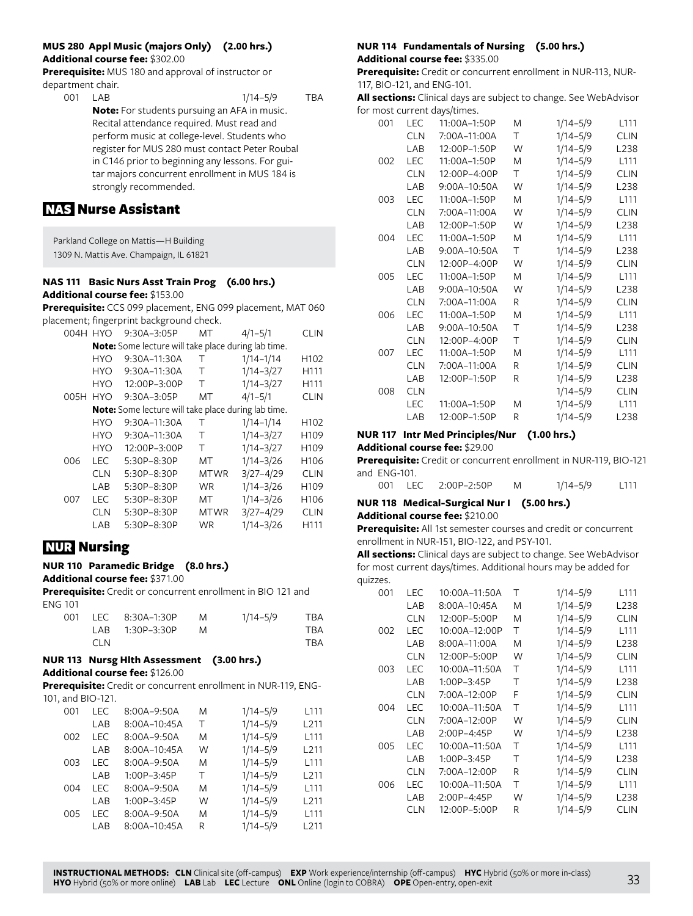### MUS 280 Appl Music (majors Only) (2.00 hrs.)

**Additional course fee:** $302.00

**Prerequisite:** MUS 180 and approval of instructor or department chair.

| Section | Method | Time | Days | Dates | Room |
|---|---|---|---|---|---|
| 001 | LAB | | | 1/14–5/9 | TBA |

**Note:** For students pursuing an AFA in music. Recital attendance required. Must read and perform music at college-level. Students who register for MUS 280 must contact Peter Roubal in C146 prior to beginning any lessons. For guitar majors concurrent enrollment in MUS 184 is strongly recommended.

## NAS Nurse Assistant

Parkland College on Mattis—H Building
1309 N. Mattis Ave. Champaign, IL 61821

### NAS 111 Basic Nurs Asst Train Prog (6.00 hrs.)

**Additional course fee:** $153.00

**Prerequisite:** CCS 099 placement, ENG 099 placement, MAT 060 placement; fingerprint background check.

| Section | Method | Time | Days | Dates | Room |
|---|---|---|---|---|---|
| 004H | HYO | 9:30A–3:05P | MT | 4/1–5/1 | CLIN |
| | **Note:** Some lecture will take place during lab time. | | | | |
| | HYO | 9:30A–11:30A | T | 1/14–1/14 | H102 |
| | HYO | 9:30A–11:30A | T | 1/14–3/27 | H111 |
| | HYO | 12:00P–3:00P | T | 1/14–3/27 | H111 |
| 005H | HYO | 9:30A–3:05P | MT | 4/1–5/1 | CLIN |
| | **Note:** Some lecture will take place during lab time. | | | | |
| | HYO | 9:30A–11:30A | T | 1/14–1/14 | H102 |
| | HYO | 9:30A–11:30A | T | 1/14–3/27 | H109 |
| | HYO | 12:00P–3:00P | T | 1/14–3/27 | H109 |
| 006 | LEC | 5:30P–8:30P | MT | 1/14–3/26 | H106 |
| | CLN | 5:30P–8:30P | MTWR | 3/27–4/29 | CLIN |
| | LAB | 5:30P–8:30P | WR | 1/14–3/26 | H109 |
| 007 | LEC | 5:30P–8:30P | MT | 1/14–3/26 | H106 |
| | CLN | 5:30P–8:30P | MTWR | 3/27–4/29 | CLIN |
| | LAB | 5:30P–8:30P | WR | 1/14–3/26 | H111 |

## NUR Nursing

### NUR 110 Paramedic Bridge (8.0 hrs.)

**Additional course fee:** $371.00

**Prerequisite:** Credit or concurrent enrollment in BIO 121 and ENG 101

| Section | Method | Time | Days | Dates | Room |
|---|---|---|---|---|---|
| 001 | LEC | 8:30A–1:30P | M | 1/14–5/9 | TBA |
| | LAB | 1:30P–3:30P | M | | TBA |
| | CLN | | | | TBA |

### NUR 113 Nursg Hlth Assessment (3.00 hrs.)

**Additional course fee:** $126.00

**Prerequisite:** Credit or concurrent enrollment in NUR-119, ENG-101, and BIO-121.

| Section | Method | Time | Days | Dates | Room |
|---|---|---|---|---|---|
| 001 | LEC | 8:00A–9:50A | M | 1/14–5/9 | L111 |
| | LAB | 8:00A–10:45A | T | 1/14–5/9 | L211 |
| 002 | LEC | 8:00A–9:50A | M | 1/14–5/9 | L111 |
| | LAB | 8:00A–10:45A | W | 1/14–5/9 | L211 |
| 003 | LEC | 8:00A–9:50A | M | 1/14–5/9 | L111 |
| | LAB | 1:00P–3:45P | T | 1/14–5/9 | L211 |
| 004 | LEC | 8:00A–9:50A | M | 1/14–5/9 | L111 |
| | LAB | 1:00P–3:45P | W | 1/14–5/9 | L211 |
| 005 | LEC | 8:00A–9:50A | M | 1/14–5/9 | L111 |
| | LAB | 8:00A–10:45A | R | 1/14–5/9 | L211 |

### NUR 114 Fundamentals of Nursing (5.00 hrs.)

**Additional course fee:** $335.00

**Prerequisite:** Credit or concurrent enrollment in NUR-113, NUR-117, BIO-121, and ENG-101.

**All sections:** Clinical days are subject to change. See WebAdvisor for most current days/times.

| Section | Method | Time | Days | Dates | Room |
|---|---|---|---|---|---|
| 001 | LEC | 11:00A–1:50P | M | 1/14–5/9 | L111 |
| | CLN | 7:00A–11:00A | T | 1/14–5/9 | CLIN |
| | LAB | 12:00P–1:50P | W | 1/14–5/9 | L238 |
| 002 | LEC | 11:00A–1:50P | M | 1/14–5/9 | L111 |
| | CLN | 12:00P–4:00P | T | 1/14–5/9 | CLIN |
| | LAB | 9:00A–10:50A | W | 1/14–5/9 | L238 |
| 003 | LEC | 11:00A–1:50P | M | 1/14–5/9 | L111 |
| | CLN | 7:00A–11:00A | W | 1/14–5/9 | CLIN |
| | LAB | 12:00P–1:50P | W | 1/14–5/9 | L238 |
| 004 | LEC | 11:00A–1:50P | M | 1/14–5/9 | L111 |
| | LAB | 9:00A–10:50A | T | 1/14–5/9 | L238 |
| | CLN | 12:00P–4:00P | W | 1/14–5/9 | CLIN |
| 005 | LEC | 11:00A–1:50P | M | 1/14–5/9 | L111 |
| | LAB | 9:00A–10:50A | W | 1/14–5/9 | L238 |
| | CLN | 7:00A–11:00A | R | 1/14–5/9 | CLIN |
| 006 | LEC | 11:00A–1:50P | M | 1/14–5/9 | L111 |
| | LAB | 9:00A–10:50A | T | 1/14–5/9 | L238 |
| | CLN | 12:00P–4:00P | T | 1/14–5/9 | CLIN |
| 007 | LEC | 11:00A–1:50P | M | 1/14–5/9 | L111 |
| | CLN | 7:00A–11:00A | R | 1/14–5/9 | CLIN |
| | LAB | 12:00P–1:50P | R | 1/14–5/9 | L238 |
| 008 | CLN | | | 1/14–5/9 | CLIN |
| | LEC | 11:00A–1:50P | M | 1/14–5/9 | L111 |
| | LAB | 12:00P–1:50P | R | 1/14–5/9 | L238 |

### NUR 117 Intr Med Principles/Nur (1.00 hrs.)

**Additional course fee:** $29.00

**Prerequisite:** Credit or concurrent enrollment in NUR-119, BIO-121 and ENG-101.

| Section | Method | Time | Days | Dates | Room |
|---|---|---|---|---|---|
| 001 | LEC | 2:00P–2:50P | M | 1/14–5/9 | L111 |

### NUR 118 Medical-Surgical Nur I (5.00 hrs.)

**Additional course fee:** $210.00

**Prerequisite:** All 1st semester courses and credit or concurrent enrollment in NUR-151, BIO-122, and PSY-101.

**All sections:** Clinical days are subject to change. See WebAdvisor for most current days/times. Additional hours may be added for quizzes.

| Section | Method | Time | Days | Dates | Room |
|---|---|---|---|---|---|
| 001 | LEC | 10:00A–11:50A | T | 1/14–5/9 | L111 |
| | LAB | 8:00A–10:45A | M | 1/14–5/9 | L238 |
| | CLN | 12:00P–5:00P | M | 1/14–5/9 | CLIN |
| 002 | LEC | 10:00A–12:00P | T | 1/14–5/9 | L111 |
| | LAB | 8:00A–11:00A | M | 1/14–5/9 | L238 |
| | CLN | 12:00P–5:00P | W | 1/14–5/9 | CLIN |
| 003 | LEC | 10:00A–11:50A | T | 1/14–5/9 | L111 |
| | LAB | 1:00P–3:45P | T | 1/14–5/9 | L238 |
| | CLN | 7:00A–12:00P | F | 1/14–5/9 | CLIN |
| 004 | LEC | 10:00A–11:50A | T | 1/14–5/9 | L111 |
| | CLN | 7:00A–12:00P | W | 1/14–5/9 | CLIN |
| | LAB | 2:00P–4:45P | W | 1/14–5/9 | L238 |
| 005 | LEC | 10:00A–11:50A | T | 1/14–5/9 | L111 |
| | LAB | 1:00P–3:45P | T | 1/14–5/9 | L238 |
| | CLN | 7:00A–12:00P | R | 1/14–5/9 | CLIN |
| 006 | LEC | 10:00A–11:50A | T | 1/14–5/9 | L111 |
| | LAB | 2:00P–4:45P | W | 1/14–5/9 | L238 |
| | CLN | 12:00P–5:00P | R | 1/14–5/9 | CLIN |

**INSTRUCTIONAL METHODS: CLN** Clinical site (off-campus) **EXP** Work experience/internship (off-campus) **HYC** Hybrid (50% or more in-class) **HYO** Hybrid (50% or more online) **LAB** Lab **LEC** Lecture **ONL** Online (login to COBRA) **OPE** Open-entry, open-exit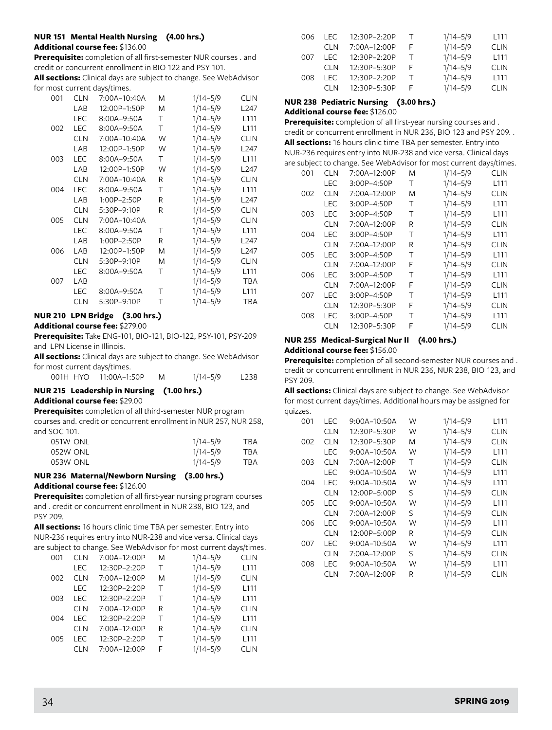### NUR 151 Mental Health Nursing (4.00 hrs.)

**Additional course fee:** $136.00

**Prerequisite:** completion of all first-semester NUR courses . and credit or concurrent enrollment in BIO 122 and PSY 101.

**All sections:** Clinical days are subject to change. See WebAdvisor for most current days/times.

| | | | | | |
|---|---|---|---|---|---|
| 001 | CLN | 7:00A–10:40A | M | 1/14–5/9 | CLIN |
| | LAB | 12:00P–1:50P | M | 1/14–5/9 | L247 |
| | LEC | 8:00A–9:50A | T | 1/14–5/9 | L111 |
| 002 | LEC | 8:00A–9:50A | T | 1/14–5/9 | L111 |
| | CLN | 7:00A–10:40A | W | 1/14–5/9 | CLIN |
| | LAB | 12:00P–1:50P | W | 1/14–5/9 | L247 |
| 003 | LEC | 8:00A–9:50A | T | 1/14–5/9 | L111 |
| | LAB | 12:00P–1:50P | W | 1/14–5/9 | L247 |
| | CLN | 7:00A–10:40A | R | 1/14–5/9 | CLIN |
| 004 | LEC | 8:00A–9:50A | T | 1/14–5/9 | L111 |
| | LAB | 1:00P–2:50P | R | 1/14–5/9 | L247 |
| | CLN | 5:30P–9:10P | R | 1/14–5/9 | CLIN |
| 005 | CLN | 7:00A–10:40A | | 1/14–5/9 | CLIN |
| | LEC | 8:00A–9:50A | T | 1/14–5/9 | L111 |
| | LAB | 1:00P–2:50P | R | 1/14–5/9 | L247 |
| 006 | LAB | 12:00P–1:50P | M | 1/14–5/9 | L247 |
| | CLN | 5:30P–9:10P | M | 1/14–5/9 | CLIN |
| | LEC | 8:00A–9:50A | T | 1/14–5/9 | L111 |
| 007 | LAB | | | 1/14–5/9 | TBA |
| | LEC | 8:00A–9:50A | T | 1/14–5/9 | L111 |
| | CLN | 5:30P–9:10P | T | 1/14–5/9 | TBA |

### NUR 210 LPN Bridge (3.00 hrs.)

**Additional course fee:** $279.00

**Prerequisite:** Take ENG-101, BIO-121, BIO-122, PSY-101, PSY-209 and LPN License in Illinois.

**All sections:** Clinical days are subject to change. See WebAdvisor for most current days/times.

| | | | | | |
|---|---|---|---|---|---|
| 001H | HYO | 11:00A–1:50P | M | 1/14–5/9 | L238 |

### NUR 215 Leadership in Nursing (1.00 hrs.)

**Additional course fee:** $29.00

**Prerequisite:** completion of all third-semester NUR program courses and. credit or concurrent enrollment in NUR 257, NUR 258, and SOC 101.

| | | | |
|---|---|---|---|
| 051W | ONL | 1/14–5/9 | TBA |
| 052W | ONL | 1/14–5/9 | TBA |
| 053W | ONL | 1/14–5/9 | TBA |

### NUR 236 Maternal/Newborn Nursing (3.00 hrs.)

**Additional course fee:** $126.00

**Prerequisite:** completion of all first-year nursing program courses and . credit or concurrent enrollment in NUR 238, BIO 123, and PSY 209.

**All sections:** 16 hours clinic time TBA per semester. Entry into NUR-236 requires entry into NUR-238 and vice versa. Clinical days are subject to change. See WebAdvisor for most current days/times.

| | | | | | |
|---|---|---|---|---|---|
| 001 | CLN | 7:00A–12:00P | M | 1/14–5/9 | CLIN |
| | LEC | 12:30P–2:20P | T | 1/14–5/9 | L111 |
| 002 | CLN | 7:00A–12:00P | M | 1/14–5/9 | CLIN |
| | LEC | 12:30P–2:20P | T | 1/14–5/9 | L111 |
| 003 | LEC | 12:30P–2:20P | T | 1/14–5/9 | L111 |
| | CLN | 7:00A–12:00P | R | 1/14–5/9 | CLIN |
| 004 | LEC | 12:30P–2:20P | T | 1/14–5/9 | L111 |
| | CLN | 7:00A–12:00P | R | 1/14–5/9 | CLIN |
| 005 | LEC | 12:30P–2:20P | T | 1/14–5/9 | L111 |
| | CLN | 7:00A–12:00P | F | 1/14–5/9 | CLIN |
| 006 | LEC | 12:30P–2:20P | T | 1/14–5/9 | L111 |
| | CLN | 7:00A–12:00P | F | 1/14–5/9 | CLIN |
| 007 | LEC | 12:30P–2:20P | T | 1/14–5/9 | L111 |
| | CLN | 12:30P–5:30P | F | 1/14–5/9 | CLIN |
| 008 | LEC | 12:30P–2:20P | T | 1/14–5/9 | L111 |
| | CLN | 12:30P–5:30P | F | 1/14–5/9 | CLIN |

### NUR 238 Pediatric Nursing (3.00 hrs.)

**Additional course fee:** $126.00

**Prerequisite:** completion of all first-year nursing courses and . credit or concurrent enrollment in NUR 236, BIO 123 and PSY 209. .

**All sections:** 16 hours clinic time TBA per semester. Entry into NUR-236 requires entry into NUR-238 and vice versa. Clinical days are subject to change. See WebAdvisor for most current days/times.

| | | | | | |
|---|---|---|---|---|---|
| 001 | CLN | 7:00A–12:00P | M | 1/14–5/9 | CLIN |
| | LEC | 3:00P–4:50P | T | 1/14–5/9 | L111 |
| 002 | CLN | 7:00A–12:00P | M | 1/14–5/9 | CLIN |
| | LEC | 3:00P–4:50P | T | 1/14–5/9 | L111 |
| 003 | LEC | 3:00P–4:50P | T | 1/14–5/9 | L111 |
| | CLN | 7:00A–12:00P | R | 1/14–5/9 | CLIN |
| 004 | LEC | 3:00P–4:50P | T | 1/14–5/9 | L111 |
| | CLN | 7:00A–12:00P | R | 1/14–5/9 | CLIN |
| 005 | LEC | 3:00P–4:50P | T | 1/14–5/9 | L111 |
| | CLN | 7:00A–12:00P | F | 1/14–5/9 | CLIN |
| 006 | LEC | 3:00P–4:50P | T | 1/14–5/9 | L111 |
| | CLN | 7:00A–12:00P | F | 1/14–5/9 | CLIN |
| 007 | LEC | 3:00P–4:50P | T | 1/14–5/9 | L111 |
| | CLN | 12:30P–5:30P | F | 1/14–5/9 | CLIN |
| 008 | LEC | 3:00P–4:50P | T | 1/14–5/9 | L111 |
| | CLN | 12:30P–5:30P | F | 1/14–5/9 | CLIN |

### NUR 255 Medical-Surgical Nur II (4.00 hrs.)

**Additional course fee:** $156.00

**Prerequisite:** completion of all second-semester NUR courses and . credit or concurrent enrollment in NUR 236, NUR 238, BIO 123, and PSY 209.

**All sections:** Clinical days are subject to change. See WebAdvisor for most current days/times. Additional hours may be assigned for quizzes.

| | | | | | |
|---|---|---|---|---|---|
| 001 | LEC | 9:00A–10:50A | W | 1/14–5/9 | L111 |
| | CLN | 12:30P–5:30P | W | 1/14–5/9 | CLIN |
| 002 | CLN | 12:30P–5:30P | M | 1/14–5/9 | CLIN |
| | LEC | 9:00A–10:50A | W | 1/14–5/9 | L111 |
| 003 | CLN | 7:00A–12:00P | T | 1/14–5/9 | CLIN |
| | LEC | 9:00A–10:50A | W | 1/14–5/9 | L111 |
| 004 | LEC | 9:00A–10:50A | W | 1/14–5/9 | L111 |
| | CLN | 12:00P–5:00P | S | 1/14–5/9 | CLIN |
| 005 | LEC | 9:00A–10:50A | W | 1/14–5/9 | L111 |
| | CLN | 7:00A–12:00P | S | 1/14–5/9 | CLIN |
| 006 | LEC | 9:00A–10:50A | W | 1/14–5/9 | L111 |
| | CLN | 12:00P–5:00P | R | 1/14–5/9 | CLIN |
| 007 | LEC | 9:00A–10:50A | W | 1/14–5/9 | L111 |
| | CLN | 7:00A–12:00P | S | 1/14–5/9 | CLIN |
| 008 | LEC | 9:00A–10:50A | W | 1/14–5/9 | L111 |
| | CLN | 7:00A–12:00P | R | 1/14–5/9 | CLIN |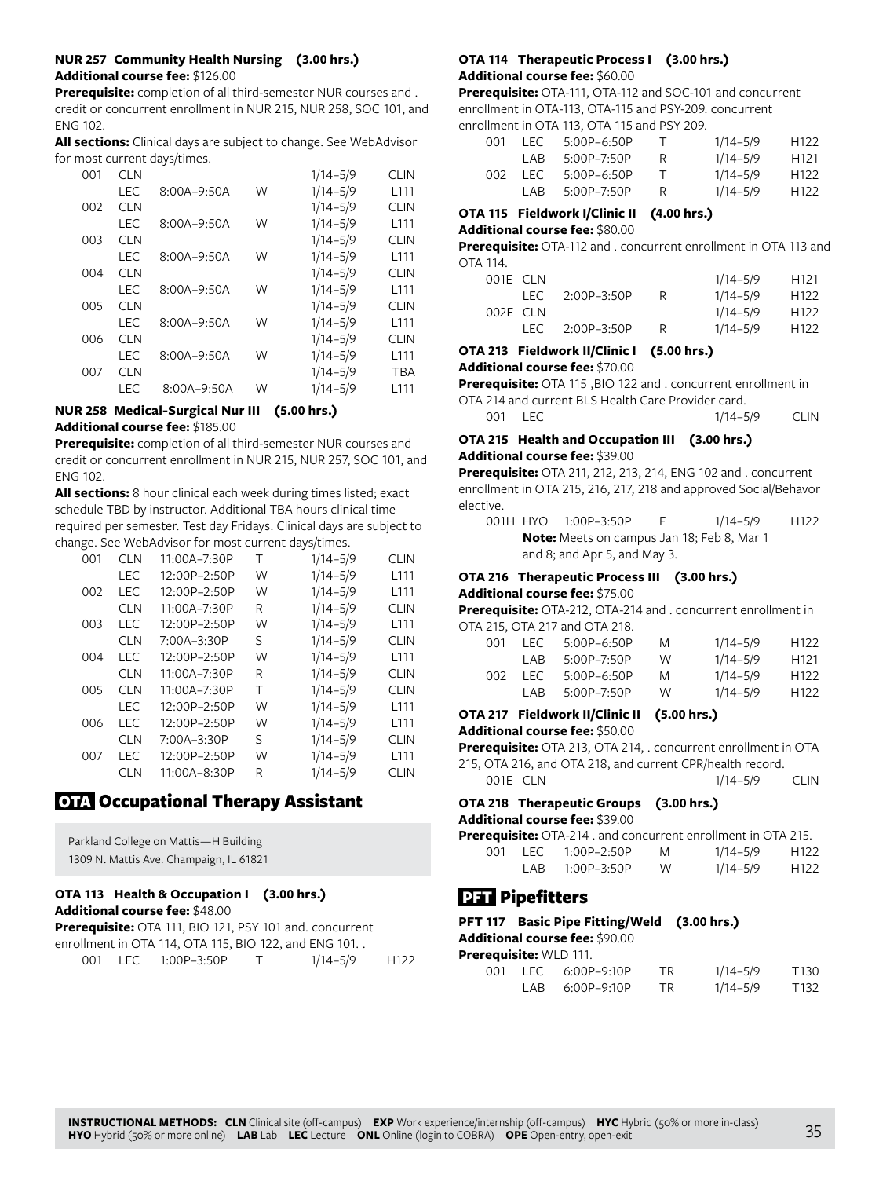**NUR 257 Community Health Nursing (3.00 hrs.)**
**Additional course fee:** $126.00
**Prerequisite:** completion of all third-semester NUR courses and . credit or concurrent enrollment in NUR 215, NUR 258, SOC 101, and ENG 102.
**All sections:** Clinical days are subject to change. See WebAdvisor for most current days/times.

| | | | | | |
|---|---|---|---|---|---|
| 001 | CLN | | | 1/14–5/9 | CLIN |
| | LEC | 8:00A–9:50A | W | 1/14–5/9 | L111 |
| 002 | CLN | | | 1/14–5/9 | CLIN |
| | LEC | 8:00A–9:50A | W | 1/14–5/9 | L111 |
| 003 | CLN | | | 1/14–5/9 | CLIN |
| | LEC | 8:00A–9:50A | W | 1/14–5/9 | L111 |
| 004 | CLN | | | 1/14–5/9 | CLIN |
| | LEC | 8:00A–9:50A | W | 1/14–5/9 | L111 |
| 005 | CLN | | | 1/14–5/9 | CLIN |
| | LEC | 8:00A–9:50A | W | 1/14–5/9 | L111 |
| 006 | CLN | | | 1/14–5/9 | CLIN |
| | LEC | 8:00A–9:50A | W | 1/14–5/9 | L111 |
| 007 | CLN | | | 1/14–5/9 | TBA |
| | LEC | 8:00A–9:50A | W | 1/14–5/9 | L111 |

**NUR 258 Medical-Surgical Nur III (5.00 hrs.)**
**Additional course fee:** $185.00
**Prerequisite:** completion of all third-semester NUR courses and credit or concurrent enrollment in NUR 215, NUR 257, SOC 101, and ENG 102.
**All sections:** 8 hour clinical each week during times listed; exact schedule TBD by instructor. Additional TBA hours clinical time required per semester. Test day Fridays. Clinical days are subject to change. See WebAdvisor for most current days/times.

| | | | | | |
|---|---|---|---|---|---|
| 001 | CLN | 11:00A–7:30P | T | 1/14–5/9 | CLIN |
| | LEC | 12:00P–2:50P | W | 1/14–5/9 | L111 |
| 002 | LEC | 12:00P–2:50P | W | 1/14–5/9 | L111 |
| | CLN | 11:00A–7:30P | R | 1/14–5/9 | CLIN |
| 003 | LEC | 12:00P–2:50P | W | 1/14–5/9 | L111 |
| | CLN | 7:00A–3:30P | S | 1/14–5/9 | CLIN |
| 004 | LEC | 12:00P–2:50P | W | 1/14–5/9 | L111 |
| | CLN | 11:00A–7:30P | R | 1/14–5/9 | CLIN |
| 005 | CLN | 11:00A–7:30P | T | 1/14–5/9 | CLIN |
| | LEC | 12:00P–2:50P | W | 1/14–5/9 | L111 |
| 006 | LEC | 12:00P–2:50P | W | 1/14–5/9 | L111 |
| | CLN | 7:00A–3:30P | S | 1/14–5/9 | CLIN |
| 007 | LEC | 12:00P–2:50P | W | 1/14–5/9 | L111 |
| | CLN | 11:00A–8:30P | R | 1/14–5/9 | CLIN |

## OTA Occupational Therapy Assistant

Parkland College on Mattis—H Building
1309 N. Mattis Ave. Champaign, IL 61821

**OTA 113 Health & Occupation I (3.00 hrs.)**
**Additional course fee:** $48.00
**Prerequisite:** OTA 111, BIO 121, PSY 101 and. concurrent enrollment in OTA 114, OTA 115, BIO 122, and ENG 101. .

| | | | | | |
|---|---|---|---|---|---|
| 001 | LEC | 1:00P–3:50P | T | 1/14–5/9 | H122 |

**OTA 114 Therapeutic Process I (3.00 hrs.)**
**Additional course fee:** $60.00
**Prerequisite:** OTA-111, OTA-112 and SOC-101 and concurrent enrollment in OTA-113, OTA-115 and PSY-209. concurrent enrollment in OTA 113, OTA 115 and PSY 209.

| | | | | | |
|---|---|---|---|---|---|
| 001 | LEC | 5:00P–6:50P | T | 1/14–5/9 | H122 |
| | LAB | 5:00P–7:50P | R | 1/14–5/9 | H121 |
| 002 | LEC | 5:00P–6:50P | T | 1/14–5/9 | H122 |
| | LAB | 5:00P–7:50P | R | 1/14–5/9 | H122 |

**OTA 115 Fieldwork I/Clinic II (4.00 hrs.)**
**Additional course fee:** $80.00
**Prerequisite:** OTA-112 and . concurrent enrollment in OTA 113 and OTA 114.

| | | | | | |
|---|---|---|---|---|---|
| 001E | CLN | | | 1/14–5/9 | H121 |
| | LEC | 2:00P–3:50P | R | 1/14–5/9 | H122 |
| 002E | CLN | | | 1/14–5/9 | H122 |
| | LEC | 2:00P–3:50P | R | 1/14–5/9 | H122 |

**OTA 213 Fieldwork II/Clinic I (5.00 hrs.)**
**Additional course fee:** $70.00
**Prerequisite:** OTA 115 ,BIO 122 and . concurrent enrollment in OTA 214 and current BLS Health Care Provider card.

| | | | | | |
|---|---|---|---|---|---|
| 001 | LEC | | | 1/14–5/9 | CLIN |

**OTA 215 Health and Occupation III (3.00 hrs.)**
**Additional course fee:** $39.00
**Prerequisite:** OTA 211, 212, 213, 214, ENG 102 and . concurrent enrollment in OTA 215, 216, 217, 218 and approved Social/Behavor elective.

| | | | | | |
|---|---|---|---|---|---|
| 001H | HYO | 1:00P–3:50P | F | 1/14–5/9 | H122 |

**Note:** Meets on campus Jan 18; Feb 8, Mar 1 and 8; and Apr 5, and May 3.

**OTA 216 Therapeutic Process III (3.00 hrs.)**
**Additional course fee:** $75.00
**Prerequisite:** OTA-212, OTA-214 and . concurrent enrollment in OTA 215, OTA 217 and OTA 218.

| | | | | | |
|---|---|---|---|---|---|
| 001 | LEC | 5:00P–6:50P | M | 1/14–5/9 | H122 |
| | LAB | 5:00P–7:50P | W | 1/14–5/9 | H121 |
| 002 | LEC | 5:00P–6:50P | M | 1/14–5/9 | H122 |
| | LAB | 5:00P–7:50P | W | 1/14–5/9 | H122 |

**OTA 217 Fieldwork II/Clinic II (5.00 hrs.)**
**Additional course fee:** $50.00
**Prerequisite:** OTA 213, OTA 214, . concurrent enrollment in OTA 215, OTA 216, and OTA 218, and current CPR/health record.

| | | | | | |
|---|---|---|---|---|---|
| 001E | CLN | | | 1/14–5/9 | CLIN |

**OTA 218 Therapeutic Groups (3.00 hrs.)**
**Additional course fee:** $39.00
**Prerequisite:** OTA-214 . and concurrent enrollment in OTA 215.

| | | | | | |
|---|---|---|---|---|---|
| 001 | LEC | 1:00P–2:50P | M | 1/14–5/9 | H122 |
| | LAB | 1:00P–3:50P | W | 1/14–5/9 | H122 |

## PFT Pipefitters

**PFT 117 Basic Pipe Fitting/Weld (3.00 hrs.)**
**Additional course fee:** $90.00
**Prerequisite:** WLD 111.

| | | | | | |
|---|---|---|---|---|---|
| 001 | LEC | 6:00P–9:10P | TR | 1/14–5/9 | T130 |
| | LAB | 6:00P–9:10P | TR | 1/14–5/9 | T132 |

**INSTRUCTIONAL METHODS: CLN** Clinical site (off-campus) **EXP** Work experience/internship (off-campus) **HYC** Hybrid (50% or more in-class) **HYO** Hybrid (50% or more online) **LAB** Lab **LEC** Lecture **ONL** Online (login to COBRA) **OPE** Open-entry, open-exit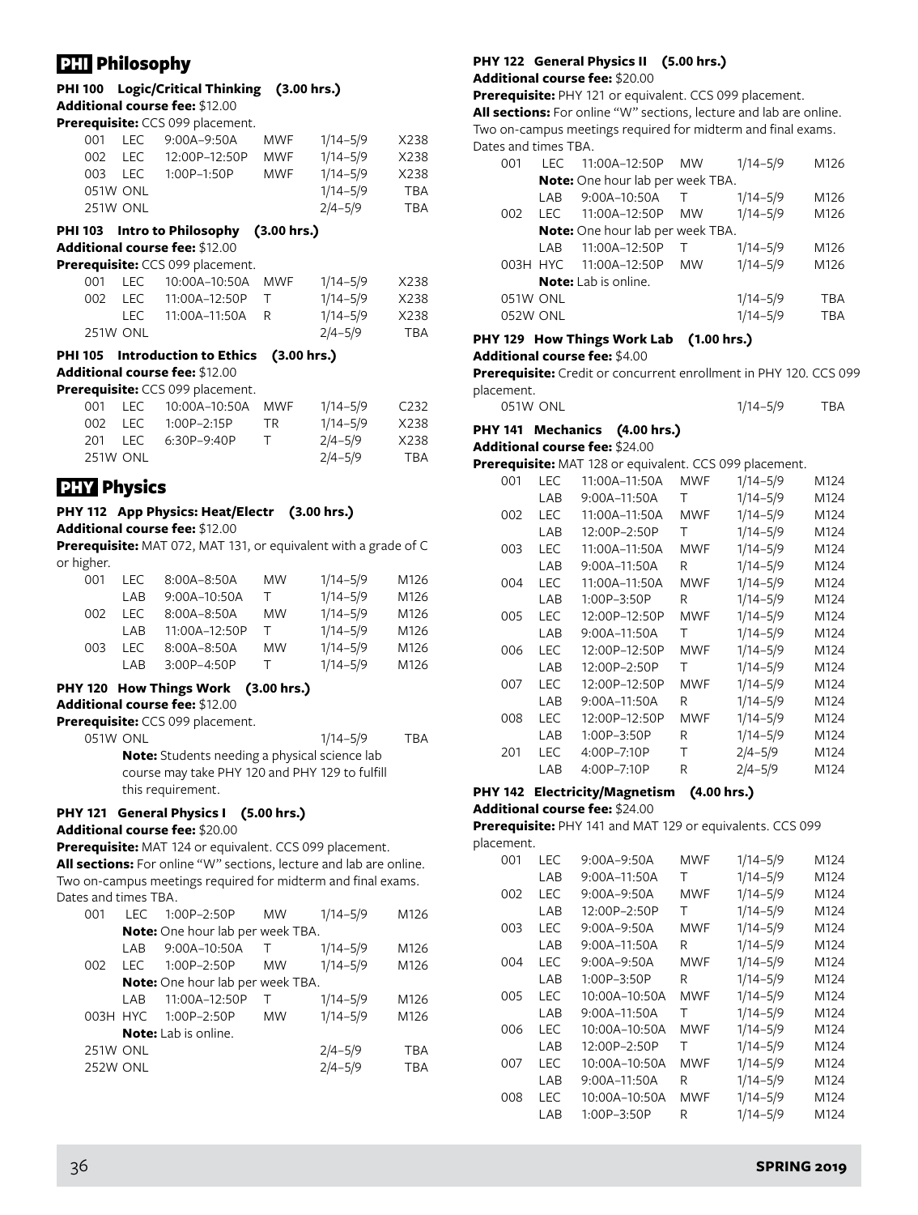## PHI Philosophy

### PHI 100 Logic/Critical Thinking (3.00 hrs.)

**Additional course fee:** $12.00

**Prerequisite:** CCS 099 placement.

| Section | Type | Time | Days | Dates | Room |
|---|---|---|---|---|---|
| 001 | LEC | 9:00A–9:50A | MWF | 1/14–5/9 | X238 |
| 002 | LEC | 12:00P–12:50P | MWF | 1/14–5/9 | X238 |
| 003 | LEC | 1:00P–1:50P | MWF | 1/14–5/9 | X238 |
| 051W | ONL | | | 1/14–5/9 | TBA |
| 251W | ONL | | | 2/4–5/9 | TBA |

### PHI 103 Intro to Philosophy (3.00 hrs.)

**Additional course fee:** $12.00

**Prerequisite:** CCS 099 placement.

| Section | Type | Time | Days | Dates | Room |
|---|---|---|---|---|---|
| 001 | LEC | 10:00A–10:50A | MWF | 1/14–5/9 | X238 |
| 002 | LEC | 11:00A–12:50P | T | 1/14–5/9 | X238 |
| | LEC | 11:00A–11:50A | R | 1/14–5/9 | X238 |
| 251W | ONL | | | 2/4–5/9 | TBA |

### PHI 105 Introduction to Ethics (3.00 hrs.)

**Additional course fee:** $12.00

**Prerequisite:** CCS 099 placement.

| Section | Type | Time | Days | Dates | Room |
|---|---|---|---|---|---|
| 001 | LEC | 10:00A–10:50A | MWF | 1/14–5/9 | C232 |
| 002 | LEC | 1:00P–2:15P | TR | 1/14–5/9 | X238 |
| 201 | LEC | 6:30P–9:40P | T | 2/4–5/9 | X238 |
| 251W | ONL | | | 2/4–5/9 | TBA |

## PHY Physics

### PHY 112 App Physics: Heat/Electr (3.00 hrs.)

**Additional course fee:** $12.00

**Prerequisite:** MAT 072, MAT 131, or equivalent with a grade of C or higher.

| Section | Type | Time | Days | Dates | Room |
|---|---|---|---|---|---|
| 001 | LEC | 8:00A–8:50A | MW | 1/14–5/9 | M126 |
| | LAB | 9:00A–10:50A | T | 1/14–5/9 | M126 |
| 002 | LEC | 8:00A–8:50A | MW | 1/14–5/9 | M126 |
| | LAB | 11:00A–12:50P | T | 1/14–5/9 | M126 |
| 003 | LEC | 8:00A–8:50A | MW | 1/14–5/9 | M126 |
| | LAB | 3:00P–4:50P | T | 1/14–5/9 | M126 |

### PHY 120 How Things Work (3.00 hrs.)

**Additional course fee:** $12.00

**Prerequisite:** CCS 099 placement.

| Section | Type | Time | Days | Dates | Room |
|---|---|---|---|---|---|
| 051W | ONL | | | 1/14–5/9 | TBA |

**Note:** Students needing a physical science lab course may take PHY 120 and PHY 129 to fulfill this requirement.

### PHY 121 General Physics I (5.00 hrs.)

**Additional course fee:** $20.00

**Prerequisite:** MAT 124 or equivalent. CCS 099 placement.

**All sections:** For online "W" sections, lecture and lab are online. Two on-campus meetings required for midterm and final exams. Dates and times TBA.

| Section | Type | Time | Days | Dates | Room |
|---|---|---|---|---|---|
| 001 | LEC | 1:00P–2:50P | MW | 1/14–5/9 | M126 |
| | **Note:** One hour lab per week TBA. | | | | |
| | LAB | 9:00A–10:50A | T | 1/14–5/9 | M126 |
| 002 | LEC | 1:00P–2:50P | MW | 1/14–5/9 | M126 |
| | **Note:** One hour lab per week TBA. | | | | |
| | LAB | 11:00A–12:50P | T | 1/14–5/9 | M126 |
| 003H | HYC | 1:00P–2:50P | MW | 1/14–5/9 | M126 |
| | **Note:** Lab is online. | | | | |
| 251W | ONL | | | 2/4–5/9 | TBA |
| 252W | ONL | | | 2/4–5/9 | TBA |

### PHY 122 General Physics II (5.00 hrs.)

**Additional course fee:** $20.00

**Prerequisite:** PHY 121 or equivalent. CCS 099 placement.

**All sections:** For online "W" sections, lecture and lab are online. Two on-campus meetings required for midterm and final exams. Dates and times TBA.

| Section | Type | Time | Days | Dates | Room |
|---|---|---|---|---|---|
| 001 | LEC | 11:00A–12:50P | MW | 1/14–5/9 | M126 |
| | **Note:** One hour lab per week TBA. | | | | |
| | LAB | 9:00A–10:50A | T | 1/14–5/9 | M126 |
| 002 | LEC | 11:00A–12:50P | MW | 1/14–5/9 | M126 |
| | **Note:** One hour lab per week TBA. | | | | |
| | LAB | 11:00A–12:50P | T | 1/14–5/9 | M126 |
| 003H | HYC | 11:00A–12:50P | MW | 1/14–5/9 | M126 |
| | **Note:** Lab is online. | | | | |
| 051W | ONL | | | 1/14–5/9 | TBA |
| 052W | ONL | | | 1/14–5/9 | TBA |

### PHY 129 How Things Work Lab (1.00 hrs.)

**Additional course fee:** $4.00

**Prerequisite:** Credit or concurrent enrollment in PHY 120. CCS 099 placement.

| Section | Type | Time | Days | Dates | Room |
|---|---|---|---|---|---|
| 051W | ONL | | | 1/14–5/9 | TBA |

### PHY 141 Mechanics (4.00 hrs.)

**Additional course fee:** $24.00

**Prerequisite:** MAT 128 or equivalent. CCS 099 placement.

| Section | Type | Time | Days | Dates | Room |
|---|---|---|---|---|---|
| 001 | LEC | 11:00A–11:50A | MWF | 1/14–5/9 | M124 |
| | LAB | 9:00A–11:50A | T | 1/14–5/9 | M124 |
| 002 | LEC | 11:00A–11:50A | MWF | 1/14–5/9 | M124 |
| | LAB | 12:00P–2:50P | T | 1/14–5/9 | M124 |
| 003 | LEC | 11:00A–11:50A | MWF | 1/14–5/9 | M124 |
| | LAB | 9:00A–11:50A | R | 1/14–5/9 | M124 |
| 004 | LEC | 11:00A–11:50A | MWF | 1/14–5/9 | M124 |
| | LAB | 1:00P–3:50P | R | 1/14–5/9 | M124 |
| 005 | LEC | 12:00P–12:50P | MWF | 1/14–5/9 | M124 |
| | LAB | 9:00A–11:50A | T | 1/14–5/9 | M124 |
| 006 | LEC | 12:00P–12:50P | MWF | 1/14–5/9 | M124 |
| | LAB | 12:00P–2:50P | T | 1/14–5/9 | M124 |
| 007 | LEC | 12:00P–12:50P | MWF | 1/14–5/9 | M124 |
| | LAB | 9:00A–11:50A | R | 1/14–5/9 | M124 |
| 008 | LEC | 12:00P–12:50P | MWF | 1/14–5/9 | M124 |
| | LAB | 1:00P–3:50P | R | 1/14–5/9 | M124 |
| 201 | LEC | 4:00P–7:10P | T | 2/4–5/9 | M124 |
| | LAB | 4:00P–7:10P | R | 2/4–5/9 | M124 |

### PHY 142 Electricity/Magnetism (4.00 hrs.)

**Additional course fee:** $24.00

**Prerequisite:** PHY 141 and MAT 129 or equivalents. CCS 099 placement.

| Section | Type | Time | Days | Dates | Room |
|---|---|---|---|---|---|
| 001 | LEC | 9:00A–9:50A | MWF | 1/14–5/9 | M124 |
| | LAB | 9:00A–11:50A | T | 1/14–5/9 | M124 |
| 002 | LEC | 9:00A–9:50A | MWF | 1/14–5/9 | M124 |
| | LAB | 12:00P–2:50P | T | 1/14–5/9 | M124 |
| 003 | LEC | 9:00A–9:50A | MWF | 1/14–5/9 | M124 |
| | LAB | 9:00A–11:50A | R | 1/14–5/9 | M124 |
| 004 | LEC | 9:00A–9:50A | MWF | 1/14–5/9 | M124 |
| | LAB | 1:00P–3:50P | R | 1/14–5/9 | M124 |
| 005 | LEC | 10:00A–10:50A | MWF | 1/14–5/9 | M124 |
| | LAB | 9:00A–11:50A | T | 1/14–5/9 | M124 |
| 006 | LEC | 10:00A–10:50A | MWF | 1/14–5/9 | M124 |
| | LAB | 12:00P–2:50P | T | 1/14–5/9 | M124 |
| 007 | LEC | 10:00A–10:50A | MWF | 1/14–5/9 | M124 |
| | LAB | 9:00A–11:50A | R | 1/14–5/9 | M124 |
| 008 | LEC | 10:00A–10:50A | MWF | 1/14–5/9 | M124 |
| | LAB | 1:00P–3:50P | R | 1/14–5/9 | M124 |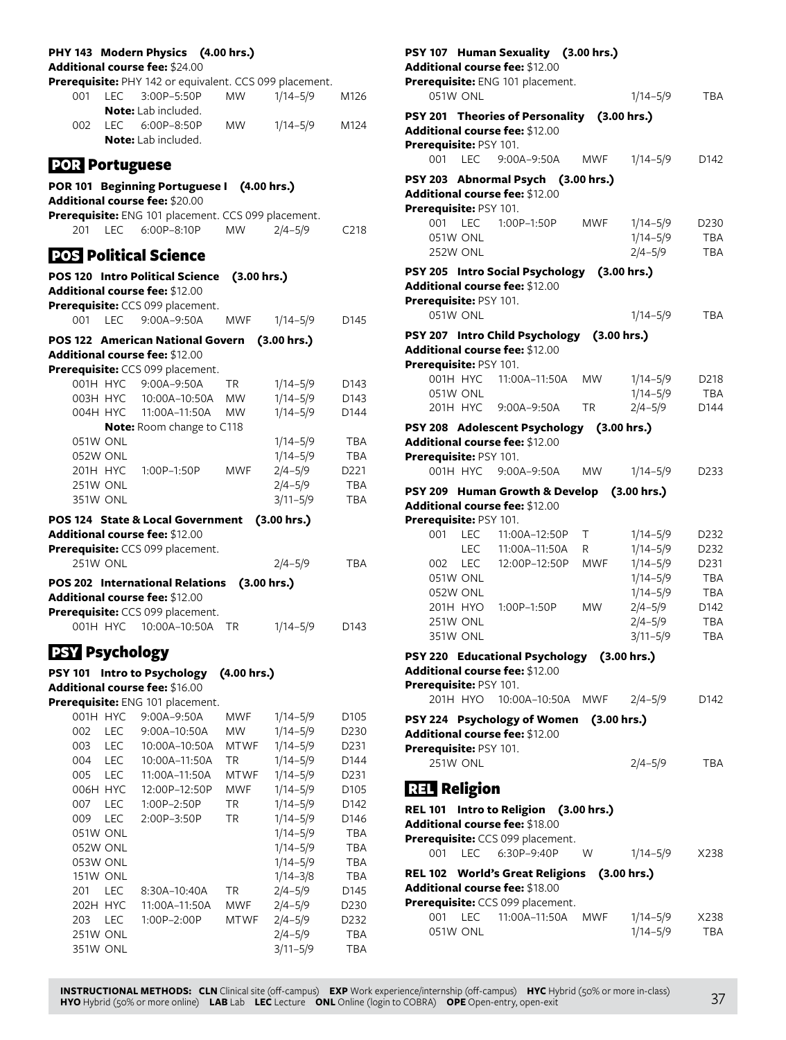**PHY 143 Modern Physics (4.00 hrs.)**
**Additional course fee:** $24.00
**Prerequisite:** PHY 142 or equivalent. CCS 099 placement.

| Section | Method | Time | Days | Dates | Room |
|---|---|---|---|---|---|
| 001 | LEC | 3:00P–5:50P | MW | 1/14–5/9 | M126 |
| | | **Note:** Lab included. | | | |
| 002 | LEC | 6:00P–8:50P | MW | 1/14–5/9 | M124 |
| | | **Note:** Lab included. | | | |

## POR Portuguese

**POR 101 Beginning Portuguese I (4.00 hrs.)**
**Additional course fee:** $20.00
**Prerequisite:** ENG 101 placement. CCS 099 placement.

| Section | Method | Time | Days | Dates | Room |
|---|---|---|---|---|---|
| 201 | LEC | 6:00P–8:10P | MW | 2/4–5/9 | C218 |

## POS Political Science

**POS 120 Intro Political Science (3.00 hrs.)**
**Additional course fee:** $12.00
**Prerequisite:** CCS 099 placement.

| Section | Method | Time | Days | Dates | Room |
|---|---|---|---|---|---|
| 001 | LEC | 9:00A–9:50A | MWF | 1/14–5/9 | D145 |

**POS 122 American National Govern (3.00 hrs.)**
**Additional course fee:** $12.00
**Prerequisite:** CCS 099 placement.

| Section | Method | Time | Days | Dates | Room |
|---|---|---|---|---|---|
| 001H | HYC | 9:00A–9:50A | TR | 1/14–5/9 | D143 |
| 003H | HYC | 10:00A–10:50A | MW | 1/14–5/9 | D143 |
| 004H | HYC | 11:00A–11:50A | MW | 1/14–5/9 | D144 |
| | | **Note:** Room change to C118 | | | |
| 051W | ONL | | | 1/14–5/9 | TBA |
| 052W | ONL | | | 1/14–5/9 | TBA |
| 201H | HYC | 1:00P–1:50P | MWF | 2/4–5/9 | D221 |
| 251W | ONL | | | 2/4–5/9 | TBA |
| 351W | ONL | | | 3/11–5/9 | TBA |

**POS 124 State & Local Government (3.00 hrs.)**
**Additional course fee:** $12.00
**Prerequisite:** CCS 099 placement.

| Section | Method | Time | Days | Dates | Room |
|---|---|---|---|---|---|
| 251W | ONL | | | 2/4–5/9 | TBA |

**POS 202 International Relations (3.00 hrs.)**
**Additional course fee:** $12.00
**Prerequisite:** CCS 099 placement.

| Section | Method | Time | Days | Dates | Room |
|---|---|---|---|---|---|
| 001H | HYC | 10:00A–10:50A | TR | 1/14–5/9 | D143 |

## PSY Psychology

**PSY 101 Intro to Psychology (4.00 hrs.)**
**Additional course fee:** $16.00
**Prerequisite:** ENG 101 placement.

| Section | Method | Time | Days | Dates | Room |
|---|---|---|---|---|---|
| 001H | HYC | 9:00A–9:50A | MWF | 1/14–5/9 | D105 |
| 002 | LEC | 9:00A–10:50A | MW | 1/14–5/9 | D230 |
| 003 | LEC | 10:00A–10:50A | MTWF | 1/14–5/9 | D231 |
| 004 | LEC | 10:00A–11:50A | TR | 1/14–5/9 | D144 |
| 005 | LEC | 11:00A–11:50A | MTWF | 1/14–5/9 | D231 |
| 006H | HYC | 12:00P–12:50P | MWF | 1/14–5/9 | D105 |
| 007 | LEC | 1:00P–2:50P | TR | 1/14–5/9 | D142 |
| 009 | LEC | 2:00P–3:50P | TR | 1/14–5/9 | D146 |
| 051W | ONL | | | 1/14–5/9 | TBA |
| 052W | ONL | | | 1/14–5/9 | TBA |
| 053W | ONL | | | 1/14–5/9 | TBA |
| 151W | ONL | | | 1/14–3/8 | TBA |
| 201 | LEC | 8:30A–10:40A | TR | 2/4–5/9 | D145 |
| 202H | HYC | 11:00A–11:50A | MWF | 2/4–5/9 | D230 |
| 203 | LEC | 1:00P–2:00P | MTWF | 2/4–5/9 | D232 |
| 251W | ONL | | | 2/4–5/9 | TBA |
| 351W | ONL | | | 3/11–5/9 | TBA |

**PSY 107 Human Sexuality (3.00 hrs.)**
**Additional course fee:** $12.00
**Prerequisite:** ENG 101 placement.

| Section | Method | Time | Days | Dates | Room |
|---|---|---|---|---|---|
| 051W | ONL | | | 1/14–5/9 | TBA |

**PSY 201 Theories of Personality (3.00 hrs.)**
**Additional course fee:** $12.00
**Prerequisite:** PSY 101.

| Section | Method | Time | Days | Dates | Room |
|---|---|---|---|---|---|
| 001 | LEC | 9:00A–9:50A | MWF | 1/14–5/9 | D142 |

**PSY 203 Abnormal Psych (3.00 hrs.)**
**Additional course fee:** $12.00
**Prerequisite:** PSY 101.

| Section | Method | Time | Days | Dates | Room |
|---|---|---|---|---|---|
| 001 | LEC | 1:00P–1:50P | MWF | 1/14–5/9 | D230 |
| 051W | ONL | | | 1/14–5/9 | TBA |
| 252W | ONL | | | 2/4–5/9 | TBA |

**PSY 205 Intro Social Psychology (3.00 hrs.)**
**Additional course fee:** $12.00
**Prerequisite:** PSY 101.

| Section | Method | Time | Days | Dates | Room |
|---|---|---|---|---|---|
| 051W | ONL | | | 1/14–5/9 | TBA |

**PSY 207 Intro Child Psychology (3.00 hrs.)**
**Additional course fee:** $12.00
**Prerequisite:** PSY 101.

| Section | Method | Time | Days | Dates | Room |
|---|---|---|---|---|---|
| 001H | HYC | 11:00A–11:50A | MW | 1/14–5/9 | D218 |
| 051W | ONL | | | 1/14–5/9 | TBA |
| 201H | HYC | 9:00A–9:50A | TR | 2/4–5/9 | D144 |

**PSY 208 Adolescent Psychology (3.00 hrs.)**
**Additional course fee:** $12.00
**Prerequisite:** PSY 101.

| Section | Method | Time | Days | Dates | Room |
|---|---|---|---|---|---|
| 001H | HYC | 9:00A–9:50A | MW | 1/14–5/9 | D233 |

**PSY 209 Human Growth & Develop (3.00 hrs.)**
**Additional course fee:** $12.00
**Prerequisite:** PSY 101.

| Section | Method | Time | Days | Dates | Room |
|---|---|---|---|---|---|
| 001 | LEC | 11:00A–12:50P | T | 1/14–5/9 | D232 |
| | LEC | 11:00A–11:50A | R | 1/14–5/9 | D232 |
| 002 | LEC | 12:00P–12:50P | MWF | 1/14–5/9 | D231 |
| 051W | ONL | | | 1/14–5/9 | TBA |
| 052W | ONL | | | 1/14–5/9 | TBA |
| 201H | HYO | 1:00P–1:50P | MW | 2/4–5/9 | D142 |
| 251W | ONL | | | 2/4–5/9 | TBA |
| 351W | ONL | | | 3/11–5/9 | TBA |

**PSY 220 Educational Psychology (3.00 hrs.)**
**Additional course fee:** $12.00
**Prerequisite:** PSY 101.

| Section | Method | Time | Days | Dates | Room |
|---|---|---|---|---|---|
| 201H | HYO | 10:00A–10:50A | MWF | 2/4–5/9 | D142 |

**PSY 224 Psychology of Women (3.00 hrs.)**
**Additional course fee:** $12.00
**Prerequisite:** PSY 101.

| Section | Method | Time | Days | Dates | Room |
|---|---|---|---|---|---|
| 251W | ONL | | | 2/4–5/9 | TBA |

## REL Religion

**REL 101 Intro to Religion (3.00 hrs.)**
**Additional course fee:** $18.00
**Prerequisite:** CCS 099 placement.

| Section | Method | Time | Days | Dates | Room |
|---|---|---|---|---|---|
| 001 | LEC | 6:30P–9:40P | W | 1/14–5/9 | X238 |

**REL 102 World's Great Religions (3.00 hrs.)**
**Additional course fee:** $18.00
**Prerequisite:** CCS 099 placement.

| Section | Method | Time | Days | Dates | Room |
|---|---|---|---|---|---|
| 001 | LEC | 11:00A–11:50A | MWF | 1/14–5/9 | X238 |
| 051W | ONL | | | 1/14–5/9 | TBA |

**INSTRUCTIONAL METHODS: CLN** Clinical site (off-campus) **EXP** Work experience/internship (off-campus) **HYC** Hybrid (50% or more in-class) **HYO** Hybrid (50% or more online) **LAB** Lab **LEC** Lecture **ONL** Online (login to COBRA) **OPE** Open-entry, open-exit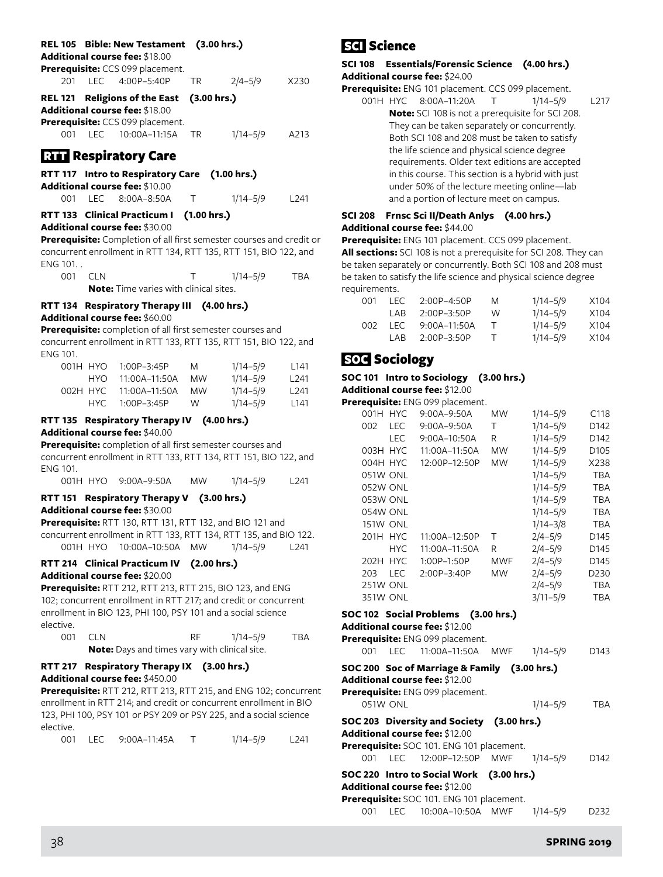**REL 105 Bible: New Testament (3.00 hrs.)**
**Additional course fee:** $18.00
**Prerequisite:** CCS 099 placement.

| | | | | | |
|---|---|---|---|---|---|
| 201 | LEC | 4:00P–5:40P | TR | 2/4–5/9 | X230 |

**REL 121 Religions of the East (3.00 hrs.)**
**Additional course fee:** $18.00
**Prerequisite:** CCS 099 placement.

| | | | | | |
|---|---|---|---|---|---|
| 001 | LEC | 10:00A–11:15A | TR | 1/14–5/9 | A213 |

## RTT Respiratory Care

**RTT 117 Intro to Respiratory Care (1.00 hrs.)**
**Additional course fee:** $10.00

| | | | | | |
|---|---|---|---|---|---|
| 001 | LEC | 8:00A–8:50A | T | 1/14–5/9 | L241 |

**RTT 133 Clinical Practicum I (1.00 hrs.)**
**Additional course fee:** $30.00
**Prerequisite:** Completion of all first semester courses and credit or concurrent enrollment in RTT 134, RTT 135, RTT 151, BIO 122, and ENG 101. .

| | | | | | |
|---|---|---|---|---|---|
| 001 | CLN | | T | 1/14–5/9 | TBA |

**Note:** Time varies with clinical sites.

**RTT 134 Respiratory Therapy III (4.00 hrs.)**
**Additional course fee:** $60.00
**Prerequisite:** completion of all first semester courses and concurrent enrollment in RTT 133, RTT 135, RTT 151, BIO 122, and ENG 101.

| | | | | | |
|---|---|---|---|---|---|
| 001H | HYO | 1:00P–3:45P | M | 1/14–5/9 | L141 |
| | HYO | 11:00A–11:50A | MW | 1/14–5/9 | L241 |
| 002H | HYC | 11:00A–11:50A | MW | 1/14–5/9 | L241 |
| | HYC | 1:00P–3:45P | W | 1/14–5/9 | L141 |

**RTT 135 Respiratory Therapy IV (4.00 hrs.)**
**Additional course fee:** $40.00
**Prerequisite:** completion of all first semester courses and concurrent enrollment in RTT 133, RTT 134, RTT 151, BIO 122, and ENG 101.

| | | | | | |
|---|---|---|---|---|---|
| 001H | HYO | 9:00A–9:50A | MW | 1/14–5/9 | L241 |

**RTT 151 Respiratory Therapy V (3.00 hrs.)**
**Additional course fee:** $30.00
**Prerequisite:** RTT 130, RTT 131, RTT 132, and BIO 121 and concurrent enrollment in RTT 133, RTT 134, RTT 135, and BIO 122.

| | | | | | |
|---|---|---|---|---|---|
| 001H | HYO | 10:00A–10:50A | MW | 1/14–5/9 | L241 |

**RTT 214 Clinical Practicum IV (2.00 hrs.)**
**Additional course fee:** $20.00
**Prerequisite:** RTT 212, RTT 213, RTT 215, BIO 123, and ENG 102; concurrent enrollment in RTT 217; and credit or concurrent enrollment in BIO 123, PHI 100, PSY 101 and a social science elective.

| | | | | | |
|---|---|---|---|---|---|
| 001 | CLN | | RF | 1/14–5/9 | TBA |

**Note:** Days and times vary with clinical site.

**RTT 217 Respiratory Therapy IX (3.00 hrs.)**
**Additional course fee:** $450.00
**Prerequisite:** RTT 212, RTT 213, RTT 215, and ENG 102; concurrent enrollment in RTT 214; and credit or concurrent enrollment in BIO 123, PHI 100, PSY 101 or PSY 209 or PSY 225, and a social science elective.

| | | | | | |
|---|---|---|---|---|---|
| 001 | LEC | 9:00A–11:45A | T | 1/14–5/9 | L241 |

## SCI Science

**SCI 108 Essentials/Forensic Science (4.00 hrs.)**
**Additional course fee:** $24.00
**Prerequisite:** ENG 101 placement. CCS 099 placement.

| | | | | | |
|---|---|---|---|---|---|
| 001H | HYC | 8:00A–11:20A | T | 1/14–5/9 | L217 |

**Note:** SCI 108 is not a prerequisite for SCI 208. They can be taken separately or concurrently. Both SCI 108 and 208 must be taken to satisfy the life science and physical science degree requirements. Older text editions are accepted in this course. This section is a hybrid with just under 50% of the lecture meeting online—lab and a portion of lecture meet on campus.

**SCI 208 Frnsc Sci II/Death Anlys (4.00 hrs.)**
**Additional course fee:** $44.00
**Prerequisite:** ENG 101 placement. CCS 099 placement.
**All sections:** SCI 108 is not a prerequisite for SCI 208. They can be taken separately or concurrently. Both SCI 108 and 208 must be taken to satisfy the life science and physical science degree requirements.

| | | | | | |
|---|---|---|---|---|---|
| 001 | LEC | 2:00P–4:50P | M | 1/14–5/9 | X104 |
| | LAB | 2:00P–3:50P | W | 1/14–5/9 | X104 |
| 002 | LEC | 9:00A–11:50A | T | 1/14–5/9 | X104 |
| | LAB | 2:00P–3:50P | T | 1/14–5/9 | X104 |

## SOC Sociology

**SOC 101 Intro to Sociology (3.00 hrs.)**
**Additional course fee:** $12.00
**Prerequisite:** ENG 099 placement.

| | | | | | |
|---|---|---|---|---|---|
| 001H | HYC | 9:00A–9:50A | MW | 1/14–5/9 | C118 |
| 002 | LEC | 9:00A–9:50A | T | 1/14–5/9 | D142 |
| | LEC | 9:00A–10:50A | R | 1/14–5/9 | D142 |
| 003H | HYC | 11:00A–11:50A | MW | 1/14–5/9 | D105 |
| 004H | HYC | 12:00P–12:50P | MW | 1/14–5/9 | X238 |
| 051W | ONL | | | 1/14–5/9 | TBA |
| 052W | ONL | | | 1/14–5/9 | TBA |
| 053W | ONL | | | 1/14–5/9 | TBA |
| 054W | ONL | | | 1/14–5/9 | TBA |
| 151W | ONL | | | 1/14–3/8 | TBA |
| 201H | HYC | 11:00A–12:50P | T | 2/4–5/9 | D145 |
| | HYC | 11:00A–11:50A | R | 2/4–5/9 | D145 |
| 202H | HYC | 1:00P–1:50P | MWF | 2/4–5/9 | D145 |
| 203 | LEC | 2:00P–3:40P | MW | 2/4–5/9 | D230 |
| 251W | ONL | | | 2/4–5/9 | TBA |
| 351W | ONL | | | 3/11–5/9 | TBA |

**SOC 102 Social Problems (3.00 hrs.)**
**Additional course fee:** $12.00
**Prerequisite:** ENG 099 placement.

| | | | | | |
|---|---|---|---|---|---|
| 001 | LEC | 11:00A–11:50A | MWF | 1/14–5/9 | D143 |

**SOC 200 Soc of Marriage & Family (3.00 hrs.)**
**Additional course fee:** $12.00
**Prerequisite:** ENG 099 placement.

| | | | | | |
|---|---|---|---|---|---|
| 051W | ONL | | | 1/14–5/9 | TBA |

**SOC 203 Diversity and Society (3.00 hrs.)**
**Additional course fee:** $12.00
**Prerequisite:** SOC 101. ENG 101 placement.

| | | | | | |
|---|---|---|---|---|---|
| 001 | LEC | 12:00P–12:50P | MWF | 1/14–5/9 | D142 |

**SOC 220 Intro to Social Work (3.00 hrs.)**
**Additional course fee:** $12.00
**Prerequisite:** SOC 101. ENG 101 placement.

| | | | | | |
|---|---|---|---|---|---|
| 001 | LEC | 10:00A–10:50A | MWF | 1/14–5/9 | D232 |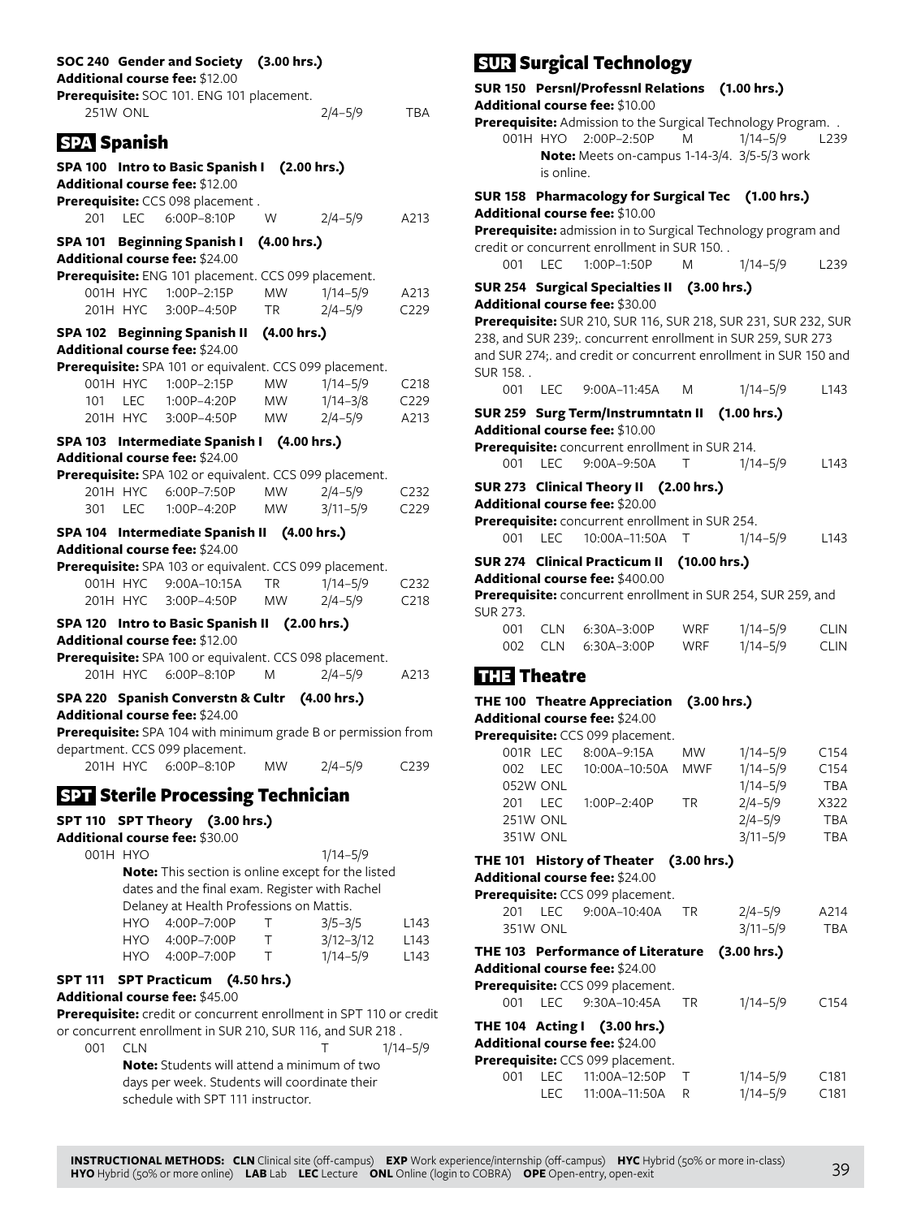**SOC 240 Gender and Society (3.00 hrs.)**
**Additional course fee:** $12.00
**Prerequisite:** SOC 101. ENG 101 placement.

| | | | | | |
|---|---|---|---|---|---|
| 251W | ONL | | | 2/4–5/9 | TBA |

## SPA Spanish

**SPA 100 Intro to Basic Spanish I (2.00 hrs.)**
**Additional course fee:** $12.00
**Prerequisite:** CCS 098 placement .

| | | | | | |
|---|---|---|---|---|---|
| 201 | LEC | 6:00P–8:10P | W | 2/4–5/9 | A213 |

**SPA 101 Beginning Spanish I (4.00 hrs.)**
**Additional course fee:** $24.00
**Prerequisite:** ENG 101 placement. CCS 099 placement.

| | | | | | |
|---|---|---|---|---|---|
| 001H | HYC | 1:00P–2:15P | MW | 1/14–5/9 | A213 |
| 201H | HYC | 3:00P–4:50P | TR | 2/4–5/9 | C229 |

**SPA 102 Beginning Spanish II (4.00 hrs.)**
**Additional course fee:** $24.00
**Prerequisite:** SPA 101 or equivalent. CCS 099 placement.

| | | | | | |
|---|---|---|---|---|---|
| 001H | HYC | 1:00P–2:15P | MW | 1/14–5/9 | C218 |
| 101 | LEC | 1:00P–4:20P | MW | 1/14–3/8 | C229 |
| 201H | HYC | 3:00P–4:50P | MW | 2/4–5/9 | A213 |

**SPA 103 Intermediate Spanish I (4.00 hrs.)**
**Additional course fee:** $24.00
**Prerequisite:** SPA 102 or equivalent. CCS 099 placement.

| | | | | | |
|---|---|---|---|---|---|
| 201H | HYC | 6:00P–7:50P | MW | 2/4–5/9 | C232 |
| 301 | LEC | 1:00P–4:20P | MW | 3/11–5/9 | C229 |

**SPA 104 Intermediate Spanish II (4.00 hrs.)**
**Additional course fee:** $24.00
**Prerequisite:** SPA 103 or equivalent. CCS 099 placement.

| | | | | | |
|---|---|---|---|---|---|
| 001H | HYC | 9:00A–10:15A | TR | 1/14–5/9 | C232 |
| 201H | HYC | 3:00P–4:50P | MW | 2/4–5/9 | C218 |

**SPA 120 Intro to Basic Spanish II (2.00 hrs.)**
**Additional course fee:** $12.00
**Prerequisite:** SPA 100 or equivalent. CCS 098 placement.

| | | | | | |
|---|---|---|---|---|---|
| 201H | HYC | 6:00P–8:10P | M | 2/4–5/9 | A213 |

**SPA 220 Spanish Converstn & Cultr (4.00 hrs.)**
**Additional course fee:** $24.00
**Prerequisite:** SPA 104 with minimum grade B or permission from department. CCS 099 placement.

| | | | | | |
|---|---|---|---|---|---|
| 201H | HYC | 6:00P–8:10P | MW | 2/4–5/9 | C239 |

## SPT Sterile Processing Technician

**SPT 110 SPT Theory (3.00 hrs.)**
**Additional course fee:** $30.00

| | | | | | |
|---|---|---|---|---|---|
| 001H | HYO | | | 1/14–5/9 | |

**Note:** This section is online except for the listed dates and the final exam. Register with Rachel Delaney at Health Professions on Mattis.

| | | | | |
|---|---|---|---|---|
| HYO | 4:00P–7:00P | T | 3/5–3/5 | L143 |
| HYO | 4:00P–7:00P | T | 3/12–3/12 | L143 |
| HYO | 4:00P–7:00P | T | 1/14–5/9 | L143 |

**SPT 111 SPT Practicum (4.50 hrs.)**
**Additional course fee:** $45.00
**Prerequisite:** credit or concurrent enrollment in SPT 110 or credit or concurrent enrollment in SUR 210, SUR 116, and SUR 218 .

| | | | | | |
|---|---|---|---|---|---|
| 001 | CLN | | T | 1/14–5/9 | |

**Note:** Students will attend a minimum of two days per week. Students will coordinate their schedule with SPT 111 instructor.

## SUR Surgical Technology

**SUR 150 Persnl/Professnl Relations (1.00 hrs.)**
**Additional course fee:** $10.00
**Prerequisite:** Admission to the Surgical Technology Program. .

| | | | | | |
|---|---|---|---|---|---|
| 001H | HYO | 2:00P–2:50P | M | 1/14–5/9 | L239 |

**Note:** Meets on-campus 1-14-3/4. 3/5-5/3 work is online.

**SUR 158 Pharmacology for Surgical Tec (1.00 hrs.)**
**Additional course fee:** $10.00
**Prerequisite:** admission in to Surgical Technology program and credit or concurrent enrollment in SUR 150. .

| | | | | | |
|---|---|---|---|---|---|
| 001 | LEC | 1:00P–1:50P | M | 1/14–5/9 | L239 |

**SUR 254 Surgical Specialties II (3.00 hrs.)**
**Additional course fee:** $30.00
**Prerequisite:** SUR 210, SUR 116, SUR 218, SUR 231, SUR 232, SUR 238, and SUR 239;. concurrent enrollment in SUR 259, SUR 273 and SUR 274;. and credit or concurrent enrollment in SUR 150 and SUR 158. .

| | | | | | |
|---|---|---|---|---|---|
| 001 | LEC | 9:00A–11:45A | M | 1/14–5/9 | L143 |

**SUR 259 Surg Term/Instrumntatn II (1.00 hrs.)**
**Additional course fee:** $10.00
**Prerequisite:** concurrent enrollment in SUR 214.

| | | | | | |
|---|---|---|---|---|---|
| 001 | LEC | 9:00A–9:50A | T | 1/14–5/9 | L143 |

**SUR 273 Clinical Theory II (2.00 hrs.)**
**Additional course fee:** $20.00
**Prerequisite:** concurrent enrollment in SUR 254.

| | | | | | |
|---|---|---|---|---|---|
| 001 | LEC | 10:00A–11:50A | T | 1/14–5/9 | L143 |

**SUR 274 Clinical Practicum II (10.00 hrs.)**
**Additional course fee:** $400.00
**Prerequisite:** concurrent enrollment in SUR 254, SUR 259, and SUR 273.

| | | | | | |
|---|---|---|---|---|---|
| 001 | CLN | 6:30A–3:00P | WRF | 1/14–5/9 | CLIN |
| 002 | CLN | 6:30A–3:00P | WRF | 1/14–5/9 | CLIN |

## THE Theatre

**THE 100 Theatre Appreciation (3.00 hrs.)**
**Additional course fee:** $24.00
**Prerequisite:** CCS 099 placement.

| | | | | | |
|---|---|---|---|---|---|
| 001R | LEC | 8:00A–9:15A | MW | 1/14–5/9 | C154 |
| 002 | LEC | 10:00A–10:50A | MWF | 1/14–5/9 | C154 |
| 052W | ONL | | | 1/14–5/9 | TBA |
| 201 | LEC | 1:00P–2:40P | TR | 2/4–5/9 | X322 |
| 251W | ONL | | | 2/4–5/9 | TBA |
| 351W | ONL | | | 3/11–5/9 | TBA |

**THE 101 History of Theater (3.00 hrs.)**
**Additional course fee:** $24.00
**Prerequisite:** CCS 099 placement.

| | | | | | |
|---|---|---|---|---|---|
| 201 | LEC | 9:00A–10:40A | TR | 2/4–5/9 | A214 |
| 351W | ONL | | | 3/11–5/9 | TBA |

**THE 103 Performance of Literature (3.00 hrs.)**
**Additional course fee:** $24.00
**Prerequisite:** CCS 099 placement.

| | | | | | |
|---|---|---|---|---|---|
| 001 | LEC | 9:30A–10:45A | TR | 1/14–5/9 | C154 |

**THE 104 Acting I (3.00 hrs.)**
**Additional course fee:** $24.00
**Prerequisite:** CCS 099 placement.

| | | | | | |
|---|---|---|---|---|---|
| 001 | LEC | 11:00A–12:50P | T | 1/14–5/9 | C181 |
| | LEC | 11:00A–11:50A | R | 1/14–5/9 | C181 |

**INSTRUCTIONAL METHODS: CLN** Clinical site (off-campus) **EXP** Work experience/internship (off-campus) **HYC** Hybrid (50% or more in-class) **HYO** Hybrid (50% or more online) **LAB** Lab **LEC** Lecture **ONL** Online (login to COBRA) **OPE** Open-entry, open-exit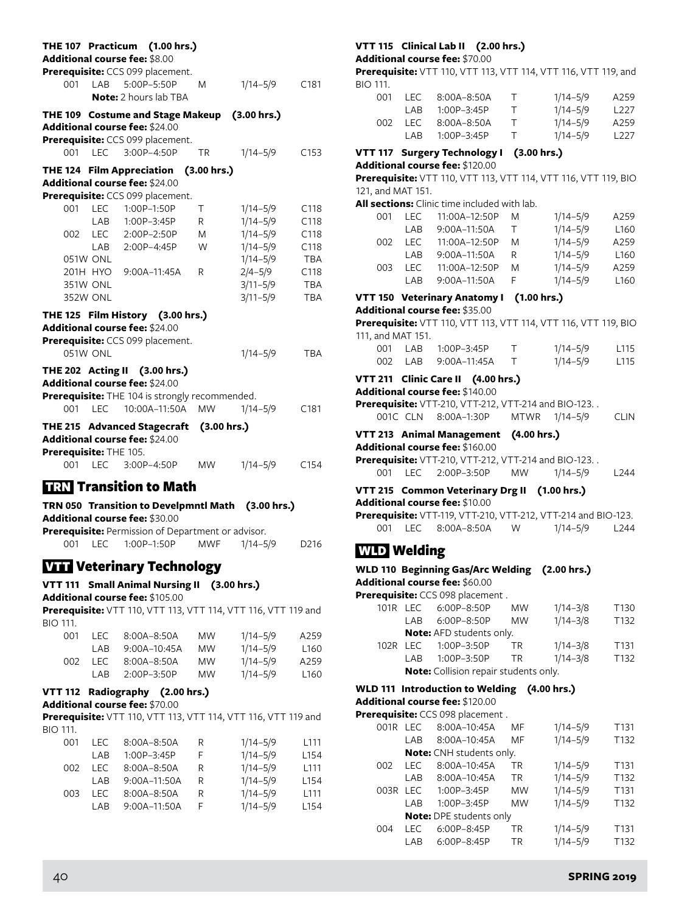### THE 107 Practicum (1.00 hrs.)

**Additional course fee:** $8.00
**Prerequisite:** CCS 099 placement.

| | | | | | |
|---|---|---|---|---|---|
| 001 | LAB | 5:00P–5:50P | M | 1/14–5/9 | C181 |
| | | **Note:** 2 hours lab TBA | | | |

### THE 109 Costume and Stage Makeup (3.00 hrs.)

**Additional course fee:** $24.00
**Prerequisite:** CCS 099 placement.

| | | | | | |
|---|---|---|---|---|---|
| 001 | LEC | 3:00P–4:50P | TR | 1/14–5/9 | C153 |

### THE 124 Film Appreciation (3.00 hrs.)

**Additional course fee:** $24.00
**Prerequisite:** CCS 099 placement.

| | | | | | |
|---|---|---|---|---|---|
| 001 | LEC | 1:00P–1:50P | T | 1/14–5/9 | C118 |
| | LAB | 1:00P–3:45P | R | 1/14–5/9 | C118 |
| 002 | LEC | 2:00P–2:50P | M | 1/14–5/9 | C118 |
| | LAB | 2:00P–4:45P | W | 1/14–5/9 | C118 |
| 051W | ONL | | | 1/14–5/9 | TBA |
| 201H | HYO | 9:00A–11:45A | R | 2/4–5/9 | C118 |
| 351W | ONL | | | 3/11–5/9 | TBA |
| 352W | ONL | | | 3/11–5/9 | TBA |

### THE 125 Film History (3.00 hrs.)

**Additional course fee:** $24.00
**Prerequisite:** CCS 099 placement.

| | | | | | |
|---|---|---|---|---|---|
| 051W | ONL | | | 1/14–5/9 | TBA |

### THE 202 Acting II (3.00 hrs.)

**Additional course fee:** $24.00
**Prerequisite:** THE 104 is strongly recommended.

| | | | | | |
|---|---|---|---|---|---|
| 001 | LEC | 10:00A–11:50A | MW | 1/14–5/9 | C181 |

### THE 215 Advanced Stagecraft (3.00 hrs.)

**Additional course fee:** $24.00
**Prerequisite:** THE 105.

| | | | | | |
|---|---|---|---|---|---|
| 001 | LEC | 3:00P–4:50P | MW | 1/14–5/9 | C154 |

## TRN Transition to Math

### TRN 050 Transition to Develpmntl Math (3.00 hrs.)

**Additional course fee:** $30.00
**Prerequisite:** Permission of Department or advisor.

| | | | | | |
|---|---|---|---|---|---|
| 001 | LEC | 1:00P–1:50P | MWF | 1/14–5/9 | D216 |

## VTT Veterinary Technology

### VTT 111 Small Animal Nursing II (3.00 hrs.)

**Additional course fee:** $105.00
**Prerequisite:** VTT 110, VTT 113, VTT 114, VTT 116, VTT 119 and BIO 111.

| | | | | | |
|---|---|---|---|---|---|
| 001 | LEC | 8:00A–8:50A | MW | 1/14–5/9 | A259 |
| | LAB | 9:00A–10:45A | MW | 1/14–5/9 | L160 |
| 002 | LEC | 8:00A–8:50A | MW | 1/14–5/9 | A259 |
| | LAB | 2:00P–3:50P | MW | 1/14–5/9 | L160 |

### VTT 112 Radiography (2.00 hrs.)

**Additional course fee:** $70.00
**Prerequisite:** VTT 110, VTT 113, VTT 114, VTT 116, VTT 119 and BIO 111.

| | | | | | |
|---|---|---|---|---|---|
| 001 | LEC | 8:00A–8:50A | R | 1/14–5/9 | L111 |
| | LAB | 1:00P–3:45P | F | 1/14–5/9 | L154 |
| 002 | LEC | 8:00A–8:50A | R | 1/14–5/9 | L111 |
| | LAB | 9:00A–11:50A | R | 1/14–5/9 | L154 |
| 003 | LEC | 8:00A–8:50A | R | 1/14–5/9 | L111 |
| | LAB | 9:00A–11:50A | F | 1/14–5/9 | L154 |

### VTT 115 Clinical Lab II (2.00 hrs.)

**Additional course fee:** $70.00
**Prerequisite:** VTT 110, VTT 113, VTT 114, VTT 116, VTT 119, and BIO 111.

| | | | | | |
|---|---|---|---|---|---|
| 001 | LEC | 8:00A–8:50A | T | 1/14–5/9 | A259 |
| | LAB | 1:00P–3:45P | T | 1/14–5/9 | L227 |
| 002 | LEC | 8:00A–8:50A | T | 1/14–5/9 | A259 |
| | LAB | 1:00P–3:45P | T | 1/14–5/9 | L227 |

### VTT 117 Surgery Technology I (3.00 hrs.)

**Additional course fee:** $120.00
**Prerequisite:** VTT 110, VTT 113, VTT 114, VTT 116, VTT 119, BIO 121, and MAT 151.
**All sections:** Clinic time included with lab.

| | | | | | |
|---|---|---|---|---|---|
| 001 | LEC | 11:00A–12:50P | M | 1/14–5/9 | A259 |
| | LAB | 9:00A–11:50A | T | 1/14–5/9 | L160 |
| 002 | LEC | 11:00A–12:50P | M | 1/14–5/9 | A259 |
| | LAB | 9:00A–11:50A | R | 1/14–5/9 | L160 |
| 003 | LEC | 11:00A–12:50P | M | 1/14–5/9 | A259 |
| | LAB | 9:00A–11:50A | F | 1/14–5/9 | L160 |

### VTT 150 Veterinary Anatomy I (1.00 hrs.)

**Additional course fee:** $35.00
**Prerequisite:** VTT 110, VTT 113, VTT 114, VTT 116, VTT 119, BIO 111, and MAT 151.

| | | | | | |
|---|---|---|---|---|---|
| 001 | LAB | 1:00P–3:45P | T | 1/14–5/9 | L115 |
| 002 | LAB | 9:00A–11:45A | T | 1/14–5/9 | L115 |

### VTT 211 Clinic Care II (4.00 hrs.)

**Additional course fee:** $140.00
**Prerequisite:** VTT-210, VTT-212, VTT-214 and BIO-123. .

| | | | | | |
|---|---|---|---|---|---|
| 001C | CLN | 8:00A–1:30P | MTWR | 1/14–5/9 | CLIN |

### VTT 213 Animal Management (4.00 hrs.)

**Additional course fee:** $160.00
**Prerequisite:** VTT-210, VTT-212, VTT-214 and BIO-123. .

| | | | | | |
|---|---|---|---|---|---|
| 001 | LEC | 2:00P–3:50P | MW | 1/14–5/9 | L244 |

### VTT 215 Common Veterinary Drg II (1.00 hrs.)

**Additional course fee:** $10.00
**Prerequisite:** VTT-119, VTT-210, VTT-212, VTT-214 and BIO-123.

| | | | | | |
|---|---|---|---|---|---|
| 001 | LEC | 8:00A–8:50A | W | 1/14–5/9 | L244 |

## WLD Welding

### WLD 110 Beginning Gas/Arc Welding (2.00 hrs.)

**Additional course fee:** $60.00
**Prerequisite:** CCS 098 placement .

| | | | | | |
|---|---|---|---|---|---|
| 101R | LEC | 6:00P–8:50P | MW | 1/14–3/8 | T130 |
| | LAB | 6:00P–8:50P | MW | 1/14–3/8 | T132 |
| | | **Note:** AFD students only. | | | |
| 102R | LEC | 1:00P–3:50P | TR | 1/14–3/8 | T131 |
| | LAB | 1:00P–3:50P | TR | 1/14–3/8 | T132 |
| | | **Note:** Collision repair students only. | | | |

### WLD 111 Introduction to Welding (4.00 hrs.)

**Additional course fee:** $120.00
**Prerequisite:** CCS 098 placement .

| | | | | | |
|---|---|---|---|---|---|
| 001R | LEC | 8:00A–10:45A | MF | 1/14–5/9 | T131 |
| | LAB | 8:00A–10:45A | MF | 1/14–5/9 | T132 |
| | | **Note:** CNH students only. | | | |
| 002 | LEC | 8:00A–10:45A | TR | 1/14–5/9 | T131 |
| | LAB | 8:00A–10:45A | TR | 1/14–5/9 | T132 |
| 003R | LEC | 1:00P–3:45P | MW | 1/14–5/9 | T131 |
| | LAB | 1:00P–3:45P | MW | 1/14–5/9 | T132 |
| | | **Note:** DPE students only | | | |
| 004 | LEC | 6:00P–8:45P | TR | 1/14–5/9 | T131 |
| | LAB | 6:00P–8:45P | TR | 1/14–5/9 | T132 |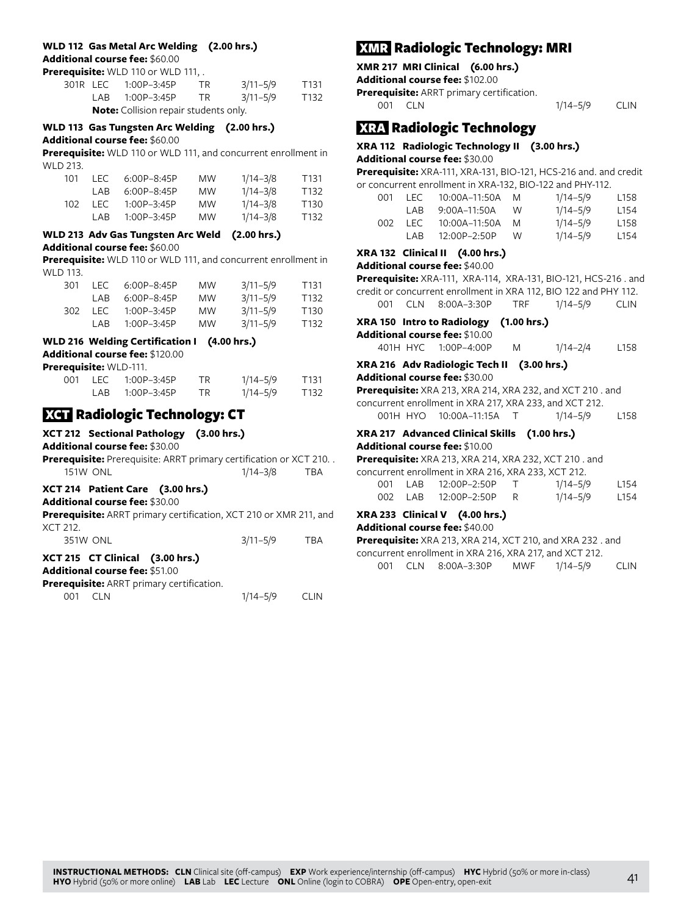**WLD 112 Gas Metal Arc Welding (2.00 hrs.)**
**Additional course fee:** $60.00
**Prerequisite:** WLD 110 or WLD 111, .

| Section | Method | Time | Days | Dates | Room |
|---|---|---|---|---|---|
| 301R | LEC | 1:00P–3:45P | TR | 3/11–5/9 | T131 |
| | LAB | 1:00P–3:45P | TR | 3/11–5/9 | T132 |

**Note:** Collision repair students only.

**WLD 113 Gas Tungsten Arc Welding (2.00 hrs.)**
**Additional course fee:** $60.00
**Prerequisite:** WLD 110 or WLD 111, and concurrent enrollment in WLD 213.

| Section | Method | Time | Days | Dates | Room |
|---|---|---|---|---|---|
| 101 | LEC | 6:00P–8:45P | MW | 1/14–3/8 | T131 |
| | LAB | 6:00P–8:45P | MW | 1/14–3/8 | T132 |
| 102 | LEC | 1:00P–3:45P | MW | 1/14–3/8 | T130 |
| | LAB | 1:00P–3:45P | MW | 1/14–3/8 | T132 |

**WLD 213 Adv Gas Tungsten Arc Weld (2.00 hrs.)**
**Additional course fee:** $60.00
**Prerequisite:** WLD 110 or WLD 111, and concurrent enrollment in WLD 113.

| Section | Method | Time | Days | Dates | Room |
|---|---|---|---|---|---|
| 301 | LEC | 6:00P–8:45P | MW | 3/11–5/9 | T131 |
| | LAB | 6:00P–8:45P | MW | 3/11–5/9 | T132 |
| 302 | LEC | 1:00P–3:45P | MW | 3/11–5/9 | T130 |
| | LAB | 1:00P–3:45P | MW | 3/11–5/9 | T132 |

**WLD 216 Welding Certification I (4.00 hrs.)**
**Additional course fee:** $120.00
**Prerequisite:** WLD-111.

| Section | Method | Time | Days | Dates | Room |
|---|---|---|---|---|---|
| 001 | LEC | 1:00P–3:45P | TR | 1/14–5/9 | T131 |
| | LAB | 1:00P–3:45P | TR | 1/14–5/9 | T132 |

## XCT Radiologic Technology: CT

**XCT 212 Sectional Pathology (3.00 hrs.)**
**Additional course fee:** $30.00
**Prerequisite:** Prerequisite: ARRT primary certification or XCT 210. .

| Section | Method | Dates | Room |
|---|---|---|---|
| 151W | ONL | 1/14–3/8 | TBA |

**XCT 214 Patient Care (3.00 hrs.)**
**Additional course fee:** $30.00
**Prerequisite:** ARRT primary certification, XCT 210 or XMR 211, and XCT 212.

| Section | Method | Dates | Room |
|---|---|---|---|
| 351W | ONL | 3/11–5/9 | TBA |

**XCT 215 CT Clinical (3.00 hrs.)**
**Additional course fee:** $51.00
**Prerequisite:** ARRT primary certification.

| Section | Method | Dates | Room |
|---|---|---|---|
| 001 | CLN | 1/14–5/9 | CLIN |

## XMR Radiologic Technology: MRI

**XMR 217 MRI Clinical (6.00 hrs.)**
**Additional course fee:** $102.00
**Prerequisite:** ARRT primary certification.

| Section | Method | Dates | Room |
|---|---|---|---|
| 001 | CLN | 1/14–5/9 | CLIN |

## XRA Radiologic Technology

**XRA 112 Radiologic Technology II (3.00 hrs.)**
**Additional course fee:** $30.00
**Prerequisite:** XRA-111, XRA-131, BIO-121, HCS-216 and. and credit or concurrent enrollment in XRA-132, BIO-122 and PHY-112.

| Section | Method | Time | Days | Dates | Room |
|---|---|---|---|---|---|
| 001 | LEC | 10:00A–11:50A | M | 1/14–5/9 | L158 |
| | LAB | 9:00A–11:50A | W | 1/14–5/9 | L154 |
| 002 | LEC | 10:00A–11:50A | M | 1/14–5/9 | L158 |
| | LAB | 12:00P–2:50P | W | 1/14–5/9 | L154 |

**XRA 132 Clinical II (4.00 hrs.)**
**Additional course fee:** $40.00
**Prerequisite:** XRA-111, XRA-114, XRA-131, BIO-121, HCS-216 . and credit or concurrent enrollment in XRA 112, BIO 122 and PHY 112.

| Section | Method | Time | Days | Dates | Room |
|---|---|---|---|---|---|
| 001 | CLN | 8:00A–3:30P | TRF | 1/14–5/9 | CLIN |

**XRA 150 Intro to Radiology (1.00 hrs.)**
**Additional course fee:** $10.00

| Section | Method | Time | Days | Dates | Room |
|---|---|---|---|---|---|
| 401H | HYC | 1:00P–4:00P | M | 1/14–2/4 | L158 |

**XRA 216 Adv Radiologic Tech II (3.00 hrs.)**
**Additional course fee:** $30.00
**Prerequisite:** XRA 213, XRA 214, XRA 232, and XCT 210 . and concurrent enrollment in XRA 217, XRA 233, and XCT 212.

| Section | Method | Time | Days | Dates | Room |
|---|---|---|---|---|---|
| 001H | HYO | 10:00A–11:15A | T | 1/14–5/9 | L158 |

**XRA 217 Advanced Clinical Skills (1.00 hrs.)**
**Additional course fee:** $10.00
**Prerequisite:** XRA 213, XRA 214, XRA 232, XCT 210 . and concurrent enrollment in XRA 216, XRA 233, XCT 212.

| Section | Method | Time | Days | Dates | Room |
|---|---|---|---|---|---|
| 001 | LAB | 12:00P–2:50P | T | 1/14–5/9 | L154 |
| 002 | LAB | 12:00P–2:50P | R | 1/14–5/9 | L154 |

**XRA 233 Clinical V (4.00 hrs.)**
**Additional course fee:** $40.00
**Prerequisite:** XRA 213, XRA 214, XCT 210, and XRA 232 . and concurrent enrollment in XRA 216, XRA 217, and XCT 212.

| Section | Method | Time | Days | Dates | Room |
|---|---|---|---|---|---|
| 001 | CLN | 8:00A–3:30P | MWF | 1/14–5/9 | CLIN |

**INSTRUCTIONAL METHODS: CLN** Clinical site (off-campus) **EXP** Work experience/internship (off-campus) **HYC** Hybrid (50% or more in-class) **HYO** Hybrid (50% or more online) **LAB** Lab **LEC** Lecture **ONL** Online (login to COBRA) **OPE** Open-entry, open-exit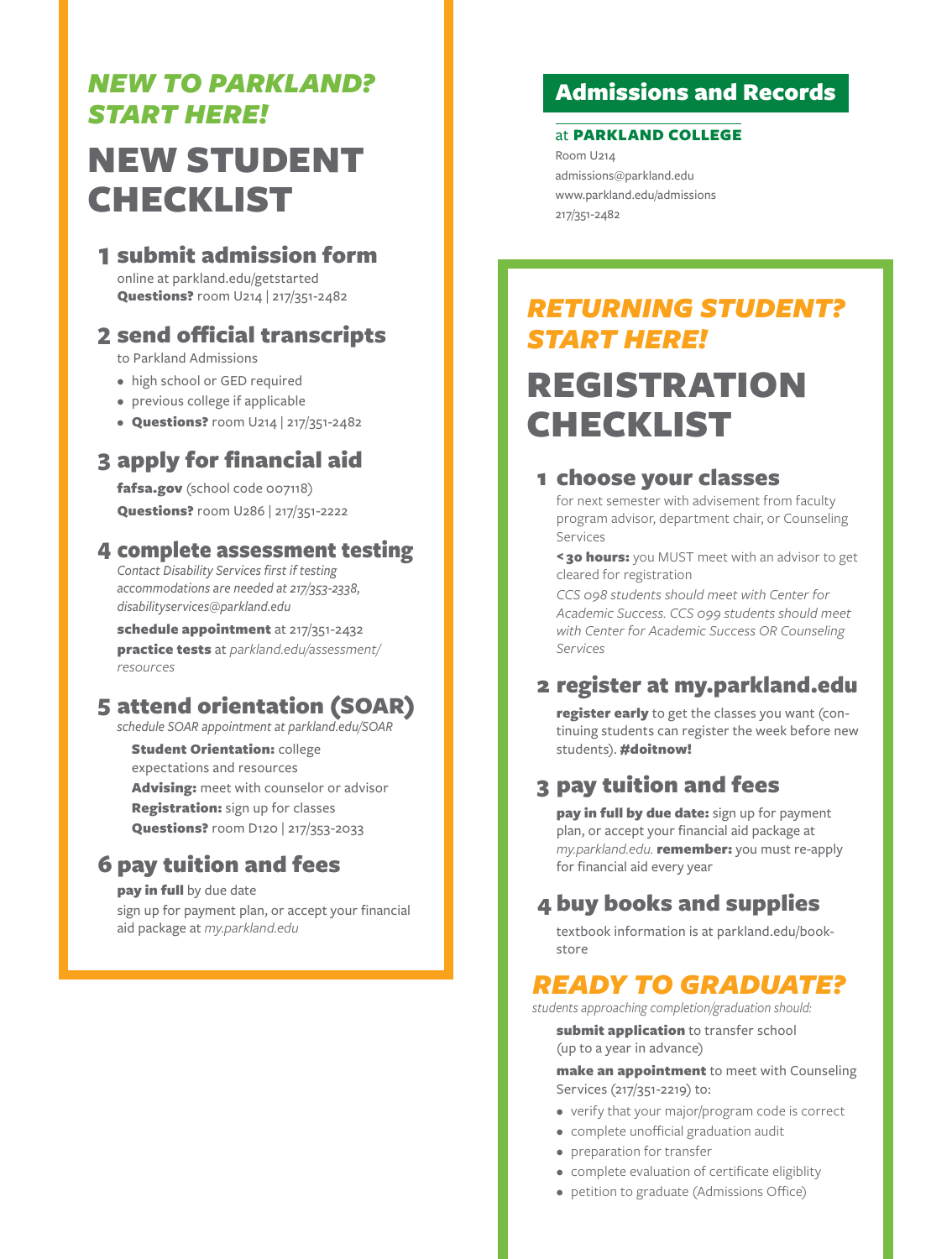## *NEW TO PARKLAND? START HERE!*

# NEW STUDENT CHECKLIST

### 1 submit admission form

online at parkland.edu/getstarted
**Questions?** room U214 | 217/351-2482

### 2 send official transcripts

to Parkland Admissions

- high school or GED required
- previous college if applicable
- **Questions?** room U214 | 217/351-2482

### 3 apply for financial aid

**fafsa.gov** (school code 007118)

**Questions?** room U286 | 217/351-2222

### 4 complete assessment testing

*Contact Disability Services first if testing accommodations are needed at 217/353-2338, disabilityservices@parkland.edu*

**schedule appointment** at 217/351-2432
**practice tests** at *parkland.edu/assessment/resources*

### 5 attend orientation (SOAR)

*schedule SOAR appointment at parkland.edu/SOAR*

**Student Orientation:** college expectations and resources
**Advising:** meet with counselor or advisor
**Registration:** sign up for classes
**Questions?** room D120 | 217/353-2033

### 6 pay tuition and fees

**pay in full** by due date
sign up for payment plan, or accept your financial aid package at *my.parkland.edu*

## Admissions and Records

at **PARKLAND COLLEGE**
Room U214
admissions@parkland.edu
www.parkland.edu/admissions
217/351-2482

## *RETURNING STUDENT? START HERE!*

# REGISTRATION CHECKLIST

### 1 choose your classes

for next semester with advisement from faculty program advisor, department chair, or Counseling Services

**<30 hours:** you MUST meet with an advisor to get cleared for registration

*CCS 098 students should meet with Center for Academic Success. CCS 099 students should meet with Center for Academic Success OR Counseling Services*

### 2 register at my.parkland.edu

**register early** to get the classes you want (continuing students can register the week before new students). **#doitnow!**

### 3 pay tuition and fees

**pay in full by due date:** sign up for payment plan, or accept your financial aid package at *my.parkland.edu.* **remember:** you must re-apply for financial aid every year

### 4 buy books and supplies

textbook information is at parkland.edu/bookstore

## *READY TO GRADUATE?*

*students approaching completion/graduation should:*

**submit application** to transfer school (up to a year in advance)

**make an appointment** to meet with Counseling Services (217/351-2219) to:

- verify that your major/program code is correct
- complete unofficial graduation audit
- preparation for transfer
- complete evaluation of certificate eligiblity
- petition to graduate (Admissions Office)